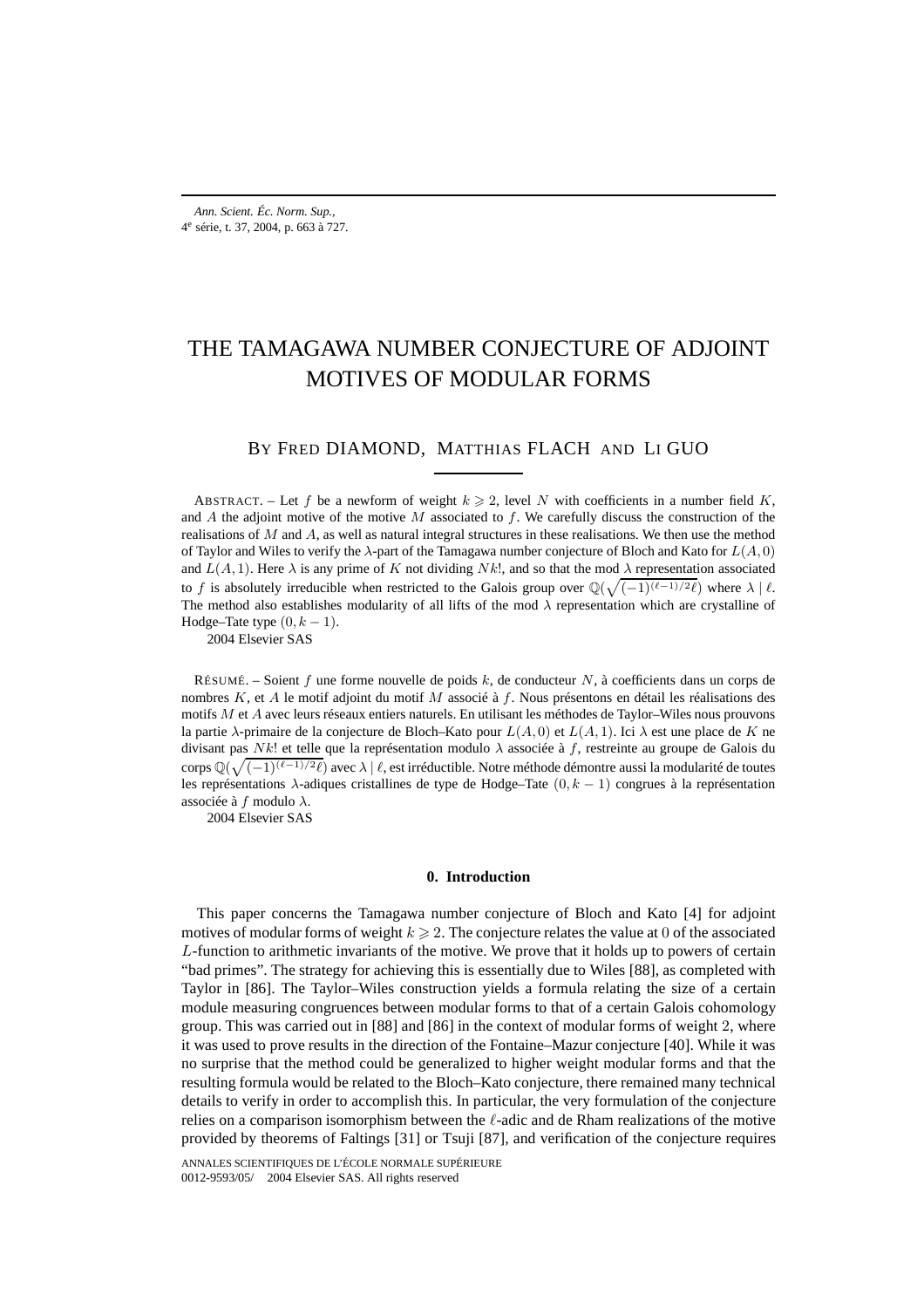# THE TAMAGAWA NUMBER CONJECTURE OF ADJOINT MOTIVES OF MODULAR FORMS

BY FRED DIAMOND, MATTHIAS FLACH AND LI GUO

ABSTRACT. – Let $f$ be a newform of weight $k \geqslant 2$, level $N$ with coefficients in a number field $K$, and $A$ the adjoint motive of the motive $M$ associated to $f$. We carefully discuss the construction of the realisations of $M$ and $A$, as well as natural integral structures in these realisations. We then use the method of Taylor and Wiles to verify the $\lambda$-part of the Tamagawa number conjecture of Bloch and Kato for $L(A,0)$ and $L(A,1)$. Here $\lambda$ is any prime of $K$ not dividing $Nk!$, and so that the mod $\lambda$ representation associated to $f$ is absolutely irreducible when restricted to the Galois group over $\mathbb{Q}(\sqrt{(-1)^{(\ell-1)/2}\ell})$ where $\lambda \mid \ell$. The method also establishes modularity of all lifts of the mod $\lambda$ representation which are crystalline of Hodge–Tate type $(0, k-1)$.

2004 Elsevier SAS

RÉSUMÉ. – Soient $f$ une forme nouvelle de poids $k$, de conducteur $N$, à coefficients dans un corps de nombres $K$, et $A$ le motif adjoint du motif $M$ associé à $f$. Nous présentons en détail les réalisations des motifs $M$ et $A$ avec leurs réseaux entiers naturels. En utilisant les méthodes de Taylor–Wiles nous prouvons la partie $\lambda$-primaire de la conjecture de Bloch–Kato pour $L(A,0)$ et $L(A,1)$. Ici $\lambda$ est une place de $K$ ne divisant pas $Nk!$ et telle que la représentation modulo $\lambda$ associée à $f$, restreinte au groupe de Galois du corps $\mathbb{Q}(\sqrt{(-1)^{(\ell-1)/2}\ell})$ avec $\lambda \mid \ell$, est irréductible. Notre méthode démontre aussi la modularité de toutes les représentations $\lambda$-adiques cristallines de type de Hodge–Tate $(0, k-1)$ congrues à la représentation associée à $f$ modulo $\lambda$.

2004 Elsevier SAS

## 0. Introduction

This paper concerns the Tamagawa number conjecture of Bloch and Kato [4] for adjoint motives of modular forms of weight $k \geqslant 2$. The conjecture relates the value at 0 of the associated $L$-function to arithmetic invariants of the motive. We prove that it holds up to powers of certain "bad primes". The strategy for achieving this is essentially due to Wiles [88], as completed with Taylor in [86]. The Taylor–Wiles construction yields a formula relating the size of a certain module measuring congruences between modular forms to that of a certain Galois cohomology group. This was carried out in [88] and [86] in the context of modular forms of weight 2, where it was used to prove results in the direction of the Fontaine–Mazur conjecture [40]. While it was no surprise that the method could be generalized to higher weight modular forms and that the resulting formula would be related to the Bloch–Kato conjecture, there remained many technical details to verify in order to accomplish this. In particular, the very formulation of the conjecture relies on a comparison isomorphism between the $\ell$-adic and de Rham realizations of the motive provided by theorems of Faltings [31] or Tsuji [87], and verification of the conjecture requires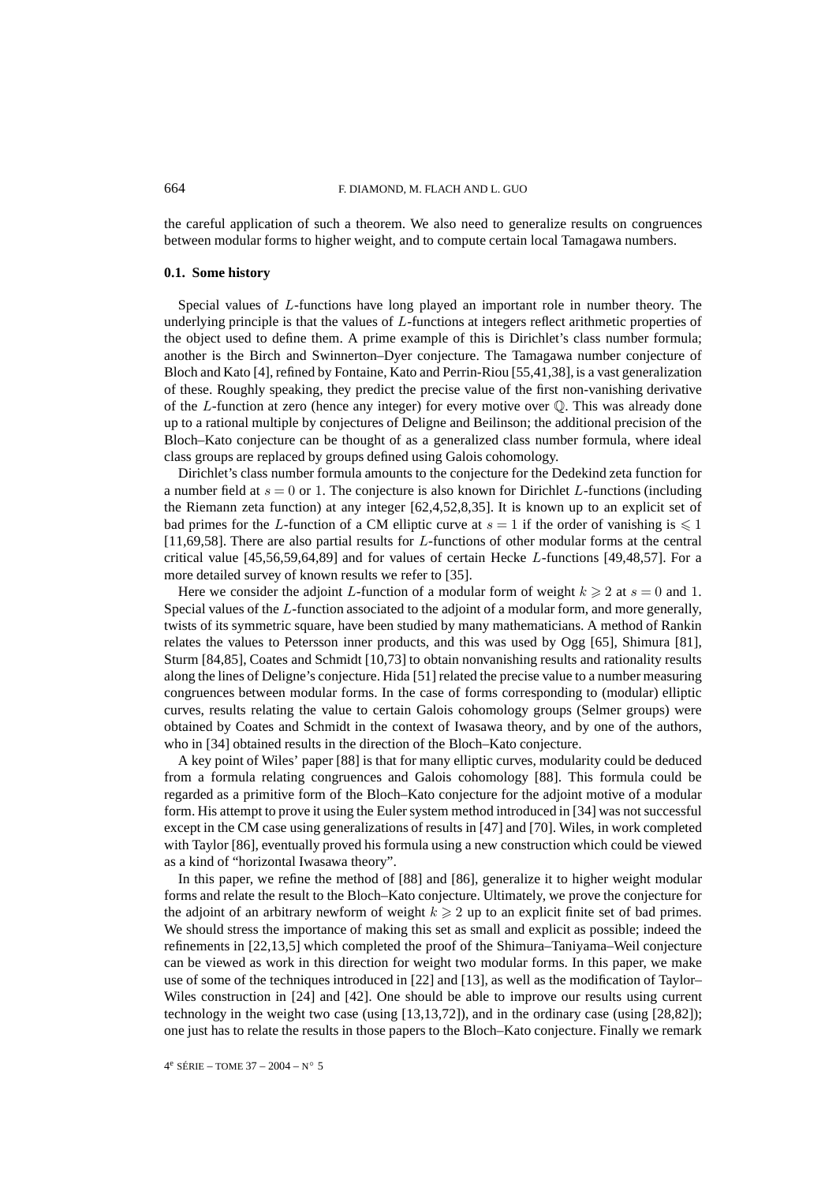the careful application of such a theorem. We also need to generalize results on congruences between modular forms to higher weight, and to compute certain local Tamagawa numbers.

### 0.1. Some history

Special values of $L$-functions have long played an important role in number theory. The underlying principle is that the values of $L$-functions at integers reflect arithmetic properties of the object used to define them. A prime example of this is Dirichlet's class number formula; another is the Birch and Swinnerton–Dyer conjecture. The Tamagawa number conjecture of Bloch and Kato [4], refined by Fontaine, Kato and Perrin-Riou [55,41,38], is a vast generalization of these. Roughly speaking, they predict the precise value of the first non-vanishing derivative of the $L$-function at zero (hence any integer) for every motive over $\mathbb{Q}$. This was already done up to a rational multiple by conjectures of Deligne and Beilinson; the additional precision of the Bloch–Kato conjecture can be thought of as a generalized class number formula, where ideal class groups are replaced by groups defined using Galois cohomology.

Dirichlet's class number formula amounts to the conjecture for the Dedekind zeta function for a number field at $s = 0$ or 1. The conjecture is also known for Dirichlet $L$-functions (including the Riemann zeta function) at any integer [62,4,52,8,35]. It is known up to an explicit set of bad primes for the $L$-function of a CM elliptic curve at $s = 1$ if the order of vanishing is $\leqslant 1$ [11,69,58]. There are also partial results for $L$-functions of other modular forms at the central critical value [45,56,59,64,89] and for values of certain Hecke $L$-functions [49,48,57]. For a more detailed survey of known results we refer to [35].

Here we consider the adjoint $L$-function of a modular form of weight $k \geqslant 2$ at $s = 0$ and 1. Special values of the $L$-function associated to the adjoint of a modular form, and more generally, twists of its symmetric square, have been studied by many mathematicians. A method of Rankin relates the values to Petersson inner products, and this was used by Ogg [65], Shimura [81], Sturm [84,85], Coates and Schmidt [10,73] to obtain nonvanishing results and rationality results along the lines of Deligne's conjecture. Hida [51] related the precise value to a number measuring congruences between modular forms. In the case of forms corresponding to (modular) elliptic curves, results relating the value to certain Galois cohomology groups (Selmer groups) were obtained by Coates and Schmidt in the context of Iwasawa theory, and by one of the authors, who in [34] obtained results in the direction of the Bloch–Kato conjecture.

A key point of Wiles' paper [88] is that for many elliptic curves, modularity could be deduced from a formula relating congruences and Galois cohomology [88]. This formula could be regarded as a primitive form of the Bloch–Kato conjecture for the adjoint motive of a modular form. His attempt to prove it using the Euler system method introduced in [34] was not successful except in the CM case using generalizations of results in [47] and [70]. Wiles, in work completed with Taylor [86], eventually proved his formula using a new construction which could be viewed as a kind of "horizontal Iwasawa theory".

In this paper, we refine the method of [88] and [86], generalize it to higher weight modular forms and relate the result to the Bloch–Kato conjecture. Ultimately, we prove the conjecture for the adjoint of an arbitrary newform of weight $k \geqslant 2$ up to an explicit finite set of bad primes. We should stress the importance of making this set as small and explicit as possible; indeed the refinements in [22,13,5] which completed the proof of the Shimura–Taniyama–Weil conjecture can be viewed as work in this direction for weight two modular forms. In this paper, we make use of some of the techniques introduced in [22] and [13], as well as the modification of Taylor–Wiles construction in [24] and [42]. One should be able to improve our results using current technology in the weight two case (using [13,13,72]), and in the ordinary case (using [28,82]); one just has to relate the results in those papers to the Bloch–Kato conjecture. Finally we remark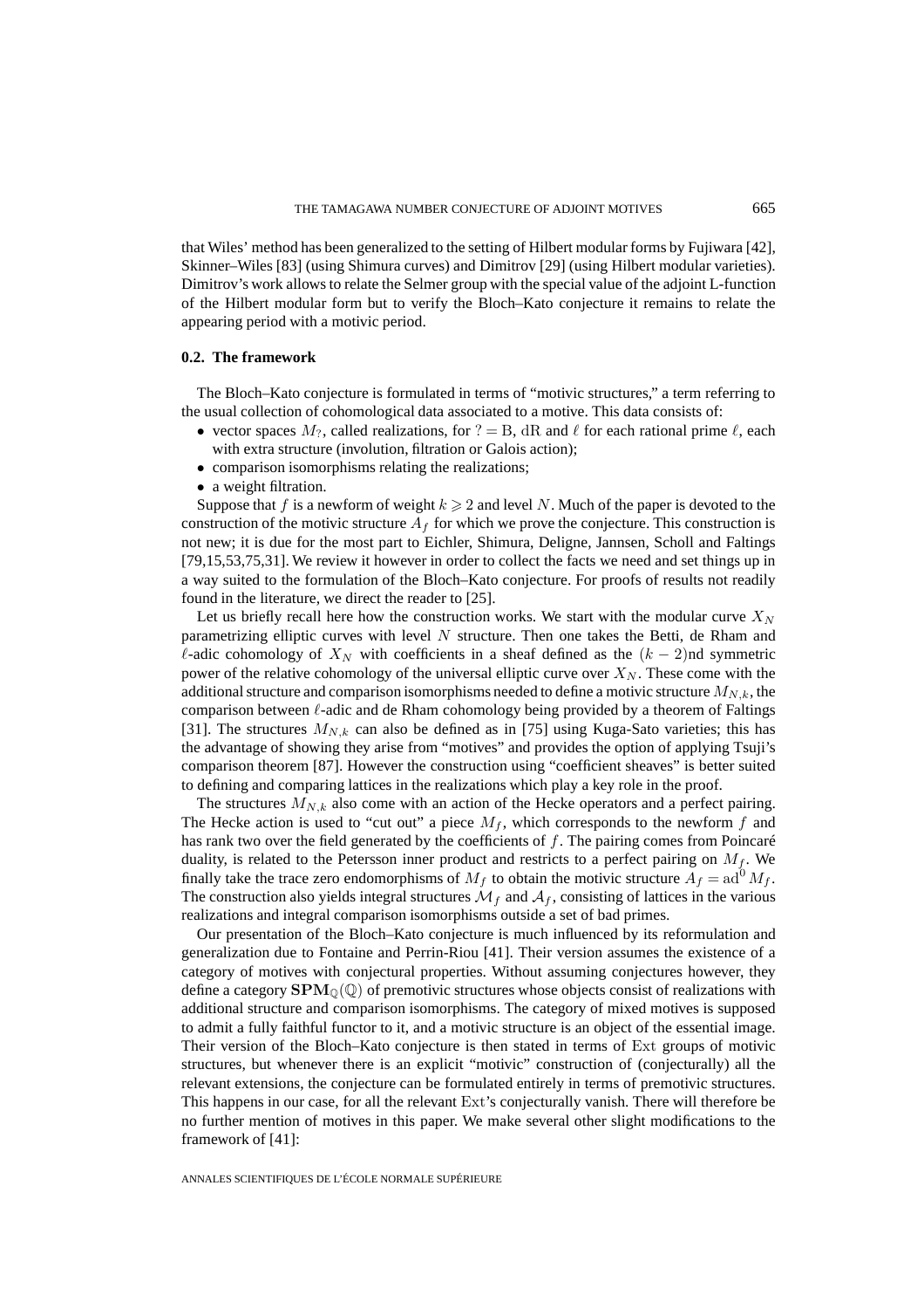that Wiles' method has been generalized to the setting of Hilbert modular forms by Fujiwara [42], Skinner–Wiles [83] (using Shimura curves) and Dimitrov [29] (using Hilbert modular varieties). Dimitrov's work allows to relate the Selmer group with the special value of the adjoint L-function of the Hilbert modular form but to verify the Bloch–Kato conjecture it remains to relate the appearing period with a motivic period.

### 0.2. The framework

The Bloch–Kato conjecture is formulated in terms of "motivic structures," a term referring to the usual collection of cohomological data associated to a motive. This data consists of:

- vector spaces $M_?$, called realizations, for $? = \mathrm{B}$, $\mathrm{dR}$ and $\ell$ for each rational prime $\ell$, each with extra structure (involution, filtration or Galois action);
- comparison isomorphisms relating the realizations;
- a weight filtration.

Suppose that $f$ is a newform of weight $k \geqslant 2$ and level $N$. Much of the paper is devoted to the construction of the motivic structure $A_f$ for which we prove the conjecture. This construction is not new; it is due for the most part to Eichler, Shimura, Deligne, Jannsen, Scholl and Faltings [79,15,53,75,31]. We review it however in order to collect the facts we need and set things up in a way suited to the formulation of the Bloch–Kato conjecture. For proofs of results not readily found in the literature, we direct the reader to [25].

Let us briefly recall here how the construction works. We start with the modular curve $X_N$ parametrizing elliptic curves with level $N$ structure. Then one takes the Betti, de Rham and $\ell$-adic cohomology of $X_N$ with coefficients in a sheaf defined as the $(k-2)$nd symmetric power of the relative cohomology of the universal elliptic curve over $X_N$. These come with the additional structure and comparison isomorphisms needed to define a motivic structure $M_{N,k}$, the comparison between $\ell$-adic and de Rham cohomology being provided by a theorem of Faltings [31]. The structures $M_{N,k}$ can also be defined as in [75] using Kuga-Sato varieties; this has the advantage of showing they arise from "motives" and provides the option of applying Tsuji's comparison theorem [87]. However the construction using "coefficient sheaves" is better suited to defining and comparing lattices in the realizations which play a key role in the proof.

The structures $M_{N,k}$ also come with an action of the Hecke operators and a perfect pairing. The Hecke action is used to "cut out" a piece $M_f$, which corresponds to the newform $f$ and has rank two over the field generated by the coefficients of $f$. The pairing comes from Poincaré duality, is related to the Petersson inner product and restricts to a perfect pairing on $M_f$. We finally take the trace zero endomorphisms of $M_f$ to obtain the motivic structure $A_f = \mathrm{ad}^0 M_f$. The construction also yields integral structures $\mathcal{M}_f$ and $\mathcal{A}_f$, consisting of lattices in the various realizations and integral comparison isomorphisms outside a set of bad primes.

Our presentation of the Bloch–Kato conjecture is much influenced by its reformulation and generalization due to Fontaine and Perrin-Riou [41]. Their version assumes the existence of a category of motives with conjectural properties. Without assuming conjectures however, they define a category $\mathbf{SPM}_{\mathbb{Q}}(\mathbb{Q})$ of premotivic structures whose objects consist of realizations with additional structure and comparison isomorphisms. The category of mixed motives is supposed to admit a fully faithful functor to it, and a motivic structure is an object of the essential image. Their version of the Bloch–Kato conjecture is then stated in terms of $\mathrm{Ext}$ groups of motivic structures, but whenever there is an explicit "motivic" construction of (conjecturally) all the relevant extensions, the conjecture can be formulated entirely in terms of premotivic structures. This happens in our case, for all the relevant $\mathrm{Ext}$'s conjecturally vanish. There will therefore be no further mention of motives in this paper. We make several other slight modifications to the framework of [41]: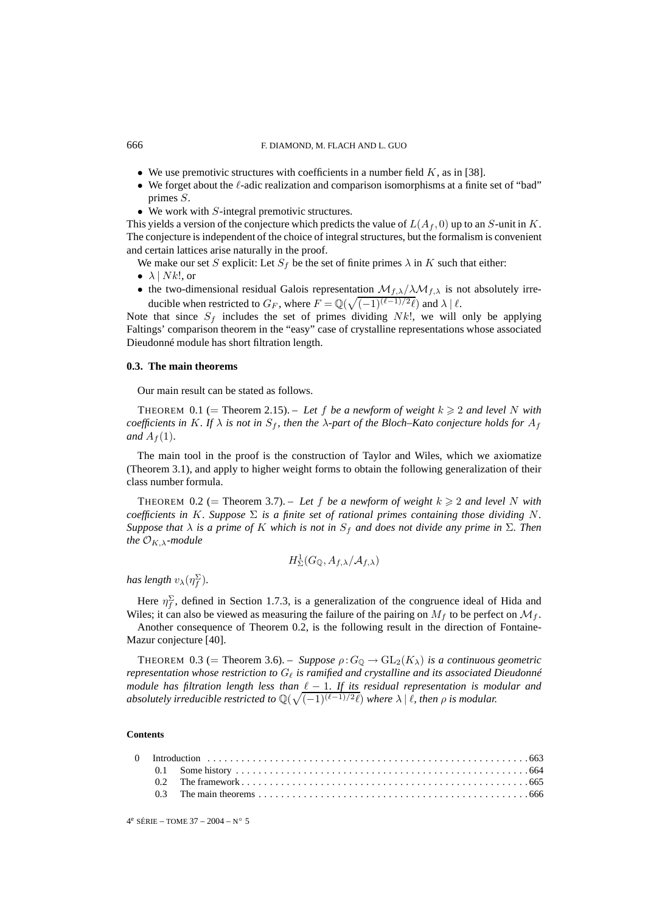- We use premotivic structures with coefficients in a number field $K$, as in [38].
- We forget about the $\ell$-adic realization and comparison isomorphisms at a finite set of "bad" primes $S$.
- We work with $S$-integral premotivic structures.

This yields a version of the conjecture which predicts the value of $L(A_f,0)$ up to an $S$-unit in $K$. The conjecture is independent of the choice of integral structures, but the formalism is convenient and certain lattices arise naturally in the proof.

We make our set $S$ explicit: Let $S_f$ be the set of finite primes $\lambda$ in $K$ such that either:

- $\lambda \mid Nk!$, or
- the two-dimensional residual Galois representation $\mathcal{M}_{f,\lambda}/\lambda\mathcal{M}_{f,\lambda}$ is not absolutely irreducible when restricted to $G_F$, where $F = \mathbb{Q}(\sqrt{(-1)^{(\ell-1)/2}\ell})$ and $\lambda \mid \ell$.

Note that since $S_f$ includes the set of primes dividing $Nk!$, we will only be applying Faltings' comparison theorem in the "easy" case of crystalline representations whose associated Dieudonné module has short filtration length.

### 0.3. The main theorems

Our main result can be stated as follows.

THEOREM 0.1 (= Theorem 2.15). – *Let $f$ be a newform of weight $k \geqslant 2$ and level $N$ with coefficients in $K$. If $\lambda$ is not in $S_f$, then the $\lambda$-part of the Bloch–Kato conjecture holds for $A_f$ and $A_f(1)$.*

The main tool in the proof is the construction of Taylor and Wiles, which we axiomatize (Theorem 3.1), and apply to higher weight forms to obtain the following generalization of their class number formula.

THEOREM 0.2 (= Theorem 3.7). – *Let $f$ be a newform of weight $k \geqslant 2$ and level $N$ with coefficients in $K$. Suppose $\Sigma$ is a finite set of rational primes containing those dividing $N$. Suppose that $\lambda$ is a prime of $K$ which is not in $S_f$ and does not divide any prime in $\Sigma$. Then the $\mathcal{O}_{K,\lambda}$-module*

$$H^1_\Sigma(G_\mathbb{Q}, A_{f,\lambda}/\mathcal{A}_{f,\lambda})$$

*has length $v_\lambda(\eta_f^\Sigma)$.*

Here $\eta_f^\Sigma$, defined in Section 1.7.3, is a generalization of the congruence ideal of Hida and Wiles; it can also be viewed as measuring the failure of the pairing on $M_f$ to be perfect on $\mathcal{M}_f$.

Another consequence of Theorem 0.2, is the following result in the direction of Fontaine-Mazur conjecture [40].

THEOREM 0.3 (= Theorem 3.6). – *Suppose $\rho : G_\mathbb{Q} \to \mathrm{GL}_2(K_\lambda)$ is a continuous geometric representation whose restriction to $G_\ell$ is ramified and crystalline and its associated Dieudonné module has filtration length less than $\ell - 1$. If its residual representation is modular and absolutely irreducible restricted to $\mathbb{Q}(\sqrt{(-1)^{(\ell-1)/2}\ell})$ where $\lambda \mid \ell$, then $\rho$ is modular.*

**Contents**

0 Introduction . . . . . . . . . . . . 663
 0.1 Some history . . . . . . . . . . . . 664
 0.2 The framework . . . . . . . . . . . . 665
 0.3 The main theorems . . . . . . . . . . . . 666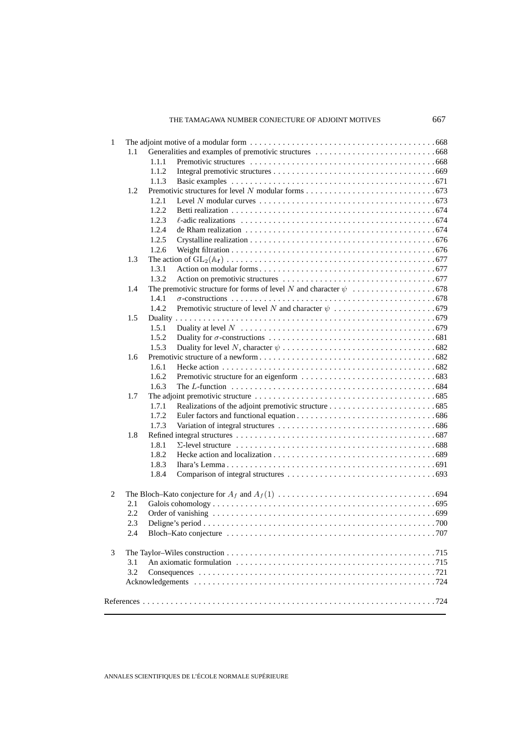1 The adjoint motive of a modular form . . . . . . 668
- 1.1 Generalities and examples of premotivic structures . . . . . . 668
  - 1.1.1 Premotivic structures . . . . . . 668
  - 1.1.2 Integral premotivic structures . . . . . . 669
  - 1.1.3 Basic examples . . . . . . 671
- 1.2 Premotivic structures for level $N$ modular forms . . . . . . 673
  - 1.2.1 Level $N$ modular curves . . . . . . 673
  - 1.2.2 Betti realization . . . . . . 674
  - 1.2.3 $\ell$-adic realizations . . . . . . 674
  - 1.2.4 de Rham realization . . . . . . 674
  - 1.2.5 Crystalline realization . . . . . . 676
  - 1.2.6 Weight filtration . . . . . . 676
- 1.3 The action of $\mathrm{GL}_2(\mathbb{A}_{\mathbf{f}})$ . . . . . . 677
  - 1.3.1 Action on modular forms . . . . . . 677
  - 1.3.2 Action on premotivic structures . . . . . . 677
- 1.4 The premotivic structure for forms of level $N$ and character $\psi$ . . . . . . 678
  - 1.4.1 $\sigma$-constructions . . . . . . 678
  - 1.4.2 Premotivic structure of level $N$ and character $\psi$ . . . . . . 679
- 1.5 Duality . . . . . . 679
  - 1.5.1 Duality at level $N$ . . . . . . 679
  - 1.5.2 Duality for $\sigma$-constructions . . . . . . 681
  - 1.5.3 Duality for level $N$, character $\psi$ . . . . . . 682
- 1.6 Premotivic structure of a newform . . . . . . 682
  - 1.6.1 Hecke action . . . . . . 682
  - 1.6.2 Premotivic structure for an eigenform . . . . . . 683
  - 1.6.3 The $L$-function . . . . . . 684
- 1.7 The adjoint premotivic structure . . . . . . 685
  - 1.7.1 Realizations of the adjoint premotivic structure . . . . . . 685
  - 1.7.2 Euler factors and functional equation . . . . . . 686
  - 1.7.3 Variation of integral structures . . . . . . 686
- 1.8 Refined integral structures . . . . . . 687
  - 1.8.1 $\Sigma$-level structure . . . . . . 688
  - 1.8.2 Hecke action and localization . . . . . . 689
  - 1.8.3 Ihara's Lemma . . . . . . 691
  - 1.8.4 Comparison of integral structures . . . . . . 693

2 The Bloch–Kato conjecture for $A_f$ and $A_f(1)$ . . . . . . 694
- 2.1 Galois cohomology . . . . . . 695
- 2.2 Order of vanishing . . . . . . 699
- 2.3 Deligne's period . . . . . . 700
- 2.4 Bloch–Kato conjecture . . . . . . 707

3 The Taylor–Wiles construction . . . . . . 715
- 3.1 An axiomatic formulation . . . . . . 715
- 3.2 Consequences . . . . . . 721
- Acknowledgements . . . . . . 724

References . . . . . . 724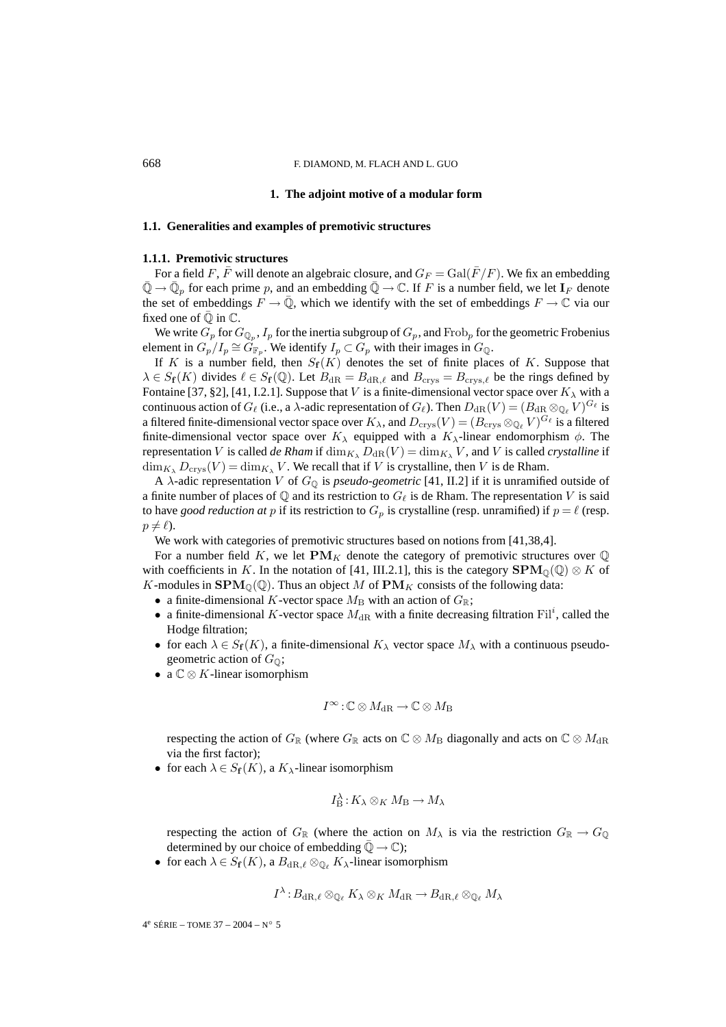# 1. The adjoint motive of a modular form

## 1.1. Generalities and examples of premotivic structures

### 1.1.1. Premotivic structures

For a field $F$, $\bar{F}$ will denote an algebraic closure, and $G_F = \mathrm{Gal}(\bar{F}/F)$. We fix an embedding $\bar{\mathbb{Q}} \to \bar{\mathbb{Q}}_p$ for each prime $p$, and an embedding $\bar{\mathbb{Q}} \to \mathbb{C}$. If $F$ is a number field, we let $\mathbf{I}_F$ denote the set of embeddings $F \to \bar{\mathbb{Q}}$, which we identify with the set of embeddings $F \to \mathbb{C}$ via our fixed one of $\bar{\mathbb{Q}}$ in $\mathbb{C}$.

We write $G_p$ for $G_{\mathbb{Q}_p}$, $I_p$ for the inertia subgroup of $G_p$, and $\mathrm{Frob}_p$ for the geometric Frobenius element in $G_p/I_p \cong G_{\mathbb{F}_p}$. We identify $I_p \subset G_p$ with their images in $G_{\mathbb{Q}}$.

If $K$ is a number field, then $S_{\mathbf{f}}(K)$ denotes the set of finite places of $K$. Suppose that $\lambda \in S_{\mathbf{f}}(K)$ divides $\ell \in S_{\mathbf{f}}(\mathbb{Q})$. Let $B_{\mathrm{dR}} = B_{\mathrm{dR},\ell}$ and $B_{\mathrm{crys}} = B_{\mathrm{crys},\ell}$ be the rings defined by Fontaine [37, §2], [41, I.2.1]. Suppose that $V$ is a finite-dimensional vector space over $K_\lambda$ with a continuous action of $G_\ell$ (i.e., a $\lambda$-adic representation of $G_\ell$). Then $D_{\mathrm{dR}}(V) = (B_{\mathrm{dR}} \otimes_{\mathbb{Q}_\ell} V)^{G_\ell}$ is a filtered finite-dimensional vector space over $K_\lambda$, and $D_{\mathrm{crys}}(V) = (B_{\mathrm{crys}} \otimes_{\mathbb{Q}_\ell} V)^{G_\ell}$ is a filtered finite-dimensional vector space over $K_\lambda$ equipped with a $K_\lambda$-linear endomorphism $\phi$. The representation $V$ is called *de Rham* if $\dim_{K_\lambda} D_{\mathrm{dR}}(V) = \dim_{K_\lambda} V$, and $V$ is called *crystalline* if $\dim_{K_\lambda} D_{\mathrm{crys}}(V) = \dim_{K_\lambda} V$. We recall that if $V$ is crystalline, then $V$ is de Rham.

A $\lambda$-adic representation $V$ of $G_{\mathbb{Q}}$ is *pseudo-geometric* [41, II.2] if it is unramified outside of a finite number of places of $\mathbb{Q}$ and its restriction to $G_\ell$ is de Rham. The representation $V$ is said to have *good reduction at* $p$ if its restriction to $G_p$ is crystalline (resp. unramified) if $p = \ell$ (resp. $p \neq \ell$).

We work with categories of premotivic structures based on notions from [41,38,4].

For a number field $K$, we let $\mathbf{PM}_K$ denote the category of premotivic structures over $\mathbb{Q}$ with coefficients in $K$. In the notation of [41, III.2.1], this is the category $\mathbf{SPM}_{\mathbb{Q}}(\mathbb{Q}) \otimes K$ of $K$-modules in $\mathbf{SPM}_{\mathbb{Q}}(\mathbb{Q})$. Thus an object $M$ of $\mathbf{PM}_K$ consists of the following data:

- a finite-dimensional $K$-vector space $M_{\mathrm{B}}$ with an action of $G_{\mathbb{R}}$;
- a finite-dimensional $K$-vector space $M_{\mathrm{dR}}$ with a finite decreasing filtration $\mathrm{Fil}^i$, called the Hodge filtration;
- for each $\lambda \in S_{\mathbf{f}}(K)$, a finite-dimensional $K_\lambda$ vector space $M_\lambda$ with a continuous pseudo-geometric action of $G_{\mathbb{Q}}$;
- a $\mathbb{C} \otimes K$-linear isomorphism

$$I^\infty : \mathbb{C} \otimes M_{\mathrm{dR}} \to \mathbb{C} \otimes M_{\mathrm{B}}$$

  respecting the action of $G_{\mathbb{R}}$ (where $G_{\mathbb{R}}$ acts on $\mathbb{C} \otimes M_{\mathrm{B}}$ diagonally and acts on $\mathbb{C} \otimes M_{\mathrm{dR}}$ via the first factor);
- for each $\lambda \in S_{\mathbf{f}}(K)$, a $K_\lambda$-linear isomorphism

$$I^\lambda_{\mathrm{B}} : K_\lambda \otimes_K M_{\mathrm{B}} \to M_\lambda$$

  respecting the action of $G_{\mathbb{R}}$ (where the action on $M_\lambda$ is via the restriction $G_{\mathbb{R}} \to G_{\mathbb{Q}}$ determined by our choice of embedding $\bar{\mathbb{Q}} \to \mathbb{C}$);
- for each $\lambda \in S_{\mathbf{f}}(K)$, a $B_{\mathrm{dR},\ell} \otimes_{\mathbb{Q}_\ell} K_\lambda$-linear isomorphism

$$I^\lambda : B_{\mathrm{dR},\ell} \otimes_{\mathbb{Q}_\ell} K_\lambda \otimes_K M_{\mathrm{dR}} \to B_{\mathrm{dR},\ell} \otimes_{\mathbb{Q}_\ell} M_\lambda$$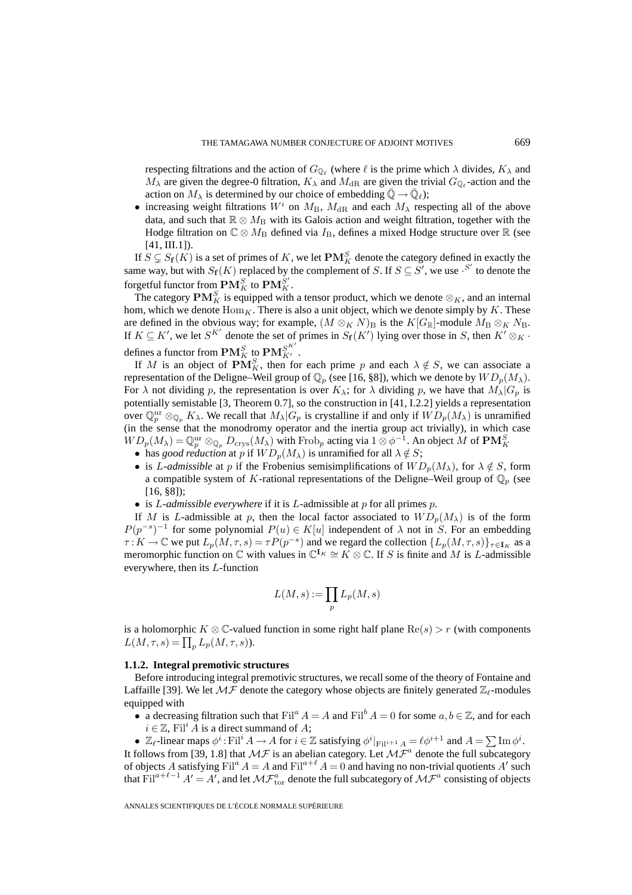respecting filtrations and the action of $G_{\mathbb{Q}_\ell}$ (where $\ell$ is the prime which $\lambda$ divides, $K_\lambda$ and $M_\lambda$ are given the degree-0 filtration, $K_\lambda$ and $M_{\mathrm{dR}}$ are given the trivial $G_{\mathbb{Q}_\ell}$-action and the action on $M_\lambda$ is determined by our choice of embedding $\bar{\mathbb{Q}} \to \bar{\mathbb{Q}}_\ell$);

- increasing weight filtrations $W^i$ on $M_{\mathrm{B}}$, $M_{\mathrm{dR}}$ and each $M_\lambda$ respecting all of the above data, and such that $\mathbb{R} \otimes M_{\mathrm{B}}$ with its Galois action and weight filtration, together with the Hodge filtration on $\mathbb{C} \otimes M_{\mathrm{B}}$ defined via $I_{\mathrm{B}}$, defines a mixed Hodge structure over $\mathbb{R}$ (see [41, III.1]).

If $S \subsetneq S_{\mathbf{f}}(K)$ is a set of primes of $K$, we let $\mathbf{PM}_K^S$ denote the category defined in exactly the same way, but with $S_{\mathbf{f}}(K)$ replaced by the complement of $S$. If $S \subseteq S'$, we use $\cdot^{S'}$ to denote the forgetful functor from $\mathbf{PM}_K^S$ to $\mathbf{PM}_K^{S'}$.

The category $\mathbf{PM}_K^S$ is equipped with a tensor product, which we denote $\otimes_K$, and an internal hom, which we denote $\mathrm{Hom}_K$. There is also a unit object, which we denote simply by $K$. These are defined in the obvious way; for example, $(M \otimes_K N)_{\mathrm{B}}$ is the $K[G_{\mathbb{R}}]$-module $M_{\mathrm{B}} \otimes_K N_{\mathrm{B}}$. If $K \subseteq K'$, we let $S^{K'}$ denote the set of primes in $S_{\mathbf{f}}(K')$ lying over those in $S$, then $K' \otimes_K \cdot$ defines a functor from $\mathbf{PM}_K^S$ to $\mathbf{PM}_{K'}^{S^{K'}}$.

If $M$ is an object of $\mathbf{PM}_K^S$, then for each prime $p$ and each $\lambda \notin S$, we can associate a representation of the Deligne–Weil group of $\mathbb{Q}_p$ (see [16, §8]), which we denote by $WD_p(M_\lambda)$. For $\lambda$ not dividing $p$, the representation is over $K_\lambda$; for $\lambda$ dividing $p$, we have that $M_\lambda|G_p$ is potentially semistable [3, Theorem 0.7], so the construction in [41, I.2.2] yields a representation over $\mathbb{Q}_p^{\mathrm{ur}} \otimes_{\mathbb{Q}_p} K_\lambda$. We recall that $M_\lambda|G_p$ is crystalline if and only if $WD_p(M_\lambda)$ is unramified (in the sense that the monodromy operator and the inertia group act trivially), in which case $WD_p(M_\lambda) = \mathbb{Q}_p^{\mathrm{ur}} \otimes_{\mathbb{Q}_p} D_{\mathrm{crys}}(M_\lambda)$ with $\mathrm{Frob}_p$ acting via $1 \otimes \phi^{-1}$. An object $M$ of $\mathbf{PM}_K^S$

- has *good reduction* at $p$ if $WD_p(M_\lambda)$ is unramified for all $\lambda \notin S$;
- is *$L$-admissible* at $p$ if the Frobenius semisimplifications of $WD_p(M_\lambda)$, for $\lambda \notin S$, form a compatible system of $K$-rational representations of the Deligne–Weil group of $\mathbb{Q}_p$ (see [16, §8]);
- is *$L$-admissible everywhere* if it is $L$-admissible at $p$ for all primes $p$.

If $M$ is $L$-admissible at $p$, then the local factor associated to $WD_p(M_\lambda)$ is of the form $P(p^{-s})^{-1}$ for some polynomial $P(u) \in K[u]$ independent of $\lambda$ not in $S$. For an embedding $\tau: K \to \mathbb{C}$ we put $L_p(M,\tau,s) = \tau P(p^{-s})$ and we regard the collection $\{L_p(M,\tau,s)\}_{\tau \in \mathbf{I}_K}$ as a meromorphic function on $\mathbb{C}$ with values in $\mathbb{C}^{\mathbf{I}_K} \cong K \otimes \mathbb{C}$. If $S$ is finite and $M$ is $L$-admissible everywhere, then its $L$-function

$$L(M,s) := \prod_p L_p(M,s)$$

is a holomorphic $K \otimes \mathbb{C}$-valued function in some right half plane $\mathrm{Re}(s) > r$ (with components $L(M,\tau,s) = \prod_p L_p(M,\tau,s)$).

### 1.1.2. Integral premotivic structures

Before introducing integral premotivic structures, we recall some of the theory of Fontaine and Laffaille [39]. We let $\mathcal{MF}$ denote the category whose objects are finitely generated $\mathbb{Z}_\ell$-modules equipped with

- a decreasing filtration such that $\mathrm{Fil}^a A = A$ and $\mathrm{Fil}^b A = 0$ for some $a, b \in \mathbb{Z}$, and for each $i \in \mathbb{Z}$, $\mathrm{Fil}^i A$ is a direct summand of $A$;
- $\mathbb{Z}_\ell$-linear maps $\phi^i: \mathrm{Fil}^i A \to A$ for $i \in \mathbb{Z}$ satisfying $\phi^i|_{\mathrm{Fil}^{i+1} A} = \ell\phi^{i+1}$ and $A = \sum \mathrm{Im}\, \phi^i$.

It follows from [39, 1.8] that $\mathcal{MF}$ is an abelian category. Let $\mathcal{MF}^a$ denote the full subcategory of objects $A$ satisfying $\mathrm{Fil}^a A = A$ and $\mathrm{Fil}^{a+\ell} A = 0$ and having no non-trivial quotients $A'$ such that $\mathrm{Fil}^{a+\ell-1} A' = A'$, and let $\mathcal{MF}^a_{\mathrm{tor}}$ denote the full subcategory of $\mathcal{MF}^a$ consisting of objects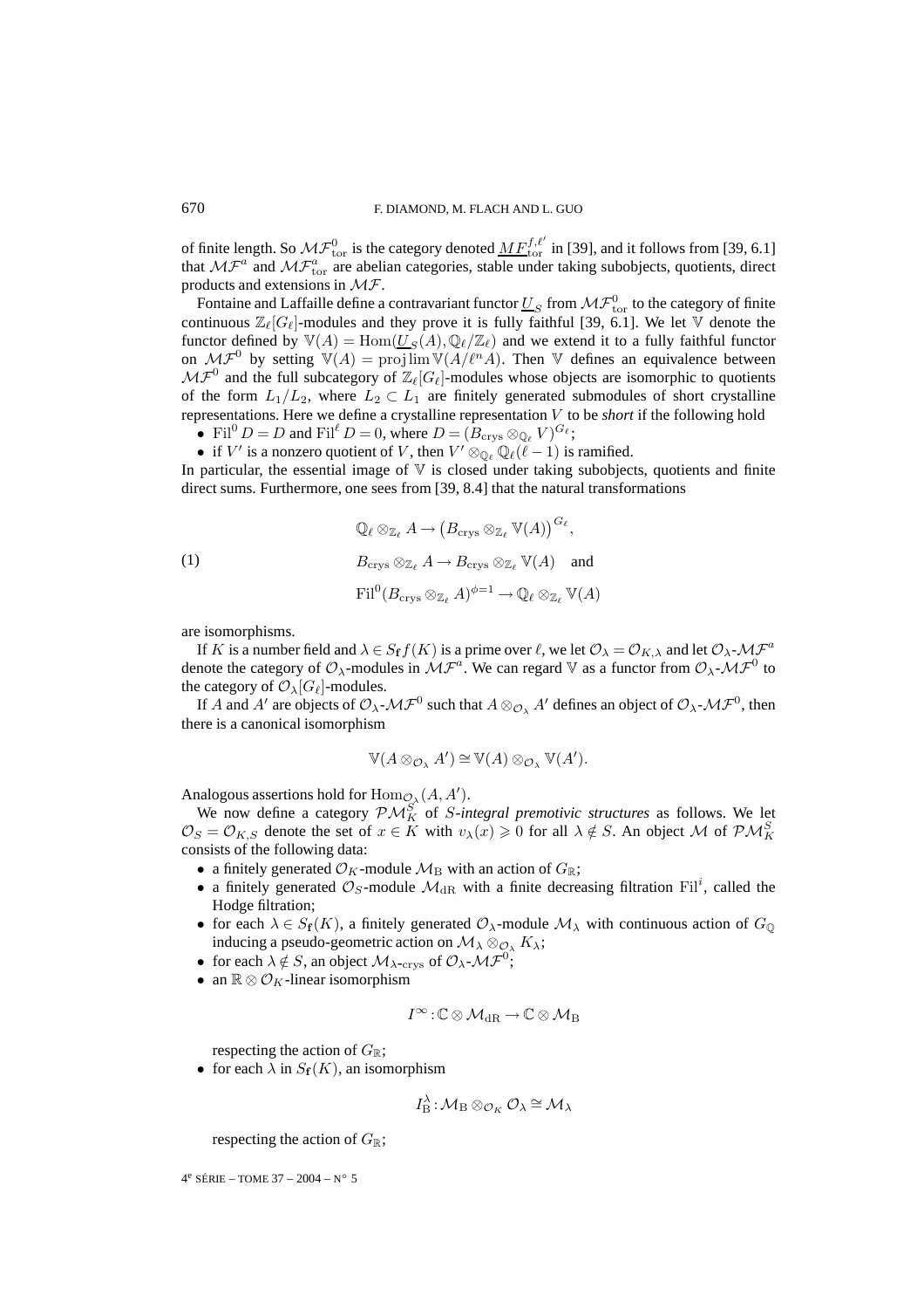of finite length. So $\mathcal{MF}^0_{\rm tor}$ is the category denoted $\underline{MF}^{f,\ell'}_{\rm tor}$ in [39], and it follows from [39, 6.1] that $\mathcal{MF}^a$ and $\mathcal{MF}^a_{\rm tor}$ are abelian categories, stable under taking subobjects, quotients, direct products and extensions in $\mathcal{MF}$.

Fontaine and Laffaille define a contravariant functor $\underline{U}_S$ from $\mathcal{MF}^0_{\rm tor}$ to the category of finite continuous $\mathbb{Z}_\ell[G_\ell]$-modules and they prove it is fully faithful [39, 6.1]. We let $\mathbb{V}$ denote the functor defined by $\mathbb{V}(A) = \mathrm{Hom}(\underline{U}_S(A), \mathbb{Q}_\ell/\mathbb{Z}_\ell)$ and we extend it to a fully faithful functor on $\mathcal{MF}^0$ by setting $\mathbb{V}(A) = \mathrm{proj\,lim}\,\mathbb{V}(A/\ell^n A)$. Then $\mathbb{V}$ defines an equivalence between $\mathcal{MF}^0$ and the full subcategory of $\mathbb{Z}_\ell[G_\ell]$-modules whose objects are isomorphic to quotients of the form $L_1/L_2$, where $L_2 \subset L_1$ are finitely generated submodules of short crystalline representations. Here we define a crystalline representation $V$ to be *short* if the following hold

- $\mathrm{Fil}^0 D = D$ and $\mathrm{Fil}^\ell D = 0$, where $D = (B_{\rm crys} \otimes_{\mathbb{Q}_\ell} V)^{G_\ell}$;
- if $V'$ is a nonzero quotient of $V$, then $V' \otimes_{\mathbb{Q}_\ell} \mathbb{Q}_\ell(\ell - 1)$ is ramified.

In particular, the essential image of $\mathbb{V}$ is closed under taking subobjects, quotients and finite direct sums. Furthermore, one sees from [39, 8.4] that the natural transformations

$$
\begin{aligned}
&\mathbb{Q}_\ell \otimes_{\mathbb{Z}_\ell} A \to \left(B_{\rm crys} \otimes_{\mathbb{Z}_\ell} \mathbb{V}(A)\right)^{G_\ell}, \\
&B_{\rm crys} \otimes_{\mathbb{Z}_\ell} A \to B_{\rm crys} \otimes_{\mathbb{Z}_\ell} \mathbb{V}(A) \quad \text{and} \\
&\mathrm{Fil}^0(B_{\rm crys} \otimes_{\mathbb{Z}_\ell} A)^{\phi=1} \to \mathbb{Q}_\ell \otimes_{\mathbb{Z}_\ell} \mathbb{V}(A)
\end{aligned}
\tag{1}
$$

are isomorphisms.

If $K$ is a number field and $\lambda \in S_{\mathbf{f}} f(K)$ is a prime over $\ell$, we let $\mathcal{O}_\lambda = \mathcal{O}_{K,\lambda}$ and let $\mathcal{O}_\lambda$-$\mathcal{MF}^a$ denote the category of $\mathcal{O}_\lambda$-modules in $\mathcal{MF}^a$. We can regard $\mathbb{V}$ as a functor from $\mathcal{O}_\lambda$-$\mathcal{MF}^0$ to the category of $\mathcal{O}_\lambda[G_\ell]$-modules.

If $A$ and $A'$ are objects of $\mathcal{O}_\lambda$-$\mathcal{MF}^0$ such that $A \otimes_{\mathcal{O}_\lambda} A'$ defines an object of $\mathcal{O}_\lambda$-$\mathcal{MF}^0$, then there is a canonical isomorphism

$$
\mathbb{V}(A \otimes_{\mathcal{O}_\lambda} A') \cong \mathbb{V}(A) \otimes_{\mathcal{O}_\lambda} \mathbb{V}(A').
$$

Analogous assertions hold for $\mathrm{Hom}_{\mathcal{O}_\lambda}(A, A')$.

We now define a category $\mathcal{PM}_K^S$ of $S$-*integral premotivic structures* as follows. We let $\mathcal{O}_S = \mathcal{O}_{K,S}$ denote the set of $x \in K$ with $v_\lambda(x) \geqslant 0$ for all $\lambda \notin S$. An object $\mathcal{M}$ of $\mathcal{PM}_K^S$ consists of the following data:

- a finitely generated $\mathcal{O}_K$-module $\mathcal{M}_{\rm B}$ with an action of $G_{\mathbb{R}}$;
- a finitely generated $\mathcal{O}_S$-module $\mathcal{M}_{\rm dR}$ with a finite decreasing filtration $\mathrm{Fil}^i$, called the Hodge filtration;
- for each $\lambda \in S_{\mathbf{f}}(K)$, a finitely generated $\mathcal{O}_\lambda$-module $\mathcal{M}_\lambda$ with continuous action of $G_{\mathbb{Q}}$ inducing a pseudo-geometric action on $\mathcal{M}_\lambda \otimes_{\mathcal{O}_\lambda} K_\lambda$;
- for each $\lambda \notin S$, an object $\mathcal{M}_{\lambda\text{-crys}}$ of $\mathcal{O}_\lambda$-$\mathcal{MF}^0$;
- an $\mathbb{R} \otimes \mathcal{O}_K$-linear isomorphism

$$
I^\infty : \mathbb{C} \otimes \mathcal{M}_{\rm dR} \to \mathbb{C} \otimes \mathcal{M}_{\rm B}
$$

  respecting the action of $G_{\mathbb{R}}$;
- for each $\lambda$ in $S_{\mathbf{f}}(K)$, an isomorphism

$$
I^\lambda_{\rm B} : \mathcal{M}_{\rm B} \otimes_{\mathcal{O}_K} \mathcal{O}_\lambda \cong \mathcal{M}_\lambda
$$

  respecting the action of $G_{\mathbb{R}}$;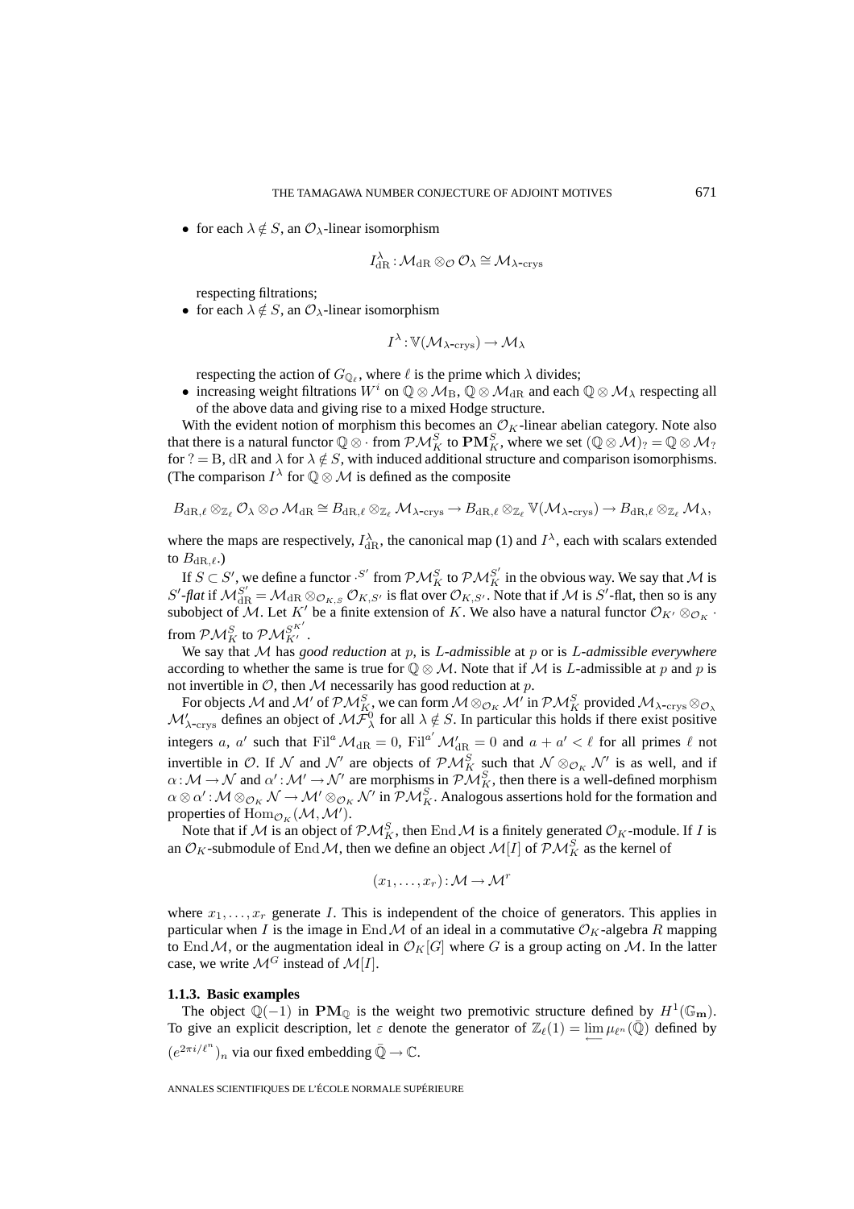- for each $\lambda \notin S$, an $\mathcal{O}_\lambda$-linear isomorphism

$$I^\lambda_{\mathrm{dR}} : \mathcal{M}_{\mathrm{dR}} \otimes_{\mathcal{O}} \mathcal{O}_\lambda \cong \mathcal{M}_{\lambda\text{-crys}}$$

  respecting filtrations;
- for each $\lambda \notin S$, an $\mathcal{O}_\lambda$-linear isomorphism

$$I^\lambda : \mathbb{V}(\mathcal{M}_{\lambda\text{-crys}}) \to \mathcal{M}_\lambda$$

  respecting the action of $G_{\mathbb{Q}_\ell}$, where $\ell$ is the prime which $\lambda$ divides;
- increasing weight filtrations $W^i$ on $\mathbb{Q} \otimes \mathcal{M}_{\mathrm{B}}$, $\mathbb{Q} \otimes \mathcal{M}_{\mathrm{dR}}$ and each $\mathbb{Q} \otimes \mathcal{M}_\lambda$ respecting all of the above data and giving rise to a mixed Hodge structure.

With the evident notion of morphism this becomes an $\mathcal{O}_K$-linear abelian category. Note also that there is a natural functor $\mathbb{Q} \otimes \cdot$ from $\mathcal{PM}^S_K$ to $\mathbf{PM}^S_K$, where we set $(\mathbb{Q} \otimes \mathcal{M})_? = \mathbb{Q} \otimes \mathcal{M}_?$ for $? = \mathrm{B}$, $\mathrm{dR}$ and $\lambda$ for $\lambda \notin S$, with induced additional structure and comparison isomorphisms. (The comparison $I^\lambda$ for $\mathbb{Q} \otimes \mathcal{M}$ is defined as the composite

$$B_{\mathrm{dR},\ell} \otimes_{\mathbb{Z}_\ell} \mathcal{O}_\lambda \otimes_{\mathcal{O}} \mathcal{M}_{\mathrm{dR}} \cong B_{\mathrm{dR},\ell} \otimes_{\mathbb{Z}_\ell} \mathcal{M}_{\lambda\text{-crys}} \to B_{\mathrm{dR},\ell} \otimes_{\mathbb{Z}_\ell} \mathbb{V}(\mathcal{M}_{\lambda\text{-crys}}) \to B_{\mathrm{dR},\ell} \otimes_{\mathbb{Z}_\ell} \mathcal{M}_\lambda,$$

where the maps are respectively, $I^\lambda_{\mathrm{dR}}$, the canonical map (1) and $I^\lambda$, each with scalars extended to $B_{\mathrm{dR},\ell}$.)

If $S \subset S'$, we define a functor $\cdot^{S'}$ from $\mathcal{PM}^S_K$ to $\mathcal{PM}^{S'}_K$ in the obvious way. We say that $\mathcal{M}$ is *$S'$-flat* if $\mathcal{M}^{S'}_{\mathrm{dR}} = \mathcal{M}_{\mathrm{dR}} \otimes_{\mathcal{O}_{K,S}} \mathcal{O}_{K,S'}$ is flat over $\mathcal{O}_{K,S'}$. Note that if $\mathcal{M}$ is $S'$-flat, then so is any subobject of $\mathcal{M}$. Let $K'$ be a finite extension of $K$. We also have a natural functor $\mathcal{O}_{K'} \otimes_{\mathcal{O}_K} \cdot$ from $\mathcal{PM}^S_K$ to $\mathcal{PM}^{S^{K'}}_{K'}$.

We say that $\mathcal{M}$ has *good reduction* at $p$, is *$L$-admissible* at $p$ or is *$L$-admissible everywhere* according to whether the same is true for $\mathbb{Q} \otimes \mathcal{M}$. Note that if $\mathcal{M}$ is $L$-admissible at $p$ and $p$ is not invertible in $\mathcal{O}$, then $\mathcal{M}$ necessarily has good reduction at $p$.

For objects $\mathcal{M}$ and $\mathcal{M}'$ of $\mathcal{PM}^S_K$, we can form $\mathcal{M} \otimes_{\mathcal{O}_K} \mathcal{M}'$ in $\mathcal{PM}^S_K$ provided $\mathcal{M}_{\lambda\text{-crys}} \otimes_{\mathcal{O}_\lambda} \mathcal{M}'_{\lambda\text{-crys}}$ defines an object of $\mathcal{MF}^0_\lambda$ for all $\lambda \notin S$. In particular this holds if there exist positive integers $a$, $a'$ such that $\mathrm{Fil}^a \mathcal{M}_{\mathrm{dR}} = 0$, $\mathrm{Fil}^{a'} \mathcal{M}'_{\mathrm{dR}} = 0$ and $a + a' < \ell$ for all primes $\ell$ not invertible in $\mathcal{O}$. If $\mathcal{N}$ and $\mathcal{N}'$ are objects of $\mathcal{PM}^S_K$ such that $\mathcal{N} \otimes_{\mathcal{O}_K} \mathcal{N}'$ is as well, and if $\alpha : \mathcal{M} \to \mathcal{N}$ and $\alpha' : \mathcal{M}' \to \mathcal{N}'$ are morphisms in $\mathcal{PM}^S_K$, then there is a well-defined morphism $\alpha \otimes \alpha' : \mathcal{M} \otimes_{\mathcal{O}_K} \mathcal{N} \to \mathcal{M}' \otimes_{\mathcal{O}_K} \mathcal{N}'$ in $\mathcal{PM}^S_K$. Analogous assertions hold for the formation and properties of $\mathrm{Hom}_{\mathcal{O}_K}(\mathcal{M}, \mathcal{M}')$.

Note that if $\mathcal{M}$ is an object of $\mathcal{PM}^S_K$, then $\mathrm{End}\,\mathcal{M}$ is a finitely generated $\mathcal{O}_K$-module. If $I$ is an $\mathcal{O}_K$-submodule of $\mathrm{End}\,\mathcal{M}$, then we define an object $\mathcal{M}[I]$ of $\mathcal{PM}^S_K$ as the kernel of

$$(x_1, \ldots, x_r) : \mathcal{M} \to \mathcal{M}^r$$

where $x_1, \ldots, x_r$ generate $I$. This is independent of the choice of generators. This applies in particular when $I$ is the image in $\mathrm{End}\,\mathcal{M}$ of an ideal in a commutative $\mathcal{O}_K$-algebra $R$ mapping to $\mathrm{End}\,\mathcal{M}$, or the augmentation ideal in $\mathcal{O}_K[G]$ where $G$ is a group acting on $\mathcal{M}$. In the latter case, we write $\mathcal{M}^G$ instead of $\mathcal{M}[I]$.

#### 1.1.3. Basic examples

The object $\mathbb{Q}(-1)$ in $\mathbf{PM}_{\mathbb{Q}}$ is the weight two premotivic structure defined by $H^1(\mathbb{G}_{\mathbf{m}})$. To give an explicit description, let $\varepsilon$ denote the generator of $\mathbb{Z}_\ell(1) = \varprojlim \mu_{\ell^n}(\bar{\mathbb{Q}})$ defined by $(e^{2\pi i/\ell^n})_n$ via our fixed embedding $\bar{\mathbb{Q}} \to \mathbb{C}$.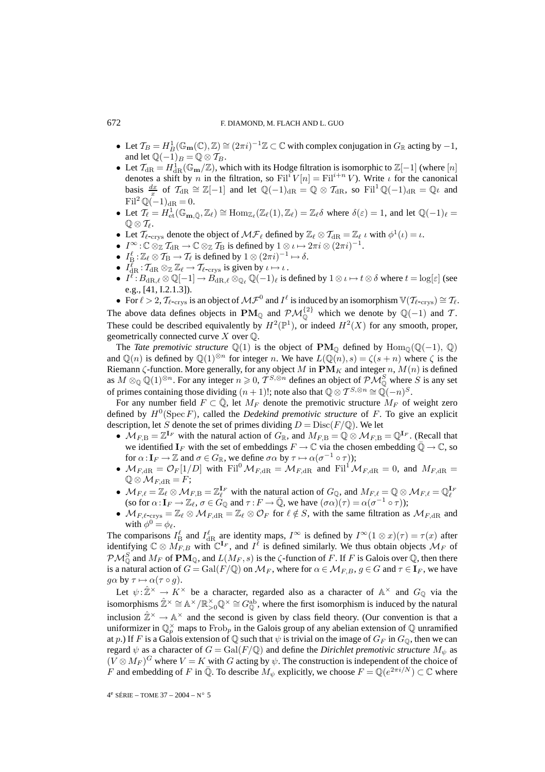- Let $\mathcal{T}_B = H^1_B(\mathbb{G}_{\mathbf{m}}(\mathbb{C}), \mathbb{Z}) \cong (2\pi i)^{-1}\mathbb{Z} \subset \mathbb{C}$ with complex conjugation in $G_{\mathbb{R}}$ acting by $-1$, and let $\mathbb{Q}(-1)_B = \mathbb{Q} \otimes \mathcal{T}_B$.
- Let $\mathcal{T}_{\mathrm{dR}} = H^1_{\mathrm{dR}}(\mathbb{G}_{\mathbf{m}}/\mathbb{Z})$, which with its Hodge filtration is isomorphic to $\mathbb{Z}[-1]$ (where $[n]$ denotes a shift by $n$ in the filtration, so $\mathrm{Fil}^i V[n] = \mathrm{Fil}^{i+n} V$). Write $\iota$ for the canonical basis $\frac{dx}{x}$ of $\mathcal{T}_{\mathrm{dR}} \cong \mathbb{Z}[-1]$ and let $\mathbb{Q}(-1)_{\mathrm{dR}} = \mathbb{Q} \otimes \mathcal{T}_{\mathrm{dR}}$, so $\mathrm{Fil}^1 \mathbb{Q}(-1)_{\mathrm{dR}} = \mathbb{Q}\iota$ and $\mathrm{Fil}^2 \mathbb{Q}(-1)_{\mathrm{dR}} = 0$.
- Let $\mathcal{T}_\ell = H^1_{\mathrm{et}}(\mathbb{G}_{\mathbf{m},\bar{\mathbb{Q}}}, \mathbb{Z}_\ell) \cong \mathrm{Hom}_{\mathbb{Z}_\ell}(\mathbb{Z}_\ell(1), \mathbb{Z}_\ell) = \mathbb{Z}_\ell \delta$ where $\delta(\varepsilon) = 1$, and let $\mathbb{Q}(-1)_\ell = \mathbb{Q} \otimes \mathcal{T}_\ell$.
- Let $\mathcal{T}_{\ell\text{-crys}}$ denote the object of $\mathcal{MF}_\ell$ defined by $\mathbb{Z}_\ell \otimes \mathcal{T}_{\mathrm{dR}} = \mathbb{Z}_\ell\, \iota$ with $\phi^1(\iota) = \iota$.
- $I^\infty : \mathbb{C} \otimes_{\mathbb{Z}} \mathcal{T}_{\mathrm{dR}} \to \mathbb{C} \otimes_{\mathbb{Z}} \mathcal{T}_{\mathrm{B}}$ is defined by $1 \otimes \iota \mapsto 2\pi i \otimes (2\pi i)^{-1}$.
- $I^\ell_{\mathrm{B}} : \mathbb{Z}_\ell \otimes \mathcal{T}_{\mathrm{B}} \to \mathcal{T}_\ell$ is defined by $1 \otimes (2\pi i)^{-1} \mapsto \delta$.
- $I^\ell_{\mathrm{dR}} : \mathcal{T}_{\mathrm{dR}} \otimes_{\mathbb{Z}} \mathbb{Z}_\ell \to \mathcal{T}_{\ell\text{-crys}}$ is given by $\iota \mapsto \iota$.
- $I^\ell : B_{\mathrm{dR},\ell} \otimes \mathbb{Q}[-1] \to B_{\mathrm{dR},\ell} \otimes_{\mathbb{Q}_\ell} \mathbb{Q}(-1)_\ell$ is defined by $1 \otimes \iota \mapsto t \otimes \delta$ where $t = \log[\varepsilon]$ (see e.g., [41, I.2.1.3]).
- For $\ell > 2$, $\mathcal{T}_{\ell\text{-crys}}$ is an object of $\mathcal{MF}^0$ and $I^\ell$ is induced by an isomorphism $\mathbb{V}(\mathcal{T}_{\ell\text{-crys}}) \cong \mathcal{T}_\ell$.

The above data defines objects in $\mathbf{PM}_{\mathbb{Q}}$ and $\mathcal{PM}^{\{2\}}_{\mathbb{Q}}$ which we denote by $\mathbb{Q}(-1)$ and $\mathcal{T}$. These could be described equivalently by $H^2(\mathbb{P}^1)$, or indeed $H^2(X)$ for any smooth, proper, geometrically connected curve $X$ over $\mathbb{Q}$.

The *Tate premotivic structure* $\mathbb{Q}(1)$ is the object of $\mathbf{PM}_{\mathbb{Q}}$ defined by $\mathrm{Hom}_{\mathbb{Q}}(\mathbb{Q}(-1), \mathbb{Q})$ and $\mathbb{Q}(n)$ is defined by $\mathbb{Q}(1)^{\otimes n}$ for integer $n$. We have $L(\mathbb{Q}(n), s) = \zeta(s+n)$ where $\zeta$ is the Riemann $\zeta$-function. More generally, for any object $M$ in $\mathbf{PM}_K$ and integer $n$, $M(n)$ is defined as $M \otimes_{\mathbb{Q}} \mathbb{Q}(1)^{\otimes n}$. For any integer $n \geqslant 0$, $\mathcal{T}^{S,\otimes n}$ defines an object of $\mathcal{PM}^S_{\mathbb{Q}}$ where $S$ is any set of primes containing those dividing $(n+1)!$; note also that $\mathbb{Q} \otimes \mathcal{T}^{S,\otimes n} \cong \mathbb{Q}(-n)^S$.

For any number field $F \subset \bar{\mathbb{Q}}$, let $M_F$ denote the premotivic structure $M_F$ of weight zero defined by $H^0(\mathrm{Spec}\, F)$, called the *Dedekind premotivic structure* of $F$. To give an explicit description, let $S$ denote the set of primes dividing $D = \mathrm{Disc}(F/\mathbb{Q})$. We let

- $\mathcal{M}_{F,\mathrm{B}} = \mathbb{Z}^{\mathbf{I}_F}$ with the natural action of $G_{\mathbb{R}}$, and $M_{F,\mathrm{B}} = \mathbb{Q} \otimes \mathcal{M}_{F,\mathrm{B}} = \mathbb{Q}^{\mathbf{I}_F}$. (Recall that we identified $\mathbf{I}_F$ with the set of embeddings $F \to \mathbb{C}$ via the chosen embedding $\bar{\mathbb{Q}} \to \mathbb{C}$, so for $\alpha : \mathbf{I}_F \to \mathbb{Z}$ and $\sigma \in G_{\mathbb{R}}$, we define $\sigma\alpha$ by $\tau \mapsto \alpha(\sigma^{-1} \circ \tau)$);
- $\mathcal{M}_{F,\mathrm{dR}} = \mathcal{O}_F[1/D]$ with $\mathrm{Fil}^0 \mathcal{M}_{F,\mathrm{dR}} = \mathcal{M}_{F,\mathrm{dR}}$ and $\mathrm{Fil}^1 \mathcal{M}_{F,\mathrm{dR}} = 0$, and $M_{F,\mathrm{dR}} = \mathbb{Q} \otimes \mathcal{M}_{F,\mathrm{dR}} = F$;
- $\mathcal{M}_{F,\ell} = \mathbb{Z}_\ell \otimes \mathcal{M}_{F,\mathrm{B}} = \mathbb{Z}_\ell^{\mathbf{I}_F}$ with the natural action of $G_{\mathbb{Q}}$, and $M_{F,\ell} = \mathbb{Q} \otimes \mathcal{M}_{F,\ell} = \mathbb{Q}_\ell^{\mathbf{I}_F}$ (so for $\alpha : \mathbf{I}_F \to \mathbb{Z}_\ell$, $\sigma \in G_{\mathbb{Q}}$ and $\tau : F \to \bar{\mathbb{Q}}$, we have $(\sigma\alpha)(\tau) = \alpha(\sigma^{-1} \circ \tau)$);
- $\mathcal{M}_{F,\ell\text{-crys}} = \mathbb{Z}_\ell \otimes \mathcal{M}_{F,\mathrm{dR}} = \mathbb{Z}_\ell \otimes \mathcal{O}_F$ for $\ell \notin S$, with the same filtration as $\mathcal{M}_{F,\mathrm{dR}}$ and with $\phi^0 = \phi_\ell$.

The comparisons $I^\ell_{\mathrm{B}}$ and $I^\ell_{\mathrm{dR}}$ are identity maps, $I^\infty$ is defined by $I^\infty(1 \otimes x)(\tau) = \tau(x)$ after identifying $\mathbb{C} \otimes M_{F,B}$ with $\mathbb{C}^{\mathbf{I}_F}$, and $I^\ell$ is defined similarly. We thus obtain objects $\mathcal{M}_F$ of $\mathcal{PM}^S_{\mathbb{Q}}$ and $M_F$ of $\mathbf{PM}_{\mathbb{Q}}$, and $L(M_F, s)$ is the $\zeta$-function of $F$. If $F$ is Galois over $\mathbb{Q}$, then there is a natural action of $G = \mathrm{Gal}(F/\mathbb{Q})$ on $\mathcal{M}_F$, where for $\alpha \in \mathcal{M}_{F,B}$, $g \in G$ and $\tau \in \mathbf{I}_F$, we have $g\alpha$ by $\tau \mapsto \alpha(\tau \circ g)$.

Let $\psi : \hat{\mathbb{Z}}^\times \to K^\times$ be a character, regarded also as a character of $\mathbb{A}^\times$ and $G_{\mathbb{Q}}$ via the isomorphisms $\hat{\mathbb{Z}}^\times \cong \mathbb{A}^\times/\mathbb{R}^\times_{>0}\mathbb{Q}^\times \cong G^{\mathrm{ab}}_{\mathbb{Q}}$, where the first isomorphism is induced by the natural inclusion $\hat{\mathbb{Z}}^\times \to \mathbb{A}^\times$ and the second is given by class field theory. (Our convention is that a uniformizer in $\mathbb{Q}_p^\times$ maps to $\mathrm{Frob}_p$ in the Galois group of any abelian extension of $\mathbb{Q}$ unramified at $p$.) If $F$ is a Galois extension of $\mathbb{Q}$ such that $\psi$ is trivial on the image of $G_F$ in $G_{\mathbb{Q}}$, then we can regard $\psi$ as a character of $G = \mathrm{Gal}(F/\mathbb{Q})$ and define the *Dirichlet premotivic structure* $M_\psi$ as $(V \otimes M_F)^G$ where $V = K$ with $G$ acting by $\psi$. The construction is independent of the choice of $F$ and embedding of $F$ in $\bar{\mathbb{Q}}$. To describe $M_\psi$ explicitly, we choose $F = \mathbb{Q}(e^{2\pi i/N}) \subset \mathbb{C}$ where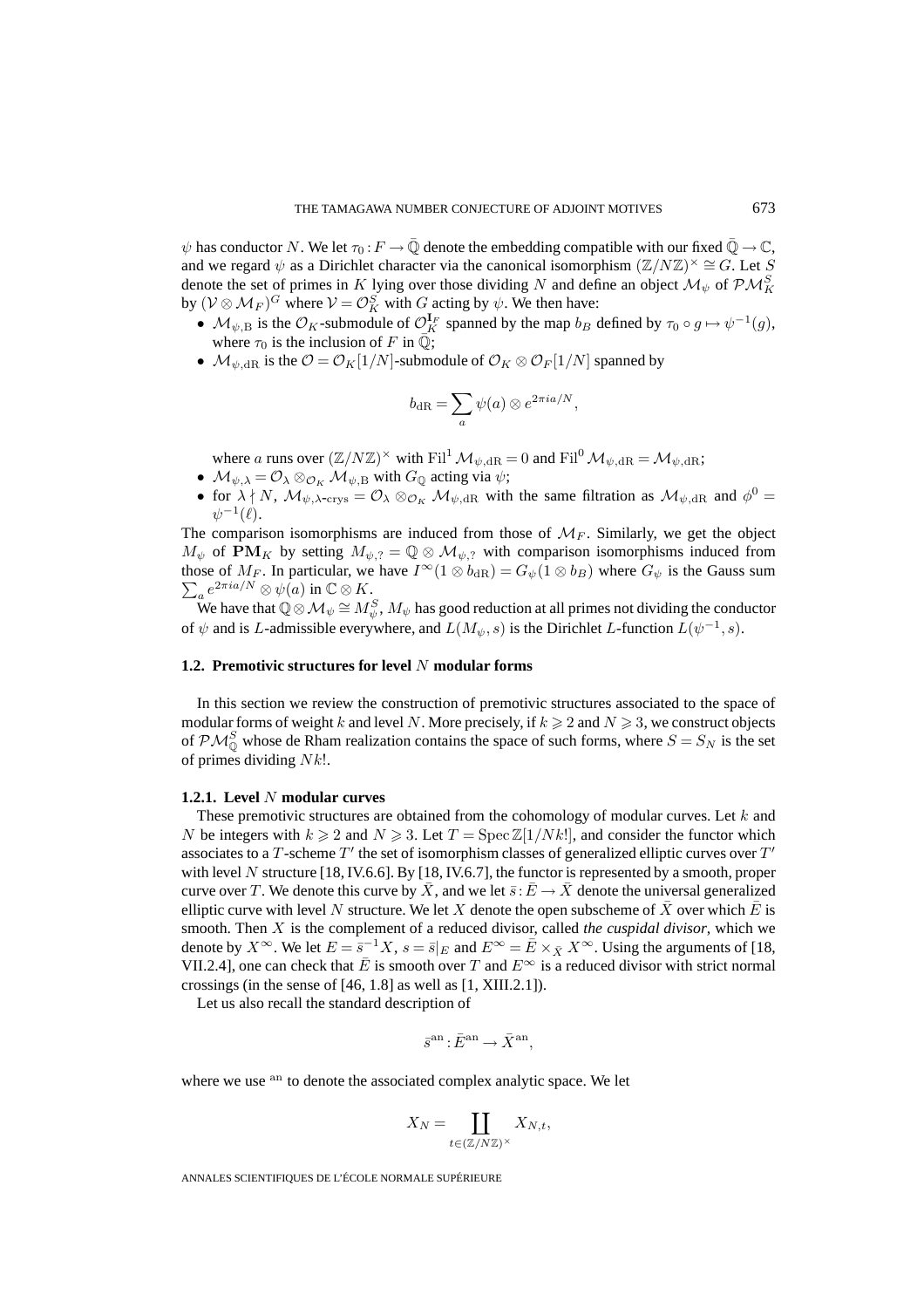$\psi$ has conductor $N$. We let $\tau_0 : F \to \bar{\mathbb{Q}}$ denote the embedding compatible with our fixed $\bar{\mathbb{Q}} \to \mathbb{C}$, and we regard $\psi$ as a Dirichlet character via the canonical isomorphism $(\mathbb{Z}/N\mathbb{Z})^\times \cong G$. Let $S$ denote the set of primes in $K$ lying over those dividing $N$ and define an object $\mathcal{M}_\psi$ of $\mathcal{PM}_K^S$ by $(\mathcal{V} \otimes \mathcal{M}_F)^G$ where $\mathcal{V} = \mathcal{O}_K^S$ with $G$ acting by $\psi$. We then have:

- $\mathcal{M}_{\psi,\mathrm{B}}$ is the $\mathcal{O}_K$-submodule of $\mathcal{O}_K^{\mathbf{I}_F}$ spanned by the map $b_B$ defined by $\tau_0 \circ g \mapsto \psi^{-1}(g)$, where $\tau_0$ is the inclusion of $F$ in $\bar{\mathbb{Q}}$;
- $\mathcal{M}_{\psi,\mathrm{dR}}$ is the $\mathcal{O} = \mathcal{O}_K[1/N]$-submodule of $\mathcal{O}_K \otimes \mathcal{O}_F[1/N]$ spanned by

$$b_{\mathrm{dR}} = \sum_a \psi(a) \otimes e^{2\pi i a/N},$$

  where $a$ runs over $(\mathbb{Z}/N\mathbb{Z})^\times$ with $\mathrm{Fil}^1 \mathcal{M}_{\psi,\mathrm{dR}} = 0$ and $\mathrm{Fil}^0 \mathcal{M}_{\psi,\mathrm{dR}} = \mathcal{M}_{\psi,\mathrm{dR}}$;
- $\mathcal{M}_{\psi,\lambda} = \mathcal{O}_\lambda \otimes_{\mathcal{O}_K} \mathcal{M}_{\psi,\mathrm{B}}$ with $G_{\mathbb{Q}}$ acting via $\psi$;
- for $\lambda \nmid N$, $\mathcal{M}_{\psi,\lambda\text{-crys}} = \mathcal{O}_\lambda \otimes_{\mathcal{O}_K} \mathcal{M}_{\psi,\mathrm{dR}}$ with the same filtration as $\mathcal{M}_{\psi,\mathrm{dR}}$ and $\phi^0 = \psi^{-1}(\ell)$.

The comparison isomorphisms are induced from those of $\mathcal{M}_F$. Similarly, we get the object $M_\psi$ of $\mathbf{PM}_K$ by setting $M_{\psi,?} = \mathbb{Q} \otimes \mathcal{M}_{\psi,?}$ with comparison isomorphisms induced from those of $M_F$. In particular, we have $I^\infty(1 \otimes b_{\mathrm{dR}}) = G_\psi(1 \otimes b_B)$ where $G_\psi$ is the Gauss sum $\sum_a e^{2\pi i a/N} \otimes \psi(a)$ in $\mathbb{C} \otimes K$.

We have that $\mathbb{Q} \otimes \mathcal{M}_\psi \cong M_\psi^S$, $M_\psi$ has good reduction at all primes not dividing the conductor of $\psi$ and is $L$-admissible everywhere, and $L(M_\psi, s)$ is the Dirichlet $L$-function $L(\psi^{-1}, s)$.

### 1.2. Premotivic structures for level $N$ modular forms

In this section we review the construction of premotivic structures associated to the space of modular forms of weight $k$ and level $N$. More precisely, if $k \geqslant 2$ and $N \geqslant 3$, we construct objects of $\mathcal{PM}_{\mathbb{Q}}^S$ whose de Rham realization contains the space of such forms, where $S = S_N$ is the set of primes dividing $Nk!$.

#### 1.2.1. Level $N$ modular curves

These premotivic structures are obtained from the cohomology of modular curves. Let $k$ and $N$ be integers with $k \geqslant 2$ and $N \geqslant 3$. Let $T = \operatorname{Spec} \mathbb{Z}[1/Nk!]$, and consider the functor which associates to a $T$-scheme $T'$ the set of isomorphism classes of generalized elliptic curves over $T'$ with level $N$ structure [18, IV.6.6]. By [18, IV.6.7], the functor is represented by a smooth, proper curve over $T$. We denote this curve by $\bar{X}$, and we let $\bar{s} : \bar{E} \to \bar{X}$ denote the universal generalized elliptic curve with level $N$ structure. We let $X$ denote the open subscheme of $\bar{X}$ over which $\bar{E}$ is smooth. Then $X$ is the complement of a reduced divisor, called *the cuspidal divisor*, which we denote by $X^\infty$. We let $E = \bar{s}^{-1}X$, $s = \bar{s}|_E$ and $E^\infty = \bar{E} \times_{\bar{X}} X^\infty$. Using the arguments of [18, VII.2.4], one can check that $\bar{E}$ is smooth over $T$ and $E^\infty$ is a reduced divisor with strict normal crossings (in the sense of [46, 1.8] as well as [1, XIII.2.1]).

Let us also recall the standard description of

$$\bar{s}^{\mathrm{an}} : \bar{E}^{\mathrm{an}} \to \bar{X}^{\mathrm{an}},$$

where we use $^{\mathrm{an}}$ to denote the associated complex analytic space. We let

$$X_N = \coprod_{t \in (\mathbb{Z}/N\mathbb{Z})^\times} X_{N,t},$$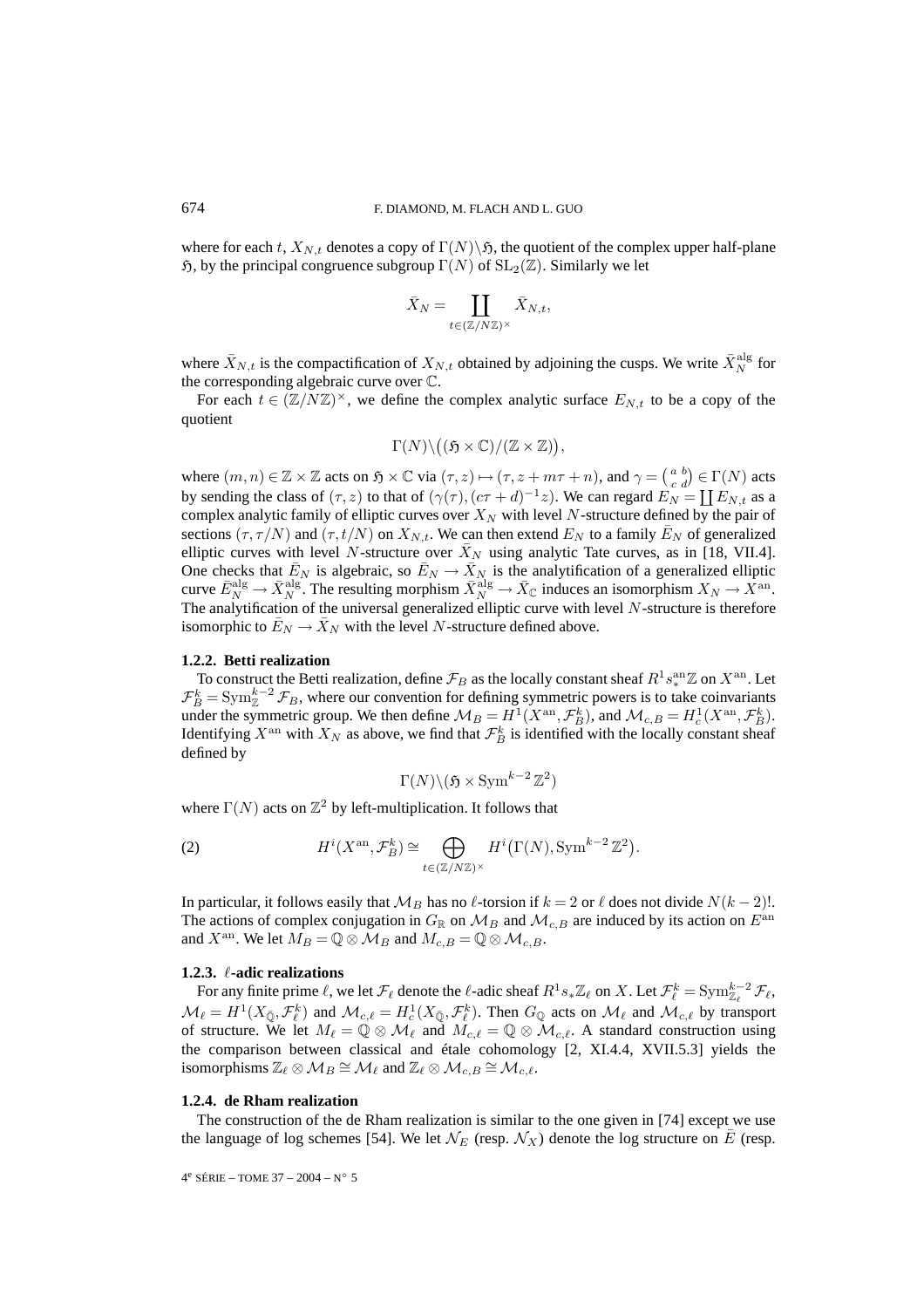where for each $t$, $X_{N,t}$ denotes a copy of $\Gamma(N)\backslash\mathfrak{H}$, the quotient of the complex upper half-plane $\mathfrak{H}$, by the principal congruence subgroup $\Gamma(N)$ of $\mathrm{SL}_2(\mathbb{Z})$. Similarly we let

$$\bar{X}_N = \coprod_{t\in(\mathbb{Z}/N\mathbb{Z})^\times} \bar{X}_{N,t},$$

where $\bar{X}_{N,t}$ is the compactification of $X_{N,t}$ obtained by adjoining the cusps. We write $\bar{X}_N^{\mathrm{alg}}$ for the corresponding algebraic curve over $\mathbb{C}$.

For each $t \in (\mathbb{Z}/N\mathbb{Z})^\times$, we define the complex analytic surface $E_{N,t}$ to be a copy of the quotient

$$\Gamma(N)\backslash\big((\mathfrak{H}\times\mathbb{C})/(\mathbb{Z}\times\mathbb{Z})\big),$$

where $(m,n)\in\mathbb{Z}\times\mathbb{Z}$ acts on $\mathfrak{H}\times\mathbb{C}$ via $(\tau,z)\mapsto(\tau,z+m\tau+n)$, and $\gamma = \left(\begin{smallmatrix} a & b \\ c & d\end{smallmatrix}\right)\in\Gamma(N)$ acts by sending the class of $(\tau,z)$ to that of $(\gamma(\tau),(c\tau+d)^{-1}z)$. We can regard $E_N = \coprod E_{N,t}$ as a complex analytic family of elliptic curves over $X_N$ with level $N$-structure defined by the pair of sections $(\tau,\tau/N)$ and $(\tau,t/N)$ on $X_{N,t}$. We can then extend $E_N$ to a family $\bar{E}_N$ of generalized elliptic curves with level $N$-structure over $\bar{X}_N$ using analytic Tate curves, as in [18, VII.4]. One checks that $\bar{E}_N$ is algebraic, so $\bar{E}_N \to \bar{X}_N$ is the analytification of a generalized elliptic curve $\bar{E}_N^{\mathrm{alg}} \to \bar{X}_N^{\mathrm{alg}}$. The resulting morphism $\bar{X}_N^{\mathrm{alg}} \to \bar{X}_{\mathbb{C}}$ induces an isomorphism $X_N \to X^{\mathrm{an}}$. The analytification of the universal generalized elliptic curve with level $N$-structure is therefore isomorphic to $\bar{E}_N \to \bar{X}_N$ with the level $N$-structure defined above.

### 1.2.2. Betti realization

To construct the Betti realization, define $\mathcal{F}_B$ as the locally constant sheaf $R^1 s^{\mathrm{an}}_* \mathbb{Z}$ on $X^{\mathrm{an}}$. Let $\mathcal{F}_B^k = \mathrm{Sym}_{\mathbb{Z}}^{k-2}\mathcal{F}_B$, where our convention for defining symmetric powers is to take coinvariants under the symmetric group. We then define $\mathcal{M}_B = H^1(X^{\mathrm{an}},\mathcal{F}_B^k)$, and $\mathcal{M}_{c,B} = H^1_c(X^{\mathrm{an}},\mathcal{F}_B^k)$. Identifying $X^{\mathrm{an}}$ with $X_N$ as above, we find that $\mathcal{F}_B^k$ is identified with the locally constant sheaf defined by

$$\Gamma(N)\backslash(\mathfrak{H}\times\mathrm{Sym}^{k-2}\mathbb{Z}^2)$$

where $\Gamma(N)$ acts on $\mathbb{Z}^2$ by left-multiplication. It follows that

$$H^i(X^{\mathrm{an}},\mathcal{F}_B^k) \cong \bigoplus_{t\in(\mathbb{Z}/N\mathbb{Z})^\times} H^i\big(\Gamma(N),\mathrm{Sym}^{k-2}\mathbb{Z}^2\big). \tag{2}$$

In particular, it follows easily that $\mathcal{M}_B$ has no $\ell$-torsion if $k=2$ or $\ell$ does not divide $N(k-2)!$. The actions of complex conjugation in $G_{\mathbb{R}}$ on $\mathcal{M}_B$ and $\mathcal{M}_{c,B}$ are induced by its action on $E^{\mathrm{an}}$ and $X^{\mathrm{an}}$. We let $M_B = \mathbb{Q}\otimes\mathcal{M}_B$ and $M_{c,B} = \mathbb{Q}\otimes\mathcal{M}_{c,B}$.

### 1.2.3. $\ell$-adic realizations

For any finite prime $\ell$, we let $\mathcal{F}_\ell$ denote the $\ell$-adic sheaf $R^1 s_*\mathbb{Z}_\ell$ on $X$. Let $\mathcal{F}_\ell^k = \mathrm{Sym}^{k-2}_{\mathbb{Z}_\ell}\mathcal{F}_\ell$, $\mathcal{M}_\ell = H^1(X_{\bar{\mathbb{Q}}},\mathcal{F}_\ell^k)$ and $\mathcal{M}_{c,\ell} = H^1_c(X_{\bar{\mathbb{Q}}},\mathcal{F}_\ell^k)$. Then $G_{\mathbb{Q}}$ acts on $\mathcal{M}_\ell$ and $\mathcal{M}_{c,\ell}$ by transport of structure. We let $M_\ell = \mathbb{Q}\otimes\mathcal{M}_\ell$ and $M_{c,\ell} = \mathbb{Q}\otimes\mathcal{M}_{c,\ell}$. A standard construction using the comparison between classical and étale cohomology [2, XI.4.4, XVII.5.3] yields the isomorphisms $\mathbb{Z}_\ell\otimes\mathcal{M}_B \cong \mathcal{M}_\ell$ and $\mathbb{Z}_\ell\otimes\mathcal{M}_{c,B}\cong\mathcal{M}_{c,\ell}$.

### 1.2.4. de Rham realization

The construction of the de Rham realization is similar to the one given in [74] except we use the language of log schemes [54]. We let $\mathcal{N}_E$ (resp. $\mathcal{N}_X$) denote the log structure on $\bar{E}$ (resp.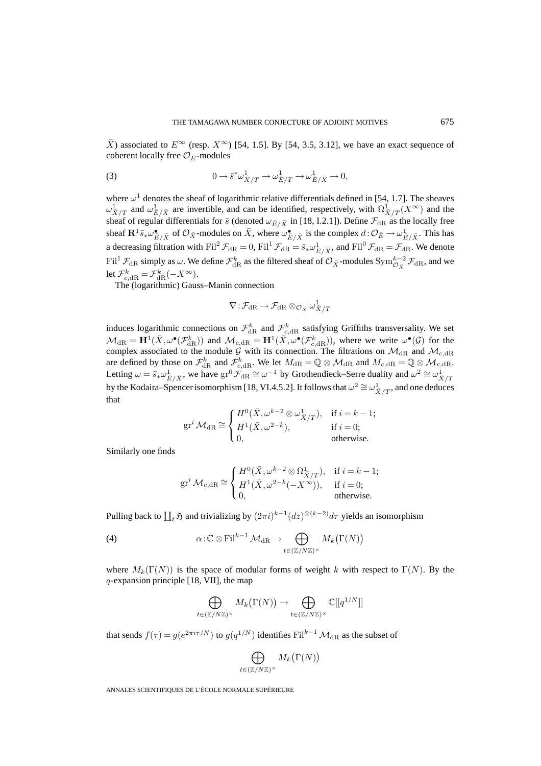$\bar{X}$) associated to $E^\infty$ (resp. $X^\infty$) [54, 1.5]. By [54, 3.5, 3.12], we have an exact sequence of coherent locally free $\mathcal{O}_{\bar{E}}$-modules

$$0 \to \bar{s}^*\omega^1_{\bar{X}/T} \to \omega^1_{\bar{E}/T} \to \omega^1_{\bar{E}/\bar{X}} \to 0, \tag{3}$$

where $\omega^1$ denotes the sheaf of logarithmic relative differentials defined in [54, 1.7]. The sheaves $\omega^1_{\bar{X}/T}$ and $\omega^1_{\bar{E}/\bar{X}}$ are invertible, and can be identified, respectively, with $\Omega^1_{\bar{X}/T}(X^\infty)$ and the sheaf of regular differentials for $\bar{s}$ (denoted $\omega_{\bar{E}/\bar{X}}$ in [18, I.2.1]). Define $\mathcal{F}_{\mathrm{dR}}$ as the locally free sheaf $\mathbf{R}^1\bar{s}_*\omega^\bullet_{\bar{E}/\bar{X}}$ of $\mathcal{O}_{\bar{X}}$-modules on $\bar{X}$, where $\omega^\bullet_{\bar{E}/\bar{X}}$ is the complex $d\colon \mathcal{O}_{\bar{E}} \to \omega^1_{\bar{E}/\bar{X}}$. This has a decreasing filtration with $\mathrm{Fil}^2\,\mathcal{F}_{\mathrm{dR}} = 0$, $\mathrm{Fil}^1\,\mathcal{F}_{\mathrm{dR}} = \bar{s}_*\omega^1_{\bar{E}/\bar{X}}$, and $\mathrm{Fil}^0\,\mathcal{F}_{\mathrm{dR}} = \mathcal{F}_{\mathrm{dR}}$. We denote $\mathrm{Fil}^1\,\mathcal{F}_{\mathrm{dR}}$ simply as $\omega$. We define $\mathcal{F}^k_{\mathrm{dR}}$ as the filtered sheaf of $\mathcal{O}_{\bar{X}}$-modules $\mathrm{Sym}^{k-2}_{\mathcal{O}_{\bar{X}}}\mathcal{F}_{\mathrm{dR}}$, and we let $\mathcal{F}^k_{c,\mathrm{dR}} = \mathcal{F}^k_{\mathrm{dR}}(-X^\infty)$.

The (logarithmic) Gauss–Manin connection

$$\nabla\colon \mathcal{F}_{\mathrm{dR}} \to \mathcal{F}_{\mathrm{dR}} \otimes_{\mathcal{O}_{\bar{X}}} \omega^1_{\bar{X}/T}$$

induces logarithmic connections on $\mathcal{F}^k_{\mathrm{dR}}$ and $\mathcal{F}^k_{c,\mathrm{dR}}$ satisfying Griffiths transversality. We set $\mathcal{M}_{\mathrm{dR}} = \mathbf{H}^1(\bar{X}, \omega^\bullet(\mathcal{F}^k_{\mathrm{dR}}))$ and $\mathcal{M}_{c,\mathrm{dR}} = \mathbf{H}^1(\bar{X}, \omega^\bullet(\mathcal{F}^k_{c,\mathrm{dR}}))$, where we write $\omega^\bullet(\mathcal{G})$ for the complex associated to the module $\mathcal{G}$ with its connection. The filtrations on $\mathcal{M}_{\mathrm{dR}}$ and $\mathcal{M}_{c,\mathrm{dR}}$ are defined by those on $\mathcal{F}^k_{\mathrm{dR}}$ and $\mathcal{F}^k_{c,\mathrm{dR}}$. We let $M_{\mathrm{dR}} = \mathbb{Q} \otimes \mathcal{M}_{\mathrm{dR}}$ and $M_{c,\mathrm{dR}} = \mathbb{Q} \otimes \mathcal{M}_{c,\mathrm{dR}}$. Letting $\omega = \bar{s}_*\omega^1_{\bar{E}/\bar{X}}$, we have $\mathrm{gr}^0\,\mathcal{F}_{\mathrm{dR}} \cong \omega^{-1}$ by Grothendieck–Serre duality and $\omega^2 \cong \omega^1_{\bar{X}/T}$ by the Kodaira–Spencer isomorphism [18, VI.4.5.2]. It follows that $\omega^2 \cong \omega^1_{\bar{X}/T}$, and one deduces that

$$\mathrm{gr}^i\,\mathcal{M}_{\mathrm{dR}} \cong \begin{cases} H^0(\bar{X}, \omega^{k-2} \otimes \omega^1_{\bar{X}/T}), & \text{if } i = k-1; \\ H^1(\bar{X}, \omega^{2-k}), & \text{if } i = 0; \\ 0, & \text{otherwise.} \end{cases}$$

Similarly one finds

$$\mathrm{gr}^i\,\mathcal{M}_{c,\mathrm{dR}} \cong \begin{cases} H^0(\bar{X}, \omega^{k-2} \otimes \Omega^1_{\bar{X}/T}), & \text{if } i = k-1; \\ H^1(\bar{X}, \omega^{2-k}(-X^\infty)), & \text{if } i = 0; \\ 0, & \text{otherwise.} \end{cases}$$

Pulling back to $\coprod_t \mathfrak{H}$ and trivializing by $(2\pi i)^{k-1}(dz)^{\otimes(k-2)}d\tau$ yields an isomorphism

$$\alpha\colon \mathbb{C} \otimes \mathrm{Fil}^{k-1}\,\mathcal{M}_{\mathrm{dR}} \to \bigoplus_{t \in (\mathbb{Z}/N\mathbb{Z})^\times} M_k\big(\Gamma(N)\big) \tag{4}$$

where $M_k(\Gamma(N))$ is the space of modular forms of weight $k$ with respect to $\Gamma(N)$. By the $q$-expansion principle [18, VII], the map

$$\bigoplus_{t \in (\mathbb{Z}/N\mathbb{Z})^\times} M_k\big(\Gamma(N)\big) \to \bigoplus_{t \in (\mathbb{Z}/N\mathbb{Z})^\times} \mathbb{C}[[q^{1/N}]]$$

that sends $f(\tau) = g(e^{2\pi i\tau/N})$ to $g(q^{1/N})$ identifies $\mathrm{Fil}^{k-1}\,\mathcal{M}_{\mathrm{dR}}$ as the subset of

$$\bigoplus_{t \in (\mathbb{Z}/N\mathbb{Z})^\times} M_k\big(\Gamma(N)\big)$$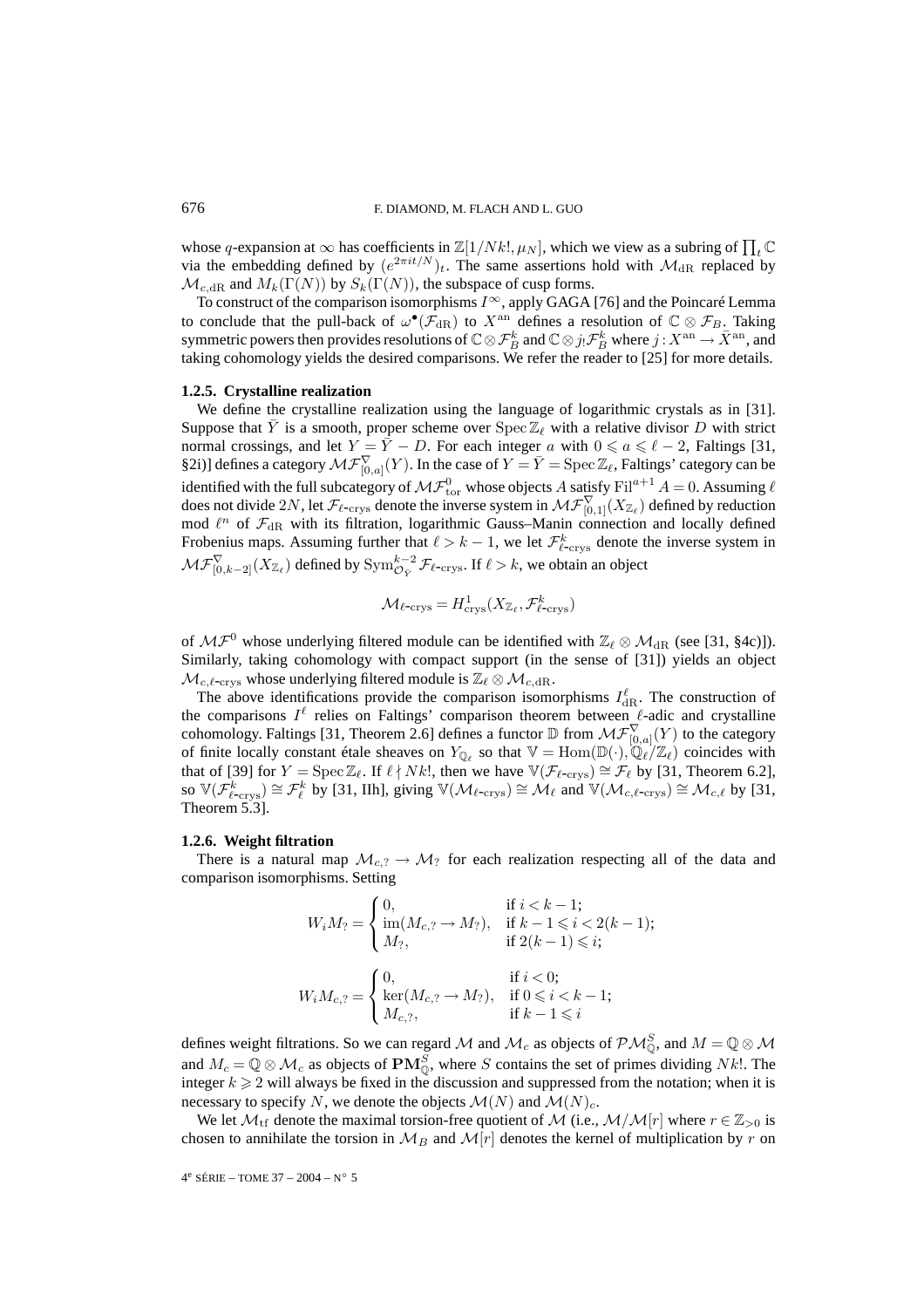whose $q$-expansion at $\infty$ has coefficients in $\mathbb{Z}[1/Nk!, \mu_N]$, which we view as a subring of $\prod_t \mathbb{C}$ via the embedding defined by $(e^{2\pi i t/N})_t$. The same assertions hold with $\mathcal{M}_{\mathrm{dR}}$ replaced by $\mathcal{M}_{c,\mathrm{dR}}$ and $M_k(\Gamma(N))$ by $S_k(\Gamma(N))$, the subspace of cusp forms.

To construct of the comparison isomorphisms $I^\infty$, apply GAGA [76] and the Poincaré Lemma to conclude that the pull-back of $\omega^\bullet(\mathcal{F}_{\mathrm{dR}})$ to $X^{\mathrm{an}}$ defines a resolution of $\mathbb{C} \otimes \mathcal{F}_B$. Taking symmetric powers then provides resolutions of $\mathbb{C} \otimes \mathcal{F}_B^k$ and $\mathbb{C} \otimes j_! \mathcal{F}_B^k$ where $j : X^{\mathrm{an}} \to \bar{X}^{\mathrm{an}}$, and taking cohomology yields the desired comparisons. We refer the reader to [25] for more details.

### 1.2.5. Crystalline realization

We define the crystalline realization using the language of logarithmic crystals as in [31]. Suppose that $\bar{Y}$ is a smooth, proper scheme over $\operatorname{Spec} \mathbb{Z}_\ell$ with a relative divisor $D$ with strict normal crossings, and let $Y = \bar{Y} - D$. For each integer $a$ with $0 \leqslant a \leqslant \ell - 2$, Faltings [31, §2i)] defines a category $\mathcal{MF}^{\nabla}_{[0,a]}(Y)$. In the case of $Y = \bar{Y} = \operatorname{Spec} \mathbb{Z}_\ell$, Faltings' category can be identified with the full subcategory of $\mathcal{MF}^0_{\mathrm{tor}}$ whose objects $A$ satisfy $\mathrm{Fil}^{a+1} A = 0$. Assuming $\ell$ does not divide $2N$, let $\mathcal{F}_{\ell\text{-crys}}$ denote the inverse system in $\mathcal{MF}^{\nabla}_{[0,1]}(X_{\mathbb{Z}_\ell})$ defined by reduction mod $\ell^n$ of $\mathcal{F}_{\mathrm{dR}}$ with its filtration, logarithmic Gauss–Manin connection and locally defined Frobenius maps. Assuming further that $\ell > k - 1$, we let $\mathcal{F}^k_{\ell\text{-crys}}$ denote the inverse system in $\mathcal{MF}^{\nabla}_{[0,k-2]}(X_{\mathbb{Z}_\ell})$ defined by $\mathrm{Sym}^{k-2}_{\mathcal{O}_Y} \mathcal{F}_{\ell\text{-crys}}$. If $\ell > k$, we obtain an object

$$\mathcal{M}_{\ell\text{-crys}} = H^1_{\mathrm{crys}}(X_{\mathbb{Z}_\ell}, \mathcal{F}^k_{\ell\text{-crys}})$$

of $\mathcal{MF}^0$ whose underlying filtered module can be identified with $\mathbb{Z}_\ell \otimes \mathcal{M}_{\mathrm{dR}}$ (see [31, §4c)]). Similarly, taking cohomology with compact support (in the sense of [31]) yields an object $\mathcal{M}_{c,\ell\text{-crys}}$ whose underlying filtered module is $\mathbb{Z}_\ell \otimes \mathcal{M}_{c,\mathrm{dR}}$.

The above identifications provide the comparison isomorphisms $I^\ell_{\mathrm{dR}}$. The construction of the comparisons $I^\ell$ relies on Faltings' comparison theorem between $\ell$-adic and crystalline cohomology. Faltings [31, Theorem 2.6] defines a functor $\mathbb{D}$ from $\mathcal{MF}^{\nabla}_{[0,a]}(Y)$ to the category of finite locally constant étale sheaves on $Y_{\mathbb{Q}_\ell}$ so that $\mathbb{V} = \mathrm{Hom}(\mathbb{D}(\cdot), \mathbb{Q}_\ell/\mathbb{Z}_\ell)$ coincides with that of [39] for $Y = \operatorname{Spec} \mathbb{Z}_\ell$. If $\ell \nmid Nk!$, then we have $\mathbb{V}(\mathcal{F}_{\ell\text{-crys}}) \cong \mathcal{F}_\ell$ by [31, Theorem 6.2], so $\mathbb{V}(\mathcal{F}^k_{\ell\text{-crys}}) \cong \mathcal{F}^k_\ell$ by [31, IIh], giving $\mathbb{V}(\mathcal{M}_{\ell\text{-crys}}) \cong \mathcal{M}_\ell$ and $\mathbb{V}(\mathcal{M}_{c,\ell\text{-crys}}) \cong \mathcal{M}_{c,\ell}$ by [31, Theorem 5.3].

### 1.2.6. Weight filtration

There is a natural map $\mathcal{M}_{c,?} \to \mathcal{M}_?$ for each realization respecting all of the data and comparison isomorphisms. Setting

$$W_i M_? = \begin{cases} 0, & \text{if } i < k-1; \\ \operatorname{im}(M_{c,?} \to M_?), & \text{if } k-1 \leqslant i < 2(k-1); \\ M_?, & \text{if } 2(k-1) \leqslant i; \end{cases}$$

$$W_i M_{c,?} = \begin{cases} 0, & \text{if } i < 0; \\ \ker(M_{c,?} \to M_?), & \text{if } 0 \leqslant i < k-1; \\ M_{c,?}, & \text{if } k-1 \leqslant i \end{cases}$$

defines weight filtrations. So we can regard $\mathcal{M}$ and $\mathcal{M}_c$ as objects of $\mathcal{PM}^S_{\mathbb{Q}}$, and $M = \mathbb{Q} \otimes \mathcal{M}$ and $M_c = \mathbb{Q} \otimes \mathcal{M}_c$ as objects of $\mathbf{PM}^S_{\mathbb{Q}}$, where $S$ contains the set of primes dividing $Nk!$. The integer $k \geqslant 2$ will always be fixed in the discussion and suppressed from the notation; when it is necessary to specify $N$, we denote the objects $\mathcal{M}(N)$ and $\mathcal{M}(N)_c$.

We let $\mathcal{M}_{\mathrm{tf}}$ denote the maximal torsion-free quotient of $\mathcal{M}$ (i.e., $\mathcal{M}/\mathcal{M}[r]$ where $r \in \mathbb{Z}_{>0}$ is chosen to annihilate the torsion in $\mathcal{M}_B$ and $\mathcal{M}[r]$ denotes the kernel of multiplication by $r$ on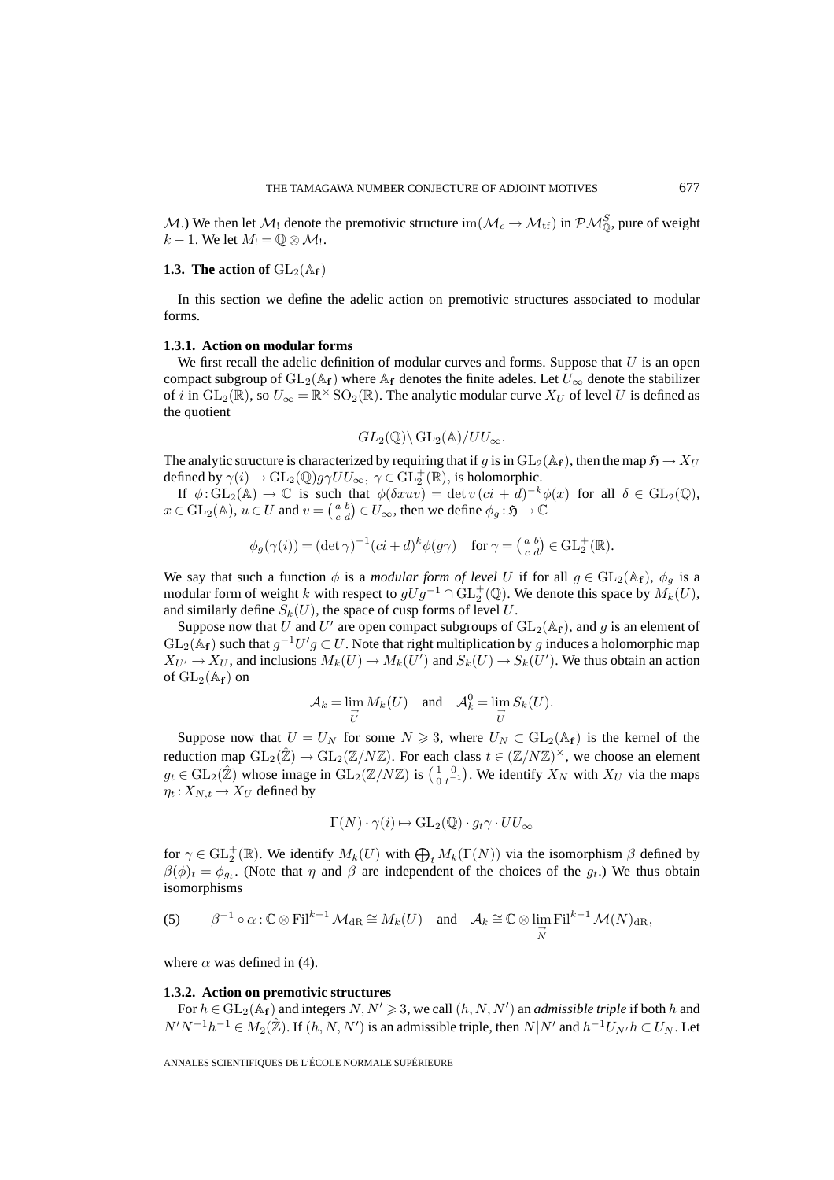$\mathcal{M}$.) We then let $\mathcal{M}_!$ denote the premotivic structure $\mathrm{im}(\mathcal{M}_c \to \mathcal{M}_{\mathrm{tf}})$ in $\mathcal{PM}_{\mathbb{Q}}^S$, pure of weight $k-1$. We let $M_! = \mathbb{Q} \otimes \mathcal{M}_!$.

### 1.3. The action of $\mathrm{GL}_2(\mathbb{A}_{\mathbf{f}})$

In this section we define the adelic action on premotivic structures associated to modular forms.

#### 1.3.1. Action on modular forms

We first recall the adelic definition of modular curves and forms. Suppose that $U$ is an open compact subgroup of $\mathrm{GL}_2(\mathbb{A}_{\mathbf{f}})$ where $\mathbb{A}_{\mathbf{f}}$ denotes the finite adeles. Let $U_\infty$ denote the stabilizer of $i$ in $\mathrm{GL}_2(\mathbb{R})$, so $U_\infty = \mathbb{R}^\times \mathrm{SO}_2(\mathbb{R})$. The analytic modular curve $X_U$ of level $U$ is defined as the quotient

$$GL_2(\mathbb{Q})\backslash \mathrm{GL}_2(\mathbb{A})/UU_\infty.$$

The analytic structure is characterized by requiring that if $g$ is in $\mathrm{GL}_2(\mathbb{A}_{\mathbf{f}})$, then the map $\mathfrak{H} \to X_U$ defined by $\gamma(i) \to \mathrm{GL}_2(\mathbb{Q})g\gamma UU_\infty$, $\gamma \in \mathrm{GL}_2^+(\mathbb{R})$, is holomorphic.

If $\phi : \mathrm{GL}_2(\mathbb{A}) \to \mathbb{C}$ is such that $\phi(\delta xuv) = \det v\,(ci+d)^{-k}\phi(x)$ for all $\delta \in \mathrm{GL}_2(\mathbb{Q})$, $x \in \mathrm{GL}_2(\mathbb{A})$, $u \in U$ and $v = \left(\begin{smallmatrix} a & b \\ c & d \end{smallmatrix}\right) \in U_\infty$, then we define $\phi_g : \mathfrak{H} \to \mathbb{C}$

$$\phi_g(\gamma(i)) = (\det \gamma)^{-1}(ci+d)^k \phi(g\gamma) \quad \text{for } \gamma = \left(\begin{smallmatrix} a & b \\ c & d \end{smallmatrix}\right) \in \mathrm{GL}_2^+(\mathbb{R}).$$

We say that such a function $\phi$ is a *modular form of level* $U$ if for all $g \in \mathrm{GL}_2(\mathbb{A}_{\mathbf{f}})$, $\phi_g$ is a modular form of weight $k$ with respect to $gUg^{-1} \cap \mathrm{GL}_2^+(\mathbb{Q})$. We denote this space by $M_k(U)$, and similarly define $S_k(U)$, the space of cusp forms of level $U$.

Suppose now that $U$ and $U'$ are open compact subgroups of $\mathrm{GL}_2(\mathbb{A}_{\mathbf{f}})$, and $g$ is an element of $\mathrm{GL}_2(\mathbb{A}_{\mathbf{f}})$ such that $g^{-1}U'g \subset U$. Note that right multiplication by $g$ induces a holomorphic map $X_{U'} \to X_U$, and inclusions $M_k(U) \to M_k(U')$ and $S_k(U) \to S_k(U')$. We thus obtain an action of $\mathrm{GL}_2(\mathbb{A}_{\mathbf{f}})$ on

$$\mathcal{A}_k = \varinjlim_U M_k(U) \quad \text{and} \quad \mathcal{A}_k^0 = \varinjlim_U S_k(U).$$

Suppose now that $U = U_N$ for some $N \geqslant 3$, where $U_N \subset \mathrm{GL}_2(\mathbb{A}_{\mathbf{f}})$ is the kernel of the reduction map $\mathrm{GL}_2(\hat{\mathbb{Z}}) \to \mathrm{GL}_2(\mathbb{Z}/N\mathbb{Z})$. For each class $t \in (\mathbb{Z}/N\mathbb{Z})^\times$, we choose an element $g_t \in \mathrm{GL}_2(\hat{\mathbb{Z}})$ whose image in $\mathrm{GL}_2(\mathbb{Z}/N\mathbb{Z})$ is $\left(\begin{smallmatrix} 1 & 0 \\ 0 & t^{-1} \end{smallmatrix}\right)$. We identify $X_N$ with $X_U$ via the maps $\eta_t : X_{N,t} \to X_U$ defined by

$$\Gamma(N) \cdot \gamma(i) \mapsto \mathrm{GL}_2(\mathbb{Q}) \cdot g_t\gamma \cdot UU_\infty$$

for $\gamma \in \mathrm{GL}_2^+(\mathbb{R})$. We identify $M_k(U)$ with $\bigoplus_t M_k(\Gamma(N))$ via the isomorphism $\beta$ defined by $\beta(\phi)_t = \phi_{g_t}$. (Note that $\eta$ and $\beta$ are independent of the choices of the $g_t$.) We thus obtain isomorphisms

$$(5) \qquad \beta^{-1} \circ \alpha : \mathbb{C} \otimes \mathrm{Fil}^{k-1} \mathcal{M}_{\mathrm{dR}} \cong M_k(U) \quad \text{and} \quad \mathcal{A}_k \cong \mathbb{C} \otimes \varinjlim_N \mathrm{Fil}^{k-1} \mathcal{M}(N)_{\mathrm{dR}},$$

where $\alpha$ was defined in (4).

#### 1.3.2. Action on premotivic structures

For $h \in \mathrm{GL}_2(\mathbb{A}_{\mathbf{f}})$ and integers $N, N' \geqslant 3$, we call $(h, N, N')$ an *admissible triple* if both $h$ and $N'N^{-1}h^{-1} \in M_2(\hat{\mathbb{Z}})$. If $(h, N, N')$ is an admissible triple, then $N|N'$ and $h^{-1}U_{N'}h \subset U_N$. Let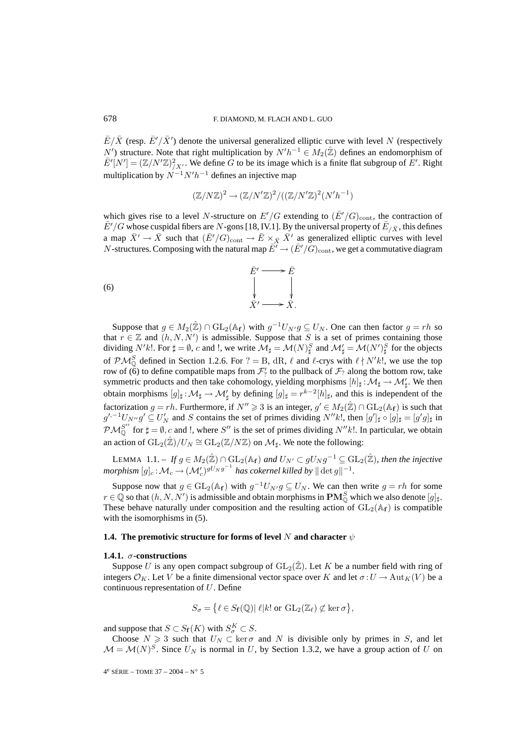$\bar{E}/\bar{X}$ (resp. $\bar{E}'/\bar{X}'$) denote the universal generalized elliptic curve with level $N$ (respectively $N'$) structure. Note that right multiplication by $N'h^{-1} \in M_2(\hat{\mathbb{Z}})$ defines an endomorphism of $\bar{E}'[N'] = (\mathbb{Z}/N'\mathbb{Z})^2_{/X'}$. We define $G$ to be its image which is a finite flat subgroup of $E'$. Right multiplication by $N^{-1}N'h^{-1}$ defines an injective map

$$(\mathbb{Z}/N\mathbb{Z})^2 \to (\mathbb{Z}/N'\mathbb{Z})^2/((\mathbb{Z}/N'\mathbb{Z})^2(N'h^{-1})$$

which gives rise to a level $N$-structure on $E'/G$ extending to $(\bar{E}'/G)_{\mathrm{cont}}$, the contraction of $\bar{E}'/G$ whose cuspidal fibers are $N$-gons [18, IV.1]. By the universal property of $\bar{E}_{/\bar{X}}$, this defines a map $\bar{X}' \to \bar{X}$ such that $(\bar{E}'/G)_{\mathrm{cont}} \to \bar{E} \times_{\bar{X}} \bar{X}'$ as generalized elliptic curves with level $N$-structures. Composing with the natural map $\bar{E}' \to (\bar{E}'/G)_{\mathrm{cont}}$, we get a commutative diagram

$$(6) \qquad \begin{array}{ccc} \bar{E}' & \longrightarrow & \bar{E} \\ \downarrow & & \downarrow \\ \bar{X}' & \longrightarrow & \bar{X}. \end{array}$$

Suppose that $g \in M_2(\hat{\mathbb{Z}}) \cap \mathrm{GL}_2(\mathbb{A}_{\mathbf{f}})$ with $g^{-1}U_{N'}g \subseteq U_N$. One can then factor $g = rh$ so that $r \in \mathbb{Z}$ and $(h, N, N')$ is admissible. Suppose that $S$ is a set of primes containing those dividing $N'k!$. For $\sharp = \emptyset$, $c$ and $!$, we write $\mathcal{M}_\sharp = \mathcal{M}(N)^S_\sharp$ and $\mathcal{M}'_\sharp = \mathcal{M}(N')^S_\sharp$ for the objects of $\mathcal{PM}^S_{\mathbb{Q}}$ defined in Section 1.2.6. For $? = \mathrm{B}$, $\mathrm{dR}$, $\ell$ and $\ell$-crys with $\ell \nmid N'k!$, we use the top row of (6) to define compatible maps from $\mathcal{F}'_?$ to the pullback of $\mathcal{F}_?$ along the bottom row, take symmetric products and then take cohomology, yielding morphisms $[h]_\sharp : \mathcal{M}_\sharp \to \mathcal{M}'_\sharp$. We then obtain morphisms $[g]_\sharp : \mathcal{M}_\sharp \to \mathcal{M}'_\sharp$ by defining $[g]_\sharp = r^{k-2}[h]_\sharp$, and this is independent of the factorization $g = rh$. Furthermore, if $N'' \geqslant 3$ is an integer, $g' \in M_2(\hat{\mathbb{Z}}) \cap \mathrm{GL}_2(\mathbb{A}_{\mathbf{f}})$ is such that $g'^{,-1}U_{N''}g' \subseteq U'_N$ and $S$ contains the set of primes dividing $N''k!$, then $[g']_\sharp \circ [g]_\sharp = [g'g]_\sharp$ in $\mathcal{PM}^{S''}_{\mathbb{Q}}$ for $\sharp = \emptyset, c$ and $!$, where $S''$ is the set of primes dividing $N''k!$. In particular, we obtain an action of $\mathrm{GL}_2(\hat{\mathbb{Z}})/U_N \cong \mathrm{GL}_2(\mathbb{Z}/N\mathbb{Z})$ on $\mathcal{M}_\sharp$. We note the following:

LEMMA 1.1. – *If $g \in M_2(\hat{\mathbb{Z}}) \cap \mathrm{GL}_2(\mathbb{A}_{\mathbf{f}})$ and $U_{N'} \subset gU_Ng^{-1} \subseteq \mathrm{GL}_2(\hat{\mathbb{Z}})$, then the injective morphism $[g]_c : \mathcal{M}_c \to (\mathcal{M}'_c)^{gU_Ng^{-1}}$ has cokernel killed by $\|\det g\|^{-1}$.*

Suppose now that $g \in \mathrm{GL}_2(\mathbb{A}_{\mathbf{f}})$ with $g^{-1}U_{N'}g \subseteq U_N$. We can then write $g = rh$ for some $r \in \mathbb{Q}$ so that $(h, N, N')$ is admissible and obtain morphisms in $\mathbf{PM}^S_{\mathbb{Q}}$ which we also denote $[g]_\sharp$. These behave naturally under composition and the resulting action of $\mathrm{GL}_2(\mathbb{A}_{\mathbf{f}})$ is compatible with the isomorphisms in (5).

### 1.4. The premotivic structure for forms of level $N$ and character $\psi$

#### 1.4.1. $\sigma$-constructions

Suppose $U$ is any open compact subgroup of $\mathrm{GL}_2(\hat{\mathbb{Z}})$. Let $K$ be a number field with ring of integers $\mathcal{O}_K$. Let $V$ be a finite dimensional vector space over $K$ and let $\sigma : U \to \mathrm{Aut}_K(V)$ be a continuous representation of $U$. Define

$$S_\sigma = \{\ell \in S_{\mathbf{f}}(\mathbb{Q}) |\ \ell | k! \text{ or } \mathrm{GL}_2(\mathbb{Z}_\ell) \not\subset \ker \sigma\},$$

and suppose that $S \subset S_{\mathbf{f}}(K)$ with $S^K_\sigma \subset S$.

Choose $N \geqslant 3$ such that $U_N \subset \ker \sigma$ and $N$ is divisible only by primes in $S$, and let $\mathcal{M} = \mathcal{M}(N)^S$. Since $U_N$ is normal in $U$, by Section 1.3.2, we have a group action of $U$ on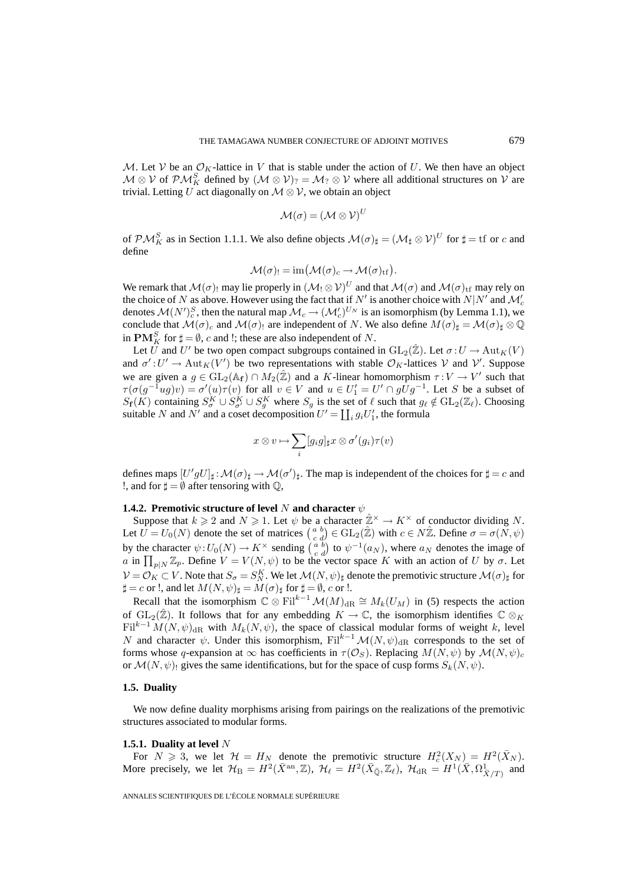$\mathcal{M}$. Let $\mathcal{V}$ be an $\mathcal{O}_K$-lattice in $V$ that is stable under the action of $U$. We then have an object $\mathcal{M}\otimes\mathcal{V}$ of $\mathcal{PM}_K^S$ defined by $(\mathcal{M}\otimes\mathcal{V})_? = \mathcal{M}_?\otimes\mathcal{V}$ where all additional structures on $\mathcal{V}$ are trivial. Letting $U$ act diagonally on $\mathcal{M}\otimes\mathcal{V}$, we obtain an object

$$\mathcal{M}(\sigma) = (\mathcal{M}\otimes\mathcal{V})^U$$

of $\mathcal{PM}_K^S$ as in Section 1.1.1. We also define objects $\mathcal{M}(\sigma)_\sharp = (\mathcal{M}_\sharp\otimes\mathcal{V})^U$ for $\sharp = \mathrm{tf}$ or $c$ and define

$$\mathcal{M}(\sigma)_! = \mathrm{im}\big(\mathcal{M}(\sigma)_c \to \mathcal{M}(\sigma)_{\mathrm{tf}}\big).$$

We remark that $\mathcal{M}(\sigma)_!$ may lie properly in $(\mathcal{M}_!\otimes\mathcal{V})^U$ and that $\mathcal{M}(\sigma)$ and $\mathcal{M}(\sigma)_{\mathrm{tf}}$ may rely on the choice of $N$ as above. However using the fact that if $N'$ is another choice with $N|N'$ and $\mathcal{M}'_c$ denotes $\mathcal{M}(N')_c^S$, then the natural map $\mathcal{M}_c \to (\mathcal{M}'_c)^{U_N}$ is an isomorphism (by Lemma 1.1), we conclude that $\mathcal{M}(\sigma)_c$ and $\mathcal{M}(\sigma)_!$ are independent of $N$. We also define $M(\sigma)_\sharp = \mathcal{M}(\sigma)_\sharp\otimes\mathbb{Q}$ in $\mathbf{PM}_K^S$ for $\sharp = \emptyset$, $c$ and !; these are also independent of $N$.

Let $U$ and $U'$ be two open compact subgroups contained in $\mathrm{GL}_2(\hat{\mathbb{Z}})$. Let $\sigma: U \to \mathrm{Aut}_K(V)$ and $\sigma': U' \to \mathrm{Aut}_K(V')$ be two representations with stable $\mathcal{O}_K$-lattices $\mathcal{V}$ and $\mathcal{V}'$. Suppose we are given a $g \in \mathrm{GL}_2(\mathbb{A}_{\mathbf{f}})\cap M_2(\hat{\mathbb{Z}})$ and a $K$-linear homomorphism $\tau: V\to V'$ such that $\tau(\sigma(g^{-1}ug)v) = \sigma'(u)\tau(v)$ for all $v\in V$ and $u\in U_1' = U'\cap gUg^{-1}$. Let $S$ be a subset of $S_{\mathbf{f}}(K)$ containing $S_\sigma^K\cup S_{\sigma'}^K\cup S_g^K$ where $S_g$ is the set of $\ell$ such that $g_\ell\notin \mathrm{GL}_2(\mathbb{Z}_\ell)$. Choosing suitable $N$ and $N'$ and a coset decomposition $U' = \coprod_i g_i U_1'$, the formula

$$x\otimes v \mapsto \sum_i [g_i g]_\sharp x\otimes \sigma'(g_i)\tau(v)$$

defines maps $[U'gU]_\sharp: \mathcal{M}(\sigma)_\sharp \to \mathcal{M}(\sigma')_\sharp$. The map is independent of the choices for $\sharp = c$ and !, and for $\sharp=\emptyset$ after tensoring with $\mathbb{Q}$,

#### 1.4.2. Premotivic structure of level $N$ and character $\psi$

Suppose that $k\geqslant 2$ and $N\geqslant 1$. Let $\psi$ be a character $\hat{\mathbb{Z}}^\times\to K^\times$ of conductor dividing $N$. Let $U = U_0(N)$ denote the set of matrices $\left(\begin{smallmatrix} a & b\\ c & d\end{smallmatrix}\right)\in \mathrm{GL}_2(\hat{\mathbb{Z}})$ with $c\in N\hat{\mathbb{Z}}$. Define $\sigma = \sigma(N,\psi)$ by the character $\psi: U_0(N)\to K^\times$ sending $\left(\begin{smallmatrix} a & b\\ c & d\end{smallmatrix}\right)$ to $\psi^{-1}(a_N)$, where $a_N$ denotes the image of $a$ in $\prod_{p|N}\mathbb{Z}_p$. Define $V = V(N,\psi)$ to be the vector space $K$ with an action of $U$ by $\sigma$. Let $\mathcal{V} = \mathcal{O}_K\subset V$. Note that $S_\sigma = S_N^K$. We let $\mathcal{M}(N,\psi)_\sharp$ denote the premotivic structure $\mathcal{M}(\sigma)_\sharp$ for $\sharp = c$ or !, and let $M(N,\psi)_\sharp = M(\sigma)_\sharp$ for $\sharp=\emptyset$, $c$ or !.

Recall that the isomorphism $\mathbb{C}\otimes\mathrm{Fil}^{k-1}\mathcal{M}(M)_{\mathrm{dR}}\cong M_k(U_M)$ in (5) respects the action of $\mathrm{GL}_2(\hat{\mathbb{Z}})$. It follows that for any embedding $K\to\mathbb{C}$, the isomorphism identifies $\mathbb{C}\otimes_K \mathrm{Fil}^{k-1}M(N,\psi)_{\mathrm{dR}}$ with $M_k(N,\psi)$, the space of classical modular forms of weight $k$, level $N$ and character $\psi$. Under this isomorphism, $\mathrm{Fil}^{k-1}\mathcal{M}(N,\psi)_{\mathrm{dR}}$ corresponds to the set of forms whose $q$-expansion at $\infty$ has coefficients in $\tau(\mathcal{O}_S)$. Replacing $M(N,\psi)$ by $\mathcal{M}(N,\psi)_c$ or $\mathcal{M}(N,\psi)_!$ gives the same identifications, but for the space of cusp forms $S_k(N,\psi)$.

### 1.5. Duality

We now define duality morphisms arising from pairings on the realizations of the premotivic structures associated to modular forms.

#### 1.5.1. Duality at level $N$

For $N\geqslant 3$, we let $\mathcal{H} = H_N$ denote the premotivic structure $H_c^2(X_N) = H^2(\bar{X}_N)$. More precisely, we let $\mathcal{H}_{\mathrm{B}} = H^2(\bar{X}^{\mathrm{an}},\mathbb{Z})$, $\mathcal{H}_\ell = H^2(\bar{X}_{\bar{\mathbb{Q}}},\mathbb{Z}_\ell)$, $\mathcal{H}_{\mathrm{dR}} = H^1(\bar{X},\Omega^1_{\bar{X}/T})$ and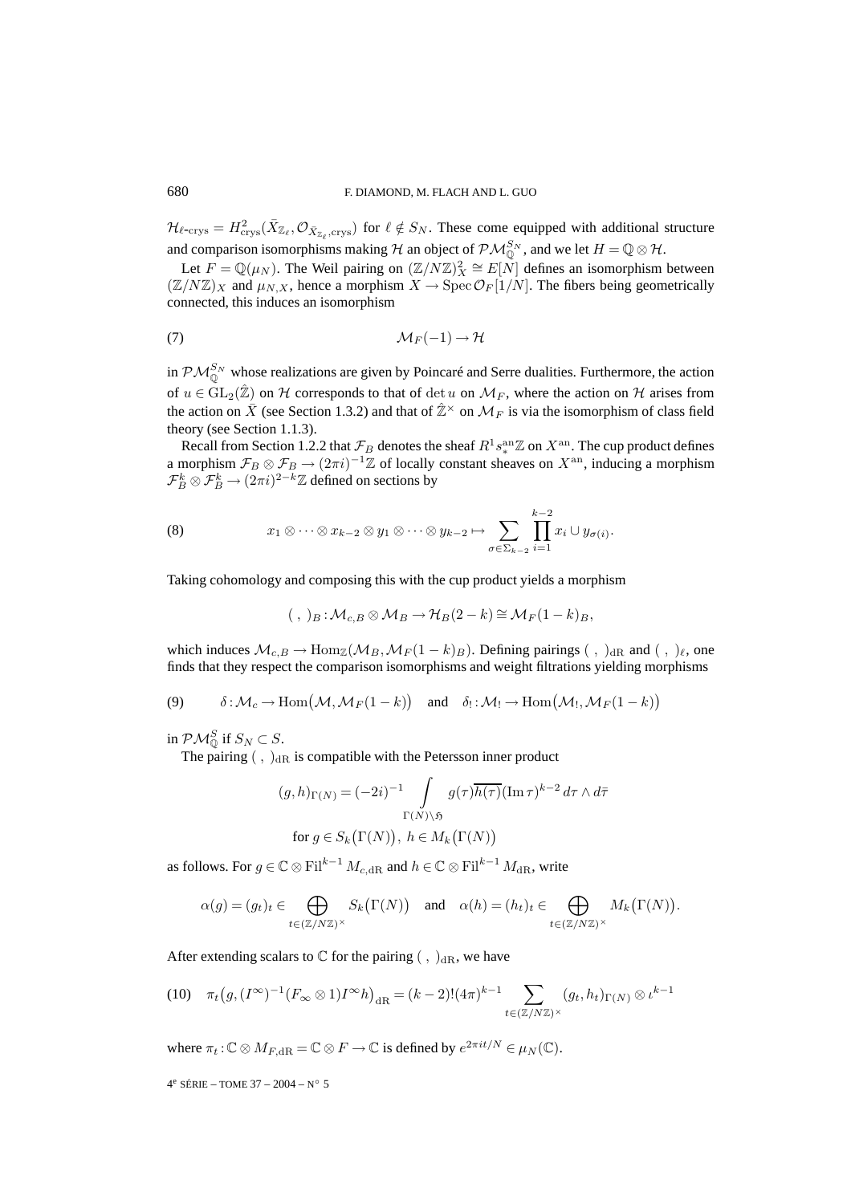$\mathcal{H}_{\ell\text{-crys}} = H^2_{\mathrm{crys}}(\bar{X}_{\mathbb{Z}_\ell}, \mathcal{O}_{\bar{X}_{\mathbb{Z}_\ell},\mathrm{crys}})$ for $\ell \notin S_N$. These come equipped with additional structure and comparison isomorphisms making $\mathcal{H}$ an object of $\mathcal{PM}_{\mathbb{Q}}^{S_N}$, and we let $H = \mathbb{Q} \otimes \mathcal{H}$.

Let $F = \mathbb{Q}(\mu_N)$. The Weil pairing on $(\mathbb{Z}/N\mathbb{Z})^2_X \cong E[N]$ defines an isomorphism between $(\mathbb{Z}/N\mathbb{Z})_X$ and $\mu_{N,X}$, hence a morphism $X \to \operatorname{Spec} \mathcal{O}_F[1/N]$. The fibers being geometrically connected, this induces an isomorphism

$$\mathcal{M}_F(-1) \to \mathcal{H} \tag{7}$$

in $\mathcal{PM}_{\mathbb{Q}}^{S_N}$ whose realizations are given by Poincaré and Serre dualities. Furthermore, the action of $u \in \mathrm{GL}_2(\hat{\mathbb{Z}})$ on $\mathcal{H}$ corresponds to that of $\det u$ on $\mathcal{M}_F$, where the action on $\mathcal{H}$ arises from the action on $\bar{X}$ (see Section 1.3.2) and that of $\hat{\mathbb{Z}}^\times$ on $\mathcal{M}_F$ is via the isomorphism of class field theory (see Section 1.1.3).

Recall from Section 1.2.2 that $\mathcal{F}_B$ denotes the sheaf $R^1 s_*^{\mathrm{an}} \mathbb{Z}$ on $X^{\mathrm{an}}$. The cup product defines a morphism $\mathcal{F}_B \otimes \mathcal{F}_B \to (2\pi i)^{-1}\mathbb{Z}$ of locally constant sheaves on $X^{\mathrm{an}}$, inducing a morphism $\mathcal{F}_B^k \otimes \mathcal{F}_B^k \to (2\pi i)^{2-k}\mathbb{Z}$ defined on sections by

$$x_1 \otimes \cdots \otimes x_{k-2} \otimes y_1 \otimes \cdots \otimes y_{k-2} \mapsto \sum_{\sigma \in \Sigma_{k-2}} \prod_{i=1}^{k-2} x_i \cup y_{\sigma(i)}. \tag{8}$$

Taking cohomology and composing this with the cup product yields a morphism

$$(\ ,\ )_B : \mathcal{M}_{c,B} \otimes \mathcal{M}_B \to \mathcal{H}_B(2-k) \cong \mathcal{M}_F(1-k)_B,$$

which induces $\mathcal{M}_{c,B} \to \operatorname{Hom}_{\mathbb{Z}}(\mathcal{M}_B, \mathcal{M}_F(1-k)_B)$. Defining pairings $(\ ,\ )_{\mathrm{dR}}$ and $(\ ,\ )_\ell$, one finds that they respect the comparison isomorphisms and weight filtrations yielding morphisms

$$\delta : \mathcal{M}_c \to \operatorname{Hom}\bigl(\mathcal{M}, \mathcal{M}_F(1-k)\bigr) \quad \text{and} \quad \delta_! : \mathcal{M}_! \to \operatorname{Hom}\bigl(\mathcal{M}_!, \mathcal{M}_F(1-k)\bigr) \tag{9}$$

in $\mathcal{PM}_{\mathbb{Q}}^S$ if $S_N \subset S$.

The pairing $(\ ,\ )_{\mathrm{dR}}$ is compatible with the Petersson inner product

$$(g,h)_{\Gamma(N)} = (-2i)^{-1} \int_{\Gamma(N)\backslash\mathfrak{H}} g(\tau)\overline{h(\tau)}(\operatorname{Im}\tau)^{k-2}\, d\tau \wedge d\bar{\tau}$$
$$\text{for } g \in S_k\bigl(\Gamma(N)\bigr),\ h \in M_k\bigl(\Gamma(N)\bigr)$$

as follows. For $g \in \mathbb{C} \otimes \operatorname{Fil}^{k-1} M_{c,\mathrm{dR}}$ and $h \in \mathbb{C} \otimes \operatorname{Fil}^{k-1} M_{\mathrm{dR}}$, write

$$\alpha(g) = (g_t)_t \in \bigoplus_{t \in (\mathbb{Z}/N\mathbb{Z})^\times} S_k\bigl(\Gamma(N)\bigr) \quad \text{and} \quad \alpha(h) = (h_t)_t \in \bigoplus_{t \in (\mathbb{Z}/N\mathbb{Z})^\times} M_k\bigl(\Gamma(N)\bigr).$$

After extending scalars to $\mathbb{C}$ for the pairing $(\ ,\ )_{\mathrm{dR}}$, we have

$$\pi_t\bigl(g, (I^\infty)^{-1}(F_\infty \otimes 1)I^\infty h\bigr)_{\mathrm{dR}} = (k-2)!(4\pi)^{k-1} \sum_{t \in (\mathbb{Z}/N\mathbb{Z})^\times} (g_t, h_t)_{\Gamma(N)} \otimes \iota^{k-1} \tag{10}$$

where $\pi_t : \mathbb{C} \otimes M_{F,\mathrm{dR}} = \mathbb{C} \otimes F \to \mathbb{C}$ is defined by $e^{2\pi i t/N} \in \mu_N(\mathbb{C})$.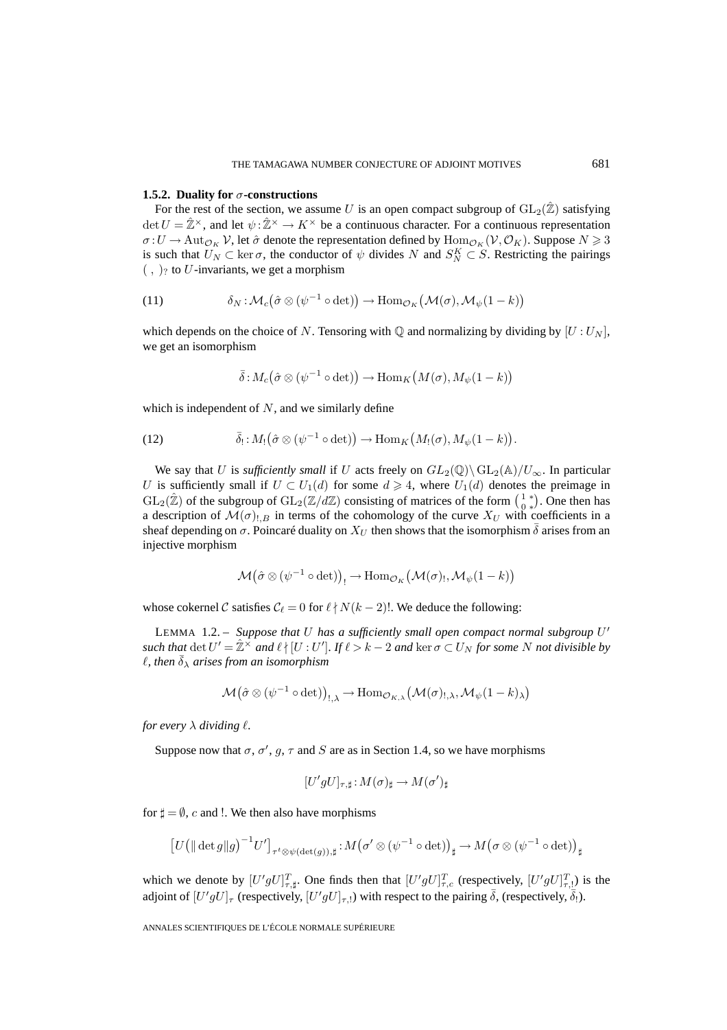### 1.5.2. Duality for $\sigma$-constructions

For the rest of the section, we assume $U$ is an open compact subgroup of $\mathrm{GL}_2(\hat{\mathbb{Z}})$ satisfying $\det U = \hat{\mathbb{Z}}^\times$, and let $\psi : \hat{\mathbb{Z}}^\times \to K^\times$ be a continuous character. For a continuous representation $\sigma : U \to \mathrm{Aut}_{\mathcal{O}_K} \mathcal{V}$, let $\hat{\sigma}$ denote the representation defined by $\mathrm{Hom}_{\mathcal{O}_K}(\mathcal{V}, \mathcal{O}_K)$. Suppose $N \geqslant 3$ is such that $U_N \subset \ker \sigma$, the conductor of $\psi$ divides $N$ and $S_N^K \subset S$. Restricting the pairings $(\ ,\ )_?$ to $U$-invariants, we get a morphism

$$\delta_N : \mathcal{M}_c\big(\hat{\sigma} \otimes (\psi^{-1} \circ \det)\big) \to \mathrm{Hom}_{\mathcal{O}_K}\big(\mathcal{M}(\sigma), \mathcal{M}_\psi(1-k)\big) \tag{11}$$

which depends on the choice of $N$. Tensoring with $\mathbb{Q}$ and normalizing by dividing by $[U : U_N]$, we get an isomorphism

$$\bar{\delta} : M_c\big(\hat{\sigma} \otimes (\psi^{-1} \circ \det)\big) \to \mathrm{Hom}_K\big(M(\sigma), M_\psi(1-k)\big)$$

which is independent of $N$, and we similarly define

$$\bar{\delta}_! : M_!\big(\hat{\sigma} \otimes (\psi^{-1} \circ \det)\big) \to \mathrm{Hom}_K\big(M_!(\sigma), M_\psi(1-k)\big). \tag{12}$$

We say that $U$ is *sufficiently small* if $U$ acts freely on $GL_2(\mathbb{Q}) \backslash \mathrm{GL}_2(\mathbb{A})/U_\infty$. In particular $U$ is sufficiently small if $U \subset U_1(d)$ for some $d \geqslant 4$, where $U_1(d)$ denotes the preimage in $\mathrm{GL}_2(\hat{\mathbb{Z}})$ of the subgroup of $\mathrm{GL}_2(\mathbb{Z}/d\mathbb{Z})$ consisting of matrices of the form $\left(\begin{smallmatrix} 1 & * \\ 0 & * \end{smallmatrix}\right)$. One then has a description of $\mathcal{M}(\sigma)_{!,B}$ in terms of the cohomology of the curve $X_U$ with coefficients in a sheaf depending on $\sigma$. Poincaré duality on $X_U$ then shows that the isomorphism $\bar{\delta}$ arises from an injective morphism

$$\mathcal{M}\big(\hat{\sigma} \otimes (\psi^{-1} \circ \det)\big)_! \to \mathrm{Hom}_{\mathcal{O}_K}\big(\mathcal{M}(\sigma)_!, \mathcal{M}_\psi(1-k)\big)$$

whose cokernel $\mathcal{C}$ satisfies $\mathcal{C}_\ell = 0$ for $\ell \nmid N(k-2)!$. We deduce the following:

LEMMA 1.2. – *Suppose that $U$ has a sufficiently small open compact normal subgroup $U'$ such that $\det U' = \hat{\mathbb{Z}}^\times$ and $\ell \nmid [U : U']$. If $\ell > k-2$ and $\ker \sigma \subset U_N$ for some $N$ not divisible by $\ell$, then $\bar{\delta}_\lambda$ arises from an isomorphism*

$$\mathcal{M}\big(\hat{\sigma} \otimes (\psi^{-1} \circ \det)\big)_{!,\lambda} \to \mathrm{Hom}_{\mathcal{O}_{K,\lambda}}\big(\mathcal{M}(\sigma)_{!,\lambda}, \mathcal{M}_\psi(1-k)_\lambda\big)$$

*for every $\lambda$ dividing $\ell$.*

Suppose now that $\sigma$, $\sigma'$, $g$, $\tau$ and $S$ are as in Section 1.4, so we have morphisms

$$[U'gU]_{\tau,\sharp} : M(\sigma)_\sharp \to M(\sigma')_\sharp$$

for $\sharp = \emptyset$, $c$ and $!$. We then also have morphisms

$$\big[U\big(\|\det g\|g\big)^{-1}U'\big]_{\tau^t \otimes \psi(\det(g)),\sharp} : M\big(\sigma' \otimes (\psi^{-1} \circ \det)\big)_\sharp \to M\big(\sigma \otimes (\psi^{-1} \circ \det)\big)_\sharp$$

which we denote by $[U'gU]^T_{\tau,\sharp}$. One finds then that $[U'gU]^T_{\tau,c}$ (respectively, $[U'gU]^T_{\tau,!}$) is the adjoint of $[U'gU]_\tau$ (respectively, $[U'gU]_{\tau,!}$) with respect to the pairing $\bar{\delta}$, (respectively, $\bar{\delta}_!$).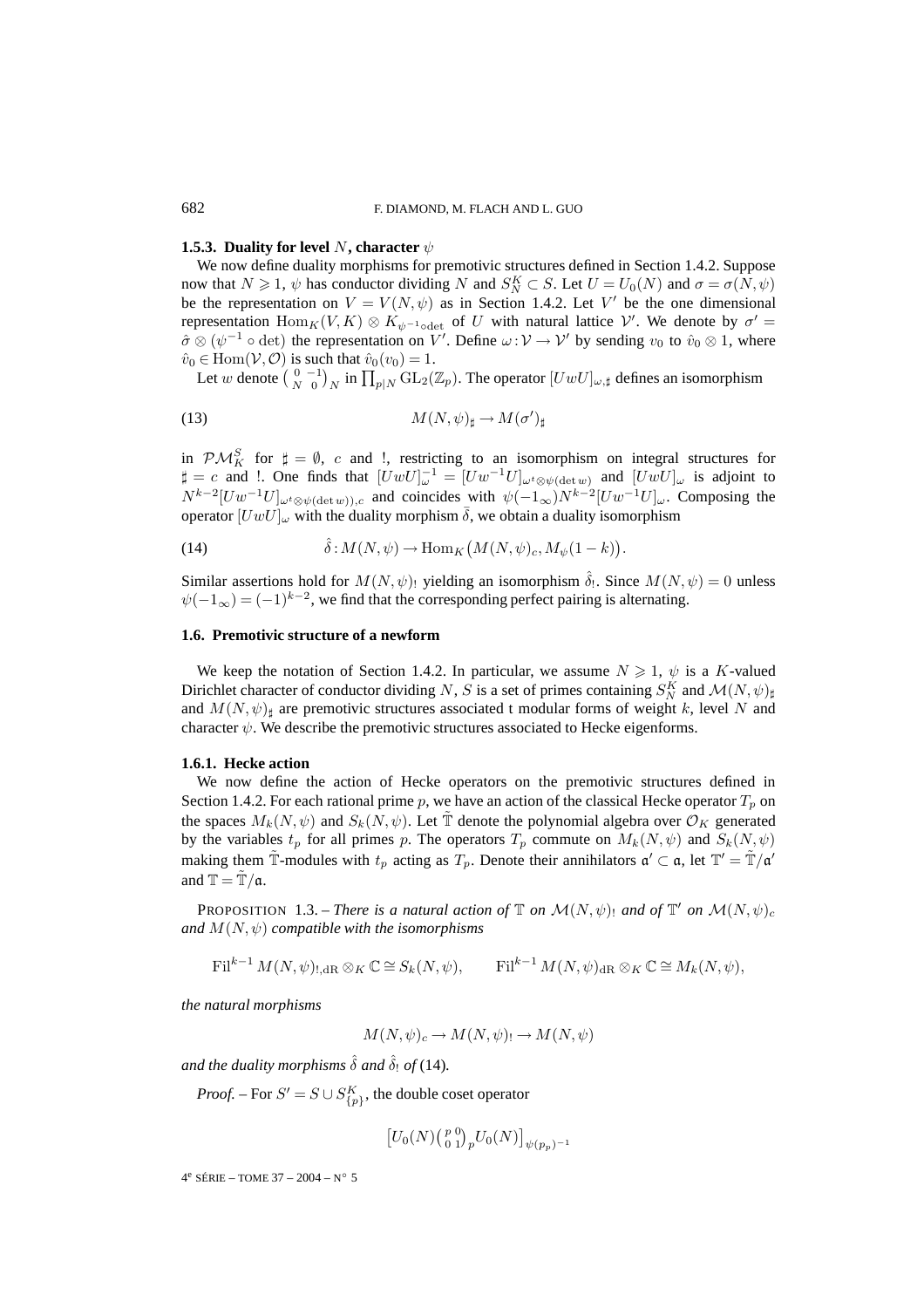### 1.5.3. Duality for level $N$, character $\psi$

We now define duality morphisms for premotivic structures defined in Section 1.4.2. Suppose now that $N \geqslant 1$, $\psi$ has conductor dividing $N$ and $S_N^K \subset S$. Let $U = U_0(N)$ and $\sigma = \sigma(N,\psi)$ be the representation on $V = V(N,\psi)$ as in Section 1.4.2. Let $V'$ be the one dimensional representation $\mathrm{Hom}_K(V,K) \otimes K_{\psi^{-1}\circ\det}$ of $U$ with natural lattice $\mathcal{V}'$. We denote by $\sigma' = \hat{\sigma} \otimes (\psi^{-1} \circ \det)$ the representation on $V'$. Define $\omega : \mathcal{V} \to \mathcal{V}'$ by sending $v_0$ to $\hat{v}_0 \otimes 1$, where $\hat{v}_0 \in \mathrm{Hom}(\mathcal{V}, \mathcal{O})$ is such that $\hat{v}_0(v_0) = 1$.

Let $w$ denote $\left(\begin{smallmatrix} 0 & -1 \\ N & 0 \end{smallmatrix}\right)_N$ in $\prod_{p|N} \mathrm{GL}_2(\mathbb{Z}_p)$. The operator $[UwU]_{\omega,\sharp}$ defines an isomorphism

$$M(N,\psi)_\sharp \to M(\sigma')_\sharp \tag{13}$$

in $\mathcal{PM}_K^S$ for $\sharp = \emptyset$, $c$ and $!$, restricting to an isomorphism on integral structures for $\sharp = c$ and $!$. One finds that $[UwU]_\omega^{-1} = [Uw^{-1}U]_{\omega^t \otimes \psi(\det w)}$ and $[UwU]_\omega$ is adjoint to $N^{k-2}[Uw^{-1}U]_{\omega^t \otimes \psi(\det w)),c}$ and coincides with $\psi(-1_\infty)N^{k-2}[Uw^{-1}U]_\omega$. Composing the operator $[UwU]_\omega$ with the duality morphism $\bar{\delta}$, we obtain a duality isomorphism

$$\hat{\delta} : M(N,\psi) \to \mathrm{Hom}_K\big(M(N,\psi)_c, M_\psi(1-k)\big). \tag{14}$$

Similar assertions hold for $M(N,\psi)_!$ yielding an isomorphism $\hat{\delta}_!$. Since $M(N,\psi) = 0$ unless $\psi(-1_\infty) = (-1)^{k-2}$, we find that the corresponding perfect pairing is alternating.

## 1.6. Premotivic structure of a newform

We keep the notation of Section 1.4.2. In particular, we assume $N \geqslant 1$, $\psi$ is a $K$-valued Dirichlet character of conductor dividing $N$, $S$ is a set of primes containing $S_N^K$ and $\mathcal{M}(N,\psi)_\sharp$ and $M(N,\psi)_\sharp$ are premotivic structures associated t modular forms of weight $k$, level $N$ and character $\psi$. We describe the premotivic structures associated to Hecke eigenforms.

### 1.6.1. Hecke action

We now define the action of Hecke operators on the premotivic structures defined in Section 1.4.2. For each rational prime $p$, we have an action of the classical Hecke operator $T_p$ on the spaces $M_k(N,\psi)$ and $S_k(N,\psi)$. Let $\tilde{\mathbb{T}}$ denote the polynomial algebra over $\mathcal{O}_K$ generated by the variables $t_p$ for all primes $p$. The operators $T_p$ commute on $M_k(N,\psi)$ and $S_k(N,\psi)$ making them $\tilde{\mathbb{T}}$-modules with $t_p$ acting as $T_p$. Denote their annihilators $\mathfrak{a}' \subset \mathfrak{a}$, let $\mathbb{T}' = \tilde{\mathbb{T}}/\mathfrak{a}'$ and $\mathbb{T} = \tilde{\mathbb{T}}/\mathfrak{a}$.

PROPOSITION 1.3. – *There is a natural action of $\mathbb{T}$ on $\mathcal{M}(N,\psi)_!$ and of $\mathbb{T}'$ on $\mathcal{M}(N,\psi)_c$ and $M(N,\psi)$ compatible with the isomorphisms*

$$\mathrm{Fil}^{k-1} M(N,\psi)_{!,\mathrm{dR}} \otimes_K \mathbb{C} \cong S_k(N,\psi), \qquad \mathrm{Fil}^{k-1} M(N,\psi)_{\mathrm{dR}} \otimes_K \mathbb{C} \cong M_k(N,\psi),$$

*the natural morphisms*

$$M(N,\psi)_c \to M(N,\psi)_! \to M(N,\psi)$$

*and the duality morphisms $\hat{\delta}$ and $\hat{\delta}_!$ of* (14).

*Proof.* – For $S' = S \cup S_{\{p\}}^K$, the double coset operator

$$\big[U_0(N)\left(\begin{smallmatrix} p & 0 \\ 0 & 1 \end{smallmatrix}\right)_p U_0(N)\big]_{\psi(p_p)^{-1}}$$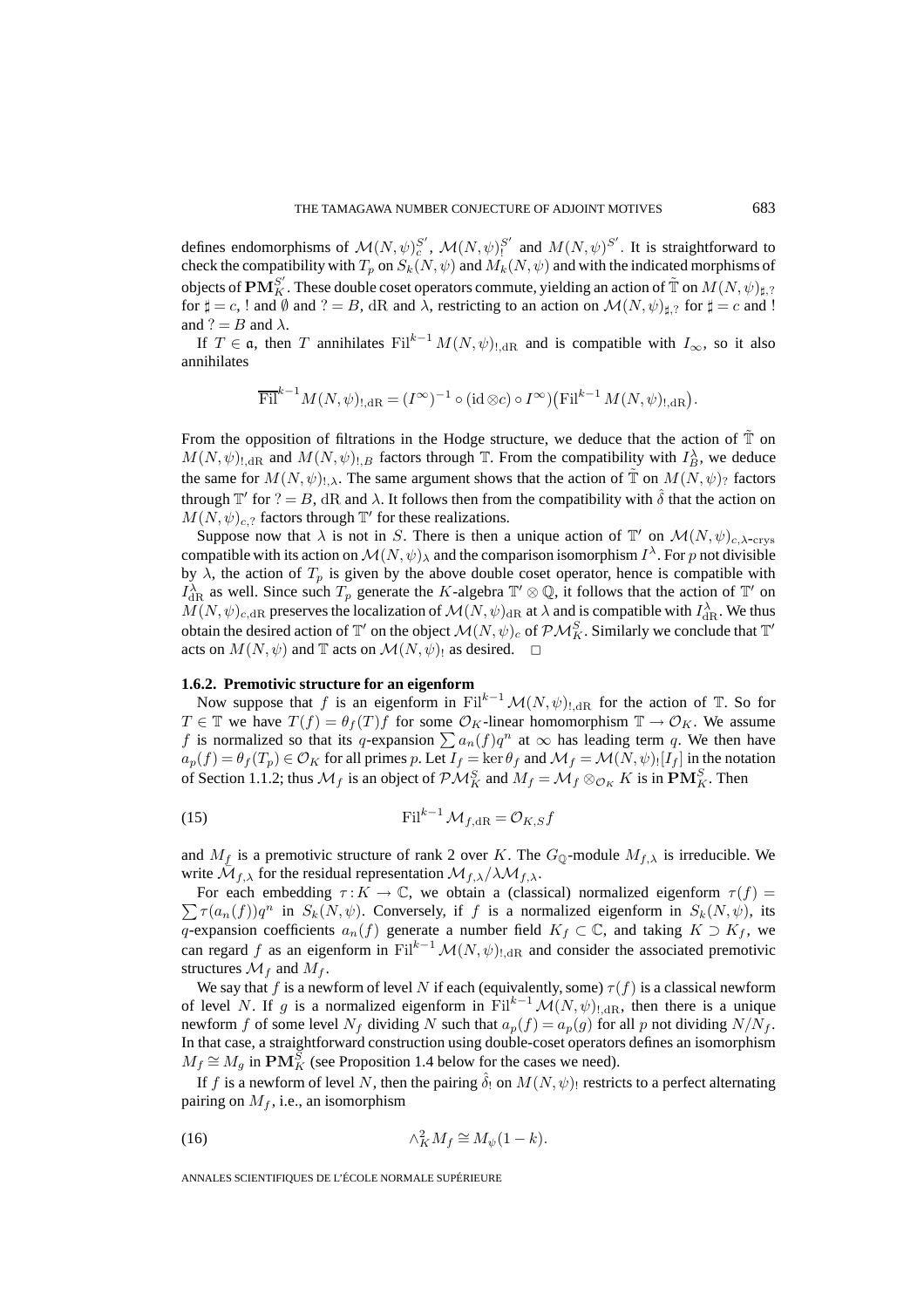defines endomorphisms of $\mathcal{M}(N,\psi)_c^{S'}$, $\mathcal{M}(N,\psi)_!^{S'}$ and $M(N,\psi)^{S'}$. It is straightforward to check the compatibility with $T_p$ on $S_k(N,\psi)$ and $M_k(N,\psi)$ and with the indicated morphisms of objects of $\mathbf{PM}_K^{S'}$. These double coset operators commute, yielding an action of $\tilde{\mathbb{T}}$ on $M(N,\psi)_{\sharp,?}$ for $\sharp = c$, ! and $\emptyset$ and $? = B$, dR and $\lambda$, restricting to an action on $\mathcal{M}(N,\psi)_{\sharp,?}$ for $\sharp = c$ and ! and $? = B$ and $\lambda$.

If $T \in \mathfrak{a}$, then $T$ annihilates $\mathrm{Fil}^{k-1} M(N,\psi)_{!,\mathrm{dR}}$ and is compatible with $I_\infty$, so it also annihilates

$$\overline{\mathrm{Fil}}^{k-1} M(N,\psi)_{!,\mathrm{dR}} = (I^\infty)^{-1} \circ (\mathrm{id} \otimes c) \circ I^\infty\big(\mathrm{Fil}^{k-1} M(N,\psi)_{!,\mathrm{dR}}\big).$$

From the opposition of filtrations in the Hodge structure, we deduce that the action of $\tilde{\mathbb{T}}$ on $M(N,\psi)_{!,\mathrm{dR}}$ and $M(N,\psi)_{!,B}$ factors through $\mathbb{T}$. From the compatibility with $I_B^\lambda$, we deduce the same for $M(N,\psi)_{!,\lambda}$. The same argument shows that the action of $\tilde{\mathbb{T}}$ on $M(N,\psi)_?$ factors through $\mathbb{T}'$ for $? = B$, dR and $\lambda$. It follows then from the compatibility with $\hat{\delta}$ that the action on $M(N,\psi)_{c,?}$ factors through $\mathbb{T}'$ for these realizations.

Suppose now that $\lambda$ is not in $S$. There is then a unique action of $\mathbb{T}'$ on $\mathcal{M}(N,\psi)_{c,\lambda\text{-crys}}$ compatible with its action on $\mathcal{M}(N,\psi)_\lambda$ and the comparison isomorphism $I^\lambda$. For $p$ not divisible by $\lambda$, the action of $T_p$ is given by the above double coset operator, hence is compatible with $I_{\mathrm{dR}}^\lambda$ as well. Since such $T_p$ generate the $K$-algebra $\mathbb{T}' \otimes \mathbb{Q}$, it follows that the action of $\mathbb{T}'$ on $M(N,\psi)_{c,\mathrm{dR}}$ preserves the localization of $\mathcal{M}(N,\psi)_{\mathrm{dR}}$ at $\lambda$ and is compatible with $I_{\mathrm{dR}}^\lambda$. We thus obtain the desired action of $\mathbb{T}'$ on the object $\mathcal{M}(N,\psi)_c$ of $\mathcal{PM}_K^S$. Similarly we conclude that $\mathbb{T}'$ acts on $M(N,\psi)$ and $\mathbb{T}$ acts on $\mathcal{M}(N,\psi)_!$ as desired. $\square$

#### 1.6.2. Premotivic structure for an eigenform

Now suppose that $f$ is an eigenform in $\mathrm{Fil}^{k-1}\mathcal{M}(N,\psi)_{!,\mathrm{dR}}$ for the action of $\mathbb{T}$. So for $T \in \mathbb{T}$ we have $T(f) = \theta_f(T)f$ for some $\mathcal{O}_K$-linear homomorphism $\mathbb{T} \to \mathcal{O}_K$. We assume $f$ is normalized so that its $q$-expansion $\sum a_n(f)q^n$ at $\infty$ has leading term $q$. We then have $a_p(f) = \theta_f(T_p) \in \mathcal{O}_K$ for all primes $p$. Let $I_f = \ker\theta_f$ and $\mathcal{M}_f = \mathcal{M}(N,\psi)_![I_f]$ in the notation of Section 1.1.2; thus $\mathcal{M}_f$ is an object of $\mathcal{PM}_K^S$ and $M_f = \mathcal{M}_f \otimes_{\mathcal{O}_K} K$ is in $\mathbf{PM}_K^S$. Then

$$\mathrm{Fil}^{k-1}\mathcal{M}_{f,\mathrm{dR}} = \mathcal{O}_{K,S} f \tag{15}$$

and $M_f$ is a premotivic structure of rank 2 over $K$. The $G_\mathbb{Q}$-module $M_{f,\lambda}$ is irreducible. We write $\bar{\mathcal{M}}_{f,\lambda}$ for the residual representation $\mathcal{M}_{f,\lambda}/\lambda\mathcal{M}_{f,\lambda}$.

For each embedding $\tau : K \to \mathbb{C}$, we obtain a (classical) normalized eigenform $\tau(f) = \sum \tau(a_n(f))q^n$ in $S_k(N,\psi)$. Conversely, if $f$ is a normalized eigenform in $S_k(N,\psi)$, its $q$-expansion coefficients $a_n(f)$ generate a number field $K_f \subset \mathbb{C}$, and taking $K \supset K_f$, we can regard $f$ as an eigenform in $\mathrm{Fil}^{k-1}\mathcal{M}(N,\psi)_{!,\mathrm{dR}}$ and consider the associated premotivic structures $\mathcal{M}_f$ and $M_f$.

We say that $f$ is a newform of level $N$ if each (equivalently, some) $\tau(f)$ is a classical newform of level $N$. If $g$ is a normalized eigenform in $\mathrm{Fil}^{k-1}\mathcal{M}(N,\psi)_{!,\mathrm{dR}}$, then there is a unique newform $f$ of some level $N_f$ dividing $N$ such that $a_p(f) = a_p(g)$ for all $p$ not dividing $N/N_f$. In that case, a straightforward construction using double-coset operators defines an isomorphism $M_f \cong M_g$ in $\mathbf{PM}_K^S$ (see Proposition 1.4 below for the cases we need).

If $f$ is a newform of level $N$, then the pairing $\hat{\delta}_!$ on $M(N,\psi)_!$ restricts to a perfect alternating pairing on $M_f$, i.e., an isomorphism

$$\wedge_K^2 M_f \cong M_\psi(1-k). \tag{16}$$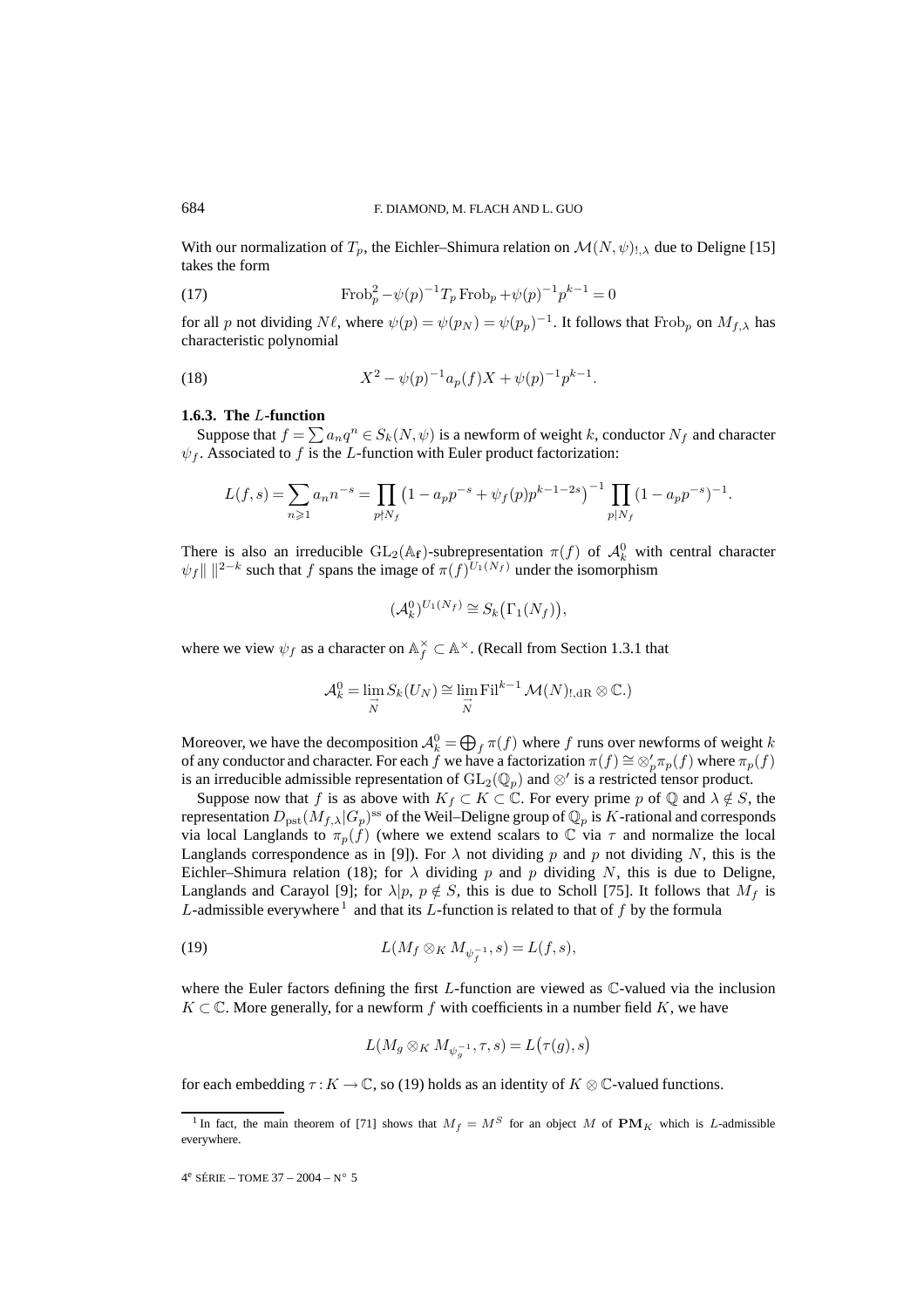With our normalization of $T_p$, the Eichler–Shimura relation on $\mathcal{M}(N,\psi)_{!,\lambda}$ due to Deligne [15] takes the form

$$\operatorname{Frob}_p^2 - \psi(p)^{-1} T_p \operatorname{Frob}_p + \psi(p)^{-1} p^{k-1} = 0 \tag{17}$$

for all $p$ not dividing $N\ell$, where $\psi(p) = \psi(p_N) = \psi(p_p)^{-1}$. It follows that $\operatorname{Frob}_p$ on $M_{f,\lambda}$ has characteristic polynomial

$$X^2 - \psi(p)^{-1} a_p(f) X + \psi(p)^{-1} p^{k-1}. \tag{18}$$

### 1.6.3. The $L$-function

Suppose that $f = \sum a_n q^n \in S_k(N,\psi)$ is a newform of weight $k$, conductor $N_f$ and character $\psi_f$. Associated to $f$ is the $L$-function with Euler product factorization:

$$L(f,s) = \sum_{n \geqslant 1} a_n n^{-s} = \prod_{p \nmid N_f} \left(1 - a_p p^{-s} + \psi_f(p) p^{k-1-2s}\right)^{-1} \prod_{p \mid N_f} (1 - a_p p^{-s})^{-1}.$$

There is also an irreducible $\mathrm{GL}_2(\mathbb{A}_\mathbf{f})$-subrepresentation $\pi(f)$ of $\mathcal{A}_k^0$ with central character $\psi_f \| \, \|^{2-k}$ such that $f$ spans the image of $\pi(f)^{U_1(N_f)}$ under the isomorphism

$$(\mathcal{A}_k^0)^{U_1(N_f)} \cong S_k\big(\Gamma_1(N_f)\big),$$

where we view $\psi_f$ as a character on $\mathbb{A}_f^\times \subset \mathbb{A}^\times$. (Recall from Section 1.3.1 that

$$\mathcal{A}_k^0 = \varinjlim_N S_k(U_N) \cong \varinjlim_N \operatorname{Fil}^{k-1} \mathcal{M}(N)_{!,\mathrm{dR}} \otimes \mathbb{C}.)$$

Moreover, we have the decomposition $\mathcal{A}_k^0 = \bigoplus_f \pi(f)$ where $f$ runs over newforms of weight $k$ of any conductor and character. For each $f$ we have a factorization $\pi(f) \cong \otimes_p' \pi_p(f)$ where $\pi_p(f)$ is an irreducible admissible representation of $\mathrm{GL}_2(\mathbb{Q}_p)$ and $\otimes'$ is a restricted tensor product.

Suppose now that $f$ is as above with $K_f \subset K \subset \mathbb{C}$. For every prime $p$ of $\mathbb{Q}$ and $\lambda \notin S$, the representation $D_{\mathrm{pst}}(M_{f,\lambda}|G_p)^{\mathrm{ss}}$ of the Weil–Deligne group of $\mathbb{Q}_p$ is $K$-rational and corresponds via local Langlands to $\pi_p(f)$ (where we extend scalars to $\mathbb{C}$ via $\tau$ and normalize the local Langlands correspondence as in [9]). For $\lambda$ not dividing $p$ and $p$ not dividing $N$, this is the Eichler–Shimura relation (18); for $\lambda$ dividing $p$ and $p$ dividing $N$, this is due to Deligne, Langlands and Carayol [9]; for $\lambda | p$, $p \notin S$, this is due to Scholl [75]. It follows that $M_f$ is $L$-admissible everywhere [1] and that its $L$-function is related to that of $f$ by the formula

$$L(M_f \otimes_K M_{\psi_f^{-1}}, s) = L(f,s), \tag{19}$$

where the Euler factors defining the first $L$-function are viewed as $\mathbb{C}$-valued via the inclusion $K \subset \mathbb{C}$. More generally, for a newform $f$ with coefficients in a number field $K$, we have

$$L(M_g \otimes_K M_{\psi_g^{-1}}, \tau, s) = L\big(\tau(g), s\big)$$

for each embedding $\tau : K \to \mathbb{C}$, so (19) holds as an identity of $K \otimes \mathbb{C}$-valued functions.

---

[1] In fact, the main theorem of [71] shows that $M_f = M^S$ for an object $M$ of $\mathbf{PM}_K$ which is $L$-admissible everywhere.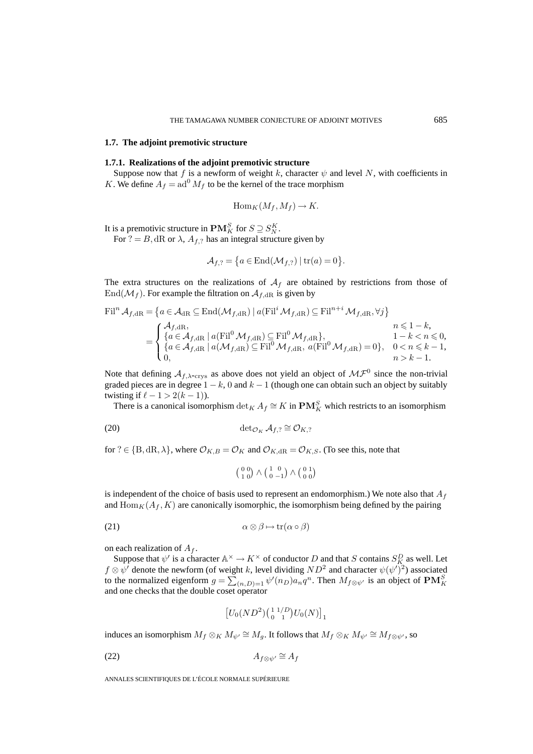### 1.7. The adjoint premotivic structure

#### 1.7.1. Realizations of the adjoint premotivic structure

Suppose now that $f$ is a newform of weight $k$, character $\psi$ and level $N$, with coefficients in $K$. We define $A_f = \mathrm{ad}^0 M_f$ to be the kernel of the trace morphism

$$\mathrm{Hom}_K(M_f, M_f) \to K.$$

It is a premotivic structure in $\mathbf{PM}_K^S$ for $S \supseteq S_N^K$.

For $? = B, \mathrm{dR}$ or $\lambda$, $A_{f,?}$ has an integral structure given by

$$\mathcal{A}_{f,?} = \left\{ a \in \mathrm{End}(\mathcal{M}_{f,?}) \mid \mathrm{tr}(a) = 0 \right\}.$$

The extra structures on the realizations of $\mathcal{A}_f$ are obtained by restrictions from those of $\mathrm{End}(\mathcal{M}_f)$. For example the filtration on $\mathcal{A}_{f,\mathrm{dR}}$ is given by

$$\begin{aligned}
\mathrm{Fil}^n \mathcal{A}_{f,\mathrm{dR}} &= \left\{ a \in \mathcal{A}_{\mathrm{dR}} \subseteq \mathrm{End}(\mathcal{M}_{f,\mathrm{dR}}) \mid a(\mathrm{Fil}^i \mathcal{M}_{f,\mathrm{dR}}) \subseteq \mathrm{Fil}^{n+i} \mathcal{M}_{f,\mathrm{dR}}, \forall j \right\} \\
&= \begin{cases}
\mathcal{A}_{f,\mathrm{dR}}, & n \leqslant 1-k, \\
\{ a \in \mathcal{A}_{f,\mathrm{dR}} \mid a(\mathrm{Fil}^0 \mathcal{M}_{f,\mathrm{dR}}) \subseteq \mathrm{Fil}^0 \mathcal{M}_{f,\mathrm{dR}} \}, & 1-k < n \leqslant 0, \\
\{ a \in \mathcal{A}_{f,\mathrm{dR}} \mid a(\mathcal{M}_{f,\mathrm{dR}}) \subseteq \mathrm{Fil}^0 \mathcal{M}_{f,\mathrm{dR}},\ a(\mathrm{Fil}^0 \mathcal{M}_{f,\mathrm{dR}}) = 0 \}, & 0 < n \leqslant k-1, \\
0, & n > k-1.
\end{cases}
\end{aligned}$$

Note that defining $\mathcal{A}_{f,\lambda\text{-crys}}$ as above does not yield an object of $\mathcal{MF}^0$ since the non-trivial graded pieces are in degree $1-k$, $0$ and $k-1$ (though one can obtain such an object by suitably twisting if $\ell - 1 > 2(k-1)$).

There is a canonical isomorphism $\det_K A_f \cong K$ in $\mathbf{PM}_K^S$ which restricts to an isomorphism

$$\det_{\mathcal{O}_K} \mathcal{A}_{f,?} \cong \mathcal{O}_{K,?} \tag{20}$$

for $? \in \{\mathrm{B}, \mathrm{dR}, \lambda\}$, where $\mathcal{O}_{K,B} = \mathcal{O}_K$ and $\mathcal{O}_{K,\mathrm{dR}} = \mathcal{O}_{K,S}$. (To see this, note that

$$\begin{pmatrix} 0 & 0 \\ 1 & 0 \end{pmatrix} \wedge \begin{pmatrix} 1 & 0 \\ 0 & -1 \end{pmatrix} \wedge \begin{pmatrix} 0 & 1 \\ 0 & 0 \end{pmatrix}$$

is independent of the choice of basis used to represent an endomorphism.) We note also that $A_f$ and $\mathrm{Hom}_K(A_f, K)$ are canonically isomorphic, the isomorphism being defined by the pairing

$$\alpha \otimes \beta \mapsto \mathrm{tr}(\alpha \circ \beta) \tag{21}$$

on each realization of $A_f$.

Suppose that $\psi'$ is a character $\mathbb{A}^\times \to K^\times$ of conductor $D$ and that $S$ contains $S_K^D$ as well. Let $f \otimes \psi'$ denote the newform (of weight $k$, level dividing $ND^2$ and character $\psi(\psi')^2$) associated to the normalized eigenform $g = \sum_{(n,D)=1} \psi'(n_D) a_n q^n$. Then $M_{f\otimes\psi'}$ is an object of $\mathbf{PM}_K^S$ and one checks that the double coset operator

$$\left[ U_0(ND^2) \begin{pmatrix} 1 & 1/D \\ 0 & 1 \end{pmatrix} U_0(N) \right]_1$$

induces an isomorphism $M_f \otimes_K M_{\psi'} \cong M_g$. It follows that $M_f \otimes_K M_{\psi'} \cong M_{f\otimes\psi'}$, so

$$A_{f\otimes\psi'} \cong A_f \tag{22}$$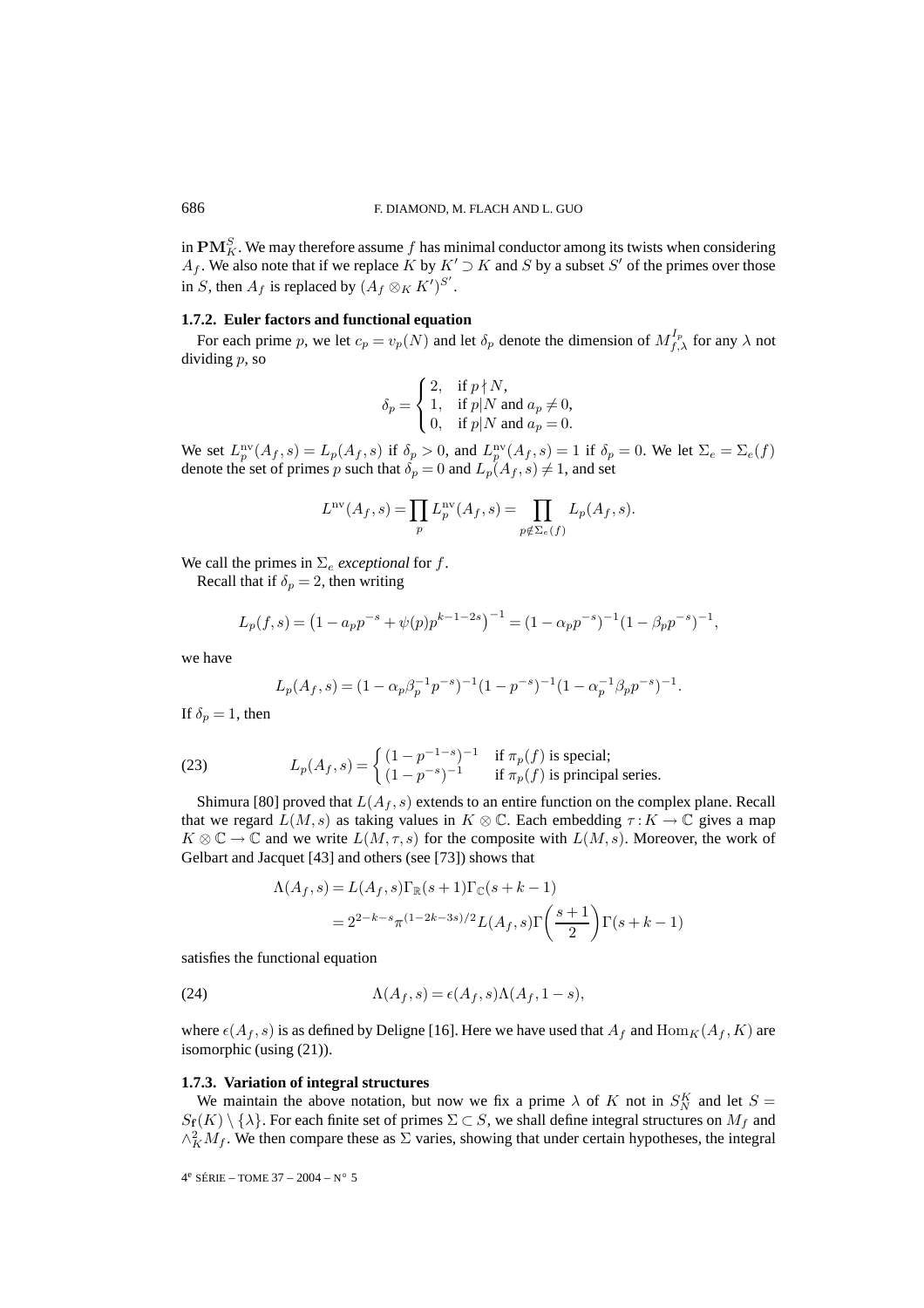in $\mathbf{PM}_K^S$. We may therefore assume $f$ has minimal conductor among its twists when considering $A_f$. We also note that if we replace $K$ by $K' \supset K$ and $S$ by a subset $S'$ of the primes over those in $S$, then $A_f$ is replaced by $(A_f \otimes_K K')^{S'}$.

### 1.7.2. Euler factors and functional equation

For each prime $p$, we let $c_p = v_p(N)$ and let $\delta_p$ denote the dimension of $M_{f,\lambda}^{I_p}$ for any $\lambda$ not dividing $p$, so

$$\delta_p = \begin{cases} 2, & \text{if } p \nmid N, \\ 1, & \text{if } p|N \text{ and } a_p \neq 0, \\ 0, & \text{if } p|N \text{ and } a_p = 0. \end{cases}$$

We set $L_p^{\mathrm{nv}}(A_f, s) = L_p(A_f, s)$ if $\delta_p > 0$, and $L_p^{\mathrm{nv}}(A_f, s) = 1$ if $\delta_p = 0$. We let $\Sigma_e = \Sigma_e(f)$ denote the set of primes $p$ such that $\delta_p = 0$ and $L_p(A_f, s) \neq 1$, and set

$$L^{\mathrm{nv}}(A_f, s) = \prod_p L_p^{\mathrm{nv}}(A_f, s) = \prod_{p \notin \Sigma_e(f)} L_p(A_f, s).$$

We call the primes in $\Sigma_e$ *exceptional* for $f$.

Recall that if $\delta_p = 2$, then writing

$$L_p(f, s) = \left(1 - a_p p^{-s} + \psi(p) p^{k-1-2s}\right)^{-1} = (1 - \alpha_p p^{-s})^{-1}(1 - \beta_p p^{-s})^{-1},$$

we have

$$L_p(A_f, s) = (1 - \alpha_p \beta_p^{-1} p^{-s})^{-1}(1 - p^{-s})^{-1}(1 - \alpha_p^{-1}\beta_p p^{-s})^{-1}.$$

If $\delta_p = 1$, then

$$L_p(A_f, s) = \begin{cases} (1 - p^{-1-s})^{-1} & \text{if } \pi_p(f) \text{ is special;} \\ (1 - p^{-s})^{-1} & \text{if } \pi_p(f) \text{ is principal series.} \end{cases} \tag{23}$$

Shimura [80] proved that $L(A_f, s)$ extends to an entire function on the complex plane. Recall that we regard $L(M, s)$ as taking values in $K \otimes \mathbb{C}$. Each embedding $\tau : K \to \mathbb{C}$ gives a map $K \otimes \mathbb{C} \to \mathbb{C}$ and we write $L(M, \tau, s)$ for the composite with $L(M, s)$. Moreover, the work of Gelbart and Jacquet [43] and others (see [73]) shows that

$$\begin{aligned} \Lambda(A_f, s) &= L(A_f, s)\Gamma_{\mathbb{R}}(s+1)\Gamma_{\mathbb{C}}(s+k-1) \\ &= 2^{2-k-s}\pi^{(1-2k-3s)/2} L(A_f, s)\Gamma\left(\frac{s+1}{2}\right)\Gamma(s+k-1) \end{aligned}$$

satisfies the functional equation

$$\Lambda(A_f, s) = \epsilon(A_f, s)\Lambda(A_f, 1-s), \tag{24}$$

where $\epsilon(A_f, s)$ is as defined by Deligne [16]. Here we have used that $A_f$ and $\mathrm{Hom}_K(A_f, K)$ are isomorphic (using (21)).

### 1.7.3. Variation of integral structures

We maintain the above notation, but now we fix a prime $\lambda$ of $K$ not in $S_N^K$ and let $S = S_{\mathfrak{f}}(K) \setminus \{\lambda\}$. For each finite set of primes $\Sigma \subset S$, we shall define integral structures on $M_f$ and $\wedge_K^2 M_f$. We then compare these as $\Sigma$ varies, showing that under certain hypotheses, the integral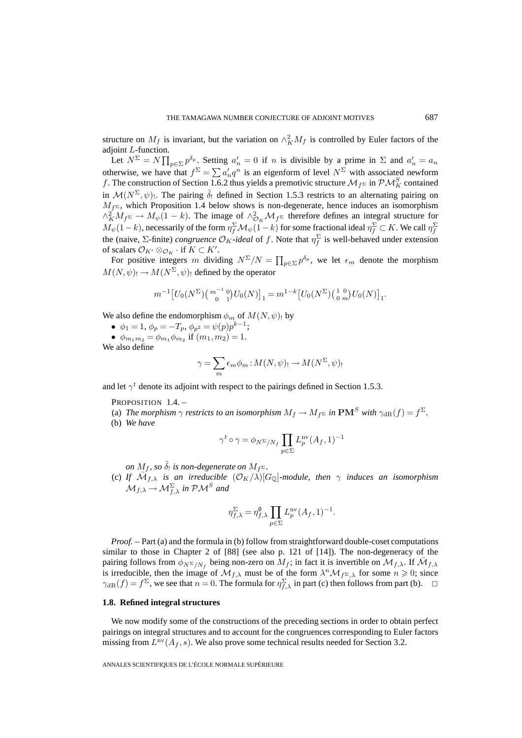structure on $M_f$ is invariant, but the variation on $\wedge^2_K M_f$ is controlled by Euler factors of the adjoint $L$-function.

Let $N^\Sigma = N\prod_{p\in\Sigma} p^{\delta_p}$. Setting $a'_n = 0$ if $n$ is divisible by a prime in $\Sigma$ and $a'_n = a_n$ otherwise, we have that $f^\Sigma = \sum a'_n q^n$ is an eigenform of level $N^\Sigma$ with associated newform $f$. The construction of Section 1.6.2 thus yields a premotivic structure $\mathcal{M}_{f^\Sigma}$ in $\mathcal{PM}^S_K$ contained in $\mathcal{M}(N^\Sigma,\psi)_!$. The pairing $\hat{\delta}_!$ defined in Section 1.5.3 restricts to an alternating pairing on $M_{f^\Sigma}$, which Proposition 1.4 below shows is non-degenerate, hence induces an isomorphism $\wedge^2_K M_{f^\Sigma} \to M_\psi(1-k)$. The image of $\wedge^2_{\mathcal{O}_K}\mathcal{M}_{f^\Sigma}$ therefore defines an integral structure for $M_\psi(1-k)$, necessarily of the form $\eta^\Sigma_f \mathcal{M}_\psi(1-k)$ for some fractional ideal $\eta^\Sigma_f \subset K$. We call $\eta^\Sigma_f$ the (naive, $\Sigma$-finite) *congruence* $\mathcal{O}_K$*-ideal* of $f$. Note that $\eta^\Sigma_f$ is well-behaved under extension of scalars $\mathcal{O}_{K'}\otimes_{\mathcal{O}_K}\cdot$ if $K \subset K'$.

For positive integers $m$ dividing $N^\Sigma/N = \prod_{p\in\Sigma} p^{\delta_p}$, we let $\epsilon_m$ denote the morphism $M(N,\psi)_! \to M(N^\Sigma,\psi)_!$ defined by the operator

$$m^{-1}\big[U_0(N^\Sigma)\left(\begin{smallmatrix} m^{-1} & 0\\ 0 & 1\end{smallmatrix}\right)U_0(N)\big]_1 = m^{1-k}\big[U_0(N^\Sigma)\left(\begin{smallmatrix} 1 & 0\\ 0 & m\end{smallmatrix}\right)U_0(N)\big]_1.$$

We also define the endomorphism $\phi_m$ of $M(N,\psi)_!$ by

- $\phi_1 = 1$, $\phi_p = -T_p$, $\phi_{p^2} = \psi(p)p^{k-1}$;
- $\phi_{m_1m_2} = \phi_{m_1}\phi_{m_2}$ if $(m_1,m_2)=1$.

We also define

$$\gamma = \sum_m \epsilon_m\phi_m : M(N,\psi)_! \to M(N^\Sigma,\psi)_!$$

and let $\gamma^t$ denote its adjoint with respect to the pairings defined in Section 1.5.3.

PROPOSITION 1.4. –

(a) *The morphism $\gamma$ restricts to an isomorphism $M_f \to M_{f^\Sigma}$ in $\mathbf{PM}^S$ with $\gamma_{\mathrm{dR}}(f) = f^\Sigma$.*

(b) *We have*

$$\gamma^t\circ\gamma = \phi_{N^\Sigma/N_f}\prod_{p\in\Sigma} L^{\mathrm{nv}}_p(A_f,1)^{-1}$$

*on $M_f$, so $\hat{\delta}_!$ is non-degenerate on $M_{f^\Sigma}$.*

(c) *If $\bar{\mathcal{M}}_{f,\lambda}$ is an irreducible $(\mathcal{O}_K/\lambda)[G_{\mathbb{Q}}]$-module, then $\gamma$ induces an isomorphism $\mathcal{M}_{f,\lambda} \to \mathcal{M}^\Sigma_{f,\lambda}$ in $\mathcal{PM}^S$ and*

$$\eta^\Sigma_{f,\lambda} = \eta^\emptyset_{f,\lambda}\prod_{p\in\Sigma} L^{\mathrm{nv}}_p(A_f,1)^{-1}.$$

*Proof.* – Part (a) and the formula in (b) follow from straightforward double-coset computations similar to those in Chapter 2 of [88] (see also p. 121 of [14]). The non-degeneracy of the pairing follows from $\phi_{N^\Sigma/N_f}$ being non-zero on $M_f$; in fact it is invertible on $\mathcal{M}_{f,\lambda}$. If $\bar{\mathcal{M}}_{f,\lambda}$ is irreducible, then the image of $\mathcal{M}_{f,\lambda}$ must be of the form $\lambda^n\mathcal{M}_{f^\Sigma,\lambda}$ for some $n \geqslant 0$; since $\gamma_{\mathrm{dR}}(f) = f^\Sigma$, we see that $n=0$. The formula for $\eta^\Sigma_{f,\lambda}$ in part (c) then follows from part (b). □

### 1.8. Refined integral structures

We now modify some of the constructions of the preceding sections in order to obtain perfect pairings on integral structures and to account for the congruences corresponding to Euler factors missing from $L^{\mathrm{nv}}(A_f,s)$. We also prove some technical results needed for Section 3.2.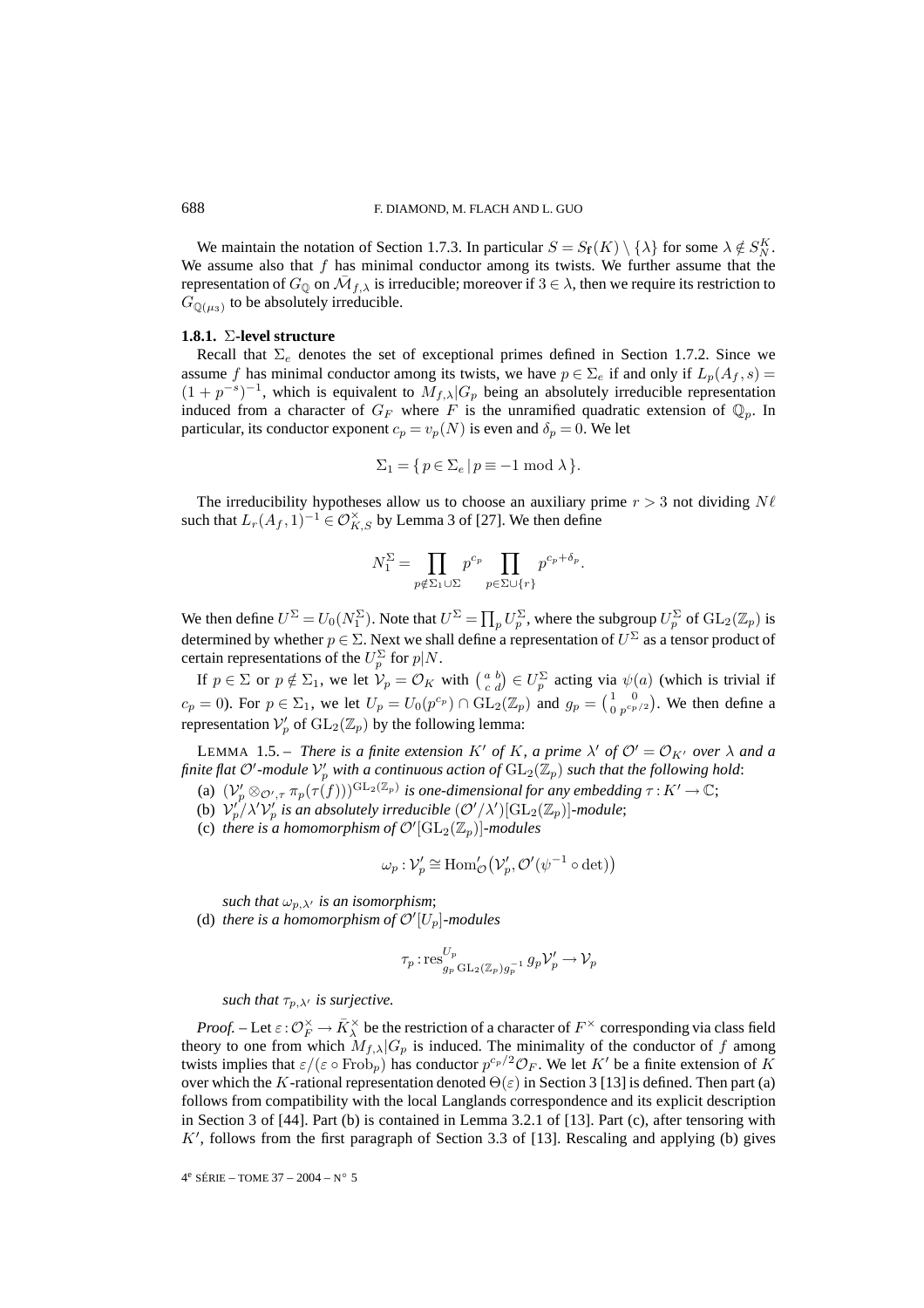We maintain the notation of Section 1.7.3. In particular $S = S_{\mathbf{f}}(K) \setminus \{\lambda\}$ for some $\lambda \notin S_N^K$. We assume also that $f$ has minimal conductor among its twists. We further assume that the representation of $G_{\mathbb{Q}}$ on $\bar{\mathcal{M}}_{f,\lambda}$ is irreducible; moreover if $3 \in \lambda$, then we require its restriction to $G_{\mathbb{Q}(\mu_3)}$ to be absolutely irreducible.

### 1.8.1. $\Sigma$-level structure

Recall that $\Sigma_e$ denotes the set of exceptional primes defined in Section 1.7.2. Since we assume $f$ has minimal conductor among its twists, we have $p \in \Sigma_e$ if and only if $L_p(A_f, s) = (1 + p^{-s})^{-1}$, which is equivalent to $M_{f,\lambda}|G_p$ being an absolutely irreducible representation induced from a character of $G_F$ where $F$ is the unramified quadratic extension of $\mathbb{Q}_p$. In particular, its conductor exponent $c_p = v_p(N)$ is even and $\delta_p = 0$. We let

$$\Sigma_1 = \{\, p \in \Sigma_e \,|\, p \equiv -1 \bmod \lambda\,\}.$$

The irreducibility hypotheses allow us to choose an auxiliary prime $r > 3$ not dividing $N\ell$ such that $L_r(A_f, 1)^{-1} \in \mathcal{O}_{K,S}^\times$ by Lemma 3 of [27]. We then define

$$N_1^\Sigma = \prod_{p \notin \Sigma_1 \cup \Sigma} p^{c_p} \prod_{p \in \Sigma \cup \{r\}} p^{c_p + \delta_p}.$$

We then define $U^\Sigma = U_0(N_1^\Sigma)$. Note that $U^\Sigma = \prod_p U_p^\Sigma$, where the subgroup $U_p^\Sigma$ of $\mathrm{GL}_2(\mathbb{Z}_p)$ is determined by whether $p \in \Sigma$. Next we shall define a representation of $U^\Sigma$ as a tensor product of certain representations of the $U_p^\Sigma$ for $p|N$.

If $p \in \Sigma$ or $p \notin \Sigma_1$, we let $\mathcal{V}_p = \mathcal{O}_K$ with $\left(\begin{smallmatrix} a & b \\ c & d \end{smallmatrix}\right) \in U_p^\Sigma$ acting via $\psi(a)$ (which is trivial if $c_p = 0$). For $p \in \Sigma_1$, we let $U_p = U_0(p^{c_p}) \cap \mathrm{GL}_2(\mathbb{Z}_p)$ and $g_p = \left(\begin{smallmatrix} 1 & 0 \\ 0 & p^{c_p/2} \end{smallmatrix}\right)$. We then define a representation $\mathcal{V}'_p$ of $\mathrm{GL}_2(\mathbb{Z}_p)$ by the following lemma:

LEMMA 1.5. – *There is a finite extension $K'$ of $K$, a prime $\lambda'$ of $\mathcal{O}' = \mathcal{O}_{K'}$ over $\lambda$ and a finite flat $\mathcal{O}'$-module $\mathcal{V}'_p$ with a continuous action of $\mathrm{GL}_2(\mathbb{Z}_p)$ such that the following hold*:

(a) $(\mathcal{V}'_p \otimes_{\mathcal{O}',\tau} \pi_p(\tau(f)))^{\mathrm{GL}_2(\mathbb{Z}_p)}$ *is one-dimensional for any embedding $\tau : K' \to \mathbb{C}$*;

(b) $\mathcal{V}'_p/\lambda'\mathcal{V}'_p$ *is an absolutely irreducible $(\mathcal{O}'/\lambda')[\mathrm{GL}_2(\mathbb{Z}_p)]$-module*;

(c) *there is a homomorphism of $\mathcal{O}'[\mathrm{GL}_2(\mathbb{Z}_p)]$-modules*

$$\omega_p : \mathcal{V}'_p \cong \mathrm{Hom}'_{\mathcal{O}}\big(\mathcal{V}'_p, \mathcal{O}'(\psi^{-1} \circ \det)\big)$$

*such that $\omega_{p,\lambda'}$ is an isomorphism*;

(d) *there is a homomorphism of $\mathcal{O}'[U_p]$-modules*

$$\tau_p : \mathrm{res}^{U_p}_{g_p \mathrm{GL}_2(\mathbb{Z}_p) g_p^{-1}} g_p \mathcal{V}'_p \to \mathcal{V}_p$$

*such that $\tau_{p,\lambda'}$ is surjective.*

*Proof.* – Let $\varepsilon : \mathcal{O}_F^\times \to \bar{K}_\lambda^\times$ be the restriction of a character of $F^\times$ corresponding via class field theory to one from which $M_{f,\lambda}|G_p$ is induced. The minimality of the conductor of $f$ among twists implies that $\varepsilon/(\varepsilon \circ \mathrm{Frob}_p)$ has conductor $p^{c_p/2}\mathcal{O}_F$. We let $K'$ be a finite extension of $K$ over which the $K$-rational representation denoted $\Theta(\varepsilon)$ in Section 3 [13] is defined. Then part (a) follows from compatibility with the local Langlands correspondence and its explicit description in Section 3 of [44]. Part (b) is contained in Lemma 3.2.1 of [13]. Part (c), after tensoring with $K'$, follows from the first paragraph of Section 3.3 of [13]. Rescaling and applying (b) gives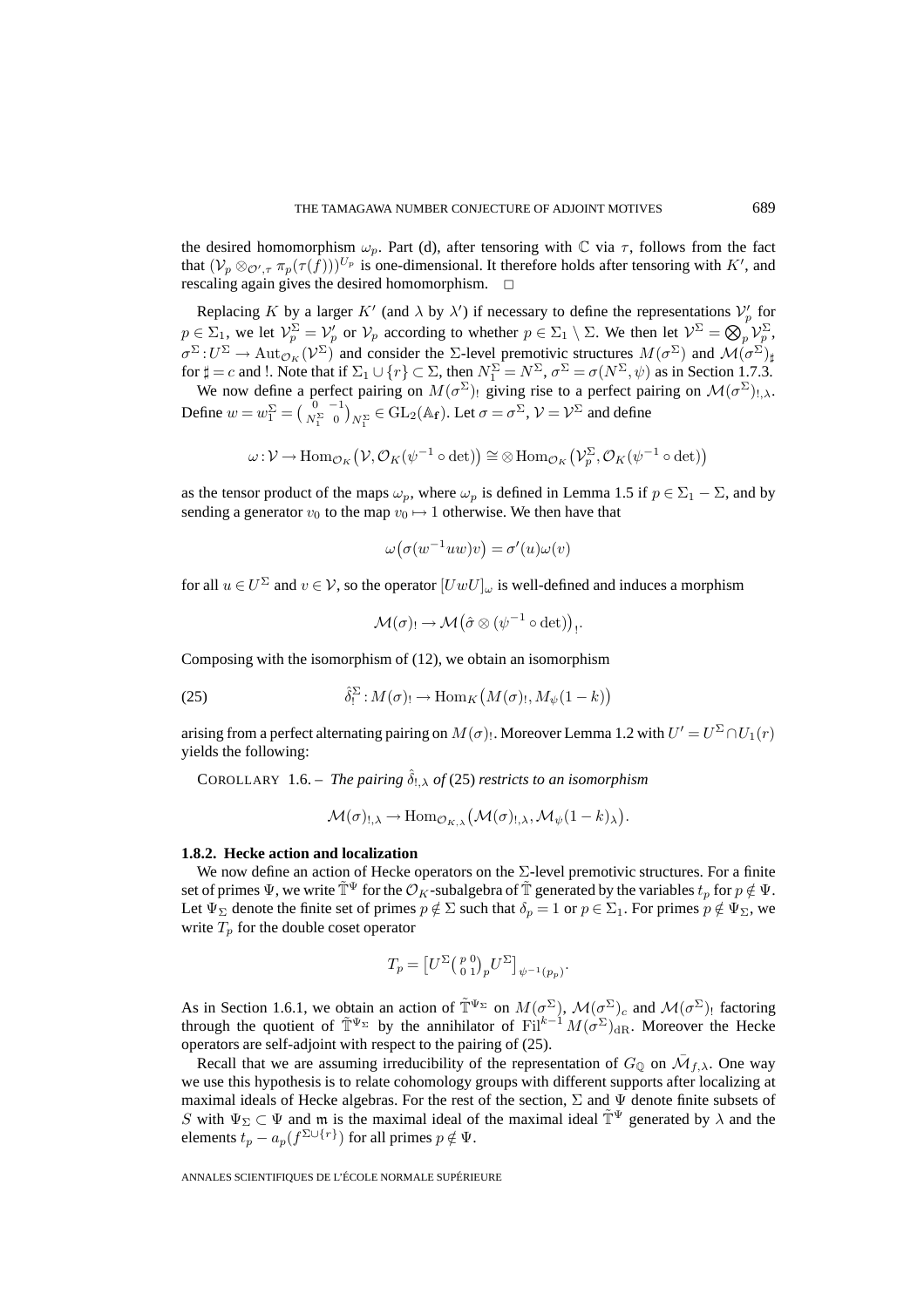the desired homomorphism $\omega_p$. Part (d), after tensoring with $\mathbb{C}$ via $\tau$, follows from the fact that $(\mathcal{V}_p \otimes_{\mathcal{O}',\tau} \pi_p(\tau(f)))^{U_p}$ is one-dimensional. It therefore holds after tensoring with $K'$, and rescaling again gives the desired homomorphism. □

Replacing $K$ by a larger $K'$ (and $\lambda$ by $\lambda'$) if necessary to define the representations $\mathcal{V}'_p$ for $p \in \Sigma_1$, we let $\mathcal{V}^\Sigma_p = \mathcal{V}'_p$ or $\mathcal{V}_p$ according to whether $p \in \Sigma_1 \setminus \Sigma$. We then let $\mathcal{V}^\Sigma = \bigotimes_p \mathcal{V}^\Sigma_p$, $\sigma^\Sigma : U^\Sigma \to \mathrm{Aut}_{\mathcal{O}_K}(\mathcal{V}^\Sigma)$ and consider the $\Sigma$-level premotivic structures $M(\sigma^\Sigma)$ and $\mathcal{M}(\sigma^\Sigma)_\sharp$ for $\sharp = c$ and !. Note that if $\Sigma_1 \cup \{r\} \subset \Sigma$, then $N_1^\Sigma = N^\Sigma$, $\sigma^\Sigma = \sigma(N^\Sigma, \psi)$ as in Section 1.7.3.

We now define a perfect pairing on $M(\sigma^\Sigma)_!$ giving rise to a perfect pairing on $\mathcal{M}(\sigma^\Sigma)_{!,\lambda}$. Define $w = w_1^\Sigma = \left(\begin{smallmatrix} 0 & -1 \\ N_1^\Sigma & 0 \end{smallmatrix}\right)_{N_1^\Sigma} \in \mathrm{GL}_2(\mathbb{A}_\mathbf{f})$. Let $\sigma = \sigma^\Sigma$, $\mathcal{V} = \mathcal{V}^\Sigma$ and define

$$\omega : \mathcal{V} \to \mathrm{Hom}_{\mathcal{O}_K}\big(\mathcal{V}, \mathcal{O}_K(\psi^{-1} \circ \det)\big) \cong \otimes \mathrm{Hom}_{\mathcal{O}_K}\big(\mathcal{V}^\Sigma_p, \mathcal{O}_K(\psi^{-1} \circ \det)\big)$$

as the tensor product of the maps $\omega_p$, where $\omega_p$ is defined in Lemma 1.5 if $p \in \Sigma_1 - \Sigma$, and by sending a generator $v_0$ to the map $v_0 \mapsto 1$ otherwise. We then have that

$$\omega\big(\sigma(w^{-1}uw)v\big) = \sigma'(u)\omega(v)$$

for all $u \in U^\Sigma$ and $v \in \mathcal{V}$, so the operator $[UwU]_\omega$ is well-defined and induces a morphism

$$\mathcal{M}(\sigma)_! \to \mathcal{M}\big(\hat{\sigma} \otimes (\psi^{-1} \circ \det)\big)_!.$$

Composing with the isomorphism of (12), we obtain an isomorphism

$$\hat{\delta}^\Sigma_! : M(\sigma)_! \to \mathrm{Hom}_K\big(M(\sigma)_!, M_\psi(1-k)\big) \tag{25}$$

arising from a perfect alternating pairing on $M(\sigma)_!$. Moreover Lemma 1.2 with $U' = U^\Sigma \cap U_1(r)$ yields the following:

COROLLARY 1.6. – *The pairing $\hat{\delta}_{!,\lambda}$ of* (25) *restricts to an isomorphism*

$$\mathcal{M}(\sigma)_{!,\lambda} \to \mathrm{Hom}_{\mathcal{O}_{K,\lambda}}\big(\mathcal{M}(\sigma)_{!,\lambda}, \mathcal{M}_\psi(1-k)_\lambda\big).$$

### 1.8.2. Hecke action and localization

We now define an action of Hecke operators on the $\Sigma$-level premotivic structures. For a finite set of primes $\Psi$, we write $\tilde{\mathbb{T}}^\Psi$ for the $\mathcal{O}_K$-subalgebra of $\tilde{\mathbb{T}}$ generated by the variables $t_p$ for $p \notin \Psi$. Let $\Psi_\Sigma$ denote the finite set of primes $p \notin \Sigma$ such that $\delta_p = 1$ or $p \in \Sigma_1$. For primes $p \notin \Psi_\Sigma$, we write $T_p$ for the double coset operator

$$T_p = \big[U^\Sigma \left(\begin{smallmatrix} p & 0 \\ 0 & 1 \end{smallmatrix}\right)_p U^\Sigma\big]_{\psi^{-1}(p_p)}.$$

As in Section 1.6.1, we obtain an action of $\tilde{\mathbb{T}}^{\Psi_\Sigma}$ on $M(\sigma^\Sigma)$, $\mathcal{M}(\sigma^\Sigma)_c$ and $\mathcal{M}(\sigma^\Sigma)_!$ factoring through the quotient of $\tilde{\mathbb{T}}^{\Psi_\Sigma}$ by the annihilator of $\mathrm{Fil}^{k-1} M(\sigma^\Sigma)_{\mathrm{dR}}$. Moreover the Hecke operators are self-adjoint with respect to the pairing of (25).

Recall that we are assuming irreducibility of the representation of $G_\mathbb{Q}$ on $\bar{\mathcal{M}}_{f,\lambda}$. One way we use this hypothesis is to relate cohomology groups with different supports after localizing at maximal ideals of Hecke algebras. For the rest of the section, $\Sigma$ and $\Psi$ denote finite subsets of $S$ with $\Psi_\Sigma \subset \Psi$ and $\mathfrak{m}$ is the maximal ideal of the maximal ideal $\tilde{\mathbb{T}}^\Psi$ generated by $\lambda$ and the elements $t_p - a_p(f^{\Sigma \cup \{r\}})$ for all primes $p \notin \Psi$.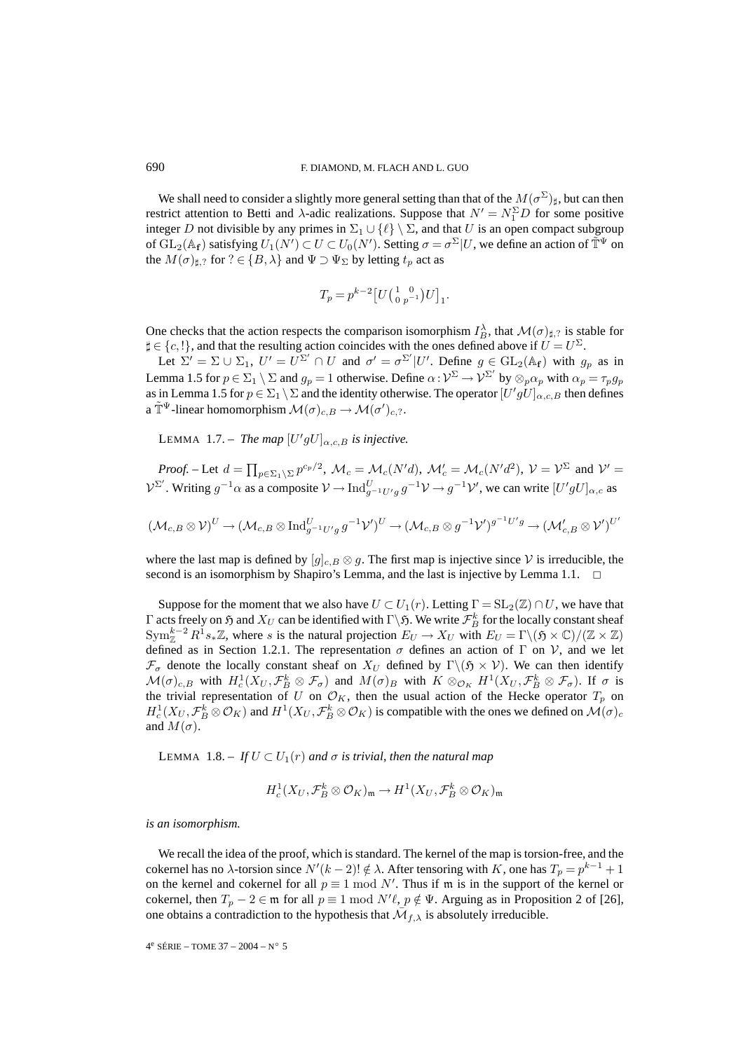We shall need to consider a slightly more general setting than that of the $M(\sigma^\Sigma)_\sharp$, but can then restrict attention to Betti and $\lambda$-adic realizations. Suppose that $N' = N_1^\Sigma D$ for some positive integer $D$ not divisible by any primes in $\Sigma_1 \cup \{\ell\} \setminus \Sigma$, and that $U$ is an open compact subgroup of $\mathrm{GL}_2(\mathbb{A}_\mathbf{f})$ satisfying $U_1(N') \subset U \subset U_0(N')$. Setting $\sigma = \sigma^\Sigma | U$, we define an action of $\tilde{\mathbb{T}}^\Psi$ on the $M(\sigma)_{\sharp,?}$ for $? \in \{B, \lambda\}$ and $\Psi \supset \Psi_\Sigma$ by letting $t_p$ act as

$$T_p = p^{k-2}\left[U\begin{pmatrix}1 & 0\\ 0 & p^{-1}\end{pmatrix}U\right]_1.$$

One checks that the action respects the comparison isomorphism $I_B^\lambda$, that $\mathcal{M}(\sigma)_{\sharp,?}$ is stable for $\sharp \in \{c, !\}$, and that the resulting action coincides with the ones defined above if $U = U^\Sigma$.

Let $\Sigma' = \Sigma \cup \Sigma_1$, $U' = U^{\Sigma'} \cap U$ and $\sigma' = \sigma^{\Sigma'}|U'$. Define $g \in \mathrm{GL}_2(\mathbb{A}_\mathbf{f})$ with $g_p$ as in Lemma 1.5 for $p \in \Sigma_1 \setminus \Sigma$ and $g_p = 1$ otherwise. Define $\alpha : \mathcal{V}^\Sigma \to \mathcal{V}^{\Sigma'}$ by $\otimes_p \alpha_p$ with $\alpha_p = \tau_p g_p$ as in Lemma 1.5 for $p \in \Sigma_1 \setminus \Sigma$ and the identity otherwise. The operator $[U'gU]_{\alpha,c,B}$ then defines a $\tilde{\mathbb{T}}^\Psi$-linear homomorphism $\mathcal{M}(\sigma)_{c,B} \to \mathcal{M}(\sigma')_{c,?}$.

LEMMA 1.7. – *The map $[U'gU]_{\alpha,c,B}$ is injective.*

*Proof.* – Let $d = \prod_{p \in \Sigma_1 \setminus \Sigma} p^{c_p/2}$, $\mathcal{M}_c = \mathcal{M}_c(N'd)$, $\mathcal{M}'_c = \mathcal{M}_c(N'd^2)$, $\mathcal{V} = \mathcal{V}^\Sigma$ and $\mathcal{V}' = \mathcal{V}^{\Sigma'}$. Writing $g^{-1}\alpha$ as a composite $\mathcal{V} \to \mathrm{Ind}_{g^{-1}U'g}^U g^{-1}\mathcal{V} \to g^{-1}\mathcal{V}'$, we can write $[U'gU]_{\alpha,c}$ as

$$(\mathcal{M}_{c,B} \otimes \mathcal{V})^U \to (\mathcal{M}_{c,B} \otimes \mathrm{Ind}_{g^{-1}U'g}^U g^{-1}\mathcal{V}')^U \to (\mathcal{M}_{c,B} \otimes g^{-1}\mathcal{V}')^{g^{-1}U'g} \to (\mathcal{M}'_{c,B} \otimes \mathcal{V}')^{U'}$$

where the last map is defined by $[g]_{c,B} \otimes g$. The first map is injective since $\mathcal{V}$ is irreducible, the second is an isomorphism by Shapiro's Lemma, and the last is injective by Lemma 1.1. $\square$

Suppose for the moment that we also have $U \subset U_1(r)$. Letting $\Gamma = \mathrm{SL}_2(\mathbb{Z}) \cap U$, we have that $\Gamma$ acts freely on $\mathfrak{H}$ and $X_U$ can be identified with $\Gamma\backslash\mathfrak{H}$. We write $\mathcal{F}_B^k$ for the locally constant sheaf $\mathrm{Sym}_\mathbb{Z}^{k-2} R^1 s_* \mathbb{Z}$, where $s$ is the natural projection $E_U \to X_U$ with $E_U = \Gamma\backslash(\mathfrak{H} \times \mathbb{C})/(\mathbb{Z} \times \mathbb{Z})$ defined as in Section 1.2.1. The representation $\sigma$ defines an action of $\Gamma$ on $\mathcal{V}$, and we let $\mathcal{F}_\sigma$ denote the locally constant sheaf on $X_U$ defined by $\Gamma\backslash(\mathfrak{H} \times \mathcal{V})$. We can then identify $\mathcal{M}(\sigma)_{c,B}$ with $H_c^1(X_U, \mathcal{F}_B^k \otimes \mathcal{F}_\sigma)$ and $M(\sigma)_B$ with $K \otimes_{\mathcal{O}_K} H^1(X_U, \mathcal{F}_B^k \otimes \mathcal{F}_\sigma)$. If $\sigma$ is the trivial representation of $U$ on $\mathcal{O}_K$, then the usual action of the Hecke operator $T_p$ on $H_c^1(X_U, \mathcal{F}_B^k \otimes \mathcal{O}_K)$ and $H^1(X_U, \mathcal{F}_B^k \otimes \mathcal{O}_K)$ is compatible with the ones we defined on $\mathcal{M}(\sigma)_c$ and $M(\sigma)$.

LEMMA 1.8. – *If $U \subset U_1(r)$ and $\sigma$ is trivial, then the natural map*

$$H_c^1(X_U, \mathcal{F}_B^k \otimes \mathcal{O}_K)_\mathfrak{m} \to H^1(X_U, \mathcal{F}_B^k \otimes \mathcal{O}_K)_\mathfrak{m}$$

*is an isomorphism.*

We recall the idea of the proof, which is standard. The kernel of the map is torsion-free, and the cokernel has no $\lambda$-torsion since $N'(k-2)! \notin \lambda$. After tensoring with $K$, one has $T_p = p^{k-1} + 1$ on the kernel and cokernel for all $p \equiv 1 \bmod N'$. Thus if $\mathfrak{m}$ is in the support of the kernel or cokernel, then $T_p - 2 \in \mathfrak{m}$ for all $p \equiv 1 \bmod N'\ell$, $p \notin \Psi$. Arguing as in Proposition 2 of [26], one obtains a contradiction to the hypothesis that $\bar{\mathcal{M}}_{f,\lambda}$ is absolutely irreducible.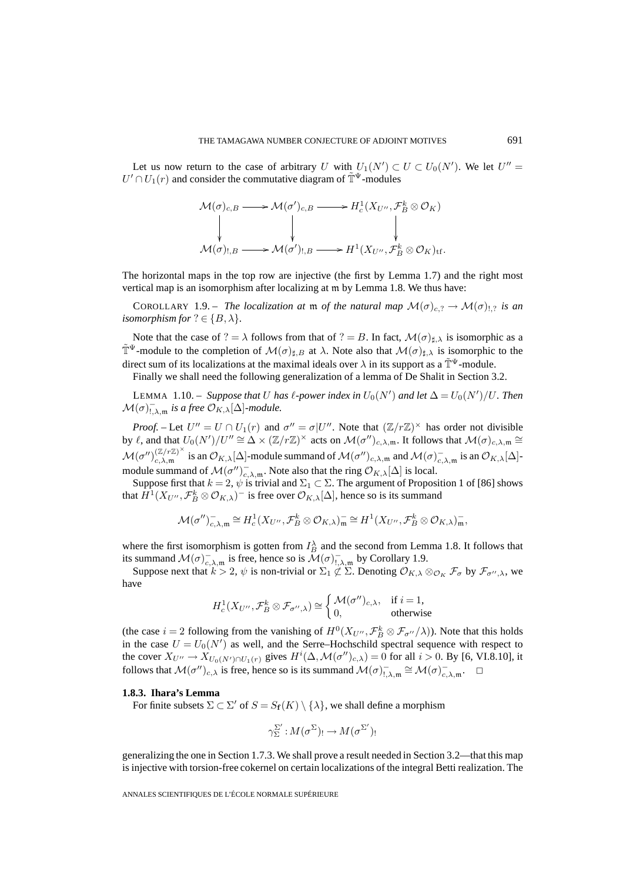Let us now return to the case of arbitrary $U$ with $U_1(N') \subset U \subset U_0(N')$. We let $U'' = U' \cap U_1(r)$ and consider the commutative diagram of $\tilde{\mathbb{T}}^\Psi$-modules

$$\begin{array}{ccccc}
\mathcal{M}(\sigma)_{c,B} & \longrightarrow & \mathcal{M}(\sigma')_{c,B} & \longrightarrow & H^1_c(X_{U''}, \mathcal{F}^k_B \otimes \mathcal{O}_K) \\
\downarrow & & \downarrow & & \downarrow \\
\mathcal{M}(\sigma)_{!,B} & \longrightarrow & \mathcal{M}(\sigma')_{!,B} & \longrightarrow & H^1(X_{U''}, \mathcal{F}^k_B \otimes \mathcal{O}_K)_{\mathrm{tf}}.
\end{array}$$

The horizontal maps in the top row are injective (the first by Lemma 1.7) and the right most vertical map is an isomorphism after localizing at $\mathfrak{m}$ by Lemma 1.8. We thus have:

COROLLARY 1.9. – *The localization at* $\mathfrak{m}$ *of the natural map* $\mathcal{M}(\sigma)_{c,?} \to \mathcal{M}(\sigma)_{!,?}$ *is an isomorphism for* $? \in \{B, \lambda\}$.

Note that the case of $? = \lambda$ follows from that of $? = B$. In fact, $\mathcal{M}(\sigma)_{\sharp,\lambda}$ is isomorphic as a $\tilde{\mathbb{T}}^\Psi$-module to the completion of $\mathcal{M}(\sigma)_{\sharp,B}$ at $\lambda$. Note also that $\mathcal{M}(\sigma)_{\sharp,\lambda}$ is isomorphic to the direct sum of its localizations at the maximal ideals over $\lambda$ in its support as a $\tilde{\mathbb{T}}^\Psi$-module.

Finally we shall need the following generalization of a lemma of De Shalit in Section 3.2.

LEMMA 1.10. – *Suppose that* $U$ *has* $\ell$*-power index in* $U_0(N')$ *and let* $\Delta = U_0(N')/U$. *Then* $\mathcal{M}(\sigma)^-_{!,\lambda,\mathfrak{m}}$ *is a free* $\mathcal{O}_{K,\lambda}[\Delta]$*-module.*

*Proof.* – Let $U'' = U \cap U_1(r)$ and $\sigma'' = \sigma|U''$. Note that $(\mathbb{Z}/r\mathbb{Z})^\times$ has order not divisible by $\ell$, and that $U_0(N')/U'' \cong \Delta \times (\mathbb{Z}/r\mathbb{Z})^\times$ acts on $\mathcal{M}(\sigma'')_{c,\lambda,\mathfrak{m}}$. It follows that $\mathcal{M}(\sigma)_{c,\lambda,\mathfrak{m}} \cong \mathcal{M}(\sigma'')^{(\mathbb{Z}/r\mathbb{Z})^\times}_{c,\lambda,\mathfrak{m}}$ is an $\mathcal{O}_{K,\lambda}[\Delta]$-module summand of $\mathcal{M}(\sigma'')_{c,\lambda,\mathfrak{m}}$ and $\mathcal{M}(\sigma)^-_{c,\lambda,\mathfrak{m}}$ is an $\mathcal{O}_{K,\lambda}[\Delta]$-module summand of $\mathcal{M}(\sigma'')^-_{c,\lambda,\mathfrak{m}}$. Note also that the ring $\mathcal{O}_{K,\lambda}[\Delta]$ is local.

Suppose first that $k = 2$, $\psi$ is trivial and $\Sigma_1 \subset \Sigma$. The argument of Proposition 1 of [86] shows that $H^1(X_{U''}, \mathcal{F}^k_B \otimes \mathcal{O}_{K,\lambda})^-$ is free over $\mathcal{O}_{K,\lambda}[\Delta]$, hence so is its summand

$$\mathcal{M}(\sigma'')^-_{c,\lambda,\mathfrak{m}} \cong H^1_c(X_{U''}, \mathcal{F}^k_B \otimes \mathcal{O}_{K,\lambda})^-_{\mathfrak{m}} \cong H^1(X_{U''}, \mathcal{F}^k_B \otimes \mathcal{O}_{K,\lambda})^-_{\mathfrak{m}},$$

where the first isomorphism is gotten from $I^\lambda_B$ and the second from Lemma 1.8. It follows that its summand $\mathcal{M}(\sigma)^-_{c,\lambda,\mathfrak{m}}$ is free, hence so is $\mathcal{M}(\sigma)^-_{!,\lambda,\mathfrak{m}}$ by Corollary 1.9.

Suppose next that $k > 2$, $\psi$ is non-trivial or $\Sigma_1 \not\subset \Sigma$. Denoting $\mathcal{O}_{K,\lambda} \otimes_{\mathcal{O}_K} \mathcal{F}_\sigma$ by $\mathcal{F}_{\sigma'',\lambda}$, we have

$$H^1_c(X_{U''}, \mathcal{F}^k_B \otimes \mathcal{F}_{\sigma'',\lambda}) \cong \begin{cases} \mathcal{M}(\sigma'')_{c,\lambda}, & \text{if } i = 1, \\ 0, & \text{otherwise} \end{cases}$$

(the case $i = 2$ following from the vanishing of $H^0(X_{U''}, \mathcal{F}^k_B \otimes \mathcal{F}_{\sigma''}/\lambda)$). Note that this holds in the case $U = U_0(N')$ as well, and the Serre–Hochschild spectral sequence with respect to the cover $X_{U''} \to X_{U_0(N') \cap U_1(r)}$ gives $H^i(\Delta, \mathcal{M}(\sigma'')_{c,\lambda}) = 0$ for all $i > 0$. By [6, VI.8.10], it follows that $\mathcal{M}(\sigma'')_{c,\lambda}$ is free, hence so is its summand $\mathcal{M}(\sigma)^-_{!,\lambda,\mathfrak{m}} \cong \mathcal{M}(\sigma)^-_{c,\lambda,\mathfrak{m}}$. $\square$

### 1.8.3. Ihara's Lemma

For finite subsets $\Sigma \subset \Sigma'$ of $S = S_{\mathfrak{f}}(K) \setminus \{\lambda\}$, we shall define a morphism

$$\gamma^{\Sigma'}_{\Sigma} : M(\sigma^{\Sigma})_! \to M(\sigma^{\Sigma'})_!$$

generalizing the one in Section 1.7.3. We shall prove a result needed in Section 3.2—that this map is injective with torsion-free cokernel on certain localizations of the integral Betti realization. The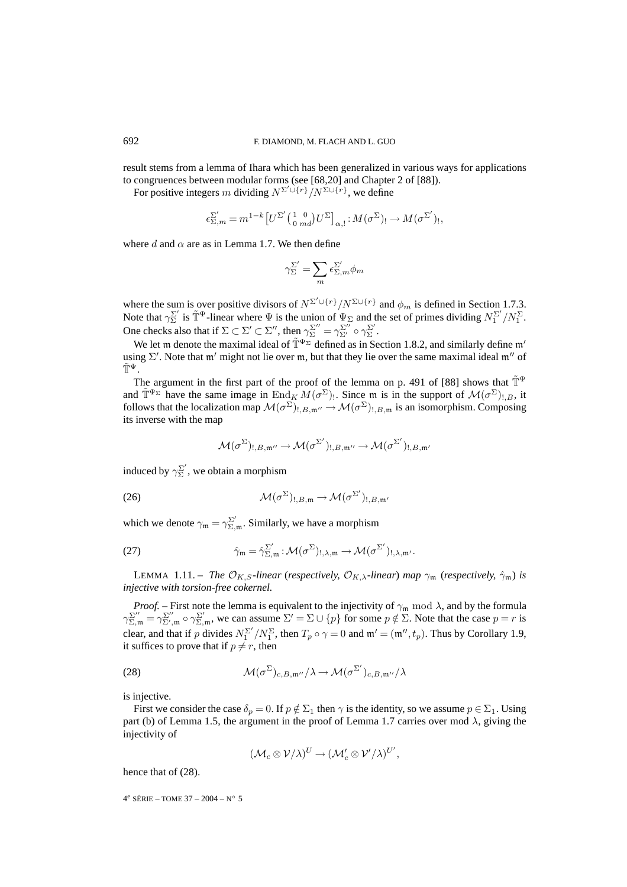result stems from a lemma of Ihara which has been generalized in various ways for applications to congruences between modular forms (see [68,20] and Chapter 2 of [88]).

For positive integers $m$ dividing $N^{\Sigma' \cup \{r\}}/N^{\Sigma \cup \{r\}}$, we define

$$\epsilon_{\Sigma,m}^{\Sigma'} = m^{1-k}\big[U^{\Sigma'}\big(\begin{smallmatrix} 1 & 0 \\ 0 & md \end{smallmatrix}\big)U^{\Sigma}\big]_{\alpha,!} : M(\sigma^{\Sigma})_! \to M(\sigma^{\Sigma'})_!,$$

where $d$ and $\alpha$ are as in Lemma 1.7. We then define

$$\gamma_{\Sigma}^{\Sigma'} = \sum_m \epsilon_{\Sigma,m}^{\Sigma'} \phi_m$$

where the sum is over positive divisors of $N^{\Sigma' \cup \{r\}}/N^{\Sigma \cup \{r\}}$ and $\phi_m$ is defined in Section 1.7.3. Note that $\gamma_{\Sigma}^{\Sigma'}$ is $\tilde{\mathbb{T}}^{\Psi}$-linear where $\Psi$ is the union of $\Psi_{\Sigma}$ and the set of primes dividing $N_1^{\Sigma'}/N_1^{\Sigma}$. One checks also that if $\Sigma \subset \Sigma' \subset \Sigma''$, then $\gamma_{\Sigma}^{\Sigma''} = \gamma_{\Sigma'}^{\Sigma''} \circ \gamma_{\Sigma}^{\Sigma'}$.

We let $\mathfrak{m}$ denote the maximal ideal of $\tilde{\mathbb{T}}^{\Psi_{\Sigma}}$ defined as in Section 1.8.2, and similarly define $\mathfrak{m}'$ using $\Sigma'$. Note that $\mathfrak{m}'$ might not lie over $\mathfrak{m}$, but that they lie over the same maximal ideal $\mathfrak{m}''$ of $\tilde{\mathbb{T}}^{\Psi}$.

The argument in the first part of the proof of the lemma on p. 491 of [88] shows that $\tilde{\mathbb{T}}^{\Psi}$ and $\tilde{\mathbb{T}}^{\Psi_{\Sigma}}$ have the same image in $\mathrm{End}_K M(\sigma^{\Sigma})_!$. Since $\mathfrak{m}$ is in the support of $\mathcal{M}(\sigma^{\Sigma})_{!,B}$, it follows that the localization map $\mathcal{M}(\sigma^{\Sigma})_{!,B,\mathfrak{m}''} \to \mathcal{M}(\sigma^{\Sigma})_{!,B,\mathfrak{m}}$ is an isomorphism. Composing its inverse with the map

$$\mathcal{M}(\sigma^{\Sigma})_{!,B,\mathfrak{m}''} \to \mathcal{M}(\sigma^{\Sigma'})_{!,B,\mathfrak{m}''} \to \mathcal{M}(\sigma^{\Sigma'})_{!,B,\mathfrak{m}'}$$

induced by $\gamma_{\Sigma}^{\Sigma'}$, we obtain a morphism

$$\mathcal{M}(\sigma^{\Sigma})_{!,B,\mathfrak{m}} \to \mathcal{M}(\sigma^{\Sigma'})_{!,B,\mathfrak{m}'} \tag{26}$$

which we denote $\gamma_{\mathfrak{m}} = \gamma_{\Sigma,\mathfrak{m}}^{\Sigma'}$. Similarly, we have a morphism

$$\hat{\gamma}_{\mathfrak{m}} = \hat{\gamma}_{\Sigma,\mathfrak{m}}^{\Sigma'} : \mathcal{M}(\sigma^{\Sigma})_{!,\lambda,\mathfrak{m}} \to \mathcal{M}(\sigma^{\Sigma'})_{!,\lambda,\mathfrak{m}'}. \tag{27}$$

LEMMA 1.11. – *The $\mathcal{O}_{K,S}$-linear (respectively, $\mathcal{O}_{K,\lambda}$-linear) map $\gamma_{\mathfrak{m}}$ (respectively, $\hat{\gamma}_{\mathfrak{m}}$) is injective with torsion-free cokernel.*

*Proof.* – First note the lemma is equivalent to the injectivity of $\gamma_{\mathfrak{m}} \bmod \lambda$, and by the formula $\gamma_{\Sigma,\mathfrak{m}}^{\Sigma''} = \gamma_{\Sigma',\mathfrak{m}}^{\Sigma''} \circ \gamma_{\Sigma,\mathfrak{m}}^{\Sigma'}$, we can assume $\Sigma' = \Sigma \cup \{p\}$ for some $p \notin \Sigma$. Note that the case $p = r$ is clear, and that if $p$ divides $N_1^{\Sigma'}/N_1^{\Sigma}$, then $T_p \circ \gamma = 0$ and $\mathfrak{m}' = (\mathfrak{m}'', t_p)$. Thus by Corollary 1.9, it suffices to prove that if $p \neq r$, then

$$\mathcal{M}(\sigma^{\Sigma})_{c,B,\mathfrak{m}''}/\lambda \to \mathcal{M}(\sigma^{\Sigma'})_{c,B,\mathfrak{m}''}/\lambda \tag{28}$$

is injective.

First we consider the case $\delta_p = 0$. If $p \notin \Sigma_1$ then $\gamma$ is the identity, so we assume $p \in \Sigma_1$. Using part (b) of Lemma 1.5, the argument in the proof of Lemma 1.7 carries over mod $\lambda$, giving the injectivity of

$$(\mathcal{M}_c \otimes \mathcal{V}/\lambda)^U \to (\mathcal{M}_c' \otimes \mathcal{V}'/\lambda)^{U'},$$

hence that of (28).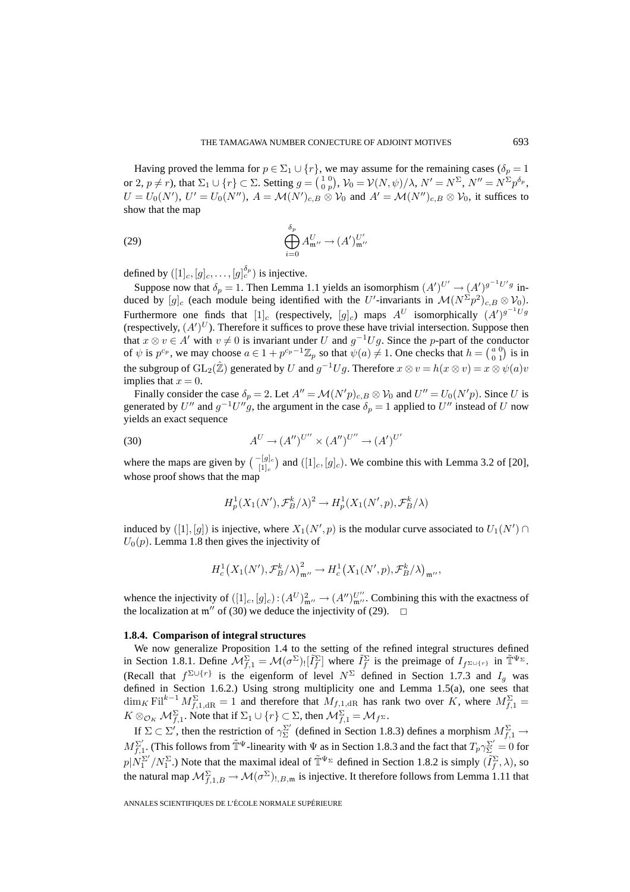Having proved the lemma for $p \in \Sigma_1 \cup \{r\}$, we may assume for the remaining cases ($\delta_p = 1$ or 2, $p \neq r$), that $\Sigma_1 \cup \{r\} \subset \Sigma$. Setting $g = \left(\begin{smallmatrix} 1 & 0 \\ 0 & p \end{smallmatrix}\right)$, $\mathcal{V}_0 = \mathcal{V}(N,\psi)/\lambda$, $N' = N^\Sigma$, $N'' = N^\Sigma p^{\delta_p}$, $U = U_0(N')$, $U' = U_0(N'')$, $A = \mathcal{M}(N')_{c,B} \otimes \mathcal{V}_0$ and $A' = \mathcal{M}(N'')_{c,B} \otimes \mathcal{V}_0$, it suffices to show that the map

$$\bigoplus_{i=0}^{\delta_p} A^U_{\mathfrak{m}''} \to (A')^{U'}_{\mathfrak{m}''} \tag{29}$$

defined by $([1]_c, [g]_c, \ldots, [g]_c^{\delta_p})$ is injective.

Suppose now that $\delta_p = 1$. Then Lemma 1.1 yields an isomorphism $(A')^{U'} \to (A')^{g^{-1}U'g}$ induced by $[g]_c$ (each module being identified with the $U'$-invariants in $\mathcal{M}(N^\Sigma p^2)_{c,B} \otimes \mathcal{V}_0$). Furthermore one finds that $[1]_c$ (respectively, $[g]_c$) maps $A^U$ isomorphically $(A')^{g^{-1}Ug}$ (respectively, $(A')^U$). Therefore it suffices to prove these have trivial intersection. Suppose then that $x \otimes v \in A'$ with $v \neq 0$ is invariant under $U$ and $g^{-1}Ug$. Since the $p$-part of the conductor of $\psi$ is $p^{c_p}$, we may choose $a \in 1 + p^{c_p - 1}\mathbb{Z}_p$ so that $\psi(a) \neq 1$. One checks that $h = \left(\begin{smallmatrix} a & 0 \\ 0 & 1 \end{smallmatrix}\right)$ is in the subgroup of $\mathrm{GL}_2(\hat{\mathbb{Z}})$ generated by $U$ and $g^{-1}Ug$. Therefore $x \otimes v = h(x \otimes v) = x \otimes \psi(a)v$ implies that $x = 0$.

Finally consider the case $\delta_p = 2$. Let $A'' = \mathcal{M}(N'p)_{c,B} \otimes \mathcal{V}_0$ and $U'' = U_0(N'p)$. Since $U$ is generated by $U''$ and $g^{-1}U''g$, the argument in the case $\delta_p = 1$ applied to $U''$ instead of $U$ now yields an exact sequence

$$A^U \to (A'')^{U''} \times (A'')^{U''} \to (A')^{U'} \tag{30}$$

where the maps are given by $\left(\begin{smallmatrix} -[g]_c \\ [1]_c \end{smallmatrix}\right)$ and $([1]_c, [g]_c)$. We combine this with Lemma 3.2 of [20], whose proof shows that the map

$$H^1_p(X_1(N'), \mathcal{F}^k_B/\lambda)^2 \to H^1_p(X_1(N',p), \mathcal{F}^k_B/\lambda)$$

induced by $([1],[g])$ is injective, where $X_1(N',p)$ is the modular curve associated to $U_1(N') \cap U_0(p)$. Lemma 1.8 then gives the injectivity of

$$H^1_c\big(X_1(N'), \mathcal{F}^k_B/\lambda\big)^2_{\mathfrak{m}''} \to H^1_c\big(X_1(N',p), \mathcal{F}^k_B/\lambda\big)_{\mathfrak{m}''},$$

whence the injectivity of $([1]_c, [g]_c) : (A^U)^2_{\mathfrak{m}''} \to (A'')^{U''}_{\mathfrak{m}''}$. Combining this with the exactness of the localization at $\mathfrak{m}''$ of (30) we deduce the injectivity of (29). $\square$

### 1.8.4. Comparison of integral structures

We now generalize Proposition 1.4 to the setting of the refined integral structures defined in Section 1.8.1. Define $\mathcal{M}^\Sigma_{f,1} = \mathcal{M}(\sigma^\Sigma)_![\tilde{I}^\Sigma_f]$ where $\tilde{I}^\Sigma_f$ is the preimage of $I_{f^{\Sigma \cup \{r\}}}$ in $\tilde{\mathbb{T}}^{\Psi_\Sigma}$. (Recall that $f^{\Sigma \cup \{r\}}$ is the eigenform of level $N^\Sigma$ defined in Section 1.7.3 and $I_g$ was defined in Section 1.6.2.) Using strong multiplicity one and Lemma 1.5(a), one sees that $\dim_K \mathrm{Fil}^{k-1} M^\Sigma_{f,1,\mathrm{dR}} = 1$ and therefore that $M_{f,1,\mathrm{dR}}$ has rank two over $K$, where $M^\Sigma_{f,1} = K \otimes_{\mathcal{O}_K} \mathcal{M}^\Sigma_{f,1}$. Note that if $\Sigma_1 \cup \{r\} \subset \Sigma$, then $\mathcal{M}^\Sigma_{f,1} = \mathcal{M}_{f^\Sigma}$.

If $\Sigma \subset \Sigma'$, then the restriction of $\gamma^{\Sigma'}_\Sigma$ (defined in Section 1.8.3) defines a morphism $M^\Sigma_{f,1} \to M^{\Sigma'}_{f,1}$. (This follows from $\tilde{\mathbb{T}}^\Psi$-linearity with $\Psi$ as in Section 1.8.3 and the fact that $T_p\gamma^{\Sigma'}_\Sigma = 0$ for $p | N^{\Sigma'}_1/N^\Sigma_1$.) Note that the maximal ideal of $\tilde{\mathbb{T}}^{\Psi_\Sigma}$ defined in Section 1.8.2 is simply $(\tilde{I}^\Sigma_f, \lambda)$, so the natural map $\mathcal{M}^\Sigma_{f,1,B} \to \mathcal{M}(\sigma^\Sigma)_{!,B,\mathfrak{m}}$ is injective. It therefore follows from Lemma 1.11 that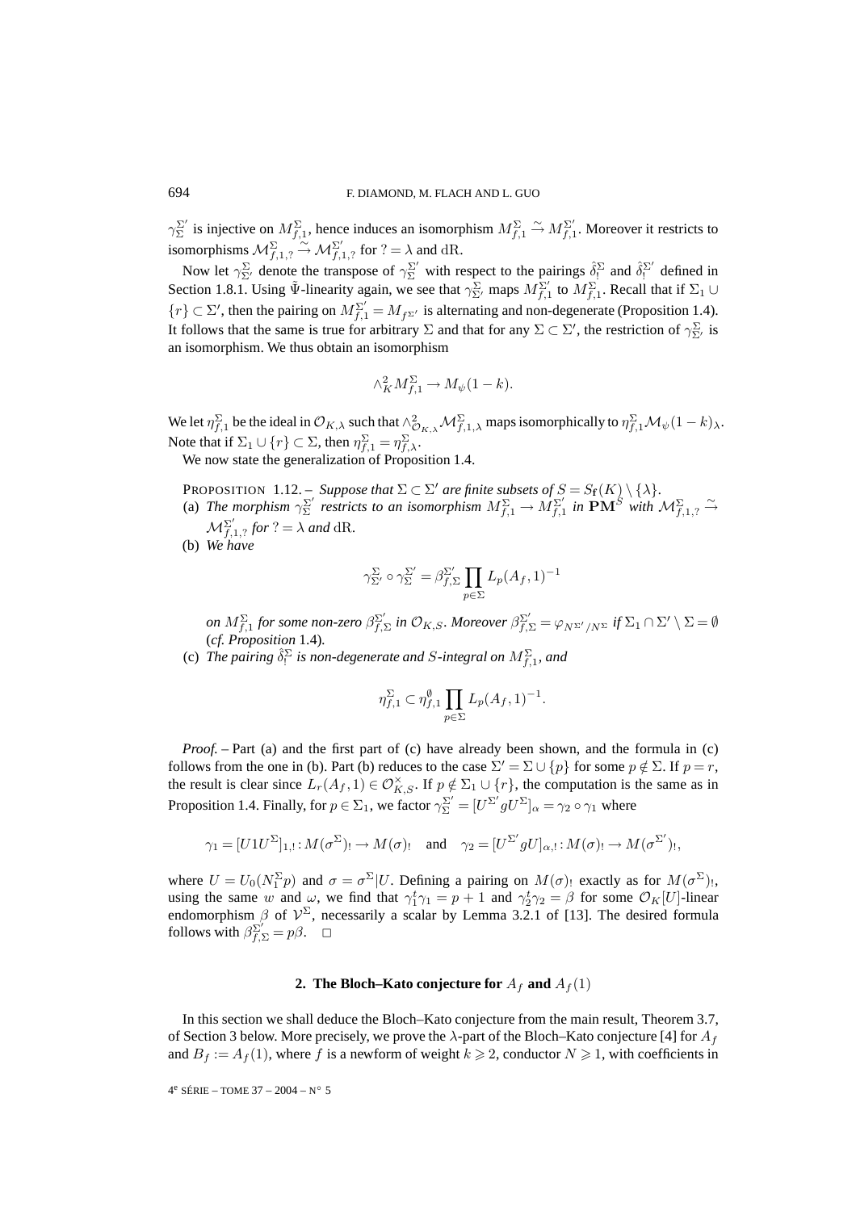$\gamma_{\Sigma}^{\Sigma'}$ is injective on $M_{f,1}^{\Sigma}$, hence induces an isomorphism $M_{f,1}^{\Sigma} \xrightarrow{\sim} M_{f,1}^{\Sigma'}$. Moreover it restricts to isomorphisms $\mathcal{M}_{f,1,?}^{\Sigma} \xrightarrow{\sim} \mathcal{M}_{f,1,?}^{\Sigma'}$ for $? = \lambda$ and $\mathrm{dR}$.

Now let $\gamma_{\Sigma'}^{\Sigma}$ denote the transpose of $\gamma_{\Sigma}^{\Sigma'}$ with respect to the pairings $\hat{\delta}_!^{\Sigma}$ and $\hat{\delta}_!^{\Sigma'}$ defined in Section 1.8.1. Using $\tilde{\Psi}$-linearity again, we see that $\gamma_{\Sigma'}^{\Sigma}$ maps $M_{f,1}^{\Sigma'}$ to $M_{f,1}^{\Sigma}$. Recall that if $\Sigma_1 \cup \{r\} \subset \Sigma'$, then the pairing on $M_{f,1}^{\Sigma'} = M_{f^{\Sigma'}}$ is alternating and non-degenerate (Proposition 1.4). It follows that the same is true for arbitrary $\Sigma$ and that for any $\Sigma \subset \Sigma'$, the restriction of $\gamma_{\Sigma'}^{\Sigma}$ is an isomorphism. We thus obtain an isomorphism

$$\wedge_K^2 M_{f,1}^{\Sigma} \to M_{\psi}(1-k).$$

We let $\eta_{f,1}^{\Sigma}$ be the ideal in $\mathcal{O}_{K,\lambda}$ such that $\wedge_{\mathcal{O}_{K,\lambda}}^2 \mathcal{M}_{f,1,\lambda}^{\Sigma}$ maps isomorphically to $\eta_{f,1}^{\Sigma}\mathcal{M}_{\psi}(1-k)_{\lambda}$. Note that if $\Sigma_1 \cup \{r\} \subset \Sigma$, then $\eta_{f,1}^{\Sigma} = \eta_{f,\lambda}^{\Sigma}$.

We now state the generalization of Proposition 1.4.

PROPOSITION 1.12. – *Suppose that $\Sigma \subset \Sigma'$ are finite subsets of $S = S_{\mathfrak{f}}(K) \setminus \{\lambda\}$.*

(a) *The morphism $\gamma_{\Sigma}^{\Sigma'}$ restricts to an isomorphism $M_{f,1}^{\Sigma} \to M_{f,1}^{\Sigma'}$ in $\mathbf{PM}^S$ with $\mathcal{M}_{f,1,?}^{\Sigma} \xrightarrow{\sim} \mathcal{M}_{f,1,?}^{\Sigma'}$ for $? = \lambda$ and $\mathrm{dR}$.*

(b) *We have*

$$\gamma_{\Sigma'}^{\Sigma} \circ \gamma_{\Sigma}^{\Sigma'} = \beta_{f,\Sigma}^{\Sigma'} \prod_{p \in \Sigma} L_p(A_f, 1)^{-1}$$

*on $M_{f,1}^{\Sigma}$ for some non-zero $\beta_{f,\Sigma}^{\Sigma'}$ in $\mathcal{O}_{K,S}$. Moreover $\beta_{f,\Sigma}^{\Sigma'} = \varphi_{N^{\Sigma'}/N^{\Sigma}}$ if $\Sigma_1 \cap \Sigma' \setminus \Sigma = \emptyset$ (cf. Proposition 1.4).*

(c) *The pairing $\hat{\delta}_!^{\Sigma}$ is non-degenerate and $S$-integral on $M_{f,1}^{\Sigma}$, and*

$$\eta_{f,1}^{\Sigma} \subset \eta_{f,1}^{\emptyset} \prod_{p \in \Sigma} L_p(A_f, 1)^{-1}.$$

*Proof.* – Part (a) and the first part of (c) have already been shown, and the formula in (c) follows from the one in (b). Part (b) reduces to the case $\Sigma' = \Sigma \cup \{p\}$ for some $p \notin \Sigma$. If $p = r$, the result is clear since $L_r(A_f, 1) \in \mathcal{O}_{K,S}^{\times}$. If $p \notin \Sigma_1 \cup \{r\}$, the computation is the same as in Proposition 1.4. Finally, for $p \in \Sigma_1$, we factor $\gamma_{\Sigma}^{\Sigma'} = [U^{\Sigma'} g U^{\Sigma}]_{\alpha} = \gamma_2 \circ \gamma_1$ where

$$\gamma_1 = [U 1 U^{\Sigma}]_{1,!} : M(\sigma^{\Sigma})_! \to M(\sigma)_! \quad \text{and} \quad \gamma_2 = [U^{\Sigma'} g U]_{\alpha,!} : M(\sigma)_! \to M(\sigma^{\Sigma'})_!,$$

where $U = U_0(N_1^{\Sigma} p)$ and $\sigma = \sigma^{\Sigma}|U$. Defining a pairing on $M(\sigma)_!$ exactly as for $M(\sigma^{\Sigma})_!$, using the same $w$ and $\omega$, we find that $\gamma_1^t \gamma_1 = p + 1$ and $\gamma_2^t \gamma_2 = \beta$ for some $\mathcal{O}_K[U]$-linear endomorphism $\beta$ of $\mathcal{V}^{\Sigma}$, necessarily a scalar by Lemma 3.2.1 of [13]. The desired formula follows with $\beta_{f,\Sigma}^{\Sigma'} = p\beta$. $\square$

## 2. The Bloch–Kato conjecture for $A_f$ and $A_f(1)$

In this section we shall deduce the Bloch–Kato conjecture from the main result, Theorem 3.7, of Section 3 below. More precisely, we prove the $\lambda$-part of the Bloch–Kato conjecture [4] for $A_f$ and $B_f := A_f(1)$, where $f$ is a newform of weight $k \geqslant 2$, conductor $N \geqslant 1$, with coefficients in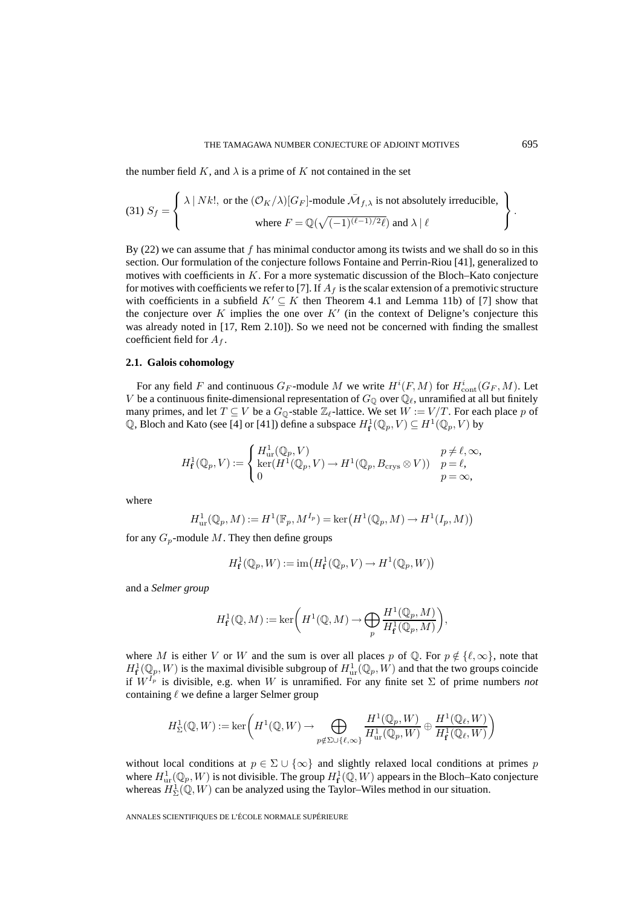the number field $K$, and $\lambda$ is a prime of $K$ not contained in the set

$$(31)\ S_f = \left\{ \begin{array}{c} \lambda \mid Nk!, \text{ or the } (\mathcal{O}_K/\lambda)[G_F]\text{-module } \bar{\mathcal{M}}_{f,\lambda} \text{ is not absolutely irreducible,} \\ \text{where } F = \mathbb{Q}(\sqrt{(-1)^{(\ell-1)/2}\ell}) \text{ and } \lambda \mid \ell \end{array} \right\}.$$

By (22) we can assume that $f$ has minimal conductor among its twists and we shall do so in this section. Our formulation of the conjecture follows Fontaine and Perrin-Riou [41], generalized to motives with coefficients in $K$. For a more systematic discussion of the Bloch–Kato conjecture for motives with coefficients we refer to [7]. If $A_f$ is the scalar extension of a premotivic structure with coefficients in a subfield $K' \subseteq K$ then Theorem 4.1 and Lemma 11b) of [7] show that the conjecture over $K$ implies the one over $K'$ (in the context of Deligne's conjecture this was already noted in [17, Rem 2.10]). So we need not be concerned with finding the smallest coefficient field for $A_f$.

### 2.1. Galois cohomology

For any field $F$ and continuous $G_F$-module $M$ we write $H^i(F,M)$ for $H^i_{\mathrm{cont}}(G_F,M)$. Let $V$ be a continuous finite-dimensional representation of $G_{\mathbb{Q}}$ over $\mathbb{Q}_\ell$, unramified at all but finitely many primes, and let $T \subseteq V$ be a $G_{\mathbb{Q}}$-stable $\mathbb{Z}_\ell$-lattice. We set $W := V/T$. For each place $p$ of $\mathbb{Q}$, Bloch and Kato (see [4] or [41]) define a subspace $H^1_{\mathbf{f}}(\mathbb{Q}_p,V) \subseteq H^1(\mathbb{Q}_p,V)$ by

$$H^1_{\mathbf{f}}(\mathbb{Q}_p,V) := \begin{cases} H^1_{\mathrm{ur}}(\mathbb{Q}_p,V) & p \neq \ell,\infty, \\ \ker(H^1(\mathbb{Q}_p,V) \to H^1(\mathbb{Q}_p, B_{\mathrm{crys}} \otimes V)) & p = \ell, \\ 0 & p = \infty, \end{cases}$$

where

$$H^1_{\mathrm{ur}}(\mathbb{Q}_p,M) := H^1(\mathbb{F}_p, M^{I_p}) = \ker\big(H^1(\mathbb{Q}_p,M) \to H^1(I_p,M)\big)$$

for any $G_p$-module $M$. They then define groups

$$H^1_{\mathbf{f}}(\mathbb{Q}_p,W) := \mathrm{im}\big(H^1_{\mathbf{f}}(\mathbb{Q}_p,V) \to H^1(\mathbb{Q}_p,W)\big)$$

and a *Selmer group*

$$H^1_{\mathbf{f}}(\mathbb{Q},M) := \ker\left(H^1(\mathbb{Q},M) \to \bigoplus_p \frac{H^1(\mathbb{Q}_p,M)}{H^1_{\mathbf{f}}(\mathbb{Q}_p,M)}\right),$$

where $M$ is either $V$ or $W$ and the sum is over all places $p$ of $\mathbb{Q}$. For $p \notin \{\ell,\infty\}$, note that $H^1_{\mathbf{f}}(\mathbb{Q}_p,W)$ is the maximal divisible subgroup of $H^1_{\mathrm{ur}}(\mathbb{Q}_p,W)$ and that the two groups coincide if $W^{I_p}$ is divisible, e.g. when $W$ is unramified. For any finite set $\Sigma$ of prime numbers *not* containing $\ell$ we define a larger Selmer group

$$H^1_{\Sigma}(\mathbb{Q},W) := \ker\left(H^1(\mathbb{Q},W) \to \bigoplus_{p \notin \Sigma \cup \{\ell,\infty\}} \frac{H^1(\mathbb{Q}_p,W)}{H^1_{\mathrm{ur}}(\mathbb{Q}_p,W)} \oplus \frac{H^1(\mathbb{Q}_\ell,W)}{H^1_{\mathbf{f}}(\mathbb{Q}_\ell,W)}\right)$$

without local conditions at $p \in \Sigma \cup \{\infty\}$ and slightly relaxed local conditions at primes $p$ where $H^1_{\mathrm{ur}}(\mathbb{Q}_p,W)$ is not divisible. The group $H^1_{\mathbf{f}}(\mathbb{Q},W)$ appears in the Bloch–Kato conjecture whereas $H^1_{\Sigma}(\mathbb{Q},W)$ can be analyzed using the Taylor–Wiles method in our situation.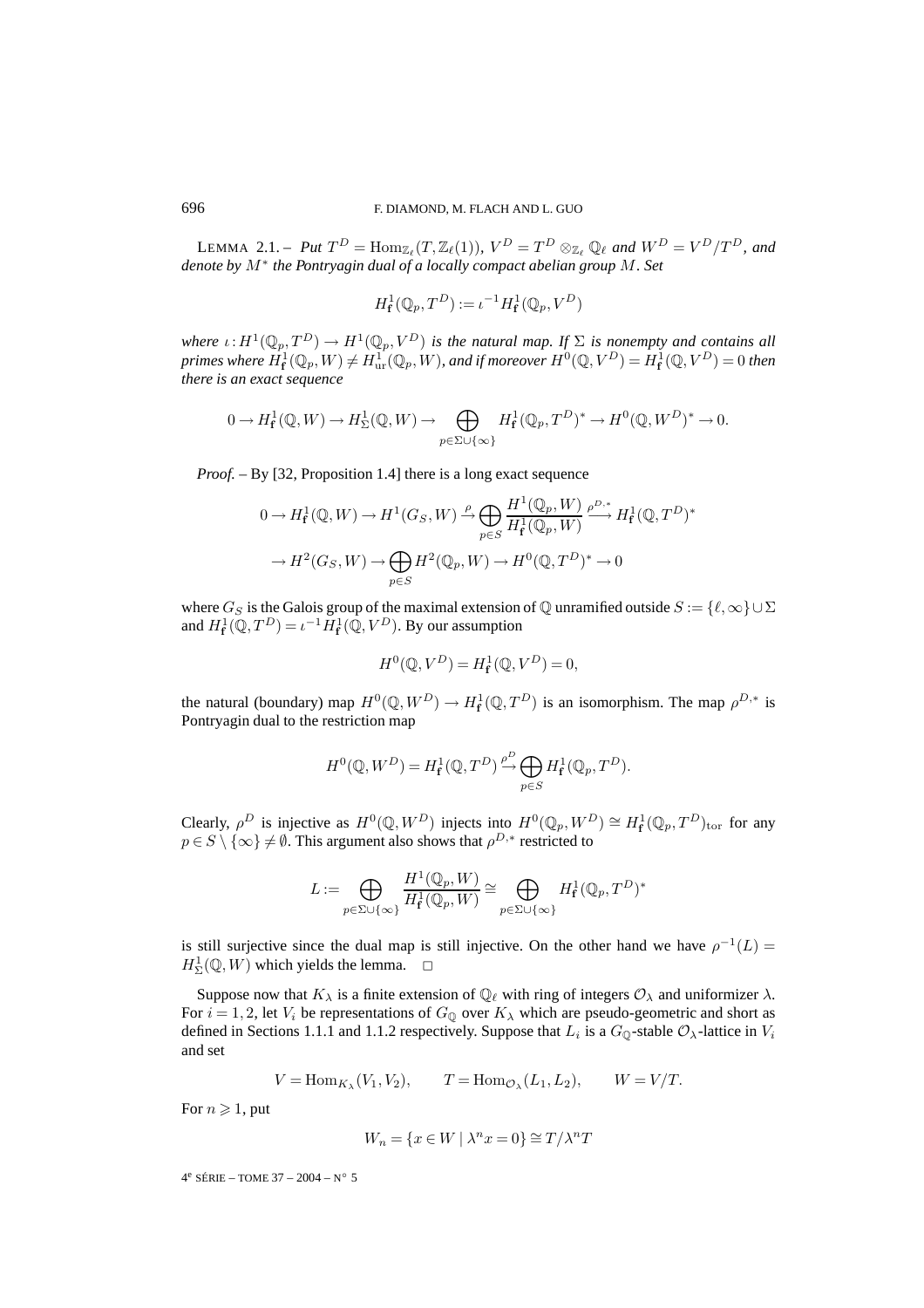LEMMA 2.1. – *Put $T^D = \mathrm{Hom}_{\mathbb{Z}_\ell}(T, \mathbb{Z}_\ell(1))$, $V^D = T^D \otimes_{\mathbb{Z}_\ell} \mathbb{Q}_\ell$ and $W^D = V^D/T^D$, and denote by $M^*$ the Pontryagin dual of a locally compact abelian group $M$. Set*

$$H^1_{\mathbf{f}}(\mathbb{Q}_p, T^D) := \iota^{-1} H^1_{\mathbf{f}}(\mathbb{Q}_p, V^D)$$

*where $\iota : H^1(\mathbb{Q}_p, T^D) \to H^1(\mathbb{Q}_p, V^D)$ is the natural map. If $\Sigma$ is nonempty and contains all primes where $H^1_{\mathbf{f}}(\mathbb{Q}_p, W) \neq H^1_{\mathrm{ur}}(\mathbb{Q}_p, W)$, and if moreover $H^0(\mathbb{Q}, V^D) = H^1_{\mathbf{f}}(\mathbb{Q}, V^D) = 0$ then there is an exact sequence*

$$0 \to H^1_{\mathbf{f}}(\mathbb{Q}, W) \to H^1_{\Sigma}(\mathbb{Q}, W) \to \bigoplus_{p \in \Sigma \cup \{\infty\}} H^1_{\mathbf{f}}(\mathbb{Q}_p, T^D)^* \to H^0(\mathbb{Q}, W^D)^* \to 0.$$

*Proof.* – By [32, Proposition 1.4] there is a long exact sequence

$$0 \to H^1_{\mathbf{f}}(\mathbb{Q}, W) \to H^1(G_S, W) \xrightarrow{\rho} \bigoplus_{p \in S} \frac{H^1(\mathbb{Q}_p, W)}{H^1_{\mathbf{f}}(\mathbb{Q}_p, W)} \xrightarrow{\rho^{D,*}} H^1_{\mathbf{f}}(\mathbb{Q}, T^D)^*$$
$$\to H^2(G_S, W) \to \bigoplus_{p \in S} H^2(\mathbb{Q}_p, W) \to H^0(\mathbb{Q}, T^D)^* \to 0$$

where $G_S$ is the Galois group of the maximal extension of $\mathbb{Q}$ unramified outside $S := \{\ell, \infty\} \cup \Sigma$ and $H^1_{\mathbf{f}}(\mathbb{Q}, T^D) = \iota^{-1} H^1_{\mathbf{f}}(\mathbb{Q}, V^D)$. By our assumption

$$H^0(\mathbb{Q}, V^D) = H^1_{\mathbf{f}}(\mathbb{Q}, V^D) = 0,$$

the natural (boundary) map $H^0(\mathbb{Q}, W^D) \to H^1_{\mathbf{f}}(\mathbb{Q}, T^D)$ is an isomorphism. The map $\rho^{D,*}$ is Pontryagin dual to the restriction map

$$H^0(\mathbb{Q}, W^D) = H^1_{\mathbf{f}}(\mathbb{Q}, T^D) \xrightarrow{\rho^D} \bigoplus_{p \in S} H^1_{\mathbf{f}}(\mathbb{Q}_p, T^D).$$

Clearly, $\rho^D$ is injective as $H^0(\mathbb{Q}, W^D)$ injects into $H^0(\mathbb{Q}_p, W^D) \cong H^1_{\mathbf{f}}(\mathbb{Q}_p, T^D)_{\mathrm{tor}}$ for any $p \in S \setminus \{\infty\} \neq \emptyset$. This argument also shows that $\rho^{D,*}$ restricted to

$$L := \bigoplus_{p \in \Sigma \cup \{\infty\}} \frac{H^1(\mathbb{Q}_p, W)}{H^1_{\mathbf{f}}(\mathbb{Q}_p, W)} \cong \bigoplus_{p \in \Sigma \cup \{\infty\}} H^1_{\mathbf{f}}(\mathbb{Q}_p, T^D)^*$$

is still surjective since the dual map is still injective. On the other hand we have $\rho^{-1}(L) = H^1_{\Sigma}(\mathbb{Q}, W)$ which yields the lemma. $\square$

Suppose now that $K_\lambda$ is a finite extension of $\mathbb{Q}_\ell$ with ring of integers $\mathcal{O}_\lambda$ and uniformizer $\lambda$. For $i = 1, 2$, let $V_i$ be representations of $G_{\mathbb{Q}}$ over $K_\lambda$ which are pseudo-geometric and short as defined in Sections 1.1.1 and 1.1.2 respectively. Suppose that $L_i$ is a $G_{\mathbb{Q}}$-stable $\mathcal{O}_\lambda$-lattice in $V_i$ and set

$$V = \mathrm{Hom}_{K_\lambda}(V_1, V_2), \qquad T = \mathrm{Hom}_{\mathcal{O}_\lambda}(L_1, L_2), \qquad W = V/T.$$

For $n \geqslant 1$, put

$$W_n = \{x \in W \mid \lambda^n x = 0\} \cong T/\lambda^n T$$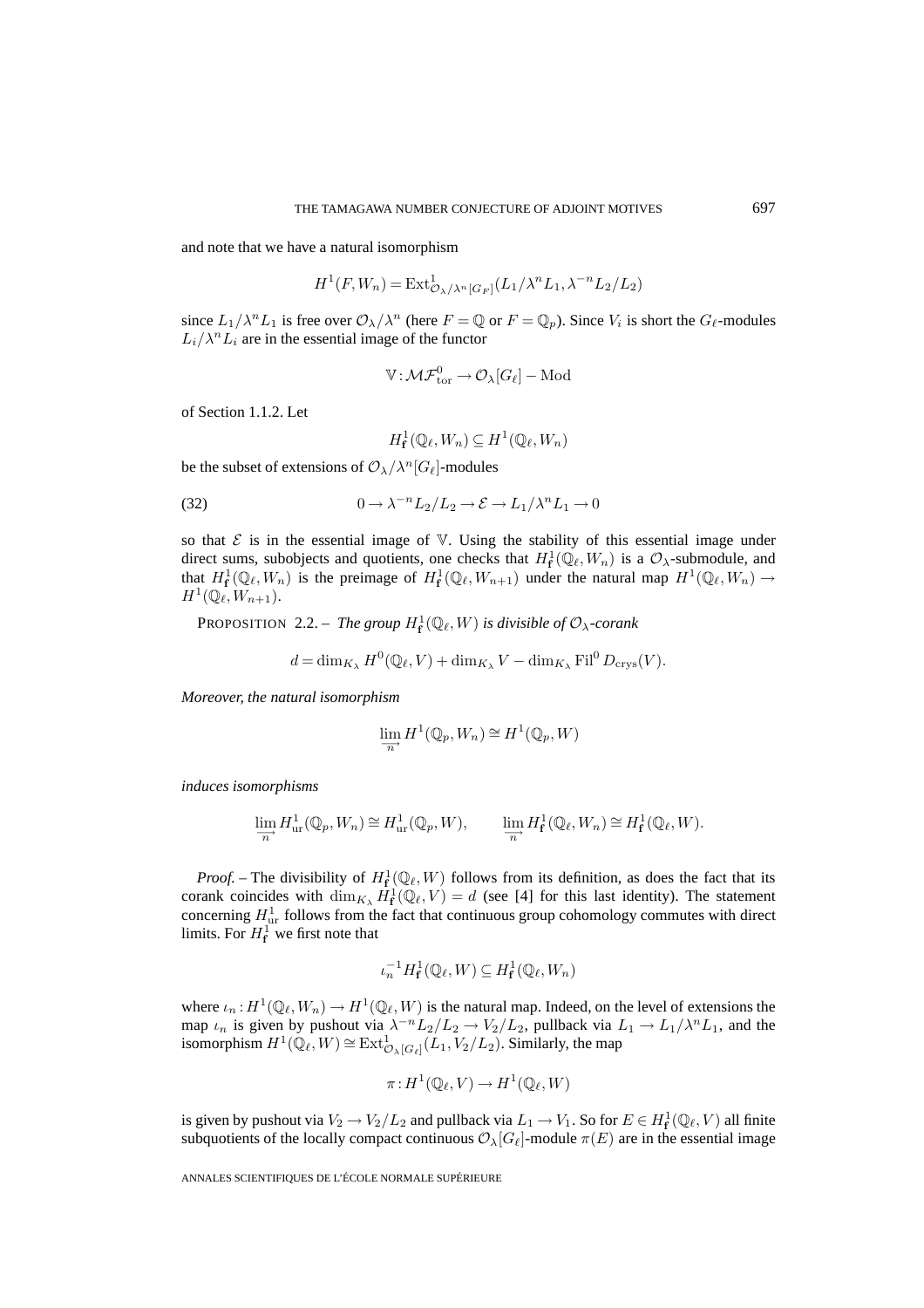and note that we have a natural isomorphism

$$H^1(F, W_n) = \mathrm{Ext}^1_{\mathcal{O}_\lambda/\lambda^n[G_F]}(L_1/\lambda^n L_1, \lambda^{-n}L_2/L_2)$$

since $L_1/\lambda^n L_1$ is free over $\mathcal{O}_\lambda/\lambda^n$ (here $F = \mathbb{Q}$ or $F = \mathbb{Q}_p$). Since $V_i$ is short the $G_\ell$-modules $L_i/\lambda^n L_i$ are in the essential image of the functor

$$\mathbb{V}: \mathcal{MF}^0_{\mathrm{tor}} \to \mathcal{O}_\lambda[G_\ell] - \mathrm{Mod}$$

of Section 1.1.2. Let

$$H^1_{\mathbf{f}}(\mathbb{Q}_\ell, W_n) \subseteq H^1(\mathbb{Q}_\ell, W_n)$$

be the subset of extensions of $\mathcal{O}_\lambda/\lambda^n[G_\ell]$-modules

$$0 \to \lambda^{-n}L_2/L_2 \to \mathcal{E} \to L_1/\lambda^n L_1 \to 0 \tag{32}$$

so that $\mathcal{E}$ is in the essential image of $\mathbb{V}$. Using the stability of this essential image under direct sums, subobjects and quotients, one checks that $H^1_{\mathbf{f}}(\mathbb{Q}_\ell, W_n)$ is a $\mathcal{O}_\lambda$-submodule, and that $H^1_{\mathbf{f}}(\mathbb{Q}_\ell, W_n)$ is the preimage of $H^1_{\mathbf{f}}(\mathbb{Q}_\ell, W_{n+1})$ under the natural map $H^1(\mathbb{Q}_\ell, W_n) \to H^1(\mathbb{Q}_\ell, W_{n+1})$.

PROPOSITION 2.2. – *The group $H^1_{\mathbf{f}}(\mathbb{Q}_\ell, W)$ is divisible of $\mathcal{O}_\lambda$-corank*

$$d = \dim_{K_\lambda} H^0(\mathbb{Q}_\ell, V) + \dim_{K_\lambda} V - \dim_{K_\lambda} \mathrm{Fil}^0 D_{\mathrm{crys}}(V).$$

*Moreover, the natural isomorphism*

$$\varinjlim_n H^1(\mathbb{Q}_p, W_n) \cong H^1(\mathbb{Q}_p, W)$$

*induces isomorphisms*

$$\varinjlim_n H^1_{\mathrm{ur}}(\mathbb{Q}_p, W_n) \cong H^1_{\mathrm{ur}}(\mathbb{Q}_p, W), \qquad \varinjlim_n H^1_{\mathbf{f}}(\mathbb{Q}_\ell, W_n) \cong H^1_{\mathbf{f}}(\mathbb{Q}_\ell, W).$$

*Proof.* – The divisibility of $H^1_{\mathbf{f}}(\mathbb{Q}_\ell, W)$ follows from its definition, as does the fact that its corank coincides with $\dim_{K_\lambda} H^1_{\mathbf{f}}(\mathbb{Q}_\ell, V) = d$ (see [4] for this last identity). The statement concerning $H^1_{\mathrm{ur}}$ follows from the fact that continuous group cohomology commutes with direct limits. For $H^1_{\mathbf{f}}$ we first note that

$$\iota_n^{-1} H^1_{\mathbf{f}}(\mathbb{Q}_\ell, W) \subseteq H^1_{\mathbf{f}}(\mathbb{Q}_\ell, W_n)$$

where $\iota_n: H^1(\mathbb{Q}_\ell, W_n) \to H^1(\mathbb{Q}_\ell, W)$ is the natural map. Indeed, on the level of extensions the map $\iota_n$ is given by pushout via $\lambda^{-n}L_2/L_2 \to V_2/L_2$, pullback via $L_1 \to L_1/\lambda^n L_1$, and the isomorphism $H^1(\mathbb{Q}_\ell, W) \cong \mathrm{Ext}^1_{\mathcal{O}_\lambda[G_\ell]}(L_1, V_2/L_2)$. Similarly, the map

$$\pi: H^1(\mathbb{Q}_\ell, V) \to H^1(\mathbb{Q}_\ell, W)$$

is given by pushout via $V_2 \to V_2/L_2$ and pullback via $L_1 \to V_1$. So for $E \in H^1_{\mathbf{f}}(\mathbb{Q}_\ell, V)$ all finite subquotients of the locally compact continuous $\mathcal{O}_\lambda[G_\ell]$-module $\pi(E)$ are in the essential image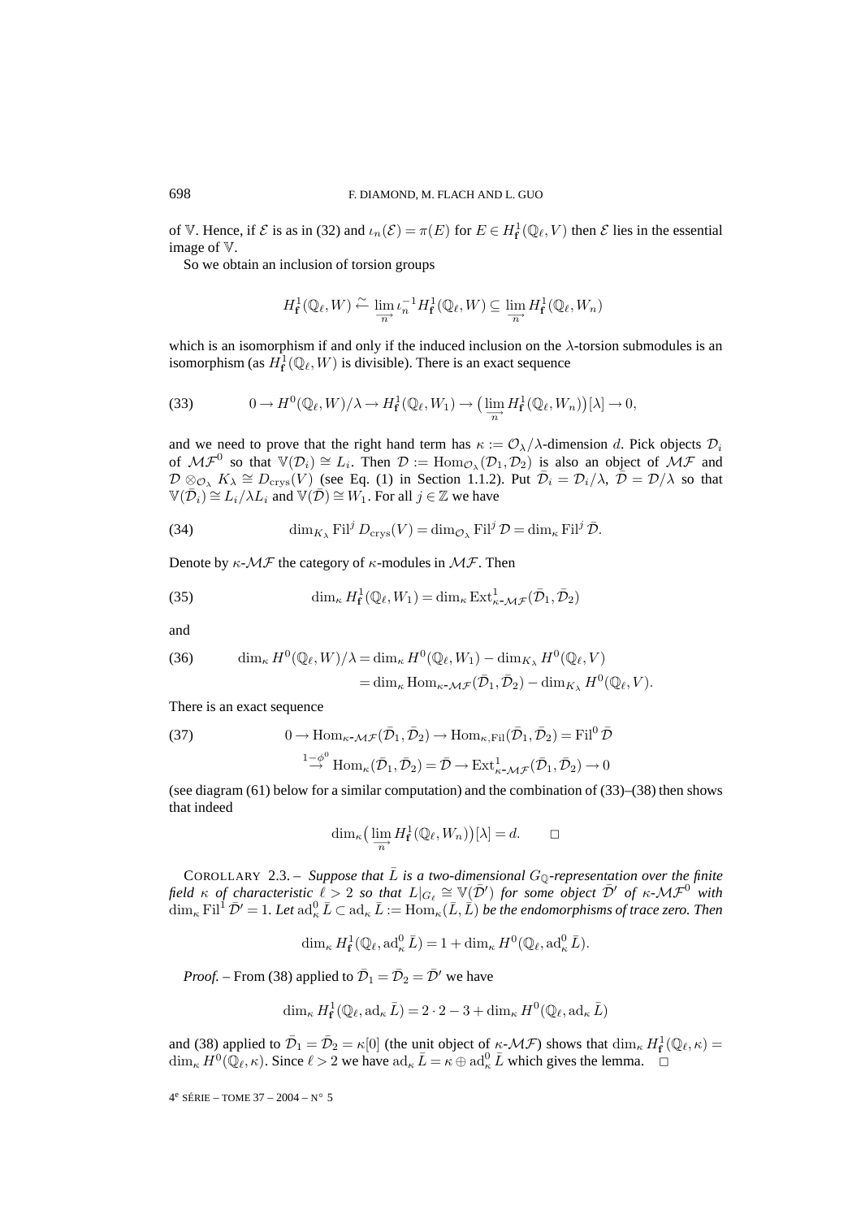of $\mathbb{V}$. Hence, if $\mathcal{E}$ is as in (32) and $\iota_n(\mathcal{E}) = \pi(E)$ for $E \in H^1_{\mathbf{f}}(\mathbb{Q}_\ell, V)$ then $\mathcal{E}$ lies in the essential image of $\mathbb{V}$.

So we obtain an inclusion of torsion groups

$$H^1_{\mathbf{f}}(\mathbb{Q}_\ell, W) \xleftarrow{\sim} \varinjlim_n \iota_n^{-1} H^1_{\mathbf{f}}(\mathbb{Q}_\ell, W) \subseteq \varinjlim_n H^1_{\mathbf{f}}(\mathbb{Q}_\ell, W_n)$$

which is an isomorphism if and only if the induced inclusion on the $\lambda$-torsion submodules is an isomorphism (as $H^1_{\mathbf{f}}(\mathbb{Q}_\ell, W)$ is divisible). There is an exact sequence

$$0 \to H^0(\mathbb{Q}_\ell, W)/\lambda \to H^1_{\mathbf{f}}(\mathbb{Q}_\ell, W_1) \to \big(\varinjlim_n H^1_{\mathbf{f}}(\mathbb{Q}_\ell, W_n)\big)[\lambda] \to 0, \tag{33}$$

and we need to prove that the right hand term has $\kappa := \mathcal{O}_\lambda/\lambda$-dimension $d$. Pick objects $\mathcal{D}_i$ of $\mathcal{MF}^0$ so that $\mathbb{V}(\mathcal{D}_i) \cong L_i$. Then $\mathcal{D} := \operatorname{Hom}_{\mathcal{O}_\lambda}(\mathcal{D}_1, \mathcal{D}_2)$ is also an object of $\mathcal{MF}$ and $\mathcal{D} \otimes_{\mathcal{O}_\lambda} K_\lambda \cong D_{\mathrm{crys}}(V)$ (see Eq. (1) in Section 1.1.2). Put $\bar{\mathcal{D}}_i = \mathcal{D}_i/\lambda$, $\bar{\mathcal{D}} = \mathcal{D}/\lambda$ so that $\mathbb{V}(\bar{\mathcal{D}}_i) \cong L_i/\lambda L_i$ and $\mathbb{V}(\bar{\mathcal{D}}) \cong W_1$. For all $j \in \mathbb{Z}$ we have

$$\dim_{K_\lambda} \operatorname{Fil}^j D_{\mathrm{crys}}(V) = \dim_{\mathcal{O}_\lambda} \operatorname{Fil}^j \mathcal{D} = \dim_\kappa \operatorname{Fil}^j \bar{\mathcal{D}}. \tag{34}$$

Denote by $\kappa$-$\mathcal{MF}$ the category of $\kappa$-modules in $\mathcal{MF}$. Then

$$\dim_\kappa H^1_{\mathbf{f}}(\mathbb{Q}_\ell, W_1) = \dim_\kappa \operatorname{Ext}^1_{\kappa\text{-}\mathcal{MF}}(\bar{\mathcal{D}}_1, \bar{\mathcal{D}}_2) \tag{35}$$

and

$$\begin{aligned} \dim_\kappa H^0(\mathbb{Q}_\ell, W)/\lambda &= \dim_\kappa H^0(\mathbb{Q}_\ell, W_1) - \dim_{K_\lambda} H^0(\mathbb{Q}_\ell, V) \\ &= \dim_\kappa \operatorname{Hom}_{\kappa\text{-}\mathcal{MF}}(\bar{\mathcal{D}}_1, \bar{\mathcal{D}}_2) - \dim_{K_\lambda} H^0(\mathbb{Q}_\ell, V). \end{aligned} \tag{36}$$

There is an exact sequence

$$\begin{aligned} 0 \to \operatorname{Hom}_{\kappa\text{-}\mathcal{MF}}(\bar{\mathcal{D}}_1, \bar{\mathcal{D}}_2) &\to \operatorname{Hom}_{\kappa,\mathrm{Fil}}(\bar{\mathcal{D}}_1, \bar{\mathcal{D}}_2) = \operatorname{Fil}^0 \bar{\mathcal{D}} \\ &\xrightarrow{1-\phi^0} \operatorname{Hom}_\kappa(\bar{\mathcal{D}}_1, \bar{\mathcal{D}}_2) = \bar{\mathcal{D}} \to \operatorname{Ext}^1_{\kappa\text{-}\mathcal{MF}}(\bar{\mathcal{D}}_1, \bar{\mathcal{D}}_2) \to 0 \end{aligned} \tag{37}$$

(see diagram (61) below for a similar computation) and the combination of (33)–(38) then shows that indeed

$$\dim_\kappa\big(\varinjlim_n H^1_{\mathbf{f}}(\mathbb{Q}_\ell, W_n)\big)[\lambda] = d. \qquad \square$$

COROLLARY 2.3. – *Suppose that $\bar{L}$ is a two-dimensional $G_{\mathbb{Q}}$-representation over the finite field $\kappa$ of characteristic $\ell > 2$ so that $L|_{G_\ell} \cong \mathbb{V}(\bar{\mathcal{D}}')$ for some object $\bar{\mathcal{D}}'$ of $\kappa$-$\mathcal{MF}^0$ with $\dim_\kappa \operatorname{Fil}^1 \bar{\mathcal{D}}' = 1$. Let $\operatorname{ad}^0_\kappa \bar{L} \subset \operatorname{ad}_\kappa \bar{L} := \operatorname{Hom}_\kappa(\bar{L}, \bar{L})$ be the endomorphisms of trace zero. Then*

$$\dim_\kappa H^1_{\mathbf{f}}(\mathbb{Q}_\ell, \operatorname{ad}^0_\kappa \bar{L}) = 1 + \dim_\kappa H^0(\mathbb{Q}_\ell, \operatorname{ad}^0_\kappa \bar{L}).$$

*Proof.* – From (38) applied to $\bar{\mathcal{D}}_1 = \bar{\mathcal{D}}_2 = \bar{\mathcal{D}}'$ we have

$$\dim_\kappa H^1_{\mathbf{f}}(\mathbb{Q}_\ell, \operatorname{ad}_\kappa \bar{L}) = 2 \cdot 2 - 3 + \dim_\kappa H^0(\mathbb{Q}_\ell, \operatorname{ad}_\kappa \bar{L})$$

and (38) applied to $\bar{\mathcal{D}}_1 = \bar{\mathcal{D}}_2 = \kappa[0]$ (the unit object of $\kappa$-$\mathcal{MF}$) shows that $\dim_\kappa H^1_{\mathbf{f}}(\mathbb{Q}_\ell, \kappa) = \dim_\kappa H^0(\mathbb{Q}_\ell, \kappa)$. Since $\ell > 2$ we have $\operatorname{ad}_\kappa \bar{L} = \kappa \oplus \operatorname{ad}^0_\kappa \bar{L}$ which gives the lemma. $\square$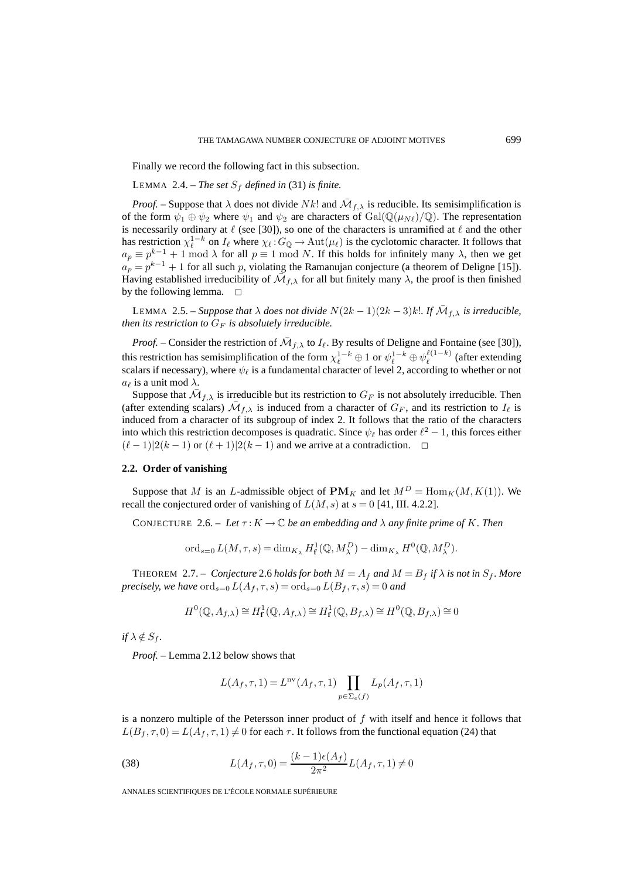Finally we record the following fact in this subsection.

LEMMA 2.4. – *The set $S_f$ defined in* (31) *is finite.*

*Proof.* – Suppose that $\lambda$ does not divide $Nk!$ and $\bar{\mathcal{M}}_{f,\lambda}$ is reducible. Its semisimplification is of the form $\psi_1 \oplus \psi_2$ where $\psi_1$ and $\psi_2$ are characters of $\mathrm{Gal}(\mathbb{Q}(\mu_{N\ell})/\mathbb{Q})$. The representation is necessarily ordinary at $\ell$ (see [30]), so one of the characters is unramified at $\ell$ and the other has restriction $\chi_\ell^{1-k}$ on $I_\ell$ where $\chi_\ell : G_\mathbb{Q} \to \mathrm{Aut}(\mu_\ell)$ is the cyclotomic character. It follows that $a_p \equiv p^{k-1} + 1 \bmod \lambda$ for all $p \equiv 1 \bmod N$. If this holds for infinitely many $\lambda$, then we get $a_p = p^{k-1} + 1$ for all such $p$, violating the Ramanujan conjecture (a theorem of Deligne [15]). Having established irreducibility of $\bar{\mathcal{M}}_{f,\lambda}$ for all but finitely many $\lambda$, the proof is then finished by the following lemma. $\square$

LEMMA 2.5. – *Suppose that $\lambda$ does not divide $N(2k-1)(2k-3)k!$. If $\bar{\mathcal{M}}_{f,\lambda}$ is irreducible, then its restriction to $G_F$ is absolutely irreducible.*

*Proof.* – Consider the restriction of $\bar{\mathcal{M}}_{f,\lambda}$ to $I_\ell$. By results of Deligne and Fontaine (see [30]), this restriction has semisimplification of the form $\chi_\ell^{1-k} \oplus 1$ or $\psi_\ell^{1-k} \oplus \psi_\ell^{\ell(1-k)}$ (after extending scalars if necessary), where $\psi_\ell$ is a fundamental character of level 2, according to whether or not $a_\ell$ is a unit mod $\lambda$.

Suppose that $\bar{\mathcal{M}}_{f,\lambda}$ is irreducible but its restriction to $G_F$ is not absolutely irreducible. Then (after extending scalars) $\bar{\mathcal{M}}_{f,\lambda}$ is induced from a character of $G_F$, and its restriction to $I_\ell$ is induced from a character of its subgroup of index 2. It follows that the ratio of the characters into which this restriction decomposes is quadratic. Since $\psi_\ell$ has order $\ell^2 - 1$, this forces either $(\ell - 1) | 2(k-1)$ or $(\ell + 1) | 2(k-1)$ and we arrive at a contradiction. $\square$

### 2.2. Order of vanishing

Suppose that $M$ is an $L$-admissible object of $\mathbf{PM}_K$ and let $M^D = \mathrm{Hom}_K(M, K(1))$. We recall the conjectured order of vanishing of $L(M,s)$ at $s=0$ [41, III. 4.2.2].

CONJECTURE 2.6. – *Let $\tau : K \to \mathbb{C}$ be an embedding and $\lambda$ any finite prime of $K$. Then*

$$\mathrm{ord}_{s=0} L(M, \tau, s) = \dim_{K_\lambda} H^1_{\mathbf{f}}(\mathbb{Q}, M^D_\lambda) - \dim_{K_\lambda} H^0(\mathbb{Q}, M^D_\lambda).$$

THEOREM 2.7. – *Conjecture* 2.6 *holds for both $M = A_f$ and $M = B_f$ if $\lambda$ is not in $S_f$. More precisely, we have $\mathrm{ord}_{s=0} L(A_f, \tau, s) = \mathrm{ord}_{s=0} L(B_f, \tau, s) = 0$ and*

$$H^0(\mathbb{Q}, A_{f,\lambda}) \cong H^1_{\mathbf{f}}(\mathbb{Q}, A_{f,\lambda}) \cong H^1_{\mathbf{f}}(\mathbb{Q}, B_{f,\lambda}) \cong H^0(\mathbb{Q}, B_{f,\lambda}) \cong 0$$

*if $\lambda \notin S_f$.*

*Proof.* – Lemma 2.12 below shows that

$$L(A_f, \tau, 1) = L^{\mathrm{nv}}(A_f, \tau, 1) \prod_{p \in \Sigma_e(f)} L_p(A_f, \tau, 1)$$

is a nonzero multiple of the Petersson inner product of $f$ with itself and hence it follows that $L(B_f, \tau, 0) = L(A_f, \tau, 1) \neq 0$ for each $\tau$. It follows from the functional equation (24) that

$$L(A_f, \tau, 0) = \frac{(k-1)\epsilon(A_f)}{2\pi^2} L(A_f, \tau, 1) \neq 0 \tag{38}$$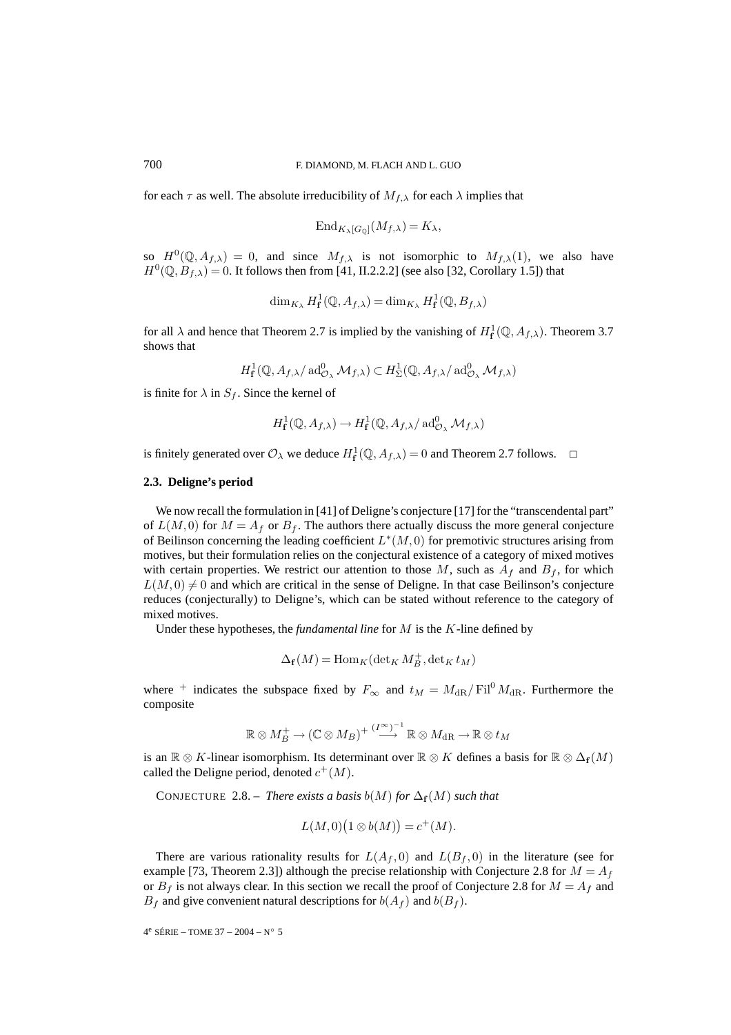for each $\tau$ as well. The absolute irreducibility of $M_{f,\lambda}$ for each $\lambda$ implies that

$$\mathrm{End}_{K_\lambda[G_{\mathbb{Q}}]}(M_{f,\lambda}) = K_\lambda,$$

so $H^0(\mathbb{Q}, A_{f,\lambda}) = 0$, and since $M_{f,\lambda}$ is not isomorphic to $M_{f,\lambda}(1)$, we also have $H^0(\mathbb{Q}, B_{f,\lambda}) = 0$. It follows then from [41, II.2.2.2] (see also [32, Corollary 1.5]) that

$$\dim_{K_\lambda} H^1_{\mathbf{f}}(\mathbb{Q}, A_{f,\lambda}) = \dim_{K_\lambda} H^1_{\mathbf{f}}(\mathbb{Q}, B_{f,\lambda})$$

for all $\lambda$ and hence that Theorem 2.7 is implied by the vanishing of $H^1_{\mathbf{f}}(\mathbb{Q}, A_{f,\lambda})$. Theorem 3.7 shows that

$$H^1_{\mathbf{f}}(\mathbb{Q}, A_{f,\lambda}/\operatorname{ad}^0_{\mathcal{O}_\lambda}\mathcal{M}_{f,\lambda}) \subset H^1_{\Sigma}(\mathbb{Q}, A_{f,\lambda}/\operatorname{ad}^0_{\mathcal{O}_\lambda}\mathcal{M}_{f,\lambda})$$

is finite for $\lambda$ in $S_f$. Since the kernel of

$$H^1_{\mathbf{f}}(\mathbb{Q}, A_{f,\lambda}) \to H^1_{\mathbf{f}}(\mathbb{Q}, A_{f,\lambda}/\operatorname{ad}^0_{\mathcal{O}_\lambda}\mathcal{M}_{f,\lambda})$$

is finitely generated over $\mathcal{O}_\lambda$ we deduce $H^1_{\mathbf{f}}(\mathbb{Q}, A_{f,\lambda}) = 0$ and Theorem 2.7 follows. $\square$

### 2.3. Deligne's period

We now recall the formulation in [41] of Deligne's conjecture [17] for the "transcendental part" of $L(M,0)$ for $M = A_f$ or $B_f$. The authors there actually discuss the more general conjecture of Beilinson concerning the leading coefficient $L^*(M,0)$ for premotivic structures arising from motives, but their formulation relies on the conjectural existence of a category of mixed motives with certain properties. We restrict our attention to those $M$, such as $A_f$ and $B_f$, for which $L(M,0) \neq 0$ and which are critical in the sense of Deligne. In that case Beilinson's conjecture reduces (conjecturally) to Deligne's, which can be stated without reference to the category of mixed motives.

Under these hypotheses, the *fundamental line* for $M$ is the $K$-line defined by

$$\Delta_{\mathbf{f}}(M) = \mathrm{Hom}_K(\det_K M_B^+, \det_K t_M)$$

where $^+$ indicates the subspace fixed by $F_\infty$ and $t_M = M_{\mathrm{dR}}/\operatorname{Fil}^0 M_{\mathrm{dR}}$. Furthermore the composite

$$\mathbb{R}\otimes M_B^+ \to (\mathbb{C}\otimes M_B)^+ \stackrel{(I^\infty)^{-1}}{\longrightarrow} \mathbb{R}\otimes M_{\mathrm{dR}} \to \mathbb{R}\otimes t_M$$

is an $\mathbb{R}\otimes K$-linear isomorphism. Its determinant over $\mathbb{R}\otimes K$ defines a basis for $\mathbb{R}\otimes\Delta_{\mathbf{f}}(M)$ called the Deligne period, denoted $c^+(M)$.

CONJECTURE 2.8. – *There exists a basis $b(M)$ for $\Delta_{\mathbf{f}}(M)$ such that*

$$L(M,0)\bigl(1\otimes b(M)\bigr) = c^+(M).$$

There are various rationality results for $L(A_f,0)$ and $L(B_f,0)$ in the literature (see for example [73, Theorem 2.3]) although the precise relationship with Conjecture 2.8 for $M = A_f$ or $B_f$ is not always clear. In this section we recall the proof of Conjecture 2.8 for $M = A_f$ and $B_f$ and give convenient natural descriptions for $b(A_f)$ and $b(B_f)$.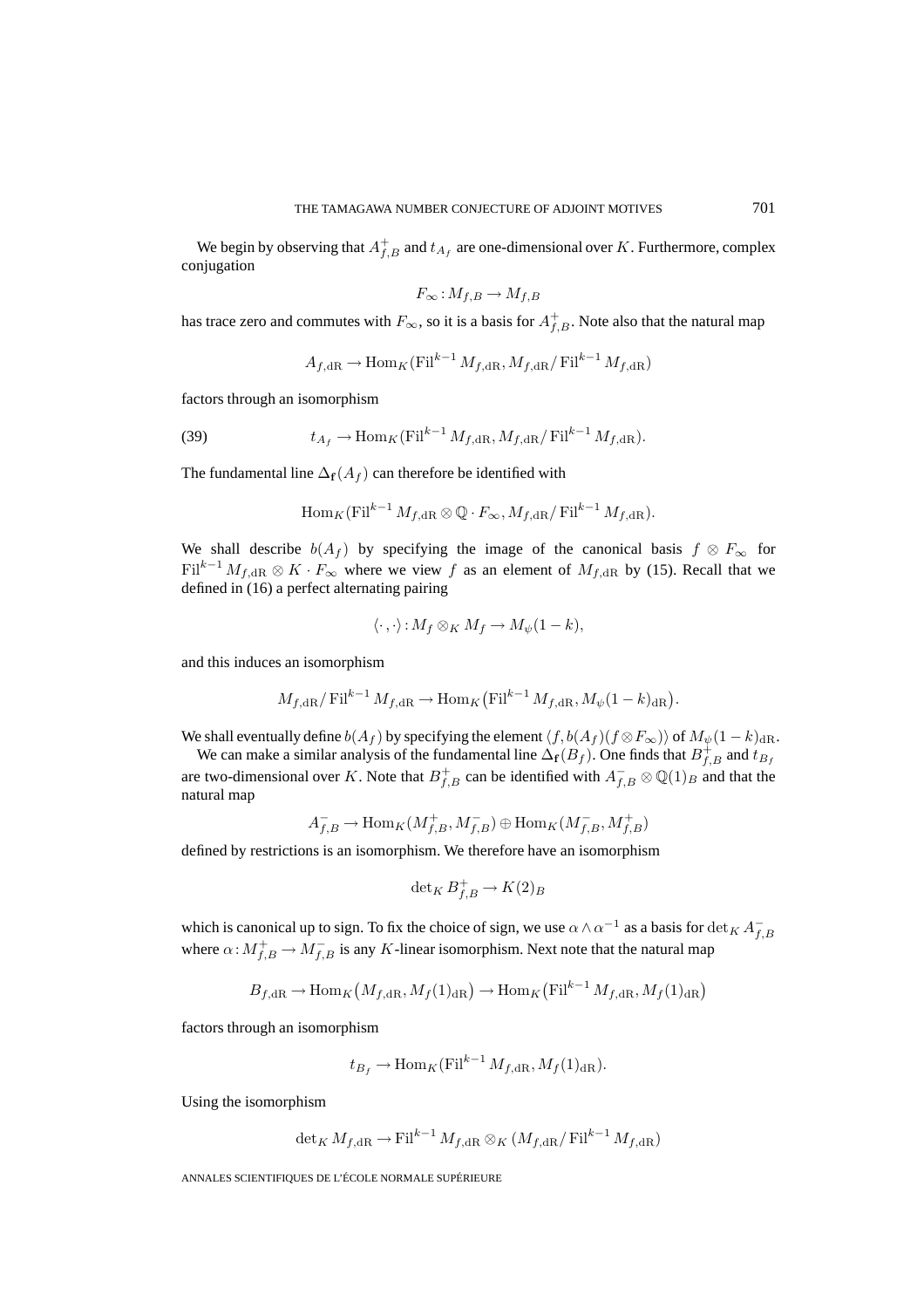We begin by observing that $A^+_{f,B}$ and $t_{A_f}$ are one-dimensional over $K$. Furthermore, complex conjugation

$$F_\infty : M_{f,B} \to M_{f,B}$$

has trace zero and commutes with $F_\infty$, so it is a basis for $A^+_{f,B}$. Note also that the natural map

$$A_{f,\mathrm{dR}} \to \mathrm{Hom}_K(\mathrm{Fil}^{k-1} M_{f,\mathrm{dR}}, M_{f,\mathrm{dR}}/\mathrm{Fil}^{k-1} M_{f,\mathrm{dR}})$$

factors through an isomorphism

$$t_{A_f} \to \mathrm{Hom}_K(\mathrm{Fil}^{k-1} M_{f,\mathrm{dR}}, M_{f,\mathrm{dR}}/\mathrm{Fil}^{k-1} M_{f,\mathrm{dR}}). \tag{39}$$

The fundamental line $\Delta_{\mathfrak{f}}(A_f)$ can therefore be identified with

$$\mathrm{Hom}_K(\mathrm{Fil}^{k-1} M_{f,\mathrm{dR}} \otimes \mathbb{Q} \cdot F_\infty, M_{f,\mathrm{dR}}/\mathrm{Fil}^{k-1} M_{f,\mathrm{dR}}).$$

We shall describe $b(A_f)$ by specifying the image of the canonical basis $f \otimes F_\infty$ for $\mathrm{Fil}^{k-1} M_{f,\mathrm{dR}} \otimes K \cdot F_\infty$ where we view $f$ as an element of $M_{f,\mathrm{dR}}$ by (15). Recall that we defined in (16) a perfect alternating pairing

$$\langle \cdot, \cdot \rangle : M_f \otimes_K M_f \to M_\psi(1-k),$$

and this induces an isomorphism

$$M_{f,\mathrm{dR}}/\mathrm{Fil}^{k-1} M_{f,\mathrm{dR}} \to \mathrm{Hom}_K\big(\mathrm{Fil}^{k-1} M_{f,\mathrm{dR}}, M_\psi(1-k)_{\mathrm{dR}}\big).$$

We shall eventually define $b(A_f)$ by specifying the element $\langle f, b(A_f)(f \otimes F_\infty)\rangle$ of $M_\psi(1-k)_{\mathrm{dR}}$.

We can make a similar analysis of the fundamental line $\Delta_{\mathfrak{f}}(B_f)$. One finds that $B^+_{f,B}$ and $t_{B_f}$ are two-dimensional over $K$. Note that $B^+_{f,B}$ can be identified with $A^-_{f,B} \otimes \mathbb{Q}(1)_B$ and that the natural map

$$A^-_{f,B} \to \mathrm{Hom}_K(M^+_{f,B}, M^-_{f,B}) \oplus \mathrm{Hom}_K(M^-_{f,B}, M^+_{f,B})$$

defined by restrictions is an isomorphism. We therefore have an isomorphism

$$\det_K B^+_{f,B} \to K(2)_B$$

which is canonical up to sign. To fix the choice of sign, we use $\alpha \wedge \alpha^{-1}$ as a basis for $\det_K A^-_{f,B}$ where $\alpha : M^+_{f,B} \to M^-_{f,B}$ is any $K$-linear isomorphism. Next note that the natural map

$$B_{f,\mathrm{dR}} \to \mathrm{Hom}_K\big(M_{f,\mathrm{dR}}, M_f(1)_{\mathrm{dR}}\big) \to \mathrm{Hom}_K\big(\mathrm{Fil}^{k-1} M_{f,\mathrm{dR}}, M_f(1)_{\mathrm{dR}}\big)$$

factors through an isomorphism

$$t_{B_f} \to \mathrm{Hom}_K(\mathrm{Fil}^{k-1} M_{f,\mathrm{dR}}, M_f(1)_{\mathrm{dR}}).$$

Using the isomorphism

$$\det_K M_{f,\mathrm{dR}} \to \mathrm{Fil}^{k-1} M_{f,\mathrm{dR}} \otimes_K (M_{f,\mathrm{dR}}/\mathrm{Fil}^{k-1} M_{f,\mathrm{dR}})$$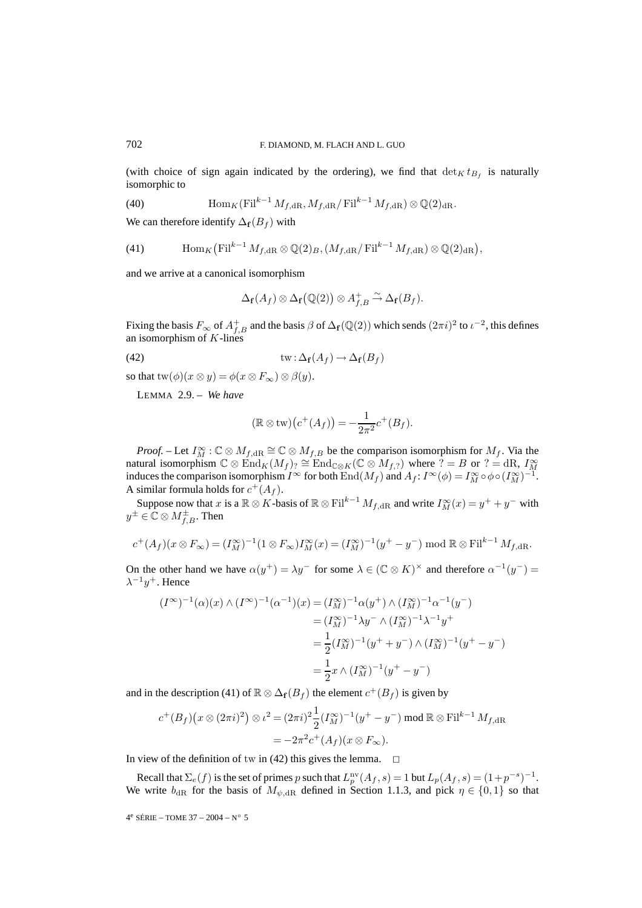(with choice of sign again indicated by the ordering), we find that $\det_K t_{B_f}$ is naturally isomorphic to

$$\operatorname{Hom}_K(\operatorname{Fil}^{k-1} M_{f,\mathrm{dR}}, M_{f,\mathrm{dR}}/\operatorname{Fil}^{k-1} M_{f,\mathrm{dR}}) \otimes \mathbb{Q}(2)_{\mathrm{dR}}. \tag{40}$$

We can therefore identify $\Delta_{\mathbf{f}}(B_f)$ with

$$\operatorname{Hom}_K\big(\operatorname{Fil}^{k-1} M_{f,\mathrm{dR}} \otimes \mathbb{Q}(2)_B, (M_{f,\mathrm{dR}}/\operatorname{Fil}^{k-1} M_{f,\mathrm{dR}}) \otimes \mathbb{Q}(2)_{\mathrm{dR}}\big), \tag{41}$$

and we arrive at a canonical isomorphism

$$\Delta_{\mathbf{f}}(A_f) \otimes \Delta_{\mathbf{f}}\big(\mathbb{Q}(2)\big) \otimes A^+_{f,B} \xrightarrow{\sim} \Delta_{\mathbf{f}}(B_f).$$

Fixing the basis $F_\infty$ of $A^+_{f,B}$ and the basis $\beta$ of $\Delta_{\mathbf{f}}(\mathbb{Q}(2))$ which sends $(2\pi i)^2$ to $\iota^{-2}$, this defines an isomorphism of $K$-lines

$$\mathrm{tw} : \Delta_{\mathbf{f}}(A_f) \to \Delta_{\mathbf{f}}(B_f) \tag{42}$$

so that $\mathrm{tw}(\phi)(x \otimes y) = \phi(x \otimes F_\infty) \otimes \beta(y)$.

LEMMA 2.9. – *We have*

$$(\mathbb{R} \otimes \mathrm{tw})\big(c^+(A_f)\big) = -\frac{1}{2\pi^2} c^+(B_f).$$

*Proof.* – Let $I^\infty_M : \mathbb{C} \otimes M_{f,\mathrm{dR}} \cong \mathbb{C} \otimes M_{f,B}$ be the comparison isomorphism for $M_f$. Via the natural isomorphism $\mathbb{C} \otimes \operatorname{End}_K(M_f)_? \cong \operatorname{End}_{\mathbb{C}\otimes K}(\mathbb{C} \otimes M_{f,?})$ where $? = B$ or $? = \mathrm{dR}$, $I^\infty_M$ induces the comparison isomorphism $I^\infty$ for both $\operatorname{End}(M_f)$ and $A_f$: $I^\infty(\phi) = I^\infty_M \circ \phi \circ (I^\infty_M)^{-1}$. A similar formula holds for $c^+(A_f)$.

Suppose now that $x$ is a $\mathbb{R} \otimes K$-basis of $\mathbb{R} \otimes \operatorname{Fil}^{k-1} M_{f,\mathrm{dR}}$ and write $I^\infty_M(x) = y^+ + y^-$ with $y^\pm \in \mathbb{C} \otimes M^\pm_{f,B}$. Then

$$c^+(A_f)(x \otimes F_\infty) = (I^\infty_M)^{-1}(1 \otimes F_\infty) I^\infty_M(x) = (I^\infty_M)^{-1}(y^+ - y^-) \bmod \mathbb{R} \otimes \operatorname{Fil}^{k-1} M_{f,\mathrm{dR}}.$$

On the other hand we have $\alpha(y^+) = \lambda y^-$ for some $\lambda \in (\mathbb{C} \otimes K)^\times$ and therefore $\alpha^{-1}(y^-) = \lambda^{-1} y^+$. Hence

$$\begin{aligned}
(I^\infty)^{-1}(\alpha)(x) \wedge (I^\infty)^{-1}(\alpha^{-1})(x) &= (I^\infty_M)^{-1}\alpha(y^+) \wedge (I^\infty_M)^{-1}\alpha^{-1}(y^-) \\
&= (I^\infty_M)^{-1}\lambda y^- \wedge (I^\infty_M)^{-1}\lambda^{-1} y^+ \\
&= \frac{1}{2}(I^\infty_M)^{-1}(y^+ + y^-) \wedge (I^\infty_M)^{-1}(y^+ - y^-) \\
&= \frac{1}{2} x \wedge (I^\infty_M)^{-1}(y^+ - y^-)
\end{aligned}$$

and in the description (41) of $\mathbb{R} \otimes \Delta_{\mathbf{f}}(B_f)$ the element $c^+(B_f)$ is given by

$$\begin{aligned}
c^+(B_f)\big(x \otimes (2\pi i)^2\big) \otimes \iota^2 &= (2\pi i)^2 \frac{1}{2}(I^\infty_M)^{-1}(y^+ - y^-) \bmod \mathbb{R} \otimes \operatorname{Fil}^{k-1} M_{f,\mathrm{dR}} \\
&= -2\pi^2 c^+(A_f)(x \otimes F_\infty).
\end{aligned}$$

In view of the definition of $\mathrm{tw}$ in (42) this gives the lemma. $\square$

Recall that $\Sigma_e(f)$ is the set of primes $p$ such that $L^{\mathrm{nv}}_p(A_f, s) = 1$ but $L_p(A_f, s) = (1 + p^{-s})^{-1}$. We write $b_{\mathrm{dR}}$ for the basis of $M_{\psi,\mathrm{dR}}$ defined in Section 1.1.3, and pick $\eta \in \{0, 1\}$ so that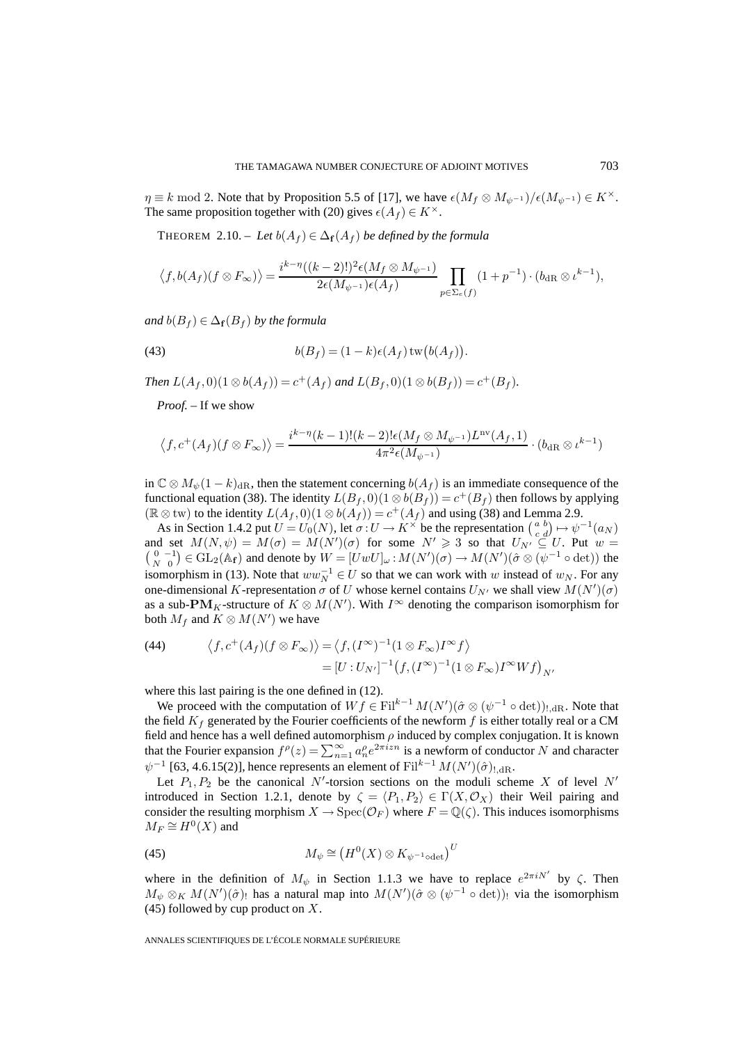$\eta \equiv k \bmod 2$. Note that by Proposition 5.5 of [17], we have $\epsilon(M_f \otimes M_{\psi^{-1}})/\epsilon(M_{\psi^{-1}}) \in K^\times$. The same proposition together with (20) gives $\epsilon(A_f) \in K^\times$.

THEOREM 2.10. – *Let $b(A_f) \in \Delta_{\mathbf{f}}(A_f)$ be defined by the formula*

$$\left\langle f, b(A_f)(f \otimes F_\infty)\right\rangle = \frac{i^{k-\eta}((k-2)!)^2 \epsilon(M_f \otimes M_{\psi^{-1}})}{2\epsilon(M_{\psi^{-1}})\epsilon(A_f)} \prod_{p \in \Sigma_e(f)} (1+p^{-1}) \cdot (b_{\mathrm{dR}} \otimes \iota^{k-1}),$$

*and $b(B_f) \in \Delta_{\mathbf{f}}(B_f)$ by the formula*

$$b(B_f) = (1-k)\epsilon(A_f)\,\mathrm{tw}\big(b(A_f)\big). \tag{43}$$

*Then $L(A_f, 0)(1 \otimes b(A_f)) = c^+(A_f)$ and $L(B_f, 0)(1 \otimes b(B_f)) = c^+(B_f)$.*

*Proof.* – If we show

$$\left\langle f, c^+(A_f)(f \otimes F_\infty)\right\rangle = \frac{i^{k-\eta}(k-1)!(k-2)!\epsilon(M_f \otimes M_{\psi^{-1}})L^{\mathrm{nv}}(A_f, 1)}{4\pi^2 \epsilon(M_{\psi^{-1}})} \cdot (b_{\mathrm{dR}} \otimes \iota^{k-1})$$

in $\mathbb{C} \otimes M_\psi(1-k)_{\mathrm{dR}}$, then the statement concerning $b(A_f)$ is an immediate consequence of the functional equation (38). The identity $L(B_f, 0)(1 \otimes b(B_f)) = c^+(B_f)$ then follows by applying $(\mathbb{R} \otimes \mathrm{tw})$ to the identity $L(A_f, 0)(1 \otimes b(A_f)) = c^+(A_f)$ and using (38) and Lemma 2.9.

As in Section 1.4.2 put $U = U_0(N)$, let $\sigma: U \to K^\times$ be the representation $\left(\begin{smallmatrix} a & b \\ c & d \end{smallmatrix}\right) \mapsto \psi^{-1}(a_N)$ and set $M(N, \psi) = M(\sigma) = M(N')(\sigma)$ for some $N' \geqslant 3$ so that $U_{N'} \subseteq U$. Put $w = \left(\begin{smallmatrix} 0 & -1 \\ N & 0 \end{smallmatrix}\right) \in \mathrm{GL}_2(\mathbb{A}_{\mathbf{f}})$ and denote by $W = [UwU]_\omega: M(N')(\sigma) \to M(N')(\hat{\sigma} \otimes (\psi^{-1} \circ \det))$ the isomorphism in (13). Note that $ww_N^{-1} \in U$ so that we can work with $w$ instead of $w_N$. For any one-dimensional $K$-representation $\sigma$ of $U$ whose kernel contains $U_{N'}$ we shall view $M(N')(\sigma)$ as a sub-$\mathbf{PM}_K$-structure of $K \otimes M(N')$. With $I^\infty$ denoting the comparison isomorphism for both $M_f$ and $K \otimes M(N')$ we have

$$\begin{aligned} \left\langle f, c^+(A_f)(f \otimes F_\infty)\right\rangle &= \left\langle f, (I^\infty)^{-1}(1 \otimes F_\infty) I^\infty f\right\rangle \\ &= [U : U_{N'}]^{-1}\big(f, (I^\infty)^{-1}(1 \otimes F_\infty) I^\infty W f\big)_{N'} \end{aligned} \tag{44}$$

where this last pairing is the one defined in (12).

We proceed with the computation of $Wf \in \mathrm{Fil}^{k-1} M(N')(\hat{\sigma} \otimes (\psi^{-1} \circ \det))_{!,\mathrm{dR}}$. Note that the field $K_f$ generated by the Fourier coefficients of the newform $f$ is either totally real or a CM field and hence has a well defined automorphism $\rho$ induced by complex conjugation. It is known that the Fourier expansion $f^\rho(z) = \sum_{n=1}^\infty a_n^\rho e^{2\pi i z n}$ is a newform of conductor $N$ and character $\psi^{-1}$ [63, 4.6.15(2)], hence represents an element of $\mathrm{Fil}^{k-1} M(N')(\hat{\sigma})_{!,\mathrm{dR}}$.

Let $P_1, P_2$ be the canonical $N'$-torsion sections on the moduli scheme $X$ of level $N'$ introduced in Section 1.2.1, denote by $\zeta = \langle P_1, P_2\rangle \in \Gamma(X, \mathcal{O}_X)$ their Weil pairing and consider the resulting morphism $X \to \mathrm{Spec}(\mathcal{O}_F)$ where $F = \mathbb{Q}(\zeta)$. This induces isomorphisms $M_F \cong H^0(X)$ and

$$M_\psi \cong \big(H^0(X) \otimes K_{\psi^{-1}\circ\det}\big)^U \tag{45}$$

where in the definition of $M_\psi$ in Section 1.1.3 we have to replace $e^{2\pi i N'}$ by $\zeta$. Then $M_\psi \otimes_K M(N')(\hat{\sigma})_!$ has a natural map into $M(N')(\hat{\sigma} \otimes (\psi^{-1} \circ \det))_!$ via the isomorphism (45) followed by cup product on $X$.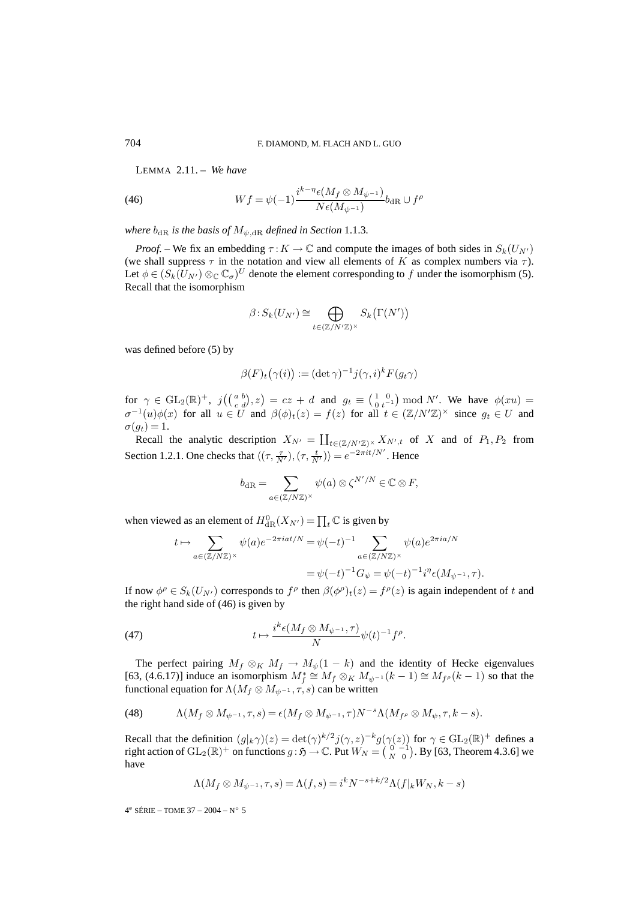LEMMA 2.11. – *We have*

$$Wf = \psi(-1)\frac{i^{k-\eta}\epsilon(M_f \otimes M_{\psi^{-1}})}{N\epsilon(M_{\psi^{-1}})} b_{\mathrm{dR}} \cup f^\rho \tag{46}$$

*where* $b_{\mathrm{dR}}$ *is the basis of* $M_{\psi,\mathrm{dR}}$ *defined in Section* 1.1.3.

*Proof.* – We fix an embedding $\tau : K \to \mathbb{C}$ and compute the images of both sides in $S_k(U_{N'})$ (we shall suppress $\tau$ in the notation and view all elements of $K$ as complex numbers via $\tau$). Let $\phi \in (S_k(U_{N'}) \otimes_{\mathbb{C}} \mathbb{C}_\sigma)^U$ denote the element corresponding to $f$ under the isomorphism (5). Recall that the isomorphism

$$\beta : S_k(U_{N'}) \cong \bigoplus_{t \in (\mathbb{Z}/N'\mathbb{Z})^\times} S_k(\Gamma(N'))$$

was defined before (5) by

$$\beta(F)_t(\gamma(i)) := (\det\gamma)^{-1} j(\gamma, i)^k F(g_t\gamma)$$

for $\gamma \in \mathrm{GL}_2(\mathbb{R})^+$, $j\left(\left(\begin{smallmatrix} a & b \\ c & d \end{smallmatrix}\right), z\right) = cz + d$ and $g_t \equiv \left(\begin{smallmatrix} 1 & 0 \\ 0 & t^{-1} \end{smallmatrix}\right) \bmod N'$. We have $\phi(xu) = \sigma^{-1}(u)\phi(x)$ for all $u \in U$ and $\beta(\phi)_t(z) = f(z)$ for all $t \in (\mathbb{Z}/N'\mathbb{Z})^\times$ since $g_t \in U$ and $\sigma(g_t) = 1$.

Recall the analytic description $X_{N'} = \coprod_{t \in (\mathbb{Z}/N'\mathbb{Z})^\times} X_{N',t}$ of $X$ and of $P_1, P_2$ from Section 1.2.1. One checks that $\langle(\tau, \frac{\tau}{N'}), (\tau, \frac{t}{N'})\rangle = e^{-2\pi i t/N'}$. Hence

$$b_{\mathrm{dR}} = \sum_{a \in (\mathbb{Z}/N\mathbb{Z})^\times} \psi(a) \otimes \zeta^{N'/N} \in \mathbb{C} \otimes F,$$

when viewed as an element of $H^0_{\mathrm{dR}}(X_{N'}) = \prod_t \mathbb{C}$ is given by

$$\begin{aligned} t \mapsto \sum_{a \in (\mathbb{Z}/N\mathbb{Z})^\times} \psi(a) e^{-2\pi i a t/N} &= \psi(-t)^{-1} \sum_{a \in (\mathbb{Z}/N\mathbb{Z})^\times} \psi(a) e^{2\pi i a/N} \\ &= \psi(-t)^{-1} G_\psi = \psi(-t)^{-1} i^\eta \epsilon(M_{\psi^{-1}}, \tau). \end{aligned}$$

If now $\phi^\rho \in S_k(U_{N'})$ corresponds to $f^\rho$ then $\beta(\phi^\rho)_t(z) = f^\rho(z)$ is again independent of $t$ and the right hand side of (46) is given by

$$t \mapsto \frac{i^k \epsilon(M_f \otimes M_{\psi^{-1}}, \tau)}{N} \psi(t)^{-1} f^\rho. \tag{47}$$

The perfect pairing $M_f \otimes_K M_f \to M_\psi(1-k)$ and the identity of Hecke eigenvalues [63, (4.6.17)] induce an isomorphism $M_f^* \cong M_f \otimes_K M_{\psi^{-1}}(k-1) \cong M_{f^\rho}(k-1)$ so that the functional equation for $\Lambda(M_f \otimes M_{\psi^{-1}}, \tau, s)$ can be written

$$\Lambda(M_f \otimes M_{\psi^{-1}}, \tau, s) = \epsilon(M_f \otimes M_{\psi^{-1}}, \tau) N^{-s} \Lambda(M_{f^\rho} \otimes M_\psi, \tau, k-s). \tag{48}$$

Recall that the definition $(g|_k\gamma)(z) = \det(\gamma)^{k/2} j(\gamma, z)^{-k} g(\gamma(z))$ for $\gamma \in \mathrm{GL}_2(\mathbb{R})^+$ defines a right action of $\mathrm{GL}_2(\mathbb{R})^+$ on functions $g : \mathfrak{H} \to \mathbb{C}$. Put $W_N = \left(\begin{smallmatrix} 0 & -1 \\ N & 0 \end{smallmatrix}\right)$. By [63, Theorem 4.3.6] we have

$$\Lambda(M_f \otimes M_{\psi^{-1}}, \tau, s) = \Lambda(f, s) = i^k N^{-s+k/2} \Lambda(f|_k W_N, k-s)$$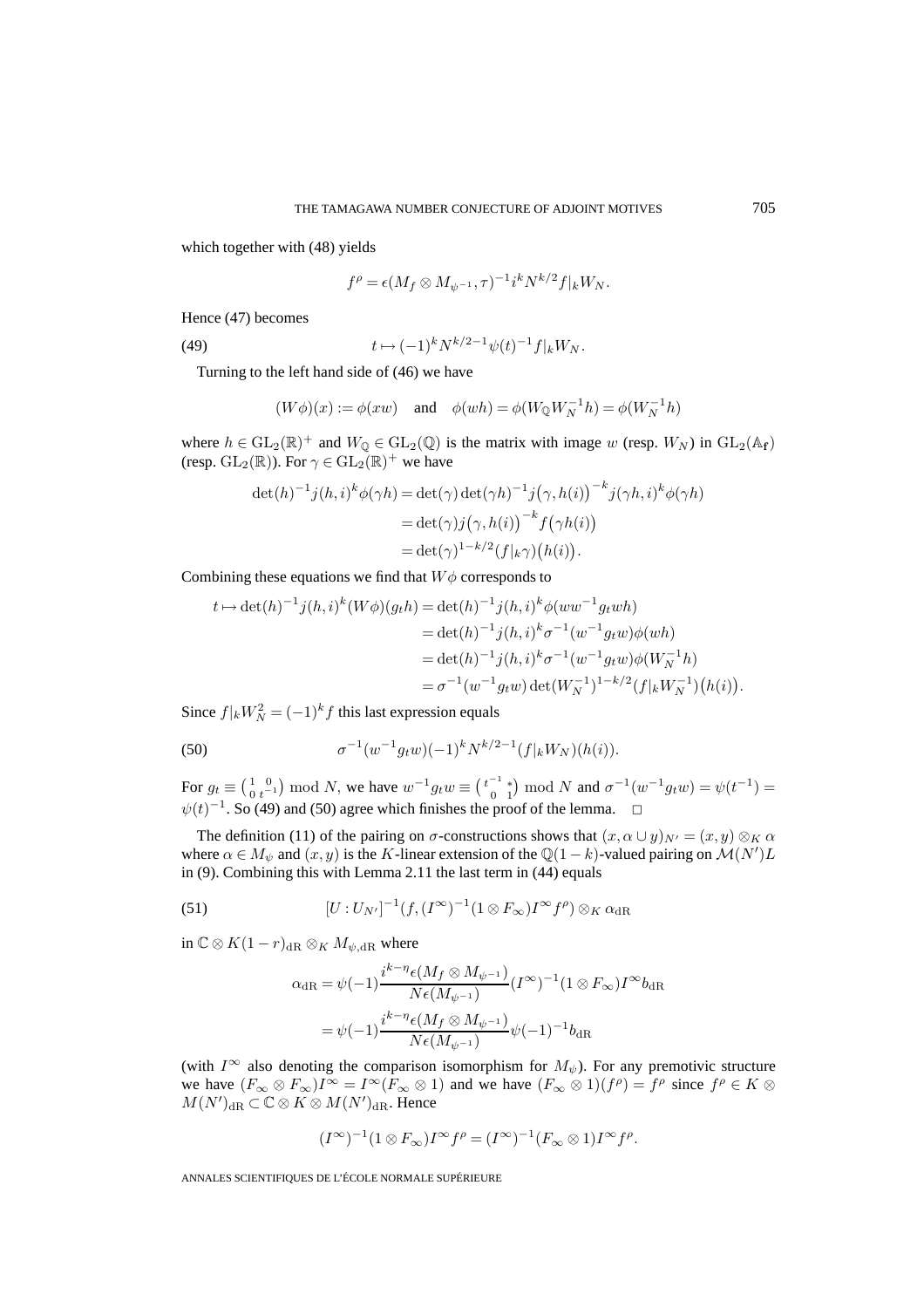which together with (48) yields

$$f^\rho = \epsilon(M_f \otimes M_{\psi^{-1}}, \tau)^{-1} i^k N^{k/2} f|_k W_N.$$

Hence (47) becomes

$$t \mapsto (-1)^k N^{k/2-1} \psi(t)^{-1} f|_k W_N. \tag{49}$$

Turning to the left hand side of (46) we have

$$(W\phi)(x) := \phi(xw) \quad \text{and} \quad \phi(wh) = \phi(W_{\mathbb{Q}} W_N^{-1} h) = \phi(W_N^{-1} h)$$

where $h \in \mathrm{GL}_2(\mathbb{R})^+$ and $W_{\mathbb{Q}} \in \mathrm{GL}_2(\mathbb{Q})$ is the matrix with image $w$ (resp. $W_N$) in $\mathrm{GL}_2(\mathbb{A}_{\mathbf{f}})$ (resp. $\mathrm{GL}_2(\mathbb{R})$). For $\gamma \in \mathrm{GL}_2(\mathbb{R})^+$ we have

$$\begin{aligned}
\det(h)^{-1} j(h,i)^k \phi(\gamma h) &= \det(\gamma) \det(\gamma h)^{-1} j\big(\gamma, h(i)\big)^{-k} j(\gamma h, i)^k \phi(\gamma h) \\
&= \det(\gamma) j\big(\gamma, h(i)\big)^{-k} f\big(\gamma h(i)\big) \\
&= \det(\gamma)^{1-k/2} (f|_k \gamma)\big(h(i)\big).
\end{aligned}$$

Combining these equations we find that $W\phi$ corresponds to

$$\begin{aligned}
t \mapsto \det(h)^{-1} j(h,i)^k (W\phi)(g_t h) &= \det(h)^{-1} j(h,i)^k \phi(ww^{-1} g_t wh) \\
&= \det(h)^{-1} j(h,i)^k \sigma^{-1}(w^{-1} g_t w) \phi(wh) \\
&= \det(h)^{-1} j(h,i)^k \sigma^{-1}(w^{-1} g_t w) \phi(W_N^{-1} h) \\
&= \sigma^{-1}(w^{-1} g_t w) \det(W_N^{-1})^{1-k/2} (f|_k W_N^{-1})\big(h(i)\big).
\end{aligned}$$

Since $f|_k W_N^2 = (-1)^k f$ this last expression equals

$$\sigma^{-1}(w^{-1} g_t w) (-1)^k N^{k/2-1} (f|_k W_N)(h(i)). \tag{50}$$

For $g_t \equiv \left(\begin{smallmatrix} 1 & 0 \\ 0 & t^{-1} \end{smallmatrix}\right) \bmod N$, we have $w^{-1} g_t w \equiv \left(\begin{smallmatrix} t^{-1} & * \\ 0 & 1 \end{smallmatrix}\right) \bmod N$ and $\sigma^{-1}(w^{-1} g_t w) = \psi(t^{-1}) = \psi(t)^{-1}$. So (49) and (50) agree which finishes the proof of the lemma. □

The definition (11) of the pairing on $\sigma$-constructions shows that $(x, \alpha \cup y)_{N'} = (x,y) \otimes_K \alpha$ where $\alpha \in M_\psi$ and $(x,y)$ is the $K$-linear extension of the $\mathbb{Q}(1-k)$-valued pairing on $\mathcal{M}(N')L$ in (9). Combining this with Lemma 2.11 the last term in (44) equals

$$[U : U_{N'}]^{-1} (f, (I^\infty)^{-1} (1 \otimes F_\infty) I^\infty f^\rho) \otimes_K \alpha_{\mathrm{dR}} \tag{51}$$

in $\mathbb{C} \otimes K(1-r)_{\mathrm{dR}} \otimes_K M_{\psi,\mathrm{dR}}$ where

$$\begin{aligned}
\alpha_{\mathrm{dR}} &= \psi(-1) \frac{i^{k-\eta} \epsilon(M_f \otimes M_{\psi^{-1}})}{N \epsilon(M_{\psi^{-1}})} (I^\infty)^{-1} (1 \otimes F_\infty) I^\infty b_{\mathrm{dR}} \\
&= \psi(-1) \frac{i^{k-\eta} \epsilon(M_f \otimes M_{\psi^{-1}})}{N \epsilon(M_{\psi^{-1}})} \psi(-1)^{-1} b_{\mathrm{dR}}
\end{aligned}$$

(with $I^\infty$ also denoting the comparison isomorphism for $M_\psi$). For any premotivic structure we have $(F_\infty \otimes F_\infty) I^\infty = I^\infty (F_\infty \otimes 1)$ and we have $(F_\infty \otimes 1)(f^\rho) = f^\rho$ since $f^\rho \in K \otimes M(N')_{\mathrm{dR}} \subset \mathbb{C} \otimes K \otimes M(N')_{\mathrm{dR}}$. Hence

$$(I^\infty)^{-1} (1 \otimes F_\infty) I^\infty f^\rho = (I^\infty)^{-1} (F_\infty \otimes 1) I^\infty f^\rho.$$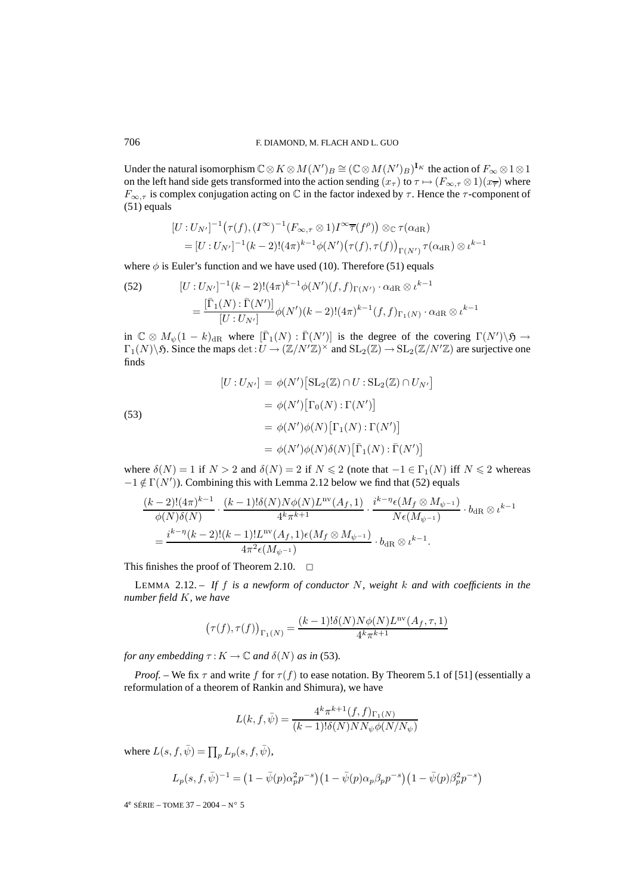Under the natural isomorphism $\mathbb{C}\otimes K\otimes M(N')_B \cong (\mathbb{C}\otimes M(N')_B)^{\mathbf{I}_K}$ the action of $F_\infty\otimes 1\otimes 1$ on the left hand side gets transformed into the action sending $(x_\tau)$ to $\tau\mapsto (F_{\infty,\tau}\otimes 1)(x_{\overline{\tau}})$ where $F_{\infty,\tau}$ is complex conjugation acting on $\mathbb{C}$ in the factor indexed by $\tau$. Hence the $\tau$-component of (51) equals

$$\begin{aligned}
&[U:U_{N'}]^{-1}\big(\tau(f),(I^\infty)^{-1}(F_{\infty,\tau}\otimes 1)I^\infty\overline{\tau}(f^\rho)\big)\otimes_{\mathbb{C}}\tau(\alpha_{\mathrm{dR}})\\
&\quad=[U:U_{N'}]^{-1}(k-2)!(4\pi)^{k-1}\phi(N')\big(\tau(f),\tau(f)\big)_{\Gamma(N')}\,\tau(\alpha_{\mathrm{dR}})\otimes\iota^{k-1}
\end{aligned}$$

where $\phi$ is Euler's function and we have used (10). Therefore (51) equals

$$\begin{aligned}
(52)\qquad &[U:U_{N'}]^{-1}(k-2)!(4\pi)^{k-1}\phi(N')(f,f)_{\Gamma(N')}\cdot\alpha_{\mathrm{dR}}\otimes\iota^{k-1}\\
&\quad=\frac{[\bar{\Gamma}_1(N):\bar{\Gamma}(N')]}{[U:U_{N'}]}\phi(N')(k-2)!(4\pi)^{k-1}(f,f)_{\Gamma_1(N)}\cdot\alpha_{\mathrm{dR}}\otimes\iota^{k-1}
\end{aligned}$$

in $\mathbb{C}\otimes M_\psi(1-k)_{\mathrm{dR}}$ where $[\bar{\Gamma}_1(N):\bar{\Gamma}(N')]$ is the degree of the covering $\Gamma(N')\backslash\mathfrak{H}\to\Gamma_1(N)\backslash\mathfrak{H}$. Since the maps $\det: U\to(\mathbb{Z}/N'\mathbb{Z})^\times$ and $\mathrm{SL}_2(\mathbb{Z})\to\mathrm{SL}_2(\mathbb{Z}/N'\mathbb{Z})$ are surjective one finds

$$\begin{aligned}
(53)\qquad [U:U_{N'}] &= \phi(N')\big[\mathrm{SL}_2(\mathbb{Z})\cap U:\mathrm{SL}_2(\mathbb{Z})\cap U_{N'}\big]\\
&=\phi(N')\big[\Gamma_0(N):\Gamma(N')\big]\\
&=\phi(N')\phi(N)\big[\Gamma_1(N):\Gamma(N')\big]\\
&=\phi(N')\phi(N)\delta(N)\big[\bar{\Gamma}_1(N):\bar{\Gamma}(N')\big]
\end{aligned}$$

where $\delta(N)=1$ if $N>2$ and $\delta(N)=2$ if $N\leqslant 2$ (note that $-1\in\Gamma_1(N)$ iff $N\leqslant 2$ whereas $-1\notin\Gamma(N')$). Combining this with Lemma 2.12 below we find that (52) equals

$$\begin{aligned}
&\frac{(k-2)!(4\pi)^{k-1}}{\phi(N)\delta(N)}\cdot\frac{(k-1)!\delta(N)N\phi(N)L^{\mathrm{nv}}(A_f,1)}{4^k\pi^{k+1}}\cdot\frac{i^{k-\eta}\epsilon(M_f\otimes M_{\psi^{-1}})}{N\epsilon(M_{\psi^{-1}})}\cdot b_{\mathrm{dR}}\otimes\iota^{k-1}\\
&\quad=\frac{i^{k-\eta}(k-2)!(k-1)!L^{\mathrm{nv}}(A_f,1)\epsilon(M_f\otimes M_{\psi^{-1}})}{4\pi^2\epsilon(M_{\psi^{-1}})}\cdot b_{\mathrm{dR}}\otimes\iota^{k-1}.
\end{aligned}$$

This finishes the proof of Theorem 2.10. $\square$

LEMMA 2.12. – *If $f$ is a newform of conductor $N$, weight $k$ and with coefficients in the number field $K$, we have*

$$\big(\tau(f),\tau(f)\big)_{\Gamma_1(N)}=\frac{(k-1)!\delta(N)N\phi(N)L^{\mathrm{nv}}(A_f,\tau,1)}{4^k\pi^{k+1}}$$

*for any embedding $\tau: K\to\mathbb{C}$ and $\delta(N)$ as in* (53)*.*

*Proof.* – We fix $\tau$ and write $f$ for $\tau(f)$ to ease notation. By Theorem 5.1 of [51] (essentially a reformulation of a theorem of Rankin and Shimura), we have

$$L(k,f,\bar{\psi})=\frac{4^k\pi^{k+1}(f,f)_{\Gamma_1(N)}}{(k-1)!\delta(N)NN_\psi\phi(N/N_\psi)}$$

where $L(s,f,\bar{\psi})=\prod_p L_p(s,f,\bar{\psi})$,

$$L_p(s,f,\bar{\psi})^{-1}=\big(1-\bar{\psi}(p)\alpha_p^2p^{-s}\big)\big(1-\bar{\psi}(p)\alpha_p\beta_pp^{-s}\big)\big(1-\bar{\psi}(p)\beta_p^2p^{-s}\big)$$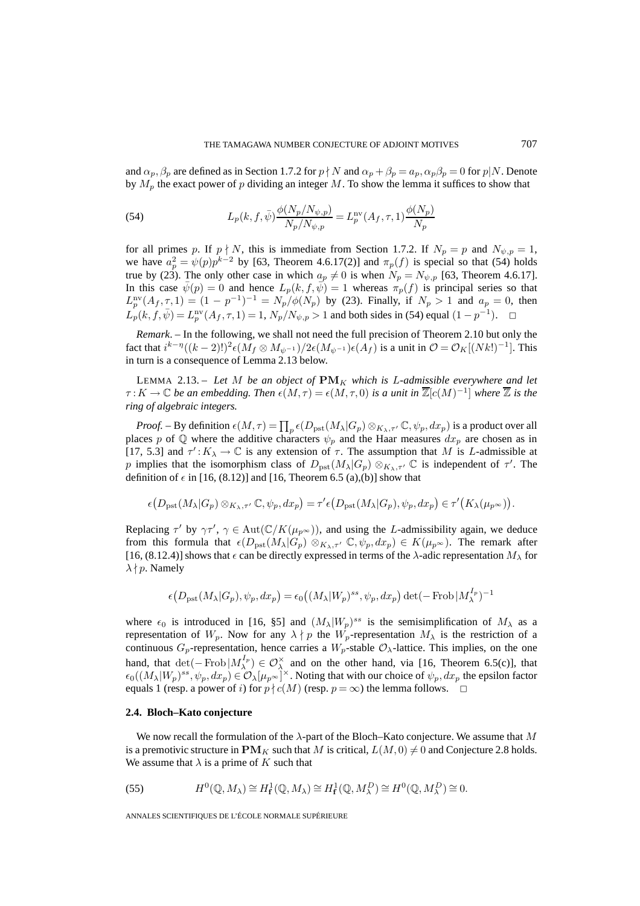and $\alpha_p, \beta_p$ are defined as in Section 1.7.2 for $p \nmid N$ and $\alpha_p + \beta_p = a_p, \alpha_p\beta_p = 0$ for $p|N$. Denote by $M_p$ the exact power of $p$ dividing an integer $M$. To show the lemma it suffices to show that

$$L_p(k, f, \bar{\psi}) \frac{\phi(N_p/N_{\psi,p})}{N_p/N_{\psi,p}} = L_p^{\mathrm{nv}}(A_f, \tau, 1) \frac{\phi(N_p)}{N_p} \tag{54}$$

for all primes $p$. If $p \nmid N$, this is immediate from Section 1.7.2. If $N_p = p$ and $N_{\psi,p} = 1$, we have $a_p^2 = \psi(p)p^{k-2}$ by [63, Theorem 4.6.17(2)] and $\pi_p(f)$ is special so that (54) holds true by (23). The only other case in which $a_p \neq 0$ is when $N_p = N_{\psi,p}$ [63, Theorem 4.6.17]. In this case $\bar{\psi}(p) = 0$ and hence $L_p(k, f, \bar{\psi}) = 1$ whereas $\pi_p(f)$ is principal series so that $L_p^{\mathrm{nv}}(A_f, \tau, 1) = (1 - p^{-1})^{-1} = N_p/\phi(N_p)$ by (23). Finally, if $N_p > 1$ and $a_p = 0$, then $L_p(k, f, \bar{\psi}) = L_p^{\mathrm{nv}}(A_f, \tau, 1) = 1$, $N_p/N_{\psi,p} > 1$ and both sides in (54) equal $(1 - p^{-1})$. $\square$

*Remark*. – In the following, we shall not need the full precision of Theorem 2.10 but only the fact that $i^{k-\eta}((k-2)!)^2 \epsilon(M_f \otimes M_{\psi^{-1}})/2\epsilon(M_{\psi^{-1}})\epsilon(A_f)$ is a unit in $\mathcal{O} = \mathcal{O}_K[(Nk!)^{-1}]$. This in turn is a consequence of Lemma 2.13 below.

LEMMA 2.13. – *Let $M$ be an object of $\mathbf{PM}_K$ which is $L$-admissible everywhere and let $\tau : K \to \mathbb{C}$ be an embedding. Then $\epsilon(M, \tau) = \epsilon(M, \tau, 0)$ is a unit in $\overline{\mathbb{Z}}[c(M)^{-1}]$ where $\overline{\mathbb{Z}}$ is the ring of algebraic integers.*

*Proof*. – By definition $\epsilon(M, \tau) = \prod_p \epsilon(D_{\mathrm{pst}}(M_\lambda|G_p) \otimes_{K_\lambda, \tau'} \mathbb{C}, \psi_p, dx_p)$ is a product over all places $p$ of $\mathbb{Q}$ where the additive characters $\psi_p$ and the Haar measures $dx_p$ are chosen as in [17, 5.3] and $\tau' : K_\lambda \to \mathbb{C}$ is any extension of $\tau$. The assumption that $M$ is $L$-admissible at $p$ implies that the isomorphism class of $D_{\mathrm{pst}}(M_\lambda|G_p) \otimes_{K_\lambda, \tau'} \mathbb{C}$ is independent of $\tau'$. The definition of $\epsilon$ in [16, (8.12)] and [16, Theorem 6.5 (a),(b)] show that

$$\epsilon\big(D_{\mathrm{pst}}(M_\lambda|G_p) \otimes_{K_\lambda, \tau'} \mathbb{C}, \psi_p, dx_p\big) = \tau' \epsilon\big(D_{\mathrm{pst}}(M_\lambda|G_p), \psi_p, dx_p\big) \in \tau'\big(K_\lambda(\mu_{p^\infty})\big).$$

Replacing $\tau'$ by $\gamma\tau'$, $\gamma \in \mathrm{Aut}(\mathbb{C}/K(\mu_{p^\infty}))$, and using the $L$-admissibility again, we deduce from this formula that $\epsilon(D_{\mathrm{pst}}(M_\lambda|G_p) \otimes_{K_\lambda, \tau'} \mathbb{C}, \psi_p, dx_p) \in K(\mu_{p^\infty})$. The remark after [16, (8.12.4)] shows that $\epsilon$ can be directly expressed in terms of the $\lambda$-adic representation $M_\lambda$ for $\lambda \nmid p$. Namely

$$\epsilon\big(D_{\mathrm{pst}}(M_\lambda|G_p), \psi_p, dx_p\big) = \epsilon_0\big((M_\lambda|W_p)^{ss}, \psi_p, dx_p\big) \det(-\mathrm{Frob}\,|M_\lambda^{I_p})^{-1}$$

where $\epsilon_0$ is introduced in [16, §5] and $(M_\lambda|W_p)^{ss}$ is the semisimplification of $M_\lambda$ as a representation of $W_p$. Now for any $\lambda \nmid p$ the $W_p$-representation $M_\lambda$ is the restriction of a continuous $G_p$-representation, hence carries a $W_p$-stable $\mathcal{O}_\lambda$-lattice. This implies, on the one hand, that $\det(-\mathrm{Frob}\,|M_\lambda^{I_p}) \in \mathcal{O}_\lambda^\times$ and on the other hand, via [16, Theorem 6.5(c)], that $\epsilon_0((M_\lambda|W_p)^{ss}, \psi_p, dx_p) \in \mathcal{O}_\lambda[\mu_{p^\infty}]^\times$. Noting that with our choice of $\psi_p, dx_p$ the epsilon factor equals 1 (resp. a power of $i$) for $p \nmid c(M)$ (resp. $p = \infty$) the lemma follows. $\square$

### 2.4. Bloch–Kato conjecture

We now recall the formulation of the $\lambda$-part of the Bloch–Kato conjecture. We assume that $M$ is a premotivic structure in $\mathbf{PM}_K$ such that $M$ is critical, $L(M, 0) \neq 0$ and Conjecture 2.8 holds. We assume that $\lambda$ is a prime of $K$ such that

$$H^0(\mathbb{Q}, M_\lambda) \cong H^1_{\mathbf{f}}(\mathbb{Q}, M_\lambda) \cong H^1_{\mathbf{f}}(\mathbb{Q}, M_\lambda^D) \cong H^0(\mathbb{Q}, M_\lambda^D) \cong 0. \tag{55}$$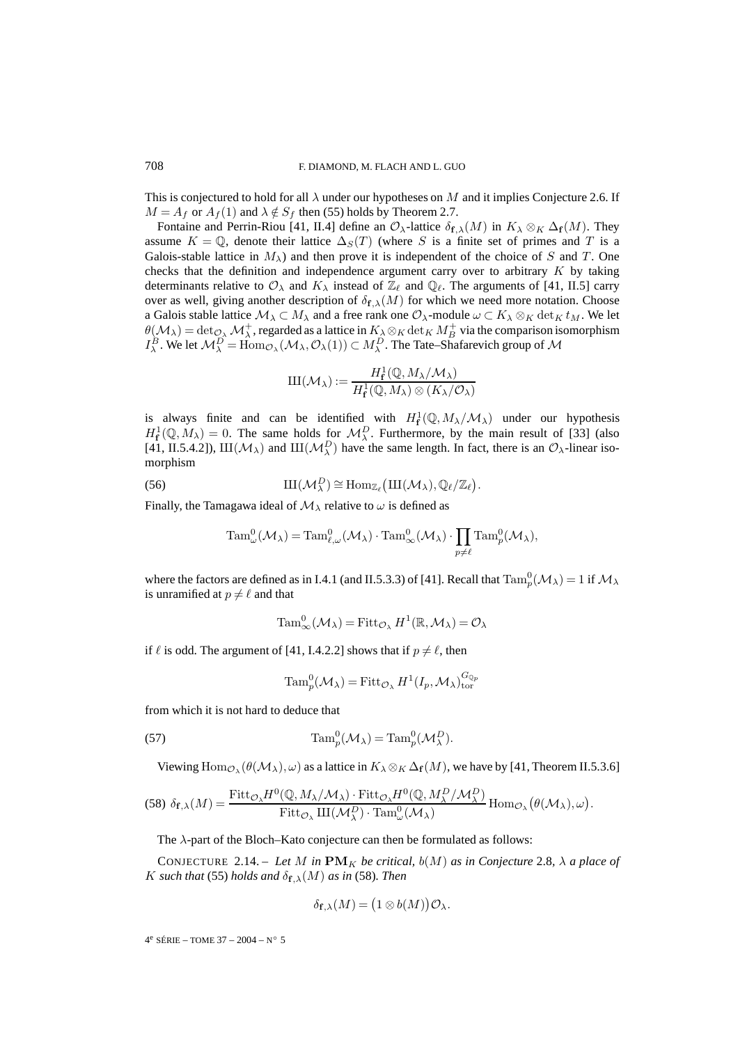This is conjectured to hold for all $\lambda$ under our hypotheses on $M$ and it implies Conjecture 2.6. If $M = A_f$ or $A_f(1)$ and $\lambda \notin S_f$ then (55) holds by Theorem 2.7.

Fontaine and Perrin-Riou [41, II.4] define an $\mathcal{O}_\lambda$-lattice $\delta_{\mathbf{f},\lambda}(M)$ in $K_\lambda \otimes_K \Delta_{\mathbf{f}}(M)$. They assume $K = \mathbb{Q}$, denote their lattice $\Delta_S(T)$ (where $S$ is a finite set of primes and $T$ is a Galois-stable lattice in $M_\lambda$) and then prove it is independent of the choice of $S$ and $T$. One checks that the definition and independence argument carry over to arbitrary $K$ by taking determinants relative to $\mathcal{O}_\lambda$ and $K_\lambda$ instead of $\mathbb{Z}_\ell$ and $\mathbb{Q}_\ell$. The arguments of [41, II.5] carry over as well, giving another description of $\delta_{\mathbf{f},\lambda}(M)$ for which we need more notation. Choose a Galois stable lattice $\mathcal{M}_\lambda \subset M_\lambda$ and a free rank one $\mathcal{O}_\lambda$-module $\omega \subset K_\lambda \otimes_K \det_K t_M$. We let $\theta(\mathcal{M}_\lambda) = \det_{\mathcal{O}_\lambda} \mathcal{M}_\lambda^+$, regarded as a lattice in $K_\lambda \otimes_K \det_K M_B^+$ via the comparison isomorphism $I_\lambda^B$. We let $\mathcal{M}_\lambda^D = \mathrm{Hom}_{\mathcal{O}_\lambda}(\mathcal{M}_\lambda, \mathcal{O}_\lambda(1)) \subset M_\lambda^D$. The Tate–Shafarevich group of $\mathcal{M}$

$$Ш(\mathcal{M}_\lambda) := \frac{H^1_{\mathbf{f}}(\mathbb{Q}, M_\lambda/\mathcal{M}_\lambda)}{H^1_{\mathbf{f}}(\mathbb{Q}, M_\lambda) \otimes (K_\lambda/\mathcal{O}_\lambda)}$$

is always finite and can be identified with $H^1_{\mathbf{f}}(\mathbb{Q}, M_\lambda/\mathcal{M}_\lambda)$ under our hypothesis $H^1_{\mathbf{f}}(\mathbb{Q}, M_\lambda) = 0$. The same holds for $\mathcal{M}_\lambda^D$. Furthermore, by the main result of [33] (also [41, II.5.4.2]), $Ш(\mathcal{M}_\lambda)$ and $Ш(\mathcal{M}_\lambda^D)$ have the same length. In fact, there is an $\mathcal{O}_\lambda$-linear isomorphism

$$Ш(\mathcal{M}_\lambda^D) \cong \mathrm{Hom}_{\mathbb{Z}_\ell}\big(Ш(\mathcal{M}_\lambda), \mathbb{Q}_\ell/\mathbb{Z}_\ell\big). \tag{56}$$

Finally, the Tamagawa ideal of $\mathcal{M}_\lambda$ relative to $\omega$ is defined as

$$\mathrm{Tam}^0_\omega(\mathcal{M}_\lambda) = \mathrm{Tam}^0_{\ell,\omega}(\mathcal{M}_\lambda) \cdot \mathrm{Tam}^0_\infty(\mathcal{M}_\lambda) \cdot \prod_{p \neq \ell} \mathrm{Tam}^0_p(\mathcal{M}_\lambda),$$

where the factors are defined as in I.4.1 (and II.5.3.3) of [41]. Recall that $\mathrm{Tam}^0_p(\mathcal{M}_\lambda) = 1$ if $\mathcal{M}_\lambda$ is unramified at $p \neq \ell$ and that

$$\mathrm{Tam}^0_\infty(\mathcal{M}_\lambda) = \mathrm{Fitt}_{\mathcal{O}_\lambda} H^1(\mathbb{R}, \mathcal{M}_\lambda) = \mathcal{O}_\lambda$$

if $\ell$ is odd. The argument of [41, I.4.2.2] shows that if $p \neq \ell$, then

$$\mathrm{Tam}^0_p(\mathcal{M}_\lambda) = \mathrm{Fitt}_{\mathcal{O}_\lambda} H^1(I_p, \mathcal{M}_\lambda)^{G_{\mathbb{Q}_p}}_{\mathrm{tor}}$$

from which it is not hard to deduce that

$$\mathrm{Tam}^0_p(\mathcal{M}_\lambda) = \mathrm{Tam}^0_p(\mathcal{M}_\lambda^D). \tag{57}$$

Viewing $\mathrm{Hom}_{\mathcal{O}_\lambda}(\theta(\mathcal{M}_\lambda), \omega)$ as a lattice in $K_\lambda \otimes_K \Delta_{\mathbf{f}}(M)$, we have by [41, Theorem II.5.3.6]

$$\delta_{\mathbf{f},\lambda}(M) = \frac{\mathrm{Fitt}_{\mathcal{O}_\lambda} H^0(\mathbb{Q}, M_\lambda/\mathcal{M}_\lambda) \cdot \mathrm{Fitt}_{\mathcal{O}_\lambda} H^0(\mathbb{Q}, M_\lambda^D/\mathcal{M}_\lambda^D)}{\mathrm{Fitt}_{\mathcal{O}_\lambda} Ш(\mathcal{M}_\lambda^D) \cdot \mathrm{Tam}^0_\omega(\mathcal{M}_\lambda)} \mathrm{Hom}_{\mathcal{O}_\lambda}\big(\theta(\mathcal{M}_\lambda), \omega\big). \tag{58}$$

The $\lambda$-part of the Bloch–Kato conjecture can then be formulated as follows:

CONJECTURE 2.14. – *Let $M$ in $\mathbf{PM}_K$ be critical, $b(M)$ as in Conjecture* 2.8*, $\lambda$ a place of $K$ such that* (55) *holds and $\delta_{\mathbf{f},\lambda}(M)$ as in* (58)*. Then*

$$\delta_{\mathbf{f},\lambda}(M) = \big(1 \otimes b(M)\big)\mathcal{O}_\lambda.$$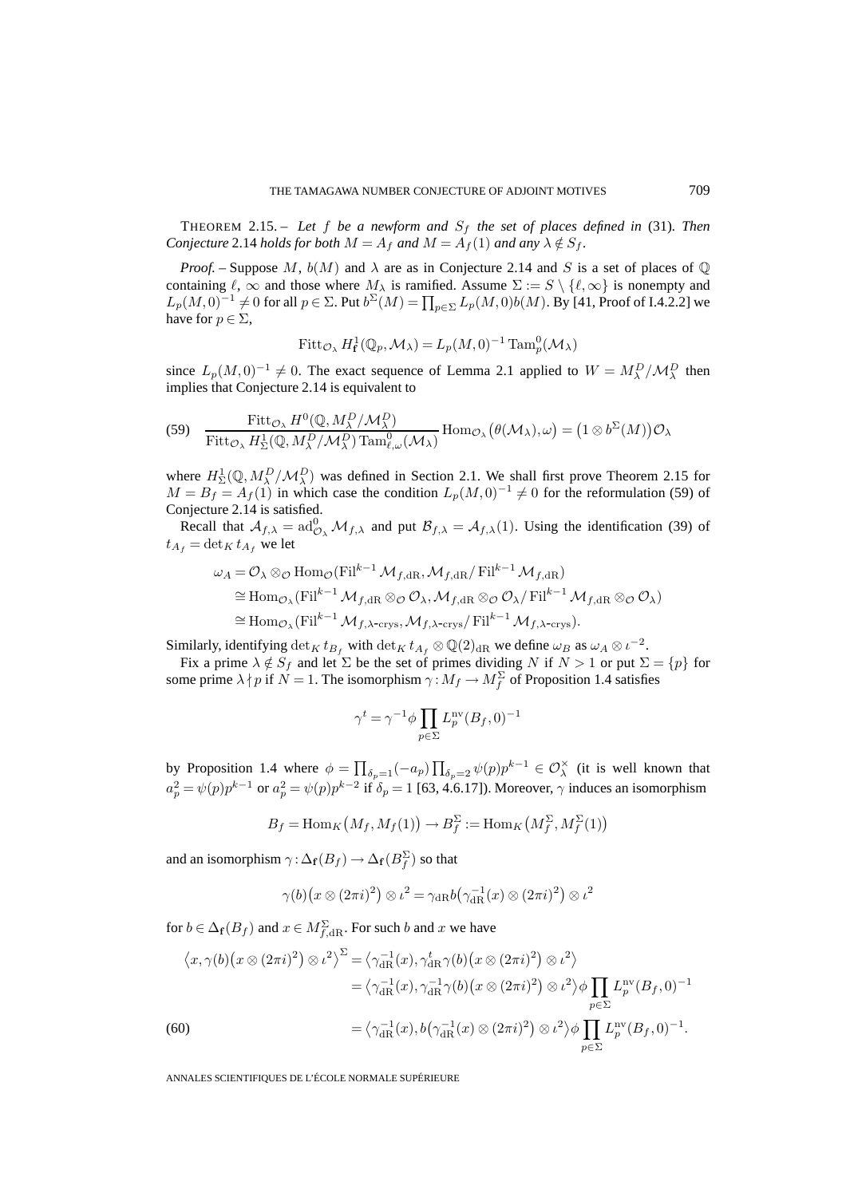THEOREM 2.15. – *Let $f$ be a newform and $S_f$ the set of places defined in* (31)*. Then Conjecture* 2.14 *holds for both $M = A_f$ and $M = A_f(1)$ and any $\lambda \notin S_f$.*

*Proof.* – Suppose $M$, $b(M)$ and $\lambda$ are as in Conjecture 2.14 and $S$ is a set of places of $\mathbb{Q}$ containing $\ell$, $\infty$ and those where $M_\lambda$ is ramified. Assume $\Sigma := S \setminus \{\ell, \infty\}$ is nonempty and $L_p(M,0)^{-1} \neq 0$ for all $p \in \Sigma$. Put $b^\Sigma(M) = \prod_{p\in\Sigma} L_p(M,0)b(M)$. By [41, Proof of I.4.2.2] we have for $p \in \Sigma$,

$$\operatorname{Fitt}_{\mathcal{O}_\lambda} H^1_{\mathbf{f}}(\mathbb{Q}_p, \mathcal{M}_\lambda) = L_p(M,0)^{-1} \operatorname{Tam}^0_p(\mathcal{M}_\lambda)$$

since $L_p(M,0)^{-1} \neq 0$. The exact sequence of Lemma 2.1 applied to $W = M^D_\lambda / \mathcal{M}^D_\lambda$ then implies that Conjecture 2.14 is equivalent to

$$\frac{\operatorname{Fitt}_{\mathcal{O}_\lambda} H^0(\mathbb{Q}, M^D_\lambda/\mathcal{M}^D_\lambda)}{\operatorname{Fitt}_{\mathcal{O}_\lambda} H^1_\Sigma(\mathbb{Q}, M^D_\lambda/\mathcal{M}^D_\lambda) \operatorname{Tam}^0_{\ell,\omega}(\mathcal{M}_\lambda)} \operatorname{Hom}_{\mathcal{O}_\lambda}\big(\theta(\mathcal{M}_\lambda), \omega\big) = \big(1 \otimes b^\Sigma(M)\big)\mathcal{O}_\lambda \tag{59}$$

where $H^1_\Sigma(\mathbb{Q}, M^D_\lambda/\mathcal{M}^D_\lambda)$ was defined in Section 2.1. We shall first prove Theorem 2.15 for $M = B_f = A_f(1)$ in which case the condition $L_p(M,0)^{-1} \neq 0$ for the reformulation (59) of Conjecture 2.14 is satisfied.

Recall that $\mathcal{A}_{f,\lambda} = \operatorname{ad}^0_{\mathcal{O}_\lambda} \mathcal{M}_{f,\lambda}$ and put $\mathcal{B}_{f,\lambda} = \mathcal{A}_{f,\lambda}(1)$. Using the identification (39) of $t_{A_f} = \det_K t_{A_f}$ we let

$$\begin{aligned}
\omega_A &= \mathcal{O}_\lambda \otimes_{\mathcal{O}} \operatorname{Hom}_{\mathcal{O}}(\operatorname{Fil}^{k-1} \mathcal{M}_{f,\mathrm{dR}}, \mathcal{M}_{f,\mathrm{dR}}/\operatorname{Fil}^{k-1} \mathcal{M}_{f,\mathrm{dR}}) \\
&\cong \operatorname{Hom}_{\mathcal{O}_\lambda}(\operatorname{Fil}^{k-1} \mathcal{M}_{f,\mathrm{dR}} \otimes_{\mathcal{O}} \mathcal{O}_\lambda, \mathcal{M}_{f,\mathrm{dR}} \otimes_{\mathcal{O}} \mathcal{O}_\lambda/\operatorname{Fil}^{k-1} \mathcal{M}_{f,\mathrm{dR}} \otimes_{\mathcal{O}} \mathcal{O}_\lambda) \\
&\cong \operatorname{Hom}_{\mathcal{O}_\lambda}(\operatorname{Fil}^{k-1} \mathcal{M}_{f,\lambda\text{-crys}}, \mathcal{M}_{f,\lambda\text{-crys}}/\operatorname{Fil}^{k-1} \mathcal{M}_{f,\lambda\text{-crys}}).
\end{aligned}$$

Similarly, identifying $\det_K t_{B_f}$ with $\det_K t_{A_f} \otimes \mathbb{Q}(2)_{\mathrm{dR}}$ we define $\omega_B$ as $\omega_A \otimes \iota^{-2}$.

Fix a prime $\lambda \notin S_f$ and let $\Sigma$ be the set of primes dividing $N$ if $N > 1$ or put $\Sigma = \{p\}$ for some prime $\lambda \nmid p$ if $N = 1$. The isomorphism $\gamma : M_f \to M_f^\Sigma$ of Proposition 1.4 satisfies

$$\gamma^t = \gamma^{-1} \phi \prod_{p\in\Sigma} L^{\mathrm{nv}}_p(B_f, 0)^{-1}$$

by Proposition 1.4 where $\phi = \prod_{\delta_p=1}(-a_p) \prod_{\delta_p=2} \psi(p)p^{k-1} \in \mathcal{O}_\lambda^\times$ (it is well known that $a_p^2 = \psi(p)p^{k-1}$ or $a_p^2 = \psi(p)p^{k-2}$ if $\delta_p = 1$ [63, 4.6.17]). Moreover, $\gamma$ induces an isomorphism

$$B_f = \operatorname{Hom}_K\big(M_f, M_f(1)\big) \to B_f^\Sigma := \operatorname{Hom}_K\big(M_f^\Sigma, M_f^\Sigma(1)\big)$$

and an isomorphism $\gamma : \Delta_{\mathbf{f}}(B_f) \to \Delta_{\mathbf{f}}(B_f^\Sigma)$ so that

$$\gamma(b)\big(x \otimes (2\pi i)^2\big) \otimes \iota^2 = \gamma_{\mathrm{dR}} b\big(\gamma_{\mathrm{dR}}^{-1}(x) \otimes (2\pi i)^2\big) \otimes \iota^2$$

for $b \in \Delta_{\mathbf{f}}(B_f)$ and $x \in M^\Sigma_{f,\mathrm{dR}}$. For such $b$ and $x$ we have

$$\begin{aligned}
\big\langle x, \gamma(b)\big(x \otimes (2\pi i)^2\big) \otimes \iota^2 \big\rangle^\Sigma &= \big\langle \gamma_{\mathrm{dR}}^{-1}(x), \gamma^t_{\mathrm{dR}} \gamma(b)\big(x \otimes (2\pi i)^2\big) \otimes \iota^2 \big\rangle \\
&= \big\langle \gamma_{\mathrm{dR}}^{-1}(x), \gamma_{\mathrm{dR}}^{-1} \gamma(b)\big(x \otimes (2\pi i)^2\big) \otimes \iota^2 \big\rangle \phi \prod_{p\in\Sigma} L^{\mathrm{nv}}_p(B_f, 0)^{-1} \\
&= \big\langle \gamma_{\mathrm{dR}}^{-1}(x), b\big(\gamma_{\mathrm{dR}}^{-1}(x) \otimes (2\pi i)^2\big) \otimes \iota^2 \big\rangle \phi \prod_{p\in\Sigma} L^{\mathrm{nv}}_p(B_f, 0)^{-1}.
\end{aligned} \tag{60}$$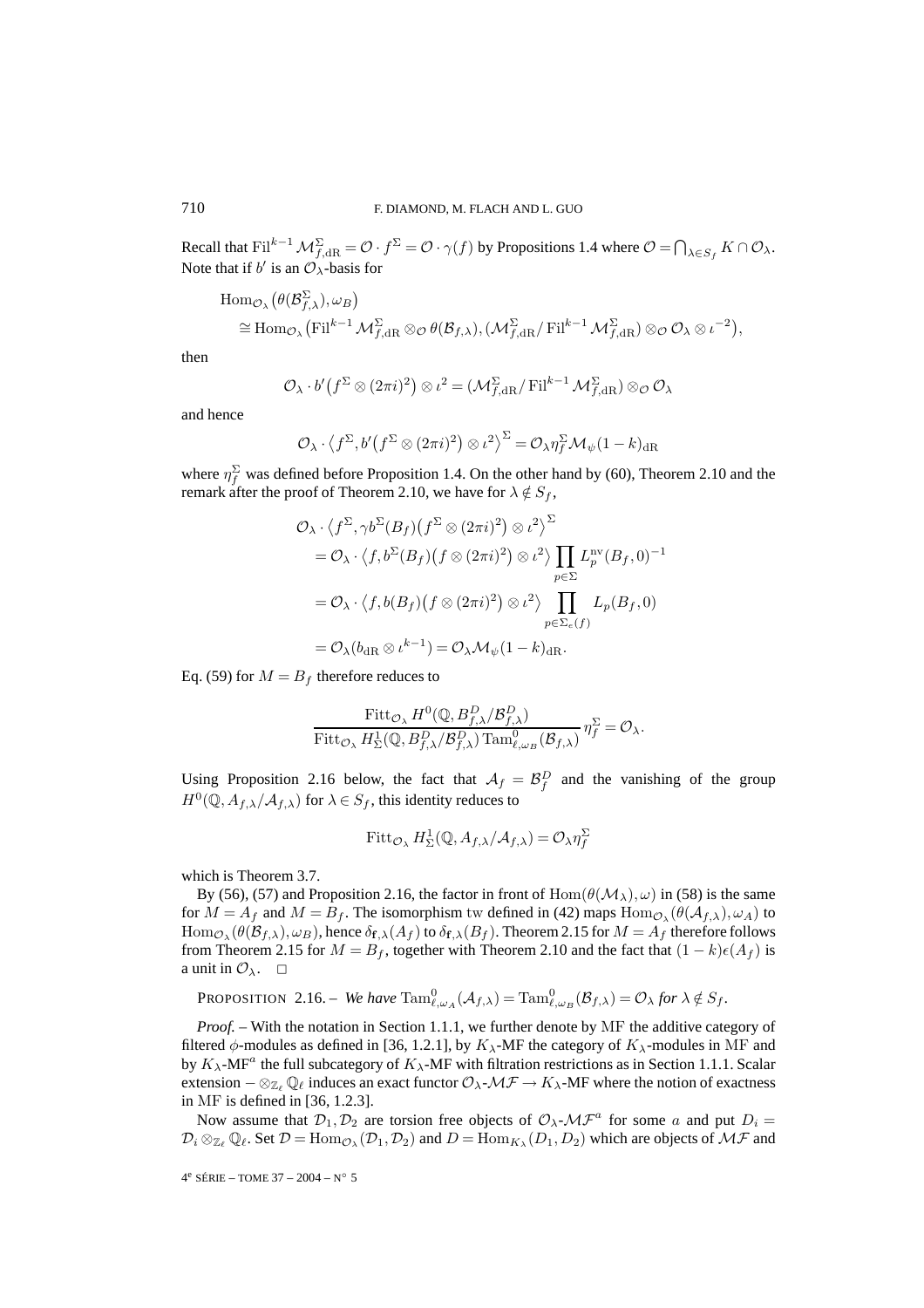Recall that $\mathrm{Fil}^{k-1}\mathcal{M}^{\Sigma}_{f,\mathrm{dR}} = \mathcal{O}\cdot f^{\Sigma} = \mathcal{O}\cdot\gamma(f)$ by Propositions 1.4 where $\mathcal{O} = \bigcap_{\lambda\in S_f} K\cap\mathcal{O}_\lambda$. Note that if $b'$ is an $\mathcal{O}_\lambda$-basis for

$$\begin{aligned}&\mathrm{Hom}_{\mathcal{O}_\lambda}\big(\theta(\mathcal{B}^{\Sigma}_{f,\lambda}),\omega_B\big)\\&\quad\cong \mathrm{Hom}_{\mathcal{O}_\lambda}\big(\mathrm{Fil}^{k-1}\mathcal{M}^{\Sigma}_{f,\mathrm{dR}}\otimes_{\mathcal{O}}\theta(\mathcal{B}_{f,\lambda}),(\mathcal{M}^{\Sigma}_{f,\mathrm{dR}}/\mathrm{Fil}^{k-1}\mathcal{M}^{\Sigma}_{f,\mathrm{dR}})\otimes_{\mathcal{O}}\mathcal{O}_\lambda\otimes\iota^{-2}\big),\end{aligned}$$

then

$$\mathcal{O}_\lambda\cdot b'\big(f^{\Sigma}\otimes(2\pi i)^2\big)\otimes\iota^2 = (\mathcal{M}^{\Sigma}_{f,\mathrm{dR}}/\mathrm{Fil}^{k-1}\mathcal{M}^{\Sigma}_{f,\mathrm{dR}})\otimes_{\mathcal{O}}\mathcal{O}_\lambda$$

and hence

$$\mathcal{O}_\lambda\cdot\big\langle f^{\Sigma}, b'\big(f^{\Sigma}\otimes(2\pi i)^2\big)\otimes\iota^2\big\rangle^{\Sigma} = \mathcal{O}_\lambda\eta^{\Sigma}_f\mathcal{M}_\psi(1-k)_{\mathrm{dR}}$$

where $\eta^{\Sigma}_f$ was defined before Proposition 1.4. On the other hand by (60), Theorem 2.10 and the remark after the proof of Theorem 2.10, we have for $\lambda\notin S_f$,

$$\begin{aligned}&\mathcal{O}_\lambda\cdot\big\langle f^{\Sigma},\gamma b^{\Sigma}(B_f)\big(f^{\Sigma}\otimes(2\pi i)^2\big)\otimes\iota^2\big\rangle^{\Sigma}\\&\quad=\mathcal{O}_\lambda\cdot\big\langle f, b^{\Sigma}(B_f)\big(f\otimes(2\pi i)^2\big)\otimes\iota^2\big\rangle\prod_{p\in\Sigma}L^{\mathrm{nv}}_p(B_f,0)^{-1}\\&\quad=\mathcal{O}_\lambda\cdot\big\langle f, b(B_f)\big(f\otimes(2\pi i)^2\big)\otimes\iota^2\big\rangle\prod_{p\in\Sigma_e(f)}L_p(B_f,0)\\&\quad=\mathcal{O}_\lambda(b_{\mathrm{dR}}\otimes\iota^{k-1}) = \mathcal{O}_\lambda\mathcal{M}_\psi(1-k)_{\mathrm{dR}}.\end{aligned}$$

Eq. (59) for $M = B_f$ therefore reduces to

$$\frac{\mathrm{Fitt}_{\mathcal{O}_\lambda}H^0(\mathbb{Q},B^D_{f,\lambda}/\mathcal{B}^D_{f,\lambda})}{\mathrm{Fitt}_{\mathcal{O}_\lambda}H^1_\Sigma(\mathbb{Q},B^D_{f,\lambda}/\mathcal{B}^D_{f,\lambda})\,\mathrm{Tam}^0_{\ell,\omega_B}(\mathcal{B}_{f,\lambda})}\eta^{\Sigma}_f = \mathcal{O}_\lambda.$$

Using Proposition 2.16 below, the fact that $\mathcal{A}_f = \mathcal{B}^D_f$ and the vanishing of the group $H^0(\mathbb{Q},A_{f,\lambda}/\mathcal{A}_{f,\lambda})$ for $\lambda\in S_f$, this identity reduces to

$$\mathrm{Fitt}_{\mathcal{O}_\lambda}H^1_\Sigma(\mathbb{Q},A_{f,\lambda}/\mathcal{A}_{f,\lambda}) = \mathcal{O}_\lambda\eta^{\Sigma}_f$$

which is Theorem 3.7.

By (56), (57) and Proposition 2.16, the factor in front of $\mathrm{Hom}(\theta(\mathcal{M}_\lambda),\omega)$ in (58) is the same for $M = A_f$ and $M = B_f$. The isomorphism tw defined in (42) maps $\mathrm{Hom}_{\mathcal{O}_\lambda}(\theta(\mathcal{A}_{f,\lambda}),\omega_A)$ to $\mathrm{Hom}_{\mathcal{O}_\lambda}(\theta(\mathcal{B}_{f,\lambda}),\omega_B)$, hence $\delta_{\mathbf{f},\lambda}(A_f)$ to $\delta_{\mathbf{f},\lambda}(B_f)$. Theorem 2.15 for $M = A_f$ therefore follows from Theorem 2.15 for $M = B_f$, together with Theorem 2.10 and the fact that $(1-k)\epsilon(A_f)$ is a unit in $\mathcal{O}_\lambda$. $\square$

PROPOSITION 2.16. – *We have* $\mathrm{Tam}^0_{\ell,\omega_A}(\mathcal{A}_{f,\lambda}) = \mathrm{Tam}^0_{\ell,\omega_B}(\mathcal{B}_{f,\lambda}) = \mathcal{O}_\lambda$ *for* $\lambda\notin S_f$.

*Proof.* – With the notation in Section 1.1.1, we further denote by MF the additive category of filtered $\phi$-modules as defined in [36, 1.2.1], by $K_\lambda$-MF the category of $K_\lambda$-modules in MF and by $K_\lambda$-MF$^a$ the full subcategory of $K_\lambda$-MF with filtration restrictions as in Section 1.1.1. Scalar extension $-\otimes_{\mathbb{Z}_\ell}\mathbb{Q}_\ell$ induces an exact functor $\mathcal{O}_\lambda$-$\mathcal{MF}\to K_\lambda$-MF where the notion of exactness in MF is defined in [36, 1.2.3].

Now assume that $\mathcal{D}_1,\mathcal{D}_2$ are torsion free objects of $\mathcal{O}_\lambda$-$\mathcal{MF}^a$ for some $a$ and put $D_i = \mathcal{D}_i\otimes_{\mathbb{Z}_\ell}\mathbb{Q}_\ell$. Set $\mathcal{D} = \mathrm{Hom}_{\mathcal{O}_\lambda}(\mathcal{D}_1,\mathcal{D}_2)$ and $D = \mathrm{Hom}_{K_\lambda}(D_1,D_2)$ which are objects of $\mathcal{MF}$ and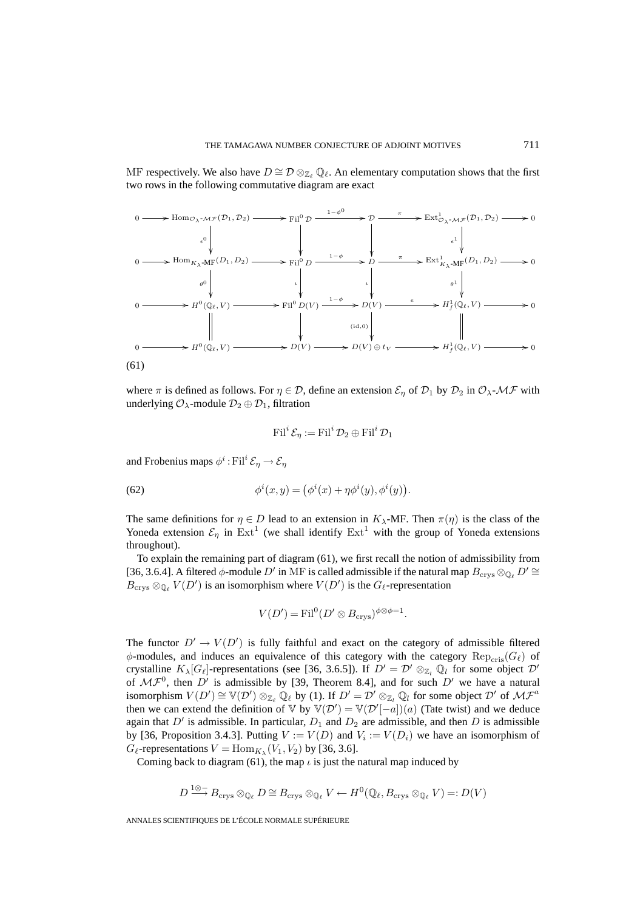MF respectively. We also have $D \cong \mathcal{D} \otimes_{\mathbb{Z}_\ell} \mathbb{Q}_\ell$. An elementary computation shows that the first two rows in the following commutative diagram are exact

$$
\begin{array}{ccccccccc}
0 \to & \mathrm{Hom}_{\mathcal{O}_\lambda\text{-}\mathcal{MF}}(\mathcal{D}_1, \mathcal{D}_2) & \to & \mathrm{Fil}^0 \mathcal{D} & \xrightarrow{1-\phi^0} & \mathcal{D} & \xrightarrow{\pi} & \mathrm{Ext}^1_{\mathcal{O}_\lambda\text{-}\mathcal{MF}}(\mathcal{D}_1, \mathcal{D}_2) & \to 0 \\
& \downarrow{\scriptstyle \epsilon^0} & & \downarrow & & \downarrow & & \downarrow{\scriptstyle \epsilon^1} & \\
0 \to & \mathrm{Hom}_{K_\lambda\text{-}\mathrm{MF}}(D_1, D_2) & \to & \mathrm{Fil}^0 D & \xrightarrow{1-\phi} & D & \xrightarrow{\pi} & \mathrm{Ext}^1_{K_\lambda\text{-}\mathrm{MF}}(D_1, D_2) & \to 0 \\
& \downarrow{\scriptstyle \theta^0} & & \downarrow{\scriptstyle \iota} & & \downarrow{\scriptstyle \iota} & & \downarrow{\scriptstyle \theta^1} & \\
0 \to & H^0(\mathbb{Q}_\ell, V) & \to & \mathrm{Fil}^0 D(V) & \xrightarrow{1-\phi} & D(V) & \xrightarrow{e} & H^1_f(\mathbb{Q}_\ell, V) & \to 0 \\
& \| & & \downarrow & & \downarrow{\scriptstyle (\mathrm{id},0)} & & \| & \\
0 \to & H^0(\mathbb{Q}_\ell, V) & \to & D(V) & \to & D(V) \oplus t_V & \to & H^1_f(\mathbb{Q}_\ell, V) & \to 0
\end{array}
$$

(61)

where $\pi$ is defined as follows. For $\eta \in \mathcal{D}$, define an extension $\mathcal{E}_\eta$ of $\mathcal{D}_1$ by $\mathcal{D}_2$ in $\mathcal{O}_\lambda$-$\mathcal{MF}$ with underlying $\mathcal{O}_\lambda$-module $\mathcal{D}_2 \oplus \mathcal{D}_1$, filtration

$$\mathrm{Fil}^i \mathcal{E}_\eta := \mathrm{Fil}^i \mathcal{D}_2 \oplus \mathrm{Fil}^i \mathcal{D}_1$$

and Frobenius maps $\phi^i : \mathrm{Fil}^i \mathcal{E}_\eta \to \mathcal{E}_\eta$

$$\phi^i(x, y) = \big(\phi^i(x) + \eta\phi^i(y), \phi^i(y)\big). \tag{62}$$

The same definitions for $\eta \in D$ lead to an extension in $K_\lambda$-MF. Then $\pi(\eta)$ is the class of the Yoneda extension $\mathcal{E}_\eta$ in $\mathrm{Ext}^1$ (we shall identify $\mathrm{Ext}^1$ with the group of Yoneda extensions throughout).

To explain the remaining part of diagram (61), we first recall the notion of admissibility from [36, 3.6.4]. A filtered $\phi$-module $D'$ in MF is called admissible if the natural map $B_{\mathrm{crys}} \otimes_{\mathbb{Q}_\ell} D' \cong B_{\mathrm{crys}} \otimes_{\mathbb{Q}_\ell} V(D')$ is an isomorphism where $V(D')$ is the $G_\ell$-representation

$$V(D') = \mathrm{Fil}^0 (D' \otimes B_{\mathrm{crys}})^{\phi \otimes \phi = 1}.$$

The functor $D' \to V(D')$ is fully faithful and exact on the category of admissible filtered $\phi$-modules, and induces an equivalence of this category with the category $\mathrm{Rep}_{\mathrm{cris}}(G_\ell)$ of crystalline $K_\lambda[G_\ell]$-representations (see [36, 3.6.5]). If $D' = \mathcal{D}' \otimes_{\mathbb{Z}_l} \mathbb{Q}_l$ for some object $\mathcal{D}'$ of $\mathcal{MF}^0$, then $D'$ is admissible by [39, Theorem 8.4], and for such $D'$ we have a natural isomorphism $V(D') \cong \mathbb{V}(\mathcal{D}') \otimes_{\mathbb{Z}_\ell} \mathbb{Q}_\ell$ by (1). If $D' = \mathcal{D}' \otimes_{\mathbb{Z}_l} \mathbb{Q}_l$ for some object $\mathcal{D}'$ of $\mathcal{MF}^a$ then we can extend the definition of $\mathbb{V}$ by $\mathbb{V}(\mathcal{D}') = \mathbb{V}(\mathcal{D}'[-a])(a)$ (Tate twist) and we deduce again that $D'$ is admissible. In particular, $D_1$ and $D_2$ are admissible, and then $D$ is admissible by [36, Proposition 3.4.3]. Putting $V := V(D)$ and $V_i := V(D_i)$ we have an isomorphism of $G_\ell$-representations $V = \mathrm{Hom}_{K_\lambda}(V_1, V_2)$ by [36, 3.6].

Coming back to diagram (61), the map $\iota$ is just the natural map induced by

$$D \xrightarrow{1 \otimes -} B_{\mathrm{crys}} \otimes_{\mathbb{Q}_\ell} D \cong B_{\mathrm{crys}} \otimes_{\mathbb{Q}_\ell} V \leftarrow H^0(\mathbb{Q}_\ell, B_{\mathrm{crys}} \otimes_{\mathbb{Q}_\ell} V) =: D(V)$$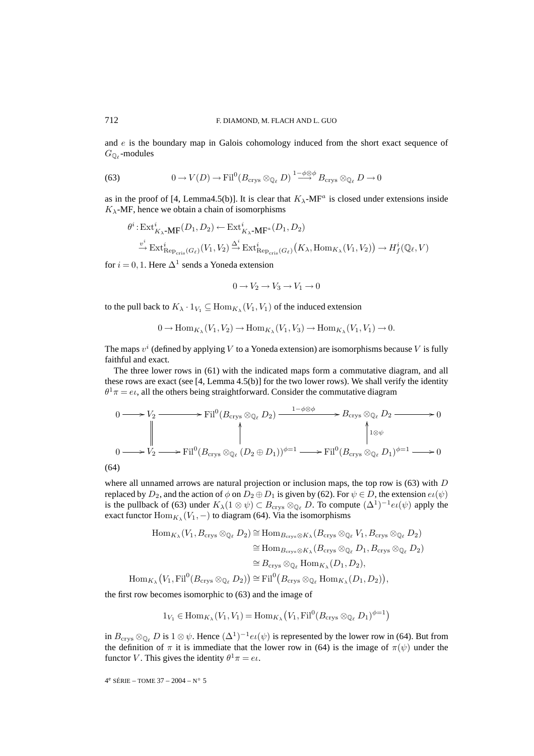and $e$ is the boundary map in Galois cohomology induced from the short exact sequence of $G_{\mathbb{Q}_\ell}$-modules

$$0 \to V(D) \to \mathrm{Fil}^0(B_{\mathrm{crys}} \otimes_{\mathbb{Q}_\ell} D) \xrightarrow{1-\phi\otimes\phi} B_{\mathrm{crys}} \otimes_{\mathbb{Q}_\ell} D \to 0 \tag{63}$$

as in the proof of [4, Lemma4.5(b)]. It is clear that $K_\lambda$-MF$^a$ is closed under extensions inside $K_\lambda$-MF, hence we obtain a chain of isomorphisms

$$\begin{aligned}
\theta^i : &\mathrm{Ext}^i_{K_\lambda\text{-}\mathbf{MF}}(D_1, D_2) \leftarrow \mathrm{Ext}^i_{K_\lambda\text{-}\mathbf{MF}^a}(D_1, D_2) \\
&\xrightarrow{v^i} \mathrm{Ext}^i_{\mathrm{Rep}_{\mathrm{cris}}(G_\ell)}(V_1, V_2) \xrightarrow{\Delta^i} \mathrm{Ext}^i_{\mathrm{Rep}_{\mathrm{cris}}(G_\ell)}\big(K_\lambda, \mathrm{Hom}_{K_\lambda}(V_1, V_2)\big) \to H^i_f(\mathbb{Q}_\ell, V)
\end{aligned}$$

for $i = 0, 1$. Here $\Delta^1$ sends a Yoneda extension

$$0 \to V_2 \to V_3 \to V_1 \to 0$$

to the pull back to $K_\lambda \cdot 1_{V_1} \subseteq \mathrm{Hom}_{K_\lambda}(V_1, V_1)$ of the induced extension

$$0 \to \mathrm{Hom}_{K_\lambda}(V_1, V_2) \to \mathrm{Hom}_{K_\lambda}(V_1, V_3) \to \mathrm{Hom}_{K_\lambda}(V_1, V_1) \to 0.$$

The maps $v^i$ (defined by applying $V$ to a Yoneda extension) are isomorphisms because $V$ is fully faithful and exact.

The three lower rows in (61) with the indicated maps form a commutative diagram, and all these rows are exact (see [4, Lemma 4.5(b)] for the two lower rows). We shall verify the identity $\theta^1\pi = e\iota$, all the others being straightforward. Consider the commutative diagram

$$\begin{array}{ccccccccc}
0 & \to & V_2 & \to & \mathrm{Fil}^0(B_{\mathrm{crys}} \otimes_{\mathbb{Q}_\ell} D_2) & \xrightarrow{1-\phi\otimes\phi} & B_{\mathrm{crys}} \otimes_{\mathbb{Q}_\ell} D_2 & \to & 0 \\
& & \| & & \uparrow & & \uparrow{\scriptstyle 1\otimes\psi} & & \\
0 & \to & V_2 & \to & \mathrm{Fil}^0(B_{\mathrm{crys}} \otimes_{\mathbb{Q}_\ell} (D_2 \oplus D_1))^{\phi=1} & \to & \mathrm{Fil}^0(B_{\mathrm{crys}} \otimes_{\mathbb{Q}_\ell} D_1)^{\phi=1} & \to & 0
\end{array} \tag{64}$$

where all unnamed arrows are natural projection or inclusion maps, the top row is (63) with $D$ replaced by $D_2$, and the action of $\phi$ on $D_2 \oplus D_1$ is given by (62). For $\psi \in D$, the extension $e\iota(\psi)$ is the pullback of (63) under $K_\lambda(1 \otimes \psi) \subset B_{\mathrm{crys}} \otimes_{\mathbb{Q}_\ell} D$. To compute $(\Delta^1)^{-1}e\iota(\psi)$ apply the exact functor $\mathrm{Hom}_{K_\lambda}(V_1, -)$ to diagram (64). Via the isomorphisms

$$\begin{aligned}
\mathrm{Hom}_{K_\lambda}(V_1, B_{\mathrm{crys}} \otimes_{\mathbb{Q}_\ell} D_2) &\cong \mathrm{Hom}_{B_{\mathrm{crys}} \otimes K_\lambda}(B_{\mathrm{crys}} \otimes_{\mathbb{Q}_\ell} V_1, B_{\mathrm{crys}} \otimes_{\mathbb{Q}_\ell} D_2) \\
&\cong \mathrm{Hom}_{B_{\mathrm{crys}} \otimes K_\lambda}(B_{\mathrm{crys}} \otimes_{\mathbb{Q}_\ell} D_1, B_{\mathrm{crys}} \otimes_{\mathbb{Q}_\ell} D_2) \\
&\cong B_{\mathrm{crys}} \otimes_{\mathbb{Q}_\ell} \mathrm{Hom}_{K_\lambda}(D_1, D_2), \\
\mathrm{Hom}_{K_\lambda}\big(V_1, \mathrm{Fil}^0(B_{\mathrm{crys}} \otimes_{\mathbb{Q}_\ell} D_2)\big) &\cong \mathrm{Fil}^0\big(B_{\mathrm{crys}} \otimes_{\mathbb{Q}_\ell} \mathrm{Hom}_{K_\lambda}(D_1, D_2)\big),
\end{aligned}$$

the first row becomes isomorphic to (63) and the image of

$$1_{V_1} \in \mathrm{Hom}_{K_\lambda}(V_1, V_1) = \mathrm{Hom}_{K_\lambda}\big(V_1, \mathrm{Fil}^0(B_{\mathrm{crys}} \otimes_{\mathbb{Q}_\ell} D_1)^{\phi=1}\big)$$

in $B_{\mathrm{crys}} \otimes_{\mathbb{Q}_\ell} D$ is $1 \otimes \psi$. Hence $(\Delta^1)^{-1}e\iota(\psi)$ is represented by the lower row in (64). But from the definition of $\pi$ it is immediate that the lower row in (64) is the image of $\pi(\psi)$ under the functor $V$. This gives the identity $\theta^1\pi = e\iota$.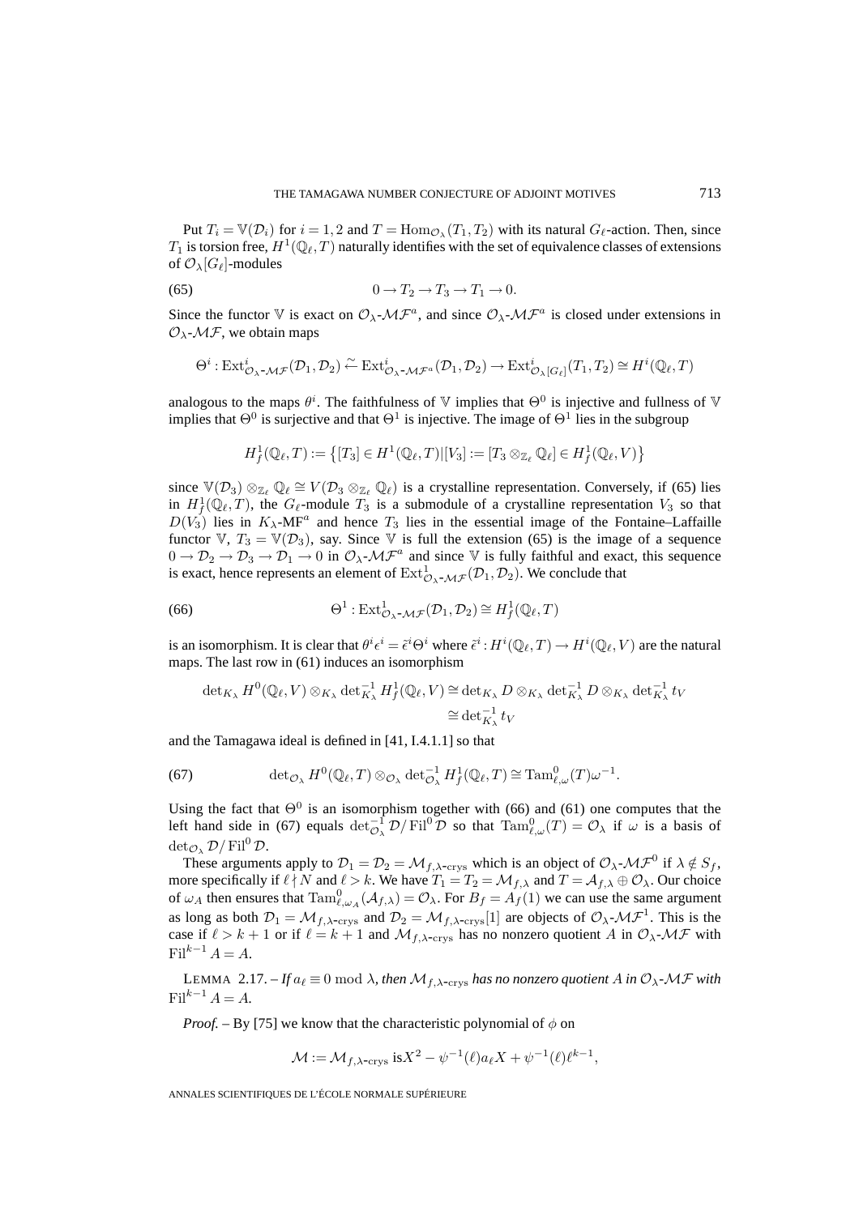Put $T_i = \mathbb{V}(\mathcal{D}_i)$ for $i = 1, 2$ and $T = \mathrm{Hom}_{\mathcal{O}_\lambda}(T_1, T_2)$ with its natural $G_\ell$-action. Then, since $T_1$ is torsion free, $H^1(\mathbb{Q}_\ell, T)$ naturally identifies with the set of equivalence classes of extensions of $\mathcal{O}_\lambda[G_\ell]$-modules

$$0 \to T_2 \to T_3 \to T_1 \to 0. \tag{65}$$

Since the functor $\mathbb{V}$ is exact on $\mathcal{O}_\lambda$-$\mathcal{MF}^a$, and since $\mathcal{O}_\lambda$-$\mathcal{MF}^a$ is closed under extensions in $\mathcal{O}_\lambda$-$\mathcal{MF}$, we obtain maps

$$\Theta^i : \mathrm{Ext}^i_{\mathcal{O}_\lambda\text{-}\mathcal{MF}}(\mathcal{D}_1, \mathcal{D}_2) \xleftarrow{\sim} \mathrm{Ext}^i_{\mathcal{O}_\lambda\text{-}\mathcal{MF}^a}(\mathcal{D}_1, \mathcal{D}_2) \to \mathrm{Ext}^i_{\mathcal{O}_\lambda[G_\ell]}(T_1, T_2) \cong H^i(\mathbb{Q}_\ell, T)$$

analogous to the maps $\theta^i$. The faithfulness of $\mathbb{V}$ implies that $\Theta^0$ is injective and fullness of $\mathbb{V}$ implies that $\Theta^0$ is surjective and that $\Theta^1$ is injective. The image of $\Theta^1$ lies in the subgroup

$$H^1_f(\mathbb{Q}_\ell, T) := \left\{[T_3] \in H^1(\mathbb{Q}_\ell, T) \middle| [V_3] := [T_3 \otimes_{\mathbb{Z}_\ell} \mathbb{Q}_\ell] \in H^1_f(\mathbb{Q}_\ell, V)\right\}$$

since $\mathbb{V}(\mathcal{D}_3) \otimes_{\mathbb{Z}_\ell} \mathbb{Q}_\ell \cong V(\mathcal{D}_3 \otimes_{\mathbb{Z}_\ell} \mathbb{Q}_\ell)$ is a crystalline representation. Conversely, if (65) lies in $H^1_f(\mathbb{Q}_\ell, T)$, the $G_\ell$-module $T_3$ is a submodule of a crystalline representation $V_3$ so that $D(V_3)$ lies in $K_\lambda$-$\mathrm{MF}^a$ and hence $T_3$ lies in the essential image of the Fontaine–Laffaille functor $\mathbb{V}$, $T_3 = \mathbb{V}(\mathcal{D}_3)$, say. Since $\mathbb{V}$ is full the extension (65) is the image of a sequence $0 \to \mathcal{D}_2 \to \mathcal{D}_3 \to \mathcal{D}_1 \to 0$ in $\mathcal{O}_\lambda$-$\mathcal{MF}^a$ and since $\mathbb{V}$ is fully faithful and exact, this sequence is exact, hence represents an element of $\mathrm{Ext}^1_{\mathcal{O}_\lambda\text{-}\mathcal{MF}}(\mathcal{D}_1, \mathcal{D}_2)$. We conclude that

$$\Theta^1 : \mathrm{Ext}^1_{\mathcal{O}_\lambda\text{-}\mathcal{MF}}(\mathcal{D}_1, \mathcal{D}_2) \cong H^1_f(\mathbb{Q}_\ell, T) \tag{66}$$

is an isomorphism. It is clear that $\theta^i \epsilon^i = \tilde{\epsilon}^i \Theta^i$ where $\tilde{\epsilon}^i : H^i(\mathbb{Q}_\ell, T) \to H^i(\mathbb{Q}_\ell, V)$ are the natural maps. The last row in (61) induces an isomorphism

$$\begin{aligned}\det_{K_\lambda} H^0(\mathbb{Q}_\ell, V) \otimes_{K_\lambda} \det^{-1}_{K_\lambda} H^1_f(\mathbb{Q}_\ell, V) &\cong \det_{K_\lambda} D \otimes_{K_\lambda} \det^{-1}_{K_\lambda} D \otimes_{K_\lambda} \det^{-1}_{K_\lambda} t_V \\ &\cong \det^{-1}_{K_\lambda} t_V\end{aligned}$$

and the Tamagawa ideal is defined in [41, I.4.1.1] so that

$$\det_{\mathcal{O}_\lambda} H^0(\mathbb{Q}_\ell, T) \otimes_{\mathcal{O}_\lambda} \det^{-1}_{\mathcal{O}_\lambda} H^1_f(\mathbb{Q}_\ell, T) \cong \mathrm{Tam}^0_{\ell,\omega}(T)\omega^{-1}. \tag{67}$$

Using the fact that $\Theta^0$ is an isomorphism together with (66) and (61) one computes that the left hand side in (67) equals $\det^{-1}_{\mathcal{O}_\lambda} \mathcal{D}/\mathrm{Fil}^0 \mathcal{D}$ so that $\mathrm{Tam}^0_{\ell,\omega}(T) = \mathcal{O}_\lambda$ if $\omega$ is a basis of $\det_{\mathcal{O}_\lambda} \mathcal{D}/\mathrm{Fil}^0 \mathcal{D}$.

These arguments apply to $\mathcal{D}_1 = \mathcal{D}_2 = \mathcal{M}_{f,\lambda\text{-crys}}$ which is an object of $\mathcal{O}_\lambda$-$\mathcal{MF}^0$ if $\lambda \notin S_f$, more specifically if $\ell \nmid N$ and $\ell > k$. We have $T_1 = T_2 = \mathcal{M}_{f,\lambda}$ and $T = \mathcal{A}_{f,\lambda} \oplus \mathcal{O}_\lambda$. Our choice of $\omega_A$ then ensures that $\mathrm{Tam}^0_{\ell,\omega_A}(\mathcal{A}_{f,\lambda}) = \mathcal{O}_\lambda$. For $B_f = A_f(1)$ we can use the same argument as long as both $\mathcal{D}_1 = \mathcal{M}_{f,\lambda\text{-crys}}$ and $\mathcal{D}_2 = \mathcal{M}_{f,\lambda\text{-crys}}[1]$ are objects of $\mathcal{O}_\lambda$-$\mathcal{MF}^1$. This is the case if $\ell > k+1$ or if $\ell = k+1$ and $\mathcal{M}_{f,\lambda\text{-crys}}$ has no nonzero quotient $A$ in $\mathcal{O}_\lambda$-$\mathcal{MF}$ with $\mathrm{Fil}^{k-1} A = A$.

LEMMA 2.17. – *If $a_\ell \equiv 0 \bmod \lambda$, then $\mathcal{M}_{f,\lambda\text{-crys}}$ has no nonzero quotient $A$ in $\mathcal{O}_\lambda$-$\mathcal{MF}$ with $\mathrm{Fil}^{k-1} A = A$.*

*Proof.* – By [75] we know that the characteristic polynomial of $\phi$ on

$$\mathcal{M} := \mathcal{M}_{f,\lambda\text{-crys}} \text{ is} X^2 - \psi^{-1}(\ell) a_\ell X + \psi^{-1}(\ell)\ell^{k-1},$$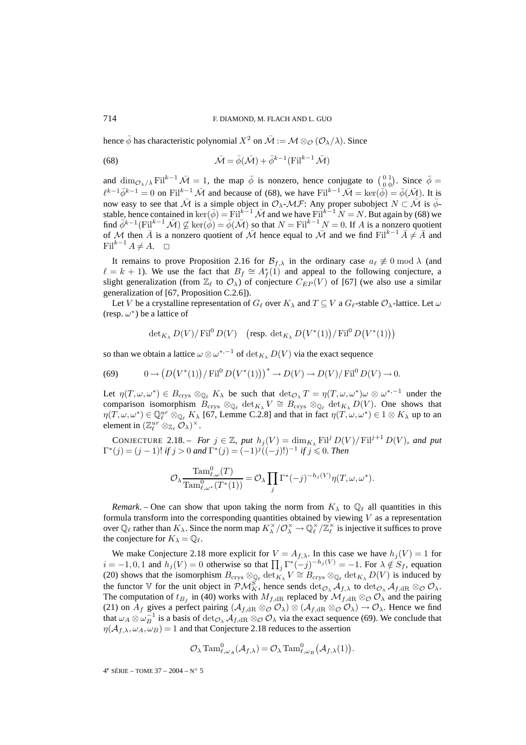hence $\bar\phi$ has characteristic polynomial $X^2$ on $\bar{\mathcal{M}} := \mathcal{M} \otimes_{\mathcal{O}} (\mathcal{O}_\lambda/\lambda)$. Since

$$\bar{\mathcal{M}} = \bar\phi(\bar{\mathcal{M}}) + \bar\phi^{k-1}(\mathrm{Fil}^{k-1} \bar{\mathcal{M}}) \tag{68}$$

and $\dim_{\mathcal{O}_\lambda/\lambda} \mathrm{Fil}^{k-1} \bar{\mathcal{M}} = 1$, the map $\bar\phi$ is nonzero, hence conjugate to $\left(\begin{smallmatrix} 0 & 1 \\ 0 & 0 \end{smallmatrix}\right)$. Since $\bar\phi = \ell^{k-1}\bar\phi^{k-1} = 0$ on $\mathrm{Fil}^{k-1} \bar{\mathcal{M}}$ and because of (68), we have $\mathrm{Fil}^{k-1} \bar{\mathcal{M}} = \ker(\bar\phi) = \bar\phi(\bar{\mathcal{M}})$. It is now easy to see that $\bar{\mathcal{M}}$ is a simple object in $\mathcal{O}_\lambda$-$\mathcal{MF}$: Any proper subobject $N \subset \bar{\mathcal{M}}$ is $\bar\phi$-stable, hence contained in $\ker(\bar\phi) = \mathrm{Fil}^{k-1} \bar{\mathcal{M}}$ and we have $\mathrm{Fil}^{k-1} N = N$. But again by (68) we find $\bar\phi^{k-1}(\mathrm{Fil}^{k-1} \bar{\mathcal{M}}) \not\subseteq \ker(\bar\phi) = \bar\phi(\bar{\mathcal{M}})$ so that $N = \mathrm{Fil}^{k-1} N = 0$. If $A$ is a nonzero quotient of $\mathcal{M}$ then $\bar A$ is a nonzero quotient of $\bar{\mathcal{M}}$ hence equal to $\bar{\mathcal{M}}$ and we find $\mathrm{Fil}^{k-1} \bar A \neq \bar A$ and $\mathrm{Fil}^{k-1} A \neq A$. $\square$

It remains to prove Proposition 2.16 for $\mathcal{B}_{f,\lambda}$ in the ordinary case $a_\ell \not\equiv 0 \bmod \lambda$ (and $\ell = k+1$). We use the fact that $B_f \cong A_f^*(1)$ and appeal to the following conjecture, a slight generalization (from $\mathbb{Z}_\ell$ to $\mathcal{O}_\lambda$) of conjecture $C_{EP}(V)$ of [67] (we also use a similar generalization of [67, Proposition C.2.6]).

Let $V$ be a crystalline representation of $G_\ell$ over $K_\lambda$ and $T \subseteq V$ a $G_\ell$-stable $\mathcal{O}_\lambda$-lattice. Let $\omega$ (resp. $\omega^*$) be a lattice of

$$\det_{K_\lambda} D(V)/\mathrm{Fil}^0 D(V) \quad \big(\text{resp. } \det_{K_\lambda} D\big(V^*(1)\big)/\mathrm{Fil}^0 D\big(V^*(1)\big)\big)$$

so than we obtain a lattice $\omega \otimes \omega^{*,-1}$ of $\det_{K_\lambda} D(V)$ via the exact sequence

$$0 \to \big(D\big(V^*(1)\big)/\mathrm{Fil}^0 D\big(V^*(1)\big)\big)^* \to D(V) \to D(V)/\mathrm{Fil}^0 D(V) \to 0. \tag{69}$$

Let $\eta(T,\omega,\omega^*) \in B_{\mathrm{crys}} \otimes_{\mathbb{Q}_\ell} K_\lambda$ be such that $\det_{\mathcal{O}_\lambda} T = \eta(T,\omega,\omega^*)\omega \otimes \omega^{*,-1}$ under the comparison isomorphism $B_{\mathrm{crys}} \otimes_{\mathbb{Q}_\ell} \det_{K_\lambda} V \cong B_{\mathrm{crys}} \otimes_{\mathbb{Q}_\ell} \det_{K_\lambda} D(V)$. One shows that $\eta(T,\omega,\omega^*) \in \mathbb{Q}_\ell^{ur} \otimes_{\mathbb{Q}_\ell} K_\lambda$ [67, Lemme C.2.8] and that in fact $\eta(T,\omega,\omega^*) \in 1 \otimes K_\lambda$ up to an element in $(\mathbb{Z}_\ell^{ur} \otimes_{\mathbb{Z}_\ell} \mathcal{O}_\lambda)^\times$.

CONJECTURE 2.18. – *For $j \in \mathbb{Z}$, put $h_j(V) = \dim_{K_\lambda} \mathrm{Fil}^j D(V)/\mathrm{Fil}^{j+1} D(V)$, and put $\Gamma^*(j) = (j-1)!$ if $j > 0$ and $\Gamma^*(j) = (-1)^j((-j)!)^{-1}$ if $j \leqslant 0$. Then*

$$\mathcal{O}_\lambda \frac{\mathrm{Tam}^0_{\ell,\omega}(T)}{\mathrm{Tam}^0_{\ell,\omega^*}(T^*(1))} = \mathcal{O}_\lambda \prod_j \Gamma^*(-j)^{-h_j(V)} \eta(T,\omega,\omega^*).$$

*Remark.* – One can show that upon taking the norm from $K_\lambda$ to $\mathbb{Q}_\ell$ all quantities in this formula transform into the corresponding quantities obtained by viewing $V$ as a representation over $\mathbb{Q}_\ell$ rather than $K_\lambda$. Since the norm map $K_\lambda^\times/\mathcal{O}_\lambda^\times \to \mathbb{Q}_\ell^\times/\mathbb{Z}_\ell^\times$ is injective it suffices to prove the conjecture for $K_\lambda = \mathbb{Q}_\ell$.

We make Conjecture 2.18 more explicit for $V = A_{f,\lambda}$. In this case we have $h_j(V) = 1$ for $i = -1, 0, 1$ and $h_j(V) = 0$ otherwise so that $\prod_j \Gamma^*(-j)^{-h_j(V)} = -1$. For $\lambda \notin S_f$, equation (20) shows that the isomorphism $B_{\mathrm{crys}} \otimes_{\mathbb{Q}_\ell} \det_{K_\lambda} V \cong B_{\mathrm{crys}} \otimes_{\mathbb{Q}_\ell} \det_{K_\lambda} D(V)$ is induced by the functor $\mathbb{V}$ for the unit object in $\mathcal{PM}_K^S$, hence sends $\det_{\mathcal{O}_\lambda} \mathcal{A}_{f,\lambda}$ to $\det_{\mathcal{O}_\lambda} \mathcal{A}_{f,\mathrm{dR}} \otimes_{\mathcal{O}} \mathcal{O}_\lambda$. The computation of $t_{B_f}$ in (40) works with $M_{f,\mathrm{dR}}$ replaced by $\mathcal{M}_{f,\mathrm{dR}} \otimes_{\mathcal{O}} \mathcal{O}_\lambda$ and the pairing (21) on $A_f$ gives a perfect pairing $(\mathcal{A}_{f,\mathrm{dR}} \otimes_{\mathcal{O}} \mathcal{O}_\lambda) \otimes (\mathcal{A}_{f,\mathrm{dR}} \otimes_{\mathcal{O}} \mathcal{O}_\lambda) \to \mathcal{O}_\lambda$. Hence we find that $\omega_A \otimes \omega_B^{-1}$ is a basis of $\det_{\mathcal{O}_\lambda} \mathcal{A}_{f,\mathrm{dR}} \otimes_{\mathcal{O}} \mathcal{O}_\lambda$ via the exact sequence (69). We conclude that $\eta(\mathcal{A}_{f,\lambda},\omega_A,\omega_B) = 1$ and that Conjecture 2.18 reduces to the assertion

$$\mathcal{O}_\lambda \mathrm{Tam}^0_{\ell,\omega_A}(\mathcal{A}_{f,\lambda}) = \mathcal{O}_\lambda \mathrm{Tam}^0_{\ell,\omega_B}\big(\mathcal{A}_{f,\lambda}(1)\big).$$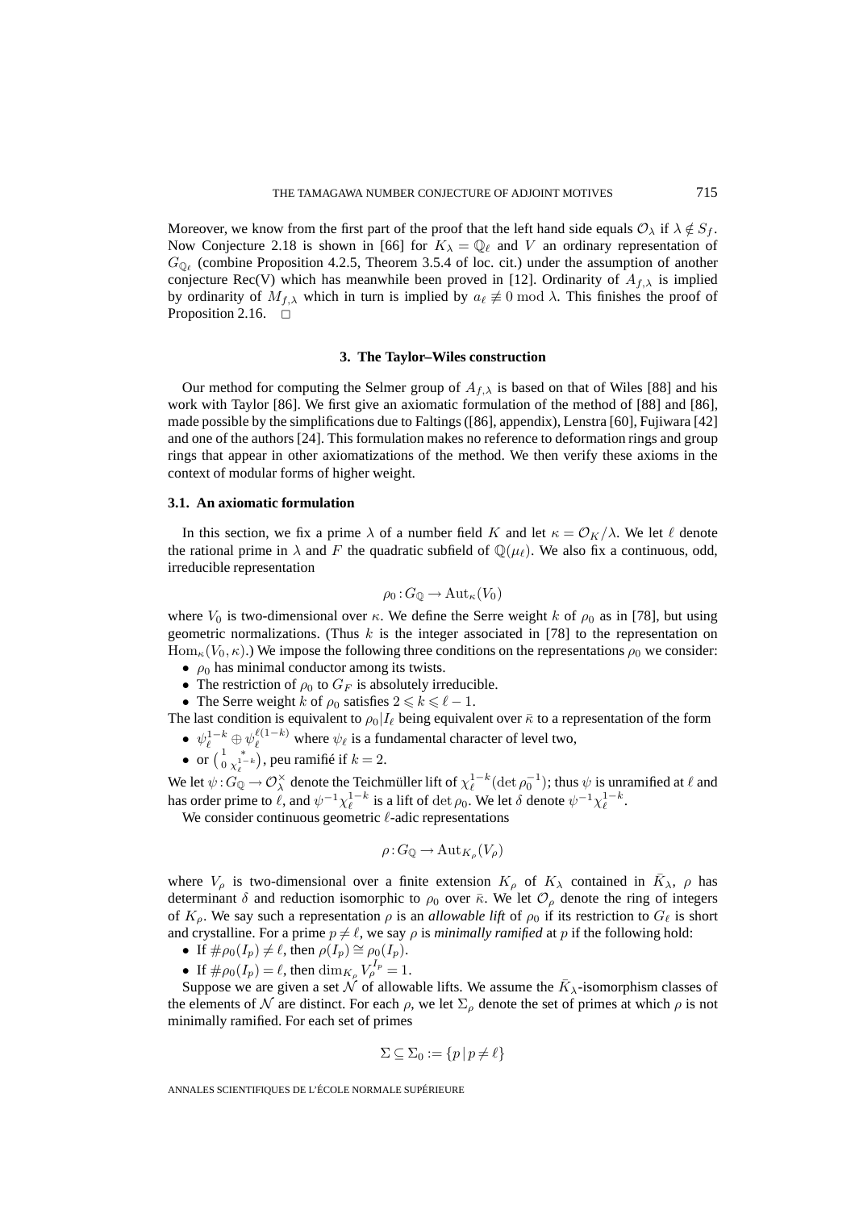Moreover, we know from the first part of the proof that the left hand side equals $\mathcal{O}_\lambda$ if $\lambda \notin S_f$. Now Conjecture 2.18 is shown in [66] for $K_\lambda = \mathbb{Q}_\ell$ and $V$ an ordinary representation of $G_{\mathbb{Q}_\ell}$ (combine Proposition 4.2.5, Theorem 3.5.4 of loc. cit.) under the assumption of another conjecture Rec(V) which has meanwhile been proved in [12]. Ordinarity of $A_{f,\lambda}$ is implied by ordinarity of $M_{f,\lambda}$ which in turn is implied by $a_\ell \not\equiv 0 \bmod \lambda$. This finishes the proof of Proposition 2.16. □

## 3. The Taylor–Wiles construction

Our method for computing the Selmer group of $A_{f,\lambda}$ is based on that of Wiles [88] and his work with Taylor [86]. We first give an axiomatic formulation of the method of [88] and [86], made possible by the simplifications due to Faltings ([86], appendix), Lenstra [60], Fujiwara [42] and one of the authors [24]. This formulation makes no reference to deformation rings and group rings that appear in other axiomatizations of the method. We then verify these axioms in the context of modular forms of higher weight.

### 3.1. An axiomatic formulation

In this section, we fix a prime $\lambda$ of a number field $K$ and let $\kappa = \mathcal{O}_K/\lambda$. We let $\ell$ denote the rational prime in $\lambda$ and $F$ the quadratic subfield of $\mathbb{Q}(\mu_\ell)$. We also fix a continuous, odd, irreducible representation

$$\rho_0 : G_{\mathbb{Q}} \to \mathrm{Aut}_\kappa(V_0)$$

where $V_0$ is two-dimensional over $\kappa$. We define the Serre weight $k$ of $\rho_0$ as in [78], but using geometric normalizations. (Thus $k$ is the integer associated in [78] to the representation on $\mathrm{Hom}_\kappa(V_0, \kappa)$.) We impose the following three conditions on the representations $\rho_0$ we consider:

- $\rho_0$ has minimal conductor among its twists.
- The restriction of $\rho_0$ to $G_F$ is absolutely irreducible.
- The Serre weight $k$ of $\rho_0$ satisfies $2 \leqslant k \leqslant \ell - 1$.

The last condition is equivalent to $\rho_0|I_\ell$ being equivalent over $\bar{\kappa}$ to a representation of the form

- $\psi_\ell^{1-k} \oplus \psi_\ell^{\ell(1-k)}$ where $\psi_\ell$ is a fundamental character of level two,
- or $\begin{pmatrix} 1 & * \\ 0 & \chi_\ell^{1-k} \end{pmatrix}$, peu ramifié if $k = 2$.

We let $\psi : G_{\mathbb{Q}} \to \mathcal{O}_\lambda^\times$ denote the Teichmüller lift of $\chi_\ell^{1-k}(\det \rho_0^{-1})$; thus $\psi$ is unramified at $\ell$ and has order prime to $\ell$, and $\psi^{-1}\chi_\ell^{1-k}$ is a lift of $\det \rho_0$. We let $\delta$ denote $\psi^{-1}\chi_\ell^{1-k}$.

We consider continuous geometric $\ell$-adic representations

$$\rho : G_{\mathbb{Q}} \to \mathrm{Aut}_{K_\rho}(V_\rho)$$

where $V_\rho$ is two-dimensional over a finite extension $K_\rho$ of $K_\lambda$ contained in $\bar{K}_\lambda$, $\rho$ has determinant $\delta$ and reduction isomorphic to $\rho_0$ over $\bar{\kappa}$. We let $\mathcal{O}_\rho$ denote the ring of integers of $K_\rho$. We say such a representation $\rho$ is an *allowable lift* of $\rho_0$ if its restriction to $G_\ell$ is short and crystalline. For a prime $p \neq \ell$, we say $\rho$ is *minimally ramified* at $p$ if the following hold:

- If $\#\rho_0(I_p) \neq \ell$, then $\rho(I_p) \cong \rho_0(I_p)$.
- If $\#\rho_0(I_p) = \ell$, then $\dim_{K_\rho} V_\rho^{I_p} = 1$.

Suppose we are given a set $\mathcal{N}$ of allowable lifts. We assume the $\bar{K}_\lambda$-isomorphism classes of the elements of $\mathcal{N}$ are distinct. For each $\rho$, we let $\Sigma_\rho$ denote the set of primes at which $\rho$ is not minimally ramified. For each set of primes

$$\Sigma \subseteq \Sigma_0 := \{p \mid p \neq \ell\}$$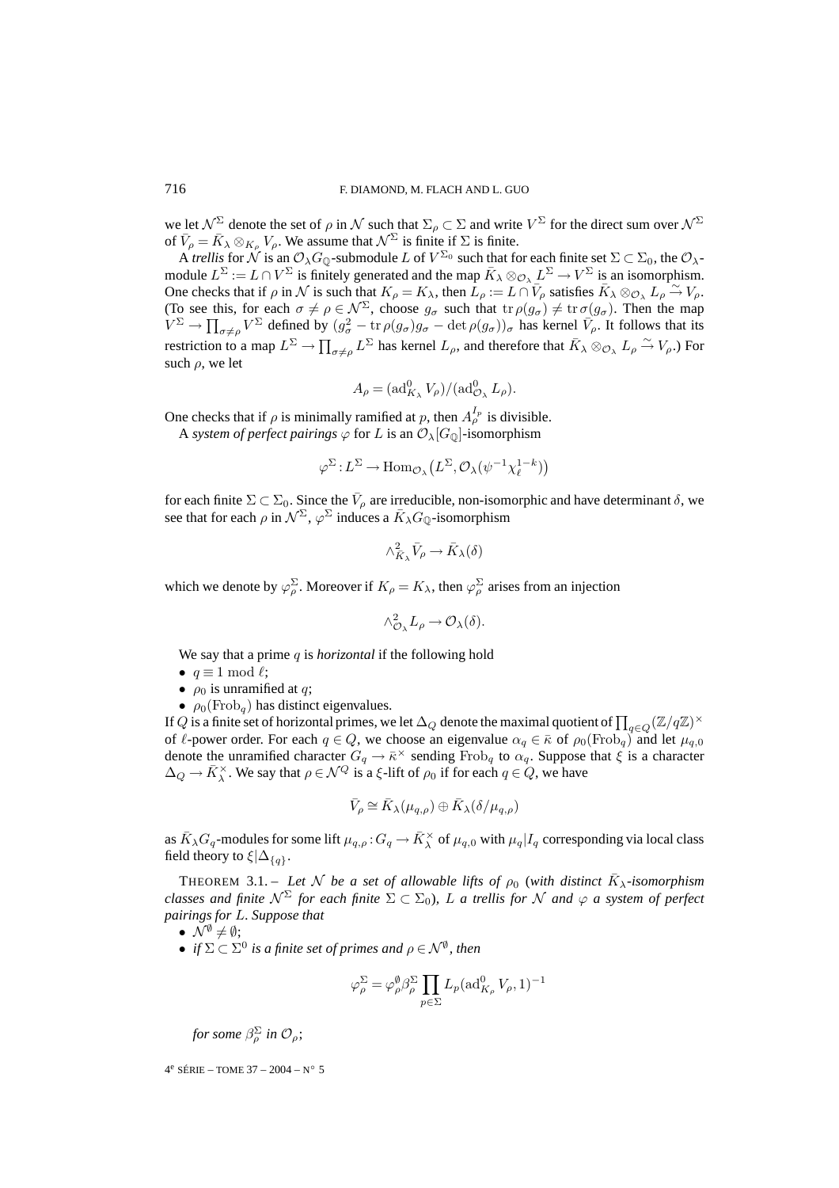we let $\mathcal{N}^\Sigma$ denote the set of $\rho$ in $\mathcal{N}$ such that $\Sigma_\rho \subset \Sigma$ and write $V^\Sigma$ for the direct sum over $\mathcal{N}^\Sigma$ of $\bar{V}_\rho = \bar{K}_\lambda \otimes_{K_\rho} V_\rho$. We assume that $\mathcal{N}^\Sigma$ is finite if $\Sigma$ is finite.

A *trellis* for $\mathcal{N}$ is an $\mathcal{O}_\lambda G_\mathbb{Q}$-submodule $L$ of $V^{\Sigma_0}$ such that for each finite set $\Sigma \subset \Sigma_0$, the $\mathcal{O}_\lambda$-module $L^\Sigma := L \cap V^\Sigma$ is finitely generated and the map $\bar{K}_\lambda \otimes_{\mathcal{O}_\lambda} L^\Sigma \to V^\Sigma$ is an isomorphism. One checks that if $\rho$ in $\mathcal{N}$ is such that $K_\rho = K_\lambda$, then $L_\rho := L \cap \bar{V}_\rho$ satisfies $\bar{K}_\lambda \otimes_{\mathcal{O}_\lambda} L_\rho \xrightarrow{\sim} V_\rho$. (To see this, for each $\sigma \neq \rho \in \mathcal{N}^\Sigma$, choose $g_\sigma$ such that $\operatorname{tr}\rho(g_\sigma) \neq \operatorname{tr}\sigma(g_\sigma)$. Then the map $V^\Sigma \to \prod_{\sigma \neq \rho} V^\Sigma$ defined by $(g_\sigma^2 - \operatorname{tr}\rho(g_\sigma)g_\sigma - \det\rho(g_\sigma))_\sigma$ has kernel $\bar{V}_\rho$. It follows that its restriction to a map $L^\Sigma \to \prod_{\sigma\neq\rho} L^\Sigma$ has kernel $L_\rho$, and therefore that $\bar{K}_\lambda \otimes_{\mathcal{O}_\lambda} L_\rho \xrightarrow{\sim} V_\rho$.) For such $\rho$, we let

$$A_\rho = (\operatorname{ad}^0_{K_\lambda} V_\rho)/(\operatorname{ad}^0_{\mathcal{O}_\lambda} L_\rho).$$

One checks that if $\rho$ is minimally ramified at $p$, then $A_\rho^{I_p}$ is divisible.

A *system of perfect pairings* $\varphi$ for $L$ is an $\mathcal{O}_\lambda[G_\mathbb{Q}]$-isomorphism

$$\varphi^\Sigma : L^\Sigma \to \operatorname{Hom}_{\mathcal{O}_\lambda}\bigl(L^\Sigma, \mathcal{O}_\lambda(\psi^{-1}\chi_\ell^{1-k})\bigr)$$

for each finite $\Sigma \subset \Sigma_0$. Since the $\bar{V}_\rho$ are irreducible, non-isomorphic and have determinant $\delta$, we see that for each $\rho$ in $\mathcal{N}^\Sigma$, $\varphi^\Sigma$ induces a $\bar{K}_\lambda G_\mathbb{Q}$-isomorphism

$$\wedge^2_{\bar{K}_\lambda} \bar{V}_\rho \to \bar{K}_\lambda(\delta)$$

which we denote by $\varphi^\Sigma_\rho$. Moreover if $K_\rho = K_\lambda$, then $\varphi^\Sigma_\rho$ arises from an injection

$$\wedge^2_{\mathcal{O}_\lambda} L_\rho \to \mathcal{O}_\lambda(\delta).$$

We say that a prime $q$ is *horizontal* if the following hold

- $q \equiv 1 \bmod \ell$;
- $\rho_0$ is unramified at $q$;
- $\rho_0(\operatorname{Frob}_q)$ has distinct eigenvalues.

If $Q$ is a finite set of horizontal primes, we let $\Delta_Q$ denote the maximal quotient of $\prod_{q\in Q}(\mathbb{Z}/q\mathbb{Z})^\times$ of $\ell$-power order. For each $q \in Q$, we choose an eigenvalue $\alpha_q \in \bar{\kappa}$ of $\rho_0(\operatorname{Frob}_q)$ and let $\mu_{q,0}$ denote the unramified character $G_q \to \bar{\kappa}^\times$ sending $\operatorname{Frob}_q$ to $\alpha_q$. Suppose that $\xi$ is a character $\Delta_Q \to \bar{K}_\lambda^\times$. We say that $\rho \in \mathcal{N}^Q$ is a $\xi$-lift of $\rho_0$ if for each $q \in Q$, we have

$$\bar{V}_\rho \cong \bar{K}_\lambda(\mu_{q,\rho}) \oplus \bar{K}_\lambda(\delta/\mu_{q,\rho})$$

as $\bar{K}_\lambda G_q$-modules for some lift $\mu_{q,\rho} : G_q \to \bar{K}_\lambda^\times$ of $\mu_{q,0}$ with $\mu_q|I_q$ corresponding via local class field theory to $\xi|\Delta_{\{q\}}$.

THEOREM 3.1. – *Let $\mathcal{N}$ be a set of allowable lifts of $\rho_0$ (with distinct $\bar{K}_\lambda$-isomorphism classes and finite $\mathcal{N}^\Sigma$ for each finite $\Sigma \subset \Sigma_0$), $L$ a trellis for $\mathcal{N}$ and $\varphi$ a system of perfect pairings for $L$. Suppose that*

- $\mathcal{N}^\emptyset \neq \emptyset$;
- *if $\Sigma \subset \Sigma^0$ is a finite set of primes and $\rho \in \mathcal{N}^\emptyset$, then*

$$\varphi^\Sigma_\rho = \varphi^\emptyset_\rho \beta^\Sigma_\rho \prod_{p\in\Sigma} L_p(\operatorname{ad}^0_{K_\rho} V_\rho, 1)^{-1}$$

*for some $\beta^\Sigma_\rho$ in $\mathcal{O}_\rho$;*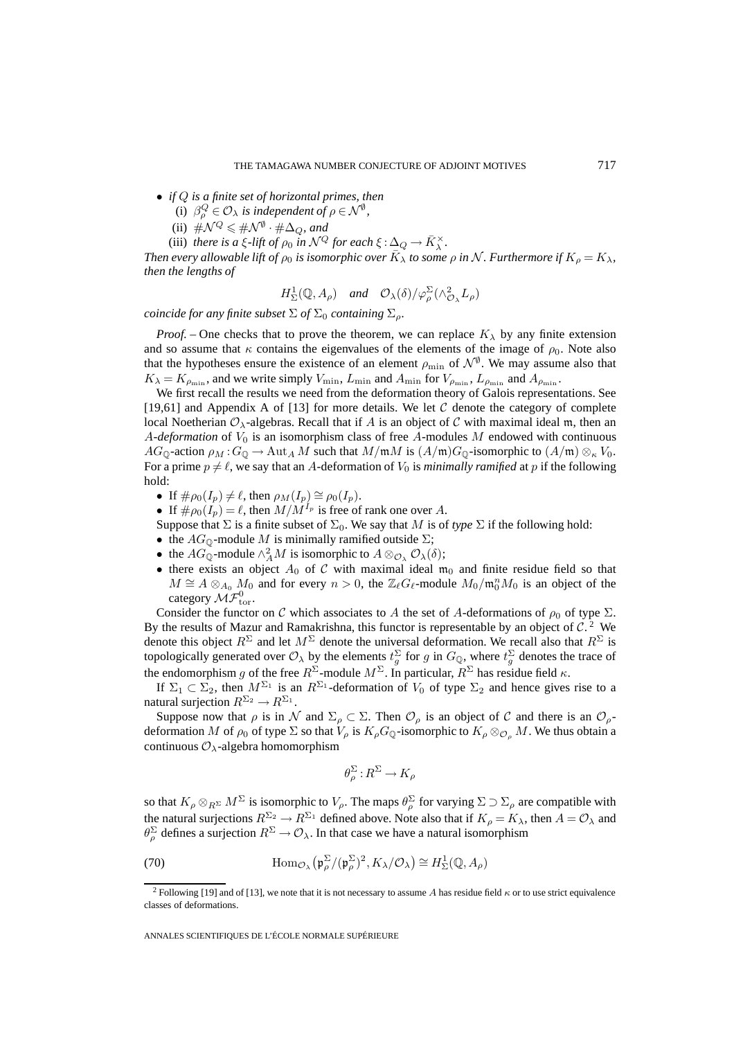- *if $Q$ is a finite set of horizontal primes, then*
  (i) *$\beta_\rho^Q \in \mathcal{O}_\lambda$ is independent of $\rho \in \mathcal{N}^\emptyset$,*
  (ii) *$\#\mathcal{N}^Q \leqslant \#\mathcal{N}^\emptyset \cdot \#\Delta_Q$, and*
  (iii) *there is a $\xi$-lift of $\rho_0$ in $\mathcal{N}^Q$ for each $\xi : \Delta_Q \to \bar{K}_\lambda^\times$.*

*Then every allowable lift of $\rho_0$ is isomorphic over $\bar{K}_\lambda$ to some $\rho$ in $\mathcal{N}$. Furthermore if $K_\rho = K_\lambda$, then the lengths of*

$$H^1_\Sigma(\mathbb{Q}, A_\rho) \quad \textit{and} \quad \mathcal{O}_\lambda(\delta)/\varphi_\rho^\Sigma(\wedge^2_{\mathcal{O}_\lambda} L_\rho)$$

*coincide for any finite subset $\Sigma$ of $\Sigma_0$ containing $\Sigma_\rho$.*

*Proof.* – One checks that to prove the theorem, we can replace $K_\lambda$ by any finite extension and so assume that $\kappa$ contains the eigenvalues of the elements of the image of $\rho_0$. Note also that the hypotheses ensure the existence of an element $\rho_{\min}$ of $\mathcal{N}^\emptyset$. We may assume also that $K_\lambda = K_{\rho_{\min}}$, and we write simply $V_{\min}$, $L_{\min}$ and $A_{\min}$ for $V_{\rho_{\min}}$, $L_{\rho_{\min}}$ and $A_{\rho_{\min}}$.

We first recall the results we need from the deformation theory of Galois representations. See [19,61] and Appendix A of [13] for more details. We let $\mathcal{C}$ denote the category of complete local Noetherian $\mathcal{O}_\lambda$-algebras. Recall that if $A$ is an object of $\mathcal{C}$ with maximal ideal $\mathfrak{m}$, then an *$A$-deformation* of $V_0$ is an isomorphism class of free $A$-modules $M$ endowed with continuous $AG_\mathbb{Q}$-action $\rho_M : G_\mathbb{Q} \to \mathrm{Aut}_A M$ such that $M/\mathfrak{m}M$ is $(A/\mathfrak{m})G_\mathbb{Q}$-isomorphic to $(A/\mathfrak{m}) \otimes_\kappa V_0$. For a prime $p \neq \ell$, we say that an $A$-deformation of $V_0$ is *minimally ramified* at $p$ if the following hold:

- If $\#\rho_0(I_p) \neq \ell$, then $\rho_M(I_p) \cong \rho_0(I_p)$.
- If $\#\rho_0(I_p) = \ell$, then $M/M^{I_p}$ is free of rank one over $A$.

Suppose that $\Sigma$ is a finite subset of $\Sigma_0$. We say that $M$ is of *type* $\Sigma$ if the following hold:

- the $AG_\mathbb{Q}$-module $M$ is minimally ramified outside $\Sigma$;
- the $AG_\mathbb{Q}$-module $\wedge^2_A M$ is isomorphic to $A \otimes_{\mathcal{O}_\lambda} \mathcal{O}_\lambda(\delta)$;
- there exists an object $A_0$ of $\mathcal{C}$ with maximal ideal $\mathfrak{m}_0$ and finite residue field so that $M \cong A \otimes_{A_0} M_0$ and for every $n > 0$, the $\mathbb{Z}_\ell G_\ell$-module $M_0/\mathfrak{m}_0^n M_0$ is an object of the category $\mathcal{MF}^0_{\mathrm{tor}}$.

Consider the functor on $\mathcal{C}$ which associates to $A$ the set of $A$-deformations of $\rho_0$ of type $\Sigma$. By the results of Mazur and Ramakrishna, this functor is representable by an object of $\mathcal{C}$.[2] We denote this object $R^\Sigma$ and let $M^\Sigma$ denote the universal deformation. We recall also that $R^\Sigma$ is topologically generated over $\mathcal{O}_\lambda$ by the elements $t_g^\Sigma$ for $g$ in $G_\mathbb{Q}$, where $t_g^\Sigma$ denotes the trace of the endomorphism $g$ of the free $R^\Sigma$-module $M^\Sigma$. In particular, $R^\Sigma$ has residue field $\kappa$.

If $\Sigma_1 \subset \Sigma_2$, then $M^{\Sigma_1}$ is an $R^{\Sigma_1}$-deformation of $V_0$ of type $\Sigma_2$ and hence gives rise to a natural surjection $R^{\Sigma_2} \to R^{\Sigma_1}$.

Suppose now that $\rho$ is in $\mathcal{N}$ and $\Sigma_\rho \subset \Sigma$. Then $\mathcal{O}_\rho$ is an object of $\mathcal{C}$ and there is an $\mathcal{O}_\rho$-deformation $M$ of $\rho_0$ of type $\Sigma$ so that $V_\rho$ is $K_\rho G_\mathbb{Q}$-isomorphic to $K_\rho \otimes_{\mathcal{O}_\rho} M$. We thus obtain a continuous $\mathcal{O}_\lambda$-algebra homomorphism

$$\theta_\rho^\Sigma : R^\Sigma \to K_\rho$$

so that $K_\rho \otimes_{R^\Sigma} M^\Sigma$ is isomorphic to $V_\rho$. The maps $\theta_\rho^\Sigma$ for varying $\Sigma \supset \Sigma_\rho$ are compatible with the natural surjections $R^{\Sigma_2} \to R^{\Sigma_1}$ defined above. Note also that if $K_\rho = K_\lambda$, then $A = \mathcal{O}_\lambda$ and $\theta_\rho^\Sigma$ defines a surjection $R^\Sigma \to \mathcal{O}_\lambda$. In that case we have a natural isomorphism

$$\mathrm{Hom}_{\mathcal{O}_\lambda}\big(\mathfrak{p}_\rho^\Sigma/(\mathfrak{p}_\rho^\Sigma)^2, K_\lambda/\mathcal{O}_\lambda\big) \cong H^1_\Sigma(\mathbb{Q}, A_\rho) \tag{70}$$

---

[2] Following [19] and of [13], we note that it is not necessary to assume $A$ has residue field $\kappa$ or to use strict equivalence classes of deformations.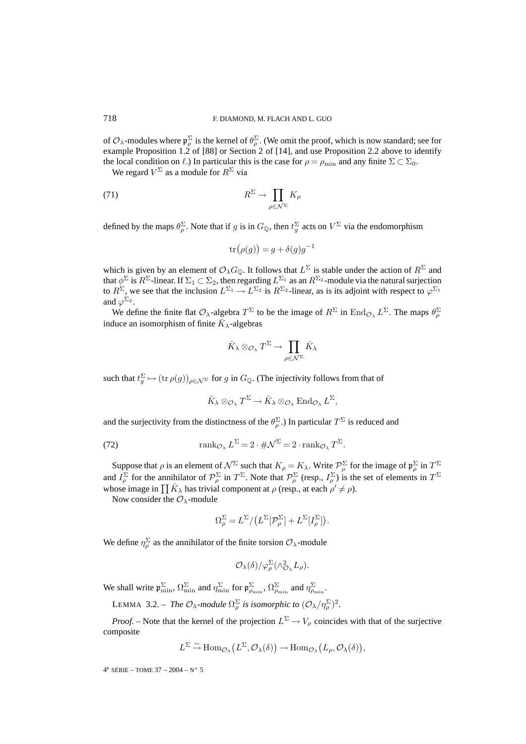of $\mathcal{O}_\lambda$-modules where $\mathfrak{p}_\rho^\Sigma$ is the kernel of $\theta_\rho^\Sigma$. (We omit the proof, which is now standard; see for example Proposition 1.2 of [88] or Section 2 of [14], and use Proposition 2.2 above to identify the local condition on $\ell$.) In particular this is the case for $\rho = \rho_{\min}$ and any finite $\Sigma \subset \Sigma_0$.

We regard $V^\Sigma$ as a module for $R^\Sigma$ via

$$R^\Sigma \to \prod_{\rho \in \mathcal{N}^\Sigma} K_\rho \tag{71}$$

defined by the maps $\theta_\rho^\Sigma$. Note that if $g$ is in $G_{\mathbb{Q}}$, then $t_g^\Sigma$ acts on $V^\Sigma$ via the endomorphism

$$\operatorname{tr}\bigl(\rho(g)\bigr) = g + \delta(g)g^{-1}$$

which is given by an element of $\mathcal{O}_\lambda G_{\mathbb{Q}}$. It follows that $L^\Sigma$ is stable under the action of $R^\Sigma$ and that $\phi^\Sigma$ is $R^\Sigma$-linear. If $\Sigma_1 \subset \Sigma_2$, then regarding $L^{\Sigma_1}$ as an $R^{\Sigma_2}$-module via the natural surjection to $R^{\Sigma_1}$, we see that the inclusion $L^{\Sigma_1} \to L^{\Sigma_2}$ is $R^{\Sigma_2}$-linear, as is its adjoint with respect to $\varphi^{\Sigma_1}$ and $\varphi^{\Sigma_2}$.

We define the finite flat $\mathcal{O}_\lambda$-algebra $T^\Sigma$ to be the image of $R^\Sigma$ in $\operatorname{End}_{\mathcal{O}_\lambda} L^\Sigma$. The maps $\theta_\rho^\Sigma$ induce an isomorphism of finite $\bar{K}_\lambda$-algebras

$$\bar{K}_\lambda \otimes_{\mathcal{O}_\lambda} T^\Sigma \to \prod_{\rho \in \mathcal{N}^\Sigma} \bar{K}_\lambda$$

such that $t_g^\Sigma \mapsto (\operatorname{tr}\rho(g))_{\rho \in \mathcal{N}^\Sigma}$ for $g$ in $G_{\mathbb{Q}}$. (The injectivity follows from that of

$$\bar{K}_\lambda \otimes_{\mathcal{O}_\lambda} T^\Sigma \to \bar{K}_\lambda \otimes_{\mathcal{O}_\lambda} \operatorname{End}_{\mathcal{O}_\lambda} L^\Sigma,$$

and the surjectivity from the distinctness of the $\theta_\rho^\Sigma$.) In particular $T^\Sigma$ is reduced and

$$\operatorname{rank}_{\mathcal{O}_\lambda} L^\Sigma = 2 \cdot \#\mathcal{N}^\Sigma = 2 \cdot \operatorname{rank}_{\mathcal{O}_\lambda} T^\Sigma. \tag{72}$$

Suppose that $\rho$ is an element of $\mathcal{N}^\Sigma$ such that $K_\rho = K_\lambda$. Write $\mathcal{P}_\rho^\Sigma$ for the image of $\mathfrak{p}_\rho^\Sigma$ in $T^\Sigma$ and $I_\rho^\Sigma$ for the annihilator of $\mathcal{P}_\rho^\Sigma$ in $T^\Sigma$. Note that $\mathcal{P}_\rho^\Sigma$ (resp., $I_\rho^\Sigma$) is the set of elements in $T^\Sigma$ whose image in $\prod \bar{K}_\lambda$ has trivial component at $\rho$ (resp., at each $\rho' \neq \rho$).

Now consider the $\mathcal{O}_\lambda$-module

$$\Omega_\rho^\Sigma = L^\Sigma / \bigl(L^\Sigma[\mathcal{P}_\rho^\Sigma] + L^\Sigma[I_\rho^\Sigma]\bigr).$$

We define $\eta_\rho^\Sigma$ as the annihilator of the finite torsion $\mathcal{O}_\lambda$-module

$$\mathcal{O}_\lambda(\delta) / \varphi_\rho^\Sigma(\wedge^2_{\mathcal{O}_\lambda} L_\rho).$$

We shall write $\mathfrak{p}_{\min}^\Sigma$, $\Omega_{\min}^\Sigma$ and $\eta_{\min}^\Sigma$ for $\mathfrak{p}_{\rho_{\min}}^\Sigma$, $\Omega_{\rho_{\min}}^\Sigma$ and $\eta_{\rho_{\min}}^\Sigma$.

LEMMA 3.2. – *The $\mathcal{O}_\lambda$-module $\Omega_\rho^\Sigma$ is isomorphic to $(\mathcal{O}_\lambda/\eta_\rho^\Sigma)^2$.*

*Proof.* – Note that the kernel of the projection $L^\Sigma \to V_\rho$ coincides with that of the surjective composite

$$L^\Sigma \xrightarrow{\sim} \operatorname{Hom}_{\mathcal{O}_\lambda}\bigl(L^\Sigma, \mathcal{O}_\lambda(\delta)\bigr) \to \operatorname{Hom}_{\mathcal{O}_\lambda}\bigl(L_\rho, \mathcal{O}_\lambda(\delta)\bigr),$$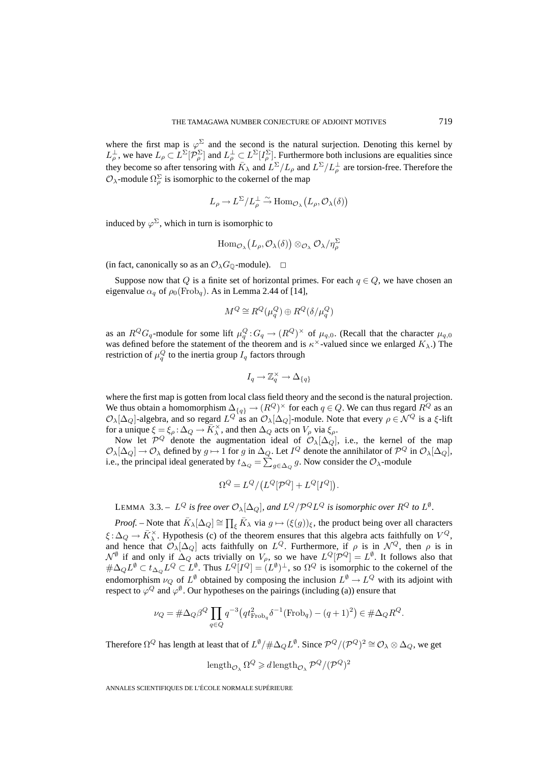where the first map is $\varphi^\Sigma$ and the second is the natural surjection. Denoting this kernel by $L_\rho^\perp$, we have $L_\rho \subset L^\Sigma[\mathcal{P}_\rho^\Sigma]$ and $L_\rho^\perp \subset L^\Sigma[I_\rho^\Sigma]$. Furthermore both inclusions are equalities since they become so after tensoring with $\bar{K}_\lambda$ and $L^\Sigma/L_\rho$ and $L^\Sigma/L_\rho^\perp$ are torsion-free. Therefore the $\mathcal{O}_\lambda$-module $\Omega_\rho^\Sigma$ is isomorphic to the cokernel of the map

$$L_\rho \to L^\Sigma/L_\rho^\perp \xrightarrow{\sim} \mathrm{Hom}_{\mathcal{O}_\lambda}\big(L_\rho, \mathcal{O}_\lambda(\delta)\big)$$

induced by $\varphi^\Sigma$, which in turn is isomorphic to

$$\mathrm{Hom}_{\mathcal{O}_\lambda}\big(L_\rho, \mathcal{O}_\lambda(\delta)\big) \otimes_{\mathcal{O}_\lambda} \mathcal{O}_\lambda/\eta_\rho^\Sigma$$

(in fact, canonically so as an $\mathcal{O}_\lambda G_{\mathbb{Q}}$-module). $\square$

Suppose now that $Q$ is a finite set of horizontal primes. For each $q \in Q$, we have chosen an eigenvalue $\alpha_q$ of $\rho_0(\mathrm{Frob}_q)$. As in Lemma 2.44 of [14],

$$M^Q \cong R^Q(\mu_q^Q) \oplus R^Q(\delta/\mu_q^Q)$$

as an $R^Q G_q$-module for some lift $\mu_q^Q : G_q \to (R^Q)^\times$ of $\mu_{q,0}$. (Recall that the character $\mu_{q,0}$ was defined before the statement of the theorem and is $\kappa^\times$-valued since we enlarged $K_\lambda$.) The restriction of $\mu_q^Q$ to the inertia group $I_q$ factors through

$$I_q \to \mathbb{Z}_q^\times \to \Delta_{\{q\}}$$

where the first map is gotten from local class field theory and the second is the natural projection. We thus obtain a homomorphism $\Delta_{\{q\}} \to (R^Q)^\times$ for each $q \in Q$. We can thus regard $R^Q$ as an $\mathcal{O}_\lambda[\Delta_Q]$-algebra, and so regard $L^Q$ as an $\mathcal{O}_\lambda[\Delta_Q]$-module. Note that every $\rho \in \mathcal{N}^Q$ is a $\xi$-lift for a unique $\xi = \xi_\rho : \Delta_Q \to \bar{K}_\lambda^\times$, and then $\Delta_Q$ acts on $V_\rho$ via $\xi_\rho$.

Now let $\mathcal{P}^Q$ denote the augmentation ideal of $\mathcal{O}_\lambda[\Delta_Q]$, i.e., the kernel of the map $\mathcal{O}_\lambda[\Delta_Q] \to \mathcal{O}_\lambda$ defined by $g \mapsto 1$ for $g$ in $\Delta_Q$. Let $I^Q$ denote the annihilator of $\mathcal{P}^Q$ in $\mathcal{O}_\lambda[\Delta_Q]$, i.e., the principal ideal generated by $t_{\Delta_Q} = \sum_{g \in \Delta_Q} g$. Now consider the $\mathcal{O}_\lambda$-module

$$\Omega^Q = L^Q/\big(L^Q[\mathcal{P}^Q] + L^Q[I^Q]\big).$$

LEMMA 3.3. – *$L^Q$ is free over $\mathcal{O}_\lambda[\Delta_Q]$, and $L^Q/\mathcal{P}^Q L^Q$ is isomorphic over $R^Q$ to $L^\emptyset$.*

*Proof.* – Note that $\bar{K}_\lambda[\Delta_Q] \cong \prod_\xi \bar{K}_\lambda$ via $g \mapsto (\xi(g))_\xi$, the product being over all characters $\xi : \Delta_Q \to \bar{K}_\lambda^\times$. Hypothesis (c) of the theorem ensures that this algebra acts faithfully on $V^Q$, and hence that $\mathcal{O}_\lambda[\Delta_Q]$ acts faithfully on $L^Q$. Furthermore, if $\rho$ is in $\mathcal{N}^Q$, then $\rho$ is in $\mathcal{N}^\emptyset$ if and only if $\Delta_Q$ acts trivially on $V_\rho$, so we have $L^Q[\mathcal{P}^Q] = L^\emptyset$. It follows also that $\#\Delta_Q L^\emptyset \subset t_{\Delta_Q} L^Q \subset L^\emptyset$. Thus $L^Q[I^Q] = (L^\emptyset)^\perp$, so $\Omega^Q$ is isomorphic to the cokernel of the endomorphism $\nu_Q$ of $L^\emptyset$ obtained by composing the inclusion $L^\emptyset \to L^Q$ with its adjoint with respect to $\varphi^Q$ and $\varphi^\emptyset$. Our hypotheses on the pairings (including (a)) ensure that

$$\nu_Q = \#\Delta_Q \beta^Q \prod_{q \in Q} q^{-3}\big(q t_{\mathrm{Frob}_q}^2 \delta^{-1}(\mathrm{Frob}_q) - (q+1)^2\big) \in \#\Delta_Q R^Q.$$

Therefore $\Omega^Q$ has length at least that of $L^\emptyset/\#\Delta_Q L^\emptyset$. Since $\mathcal{P}^Q/(\mathcal{P}^Q)^2 \cong \mathcal{O}_\lambda \otimes \Delta_Q$, we get

$$\mathrm{length}_{\mathcal{O}_\lambda} \Omega^Q \geqslant d\, \mathrm{length}_{\mathcal{O}_\lambda} \mathcal{P}^Q/(\mathcal{P}^Q)^2$$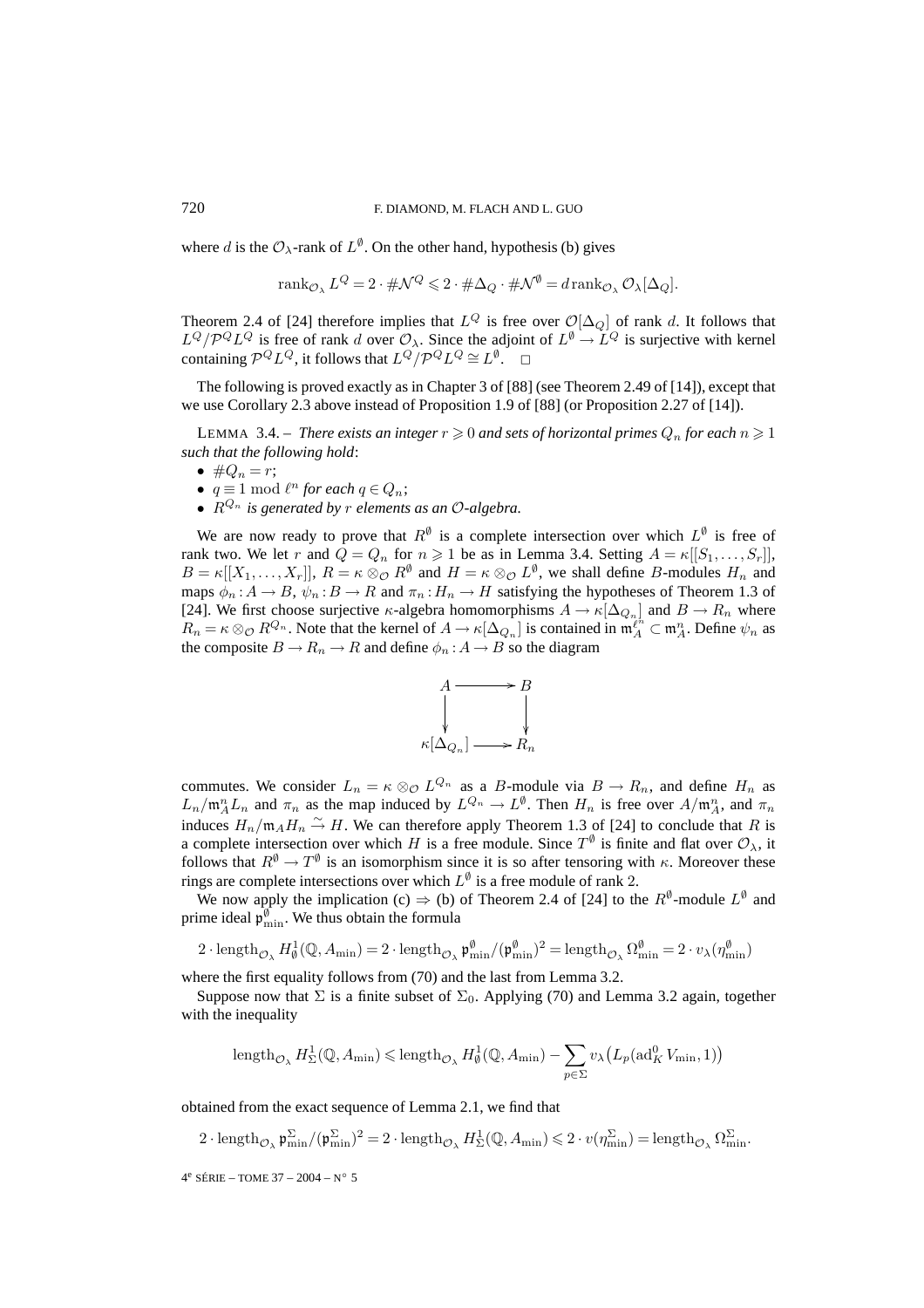where $d$ is the $\mathcal{O}_\lambda$-rank of $L^\emptyset$. On the other hand, hypothesis (b) gives

$$\operatorname{rank}_{\mathcal{O}_\lambda} L^Q = 2 \cdot \#\mathcal{N}^Q \leqslant 2 \cdot \#\Delta_Q \cdot \#\mathcal{N}^\emptyset = d \operatorname{rank}_{\mathcal{O}_\lambda} \mathcal{O}_\lambda[\Delta_Q].$$

Theorem 2.4 of [24] therefore implies that $L^Q$ is free over $\mathcal{O}[\Delta_Q]$ of rank $d$. It follows that $L^Q/\mathcal{P}^Q L^Q$ is free of rank $d$ over $\mathcal{O}_\lambda$. Since the adjoint of $L^\emptyset \to L^Q$ is surjective with kernel containing $\mathcal{P}^Q L^Q$, it follows that $L^Q/\mathcal{P}^Q L^Q \cong L^\emptyset$. $\square$

The following is proved exactly as in Chapter 3 of [88] (see Theorem 2.49 of [14]), except that we use Corollary 2.3 above instead of Proposition 1.9 of [88] (or Proposition 2.27 of [14]).

LEMMA 3.4. – *There exists an integer $r \geqslant 0$ and sets of horizontal primes $Q_n$ for each $n \geqslant 1$ such that the following hold*:

- $\#Q_n = r$;
- $q \equiv 1 \bmod \ell^n$ *for each* $q \in Q_n$;
- $R^{Q_n}$ *is generated by $r$ elements as an $\mathcal{O}$-algebra.*

We are now ready to prove that $R^\emptyset$ is a complete intersection over which $L^\emptyset$ is free of rank two. We let $r$ and $Q = Q_n$ for $n \geqslant 1$ be as in Lemma 3.4. Setting $A = \kappa[[S_1, \ldots, S_r]]$, $B = \kappa[[X_1, \ldots, X_r]]$, $R = \kappa \otimes_{\mathcal{O}} R^\emptyset$ and $H = \kappa \otimes_{\mathcal{O}} L^\emptyset$, we shall define $B$-modules $H_n$ and maps $\phi_n : A \to B$, $\psi_n : B \to R$ and $\pi_n : H_n \to H$ satisfying the hypotheses of Theorem 1.3 of [24]. We first choose surjective $\kappa$-algebra homomorphisms $A \to \kappa[\Delta_{Q_n}]$ and $B \to R_n$ where $R_n = \kappa \otimes_{\mathcal{O}} R^{Q_n}$. Note that the kernel of $A \to \kappa[\Delta_{Q_n}]$ is contained in $\mathfrak{m}_A^{\ell^n} \subset \mathfrak{m}_A^n$. Define $\psi_n$ as the composite $B \to R_n \to R$ and define $\phi_n : A \to B$ so the diagram

$$\begin{array}{ccc} A & \longrightarrow & B \\ \downarrow & & \downarrow \\ \kappa[\Delta_{Q_n}] & \longrightarrow & R_n \end{array}$$

commutes. We consider $L_n = \kappa \otimes_{\mathcal{O}} L^{Q_n}$ as a $B$-module via $B \to R_n$, and define $H_n$ as $L_n/\mathfrak{m}_A^n L_n$ and $\pi_n$ as the map induced by $L^{Q_n} \to L^\emptyset$. Then $H_n$ is free over $A/\mathfrak{m}_A^n$, and $\pi_n$ induces $H_n/\mathfrak{m}_A H_n \xrightarrow{\sim} H$. We can therefore apply Theorem 1.3 of [24] to conclude that $R$ is a complete intersection over which $H$ is a free module. Since $T^\emptyset$ is finite and flat over $\mathcal{O}_\lambda$, it follows that $R^\emptyset \to T^\emptyset$ is an isomorphism since it is so after tensoring with $\kappa$. Moreover these rings are complete intersections over which $L^\emptyset$ is a free module of rank 2.

We now apply the implication (c) $\Rightarrow$ (b) of Theorem 2.4 of [24] to the $R^\emptyset$-module $L^\emptyset$ and prime ideal $\mathfrak{p}^\emptyset_{\min}$. We thus obtain the formula

$$2 \cdot \operatorname{length}_{\mathcal{O}_\lambda} H^1_\emptyset(\mathbb{Q}, A_{\min}) = 2 \cdot \operatorname{length}_{\mathcal{O}_\lambda} \mathfrak{p}^\emptyset_{\min}/(\mathfrak{p}^\emptyset_{\min})^2 = \operatorname{length}_{\mathcal{O}_\lambda} \Omega^\emptyset_{\min} = 2 \cdot v_\lambda(\eta^\emptyset_{\min})$$

where the first equality follows from (70) and the last from Lemma 3.2.

Suppose now that $\Sigma$ is a finite subset of $\Sigma_0$. Applying (70) and Lemma 3.2 again, together with the inequality

$$\operatorname{length}_{\mathcal{O}_\lambda} H^1_\Sigma(\mathbb{Q}, A_{\min}) \leqslant \operatorname{length}_{\mathcal{O}_\lambda} H^1_\emptyset(\mathbb{Q}, A_{\min}) - \sum_{p \in \Sigma} v_\lambda\big(L_p(\operatorname{ad}^0_K V_{\min}, 1)\big)$$

obtained from the exact sequence of Lemma 2.1, we find that

$$2 \cdot \operatorname{length}_{\mathcal{O}_\lambda} \mathfrak{p}^\Sigma_{\min}/(\mathfrak{p}^\Sigma_{\min})^2 = 2 \cdot \operatorname{length}_{\mathcal{O}_\lambda} H^1_\Sigma(\mathbb{Q}, A_{\min}) \leqslant 2 \cdot v(\eta^\Sigma_{\min}) = \operatorname{length}_{\mathcal{O}_\lambda} \Omega^\Sigma_{\min}.$$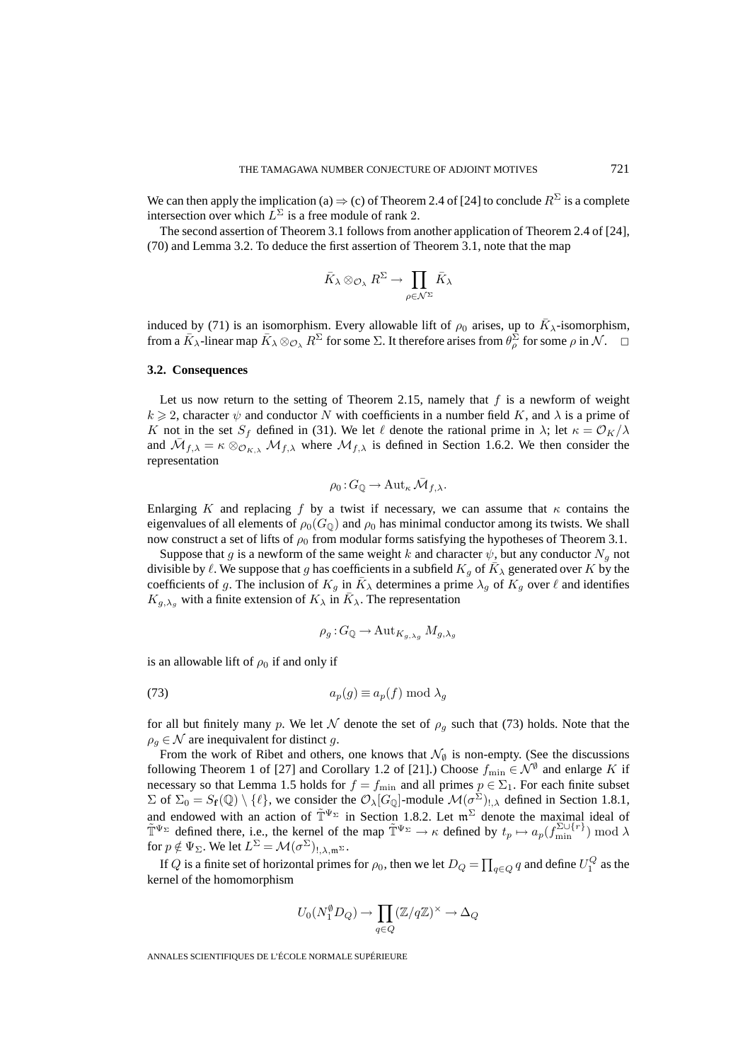We can then apply the implication (a) ⇒ (c) of Theorem 2.4 of [24] to conclude $R^\Sigma$ is a complete intersection over which $L^\Sigma$ is a free module of rank 2.

The second assertion of Theorem 3.1 follows from another application of Theorem 2.4 of [24], (70) and Lemma 3.2. To deduce the first assertion of Theorem 3.1, note that the map

$$\bar{K}_\lambda \otimes_{\mathcal{O}_\lambda} R^\Sigma \to \prod_{\rho \in \mathcal{N}^\Sigma} \bar{K}_\lambda$$

induced by (71) is an isomorphism. Every allowable lift of $\rho_0$ arises, up to $\bar{K}_\lambda$-isomorphism, from a $\bar{K}_\lambda$-linear map $\bar{K}_\lambda \otimes_{\mathcal{O}_\lambda} R^\Sigma$ for some $\Sigma$. It therefore arises from $\theta_\rho^\Sigma$ for some $\rho$ in $\mathcal{N}$. □

### 3.2. Consequences

Let us now return to the setting of Theorem 2.15, namely that $f$ is a newform of weight $k \geqslant 2$, character $\psi$ and conductor $N$ with coefficients in a number field $K$, and $\lambda$ is a prime of $K$ not in the set $S_f$ defined in (31). We let $\ell$ denote the rational prime in $\lambda$; let $\kappa = \mathcal{O}_K/\lambda$ and $\bar{\mathcal{M}}_{f,\lambda} = \kappa \otimes_{\mathcal{O}_{K,\lambda}} \mathcal{M}_{f,\lambda}$ where $\mathcal{M}_{f,\lambda}$ is defined in Section 1.6.2. We then consider the representation

$$\rho_0 : G_{\mathbb{Q}} \to \operatorname{Aut}_\kappa \bar{\mathcal{M}}_{f,\lambda}.$$

Enlarging $K$ and replacing $f$ by a twist if necessary, we can assume that $\kappa$ contains the eigenvalues of all elements of $\rho_0(G_{\mathbb{Q}})$ and $\rho_0$ has minimal conductor among its twists. We shall now construct a set of lifts of $\rho_0$ from modular forms satisfying the hypotheses of Theorem 3.1.

Suppose that $g$ is a newform of the same weight $k$ and character $\psi$, but any conductor $N_g$ not divisible by $\ell$. We suppose that $g$ has coefficients in a subfield $K_g$ of $\bar{K}_\lambda$ generated over $K$ by the coefficients of $g$. The inclusion of $K_g$ in $\bar{K}_\lambda$ determines a prime $\lambda_g$ of $K_g$ over $\ell$ and identifies $K_{g,\lambda_g}$ with a finite extension of $K_\lambda$ in $\bar{K}_\lambda$. The representation

$$\rho_g : G_{\mathbb{Q}} \to \operatorname{Aut}_{K_{g,\lambda_g}} M_{g,\lambda_g}$$

is an allowable lift of $\rho_0$ if and only if

$$a_p(g) \equiv a_p(f) \bmod \lambda_g \tag{73}$$

for all but finitely many $p$. We let $\mathcal{N}$ denote the set of $\rho_g$ such that (73) holds. Note that the $\rho_g \in \mathcal{N}$ are inequivalent for distinct $g$.

From the work of Ribet and others, one knows that $\mathcal{N}_\emptyset$ is non-empty. (See the discussions following Theorem 1 of [27] and Corollary 1.2 of [21].) Choose $f_{\min} \in \mathcal{N}^\emptyset$ and enlarge $K$ if necessary so that Lemma 1.5 holds for $f = f_{\min}$ and all primes $p \in \Sigma_1$. For each finite subset $\Sigma$ of $\Sigma_0 = S_{\mathbf{f}}(\mathbb{Q}) \setminus \{\ell\}$, we consider the $\mathcal{O}_\lambda[G_{\mathbb{Q}}]$-module $\mathcal{M}(\sigma^\Sigma)_{!,\lambda}$ defined in Section 1.8.1, and endowed with an action of $\tilde{\mathbb{T}}^{\Psi_\Sigma}$ in Section 1.8.2. Let $\mathfrak{m}^\Sigma$ denote the maximal ideal of $\tilde{\mathbb{T}}^{\Psi_\Sigma}$ defined there, i.e., the kernel of the map $\tilde{\mathbb{T}}^{\Psi_\Sigma} \to \kappa$ defined by $t_p \mapsto a_p(f_{\min}^{\Sigma \cup \{r\}}) \bmod \lambda$ for $p \notin \Psi_\Sigma$. We let $L^\Sigma = \mathcal{M}(\sigma^\Sigma)_{!,\lambda,\mathfrak{m}^\Sigma}$.

If $Q$ is a finite set of horizontal primes for $\rho_0$, then we let $D_Q = \prod_{q \in Q} q$ and define $U_1^Q$ as the kernel of the homomorphism

$$U_0(N_1^\emptyset D_Q) \to \prod_{q \in Q} (\mathbb{Z}/q\mathbb{Z})^\times \to \Delta_Q$$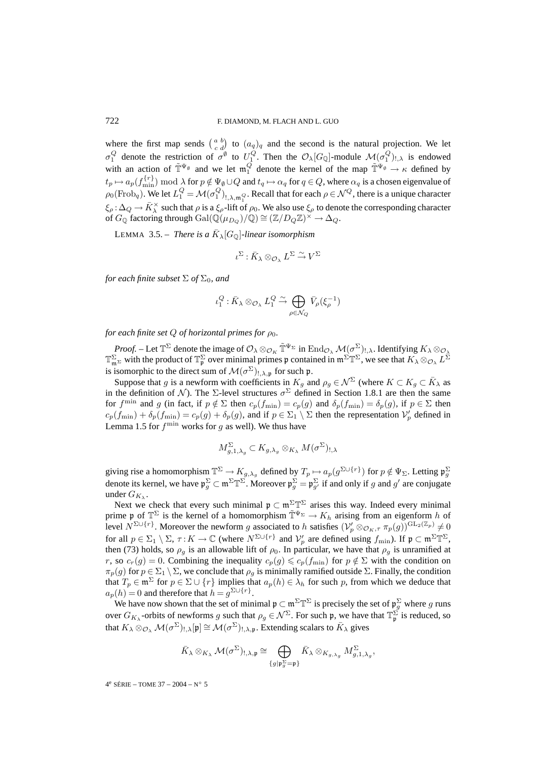where the first map sends $\left(\begin{smallmatrix} a & b \\ c & d \end{smallmatrix}\right)$ to $(a_q)_q$ and the second is the natural projection. We let $\sigma_1^Q$ denote the restriction of $\sigma^\emptyset$ to $U_1^Q$. Then the $\mathcal{O}_\lambda[G_\mathbb{Q}]$-module $\mathcal{M}(\sigma_1^Q)_{!,\lambda}$ is endowed with an action of $\tilde{\mathbb{T}}^{\Psi_\emptyset}$ and we let $\mathfrak{m}_1^Q$ denote the kernel of the map $\tilde{\mathbb{T}}^{\Psi_\emptyset} \to \kappa$ defined by $t_p \mapsto a_p(f_{\min}^{\{r\}}) \bmod \lambda$ for $p \notin \Psi_\emptyset \cup Q$ and $t_q \mapsto \alpha_q$ for $q \in Q$, where $\alpha_q$ is a chosen eigenvalue of $\rho_0(\mathrm{Frob}_q)$. We let $L_1^Q = \mathcal{M}(\sigma_1^Q)_{!,\lambda,\mathfrak{m}_1^Q}$. Recall that for each $\rho \in \mathcal{N}^Q$, there is a unique character $\xi_\rho : \Delta_Q \to \bar{K}_\lambda^\times$ such that $\rho$ is a $\xi_\rho$-lift of $\rho_0$. We also use $\xi_\rho$ to denote the corresponding character of $G_\mathbb{Q}$ factoring through $\mathrm{Gal}(\mathbb{Q}(\mu_{D_Q})/\mathbb{Q}) \cong (\mathbb{Z}/D_Q\mathbb{Z})^\times \to \Delta_Q$.

LEMMA 3.5. – *There is a $\bar{K}_\lambda[G_\mathbb{Q}]$-linear isomorphism*

$$\iota^\Sigma : \bar{K}_\lambda \otimes_{\mathcal{O}_\lambda} L^\Sigma \xrightarrow{\sim} V^\Sigma$$

*for each finite subset $\Sigma$ of $\Sigma_0$, and*

$$\iota_1^Q : \bar{K}_\lambda \otimes_{\mathcal{O}_\lambda} L_1^Q \xrightarrow{\sim} \bigoplus_{\rho \in \mathcal{N}_Q} \bar{V}_\rho(\xi_\rho^{-1})$$

*for each finite set $Q$ of horizontal primes for $\rho_0$.*

*Proof.* – Let $\mathbb{T}^\Sigma$ denote the image of $\mathcal{O}_\lambda \otimes_{\mathcal{O}_K} \tilde{\mathbb{T}}^{\Psi_\Sigma}$ in $\mathrm{End}_{\mathcal{O}_\lambda} \mathcal{M}(\sigma^\Sigma)_{!,\lambda}$. Identifying $K_\lambda \otimes_{\mathcal{O}_\lambda} \mathbb{T}^\Sigma_{\mathfrak{m}^\Sigma}$ with the product of $\mathbb{T}^\Sigma_\mathfrak{p}$ over minimal primes $\mathfrak{p}$ contained in $\mathfrak{m}^\Sigma\mathbb{T}^\Sigma$, we see that $K_\lambda \otimes_{\mathcal{O}_\lambda} L^\Sigma$ is isomorphic to the direct sum of $\mathcal{M}(\sigma^\Sigma)_{!,\lambda,\mathfrak{p}}$ for such $\mathfrak{p}$.

Suppose that $g$ is a newform with coefficients in $K_g$ and $\rho_g \in \mathcal{N}^\Sigma$ (where $K \subset K_g \subset \bar{K}_\lambda$ as in the definition of $\mathcal{N}$). The $\Sigma$-level structures $\sigma^\Sigma$ defined in Section 1.8.1 are then the same for $f^{\min}$ and $g$ (in fact, if $p \notin \Sigma$ then $c_p(f_{\min}) = c_p(g)$ and $\delta_p(f_{\min}) = \delta_p(g)$, if $p \in \Sigma$ then $c_p(f_{\min}) + \delta_p(f_{\min}) = c_p(g) + \delta_p(g)$, and if $p \in \Sigma_1 \setminus \Sigma$ then the representation $\mathcal{V}'_p$ defined in Lemma 1.5 for $f^{\min}$ works for $g$ as well). We thus have

$$M^\Sigma_{g,1,\lambda_g} \subset K_{g,\lambda_g} \otimes_{K_\lambda} M(\sigma^\Sigma)_{!,\lambda}$$

giving rise a homomorphism $\mathbb{T}^\Sigma \to K_{g,\lambda_g}$ defined by $T_p \mapsto a_p(g^{\Sigma\cup\{r\}})$ for $p \notin \Psi_\Sigma$. Letting $\mathfrak{p}_g^\Sigma$ denote its kernel, we have $\mathfrak{p}_g^\Sigma \subset \mathfrak{m}^\Sigma\mathbb{T}^\Sigma$. Moreover $\mathfrak{p}_g^\Sigma = \mathfrak{p}_{g'}^\Sigma$ if and only if $g$ and $g'$ are conjugate under $G_{K_\lambda}$.

Next we check that every such minimal $\mathfrak{p} \subset \mathfrak{m}^\Sigma\mathbb{T}^\Sigma$ arises this way. Indeed every minimal prime $\mathfrak{p}$ of $\mathbb{T}^\Sigma$ is the kernel of a homomorphism $\tilde{\mathbb{T}}^{\Psi_\Sigma} \to K_h$ arising from an eigenform $h$ of level $N^{\Sigma\cup\{r\}}$. Moreover the newform $g$ associated to $h$ satisfies $(\mathcal{V}'_p \otimes_{\mathcal{O}_K,\tau} \pi_p(g))^{\mathrm{GL}_2(\mathbb{Z}_p)} \neq 0$ for all $p \in \Sigma_1 \setminus \Sigma$, $\tau : K \to \mathbb{C}$ (where $N^{\Sigma\cup\{r\}}$ and $\mathcal{V}'_p$ are defined using $f_{\min}$). If $\mathfrak{p} \subset \mathfrak{m}^\Sigma\mathbb{T}^\Sigma$, then (73) holds, so $\rho_g$ is an allowable lift of $\rho_0$. In particular, we have that $\rho_g$ is unramified at $r$, so $c_r(g) = 0$. Combining the inequality $c_p(g) \leqslant c_p(f_{\min})$ for $p \notin \Sigma$ with the condition on $\pi_p(g)$ for $p \in \Sigma_1 \setminus \Sigma$, we conclude that $\rho_g$ is minimally ramified outside $\Sigma$. Finally, the condition that $T_p \in \mathfrak{m}^\Sigma$ for $p \in \Sigma \cup \{r\}$ implies that $a_p(h) \in \lambda_h$ for such $p$, from which we deduce that $a_p(h) = 0$ and therefore that $h = g^{\Sigma\cup\{r\}}$.

We have now shown that the set of minimal $\mathfrak{p} \subset \mathfrak{m}^\Sigma\mathbb{T}^\Sigma$ is precisely the set of $\mathfrak{p}_g^\Sigma$ where $g$ runs over $G_{K_\lambda}$-orbits of newforms $g$ such that $\rho_g \in \mathcal{N}^\Sigma$. For such $\mathfrak{p}$, we have that $\mathbb{T}^\Sigma_\mathfrak{p}$ is reduced, so that $K_\lambda \otimes_{\mathcal{O}_\lambda} \mathcal{M}(\sigma^\Sigma)_{!,\lambda}[\mathfrak{p}] \cong \mathcal{M}(\sigma^\Sigma)_{!,\lambda,\mathfrak{p}}$. Extending scalars to $\bar{K}_\lambda$ gives

$$\bar{K}_\lambda \otimes_{K_\lambda} \mathcal{M}(\sigma^\Sigma)_{!,\lambda,\mathfrak{p}} \cong \bigoplus_{\{g \mid \mathfrak{p}_g^\Sigma = \mathfrak{p}\}} \bar{K}_\lambda \otimes_{K_{g,\lambda_g}} M^\Sigma_{g,1,\lambda_g},$$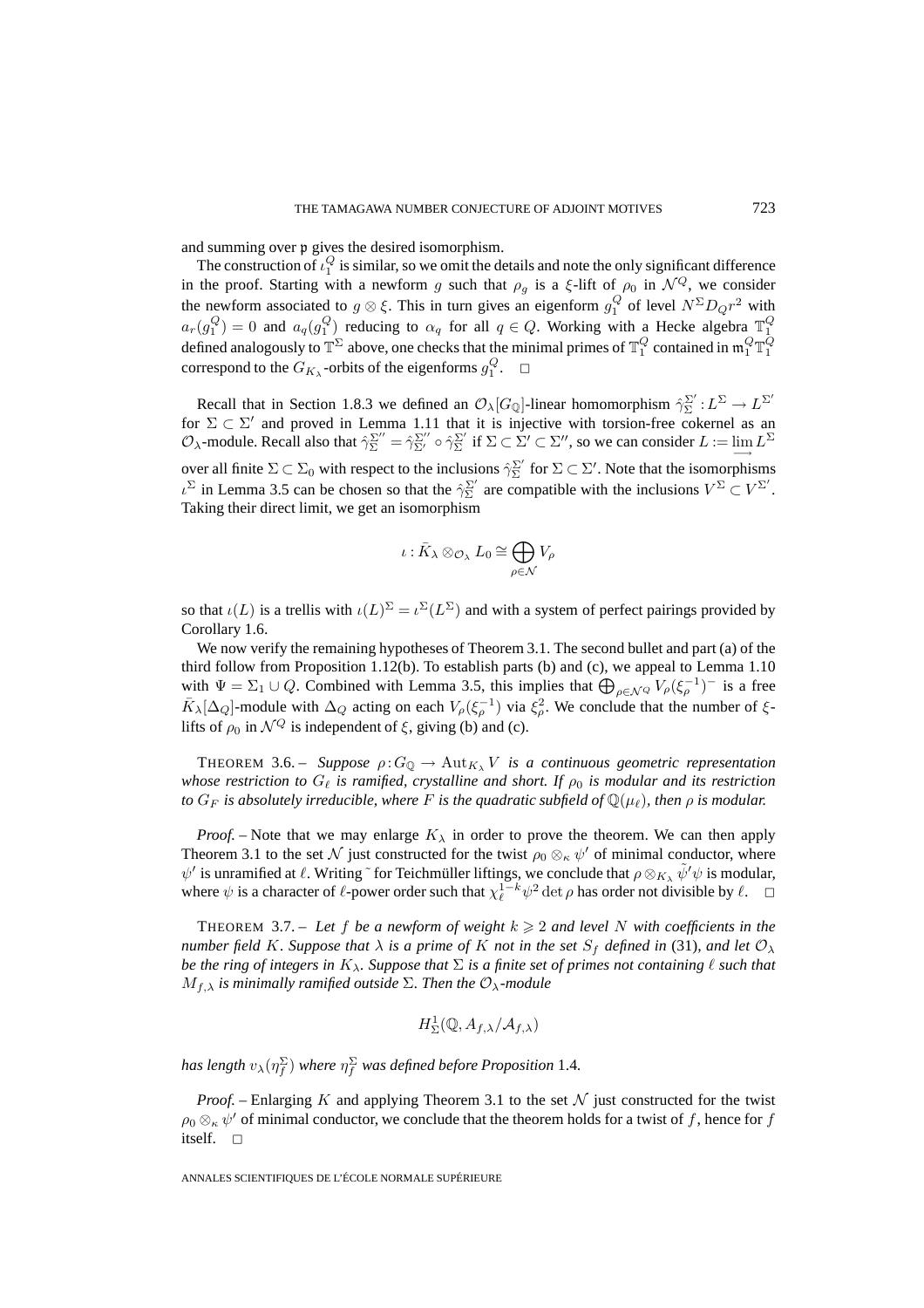and summing over $\mathfrak{p}$ gives the desired isomorphism.

The construction of $\iota_1^Q$ is similar, so we omit the details and note the only significant difference in the proof. Starting with a newform $g$ such that $\rho_g$ is a $\xi$-lift of $\rho_0$ in $\mathcal{N}^Q$, we consider the newform associated to $g \otimes \xi$. This in turn gives an eigenform $g_1^Q$ of level $N^\Sigma D_Q r^2$ with $a_r(g_1^Q) = 0$ and $a_q(g_1^Q)$ reducing to $\alpha_q$ for all $q \in Q$. Working with a Hecke algebra $\mathbb{T}_1^Q$ defined analogously to $\mathbb{T}^\Sigma$ above, one checks that the minimal primes of $\mathbb{T}_1^Q$ contained in $\mathfrak{m}_1^Q \mathbb{T}_1^Q$ correspond to the $G_{K_\lambda}$-orbits of the eigenforms $g_1^Q$. $\square$

Recall that in Section 1.8.3 we defined an $\mathcal{O}_\lambda[G_\mathbb{Q}]$-linear homomorphism $\hat{\gamma}_\Sigma^{\Sigma'} : L^\Sigma \to L^{\Sigma'}$ for $\Sigma \subset \Sigma'$ and proved in Lemma 1.11 that it is injective with torsion-free cokernel as an $\mathcal{O}_\lambda$-module. Recall also that $\hat{\gamma}_\Sigma^{\Sigma''} = \hat{\gamma}_{\Sigma'}^{\Sigma''} \circ \hat{\gamma}_\Sigma^{\Sigma'}$ if $\Sigma \subset \Sigma' \subset \Sigma''$, so we can consider $L := \varinjlim L^\Sigma$ over all finite $\Sigma \subset \Sigma_0$ with respect to the inclusions $\hat{\gamma}_\Sigma^{\Sigma'}$ for $\Sigma \subset \Sigma'$. Note that the isomorphisms $\iota^\Sigma$ in Lemma 3.5 can be chosen so that the $\hat{\gamma}_\Sigma^{\Sigma'}$ are compatible with the inclusions $V^\Sigma \subset V^{\Sigma'}$. Taking their direct limit, we get an isomorphism

$$\iota : \bar{K}_\lambda \otimes_{\mathcal{O}_\lambda} L_0 \cong \bigoplus_{\rho \in \mathcal{N}} V_\rho$$

so that $\iota(L)$ is a trellis with $\iota(L)^\Sigma = \iota^\Sigma(L^\Sigma)$ and with a system of perfect pairings provided by Corollary 1.6.

We now verify the remaining hypotheses of Theorem 3.1. The second bullet and part (a) of the third follow from Proposition 1.12(b). To establish parts (b) and (c), we appeal to Lemma 1.10 with $\Psi = \Sigma_1 \cup Q$. Combined with Lemma 3.5, this implies that $\bigoplus_{\rho \in \mathcal{N}^Q} V_\rho(\xi_\rho^{-1})^-$ is a free $\bar{K}_\lambda[\Delta_Q]$-module with $\Delta_Q$ acting on each $V_\rho(\xi_\rho^{-1})$ via $\xi_\rho^2$. We conclude that the number of $\xi$-lifts of $\rho_0$ in $\mathcal{N}^Q$ is independent of $\xi$, giving (b) and (c).

THEOREM 3.6. – *Suppose $\rho : G_\mathbb{Q} \to \mathrm{Aut}_{K_\lambda} V$ is a continuous geometric representation whose restriction to $G_\ell$ is ramified, crystalline and short. If $\rho_0$ is modular and its restriction to $G_F$ is absolutely irreducible, where $F$ is the quadratic subfield of $\mathbb{Q}(\mu_\ell)$, then $\rho$ is modular.*

*Proof.* – Note that we may enlarge $K_\lambda$ in order to prove the theorem. We can then apply Theorem 3.1 to the set $\mathcal{N}$ just constructed for the twist $\rho_0 \otimes_\kappa \psi'$ of minimal conductor, where $\psi'$ is unramified at $\ell$. Writing $\tilde{}$ for Teichmüller liftings, we conclude that $\rho \otimes_{K_\lambda} \tilde{\psi}'\psi$ is modular, where $\psi$ is a character of $\ell$-power order such that $\chi_\ell^{1-k}\psi^2 \det \rho$ has order not divisible by $\ell$. $\square$

THEOREM 3.7. – *Let $f$ be a newform of weight $k \geqslant 2$ and level $N$ with coefficients in the number field $K$. Suppose that $\lambda$ is a prime of $K$ not in the set $S_f$ defined in* (31)*, and let $\mathcal{O}_\lambda$ be the ring of integers in $K_\lambda$. Suppose that $\Sigma$ is a finite set of primes not containing $\ell$ such that $M_{f,\lambda}$ is minimally ramified outside $\Sigma$. Then the $\mathcal{O}_\lambda$-module*

$$H^1_\Sigma(\mathbb{Q}, A_{f,\lambda}/\mathcal{A}_{f,\lambda})$$

*has length $v_\lambda(\eta_f^\Sigma)$ where $\eta_f^\Sigma$ was defined before Proposition* 1.4*.*

*Proof.* – Enlarging $K$ and applying Theorem 3.1 to the set $\mathcal{N}$ just constructed for the twist $\rho_0 \otimes_\kappa \psi'$ of minimal conductor, we conclude that the theorem holds for a twist of $f$, hence for $f$ itself. $\square$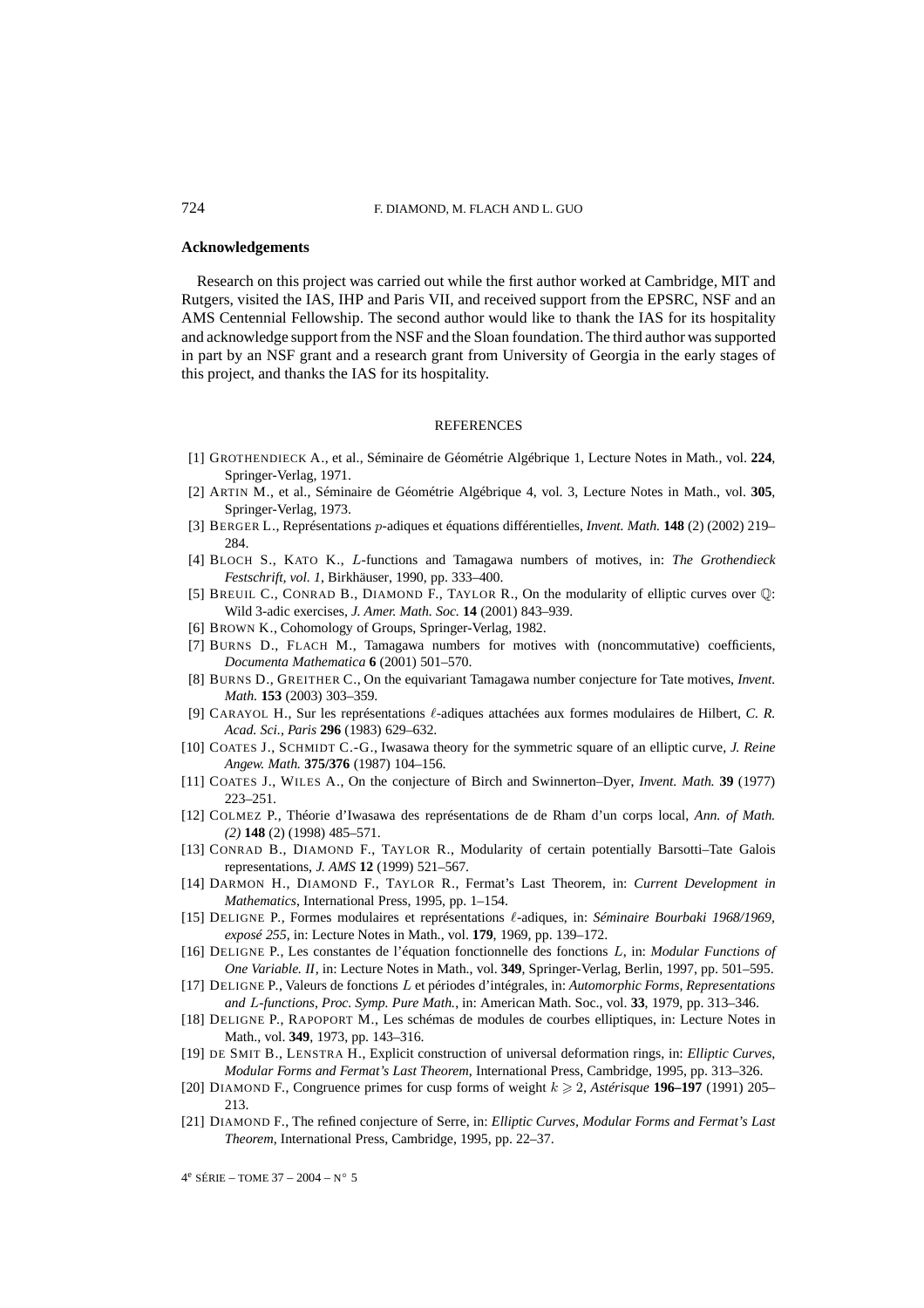### Acknowledgements

Research on this project was carried out while the first author worked at Cambridge, MIT and Rutgers, visited the IAS, IHP and Paris VII, and received support from the EPSRC, NSF and an AMS Centennial Fellowship. The second author would like to thank the IAS for its hospitality and acknowledge support from the NSF and the Sloan foundation. The third author was supported in part by an NSF grant and a research grant from University of Georgia in the early stages of this project, and thanks the IAS for its hospitality.

## REFERENCES

[1] GROTHENDIECK A., et al., Séminaire de Géométrie Algébrique 1, Lecture Notes in Math., vol. **224**, Springer-Verlag, 1971.

[2] ARTIN M., et al., Séminaire de Géométrie Algébrique 4, vol. 3, Lecture Notes in Math., vol. **305**, Springer-Verlag, 1973.

[3] BERGER L., Représentations $p$-adiques et équations différentielles, *Invent. Math.* **148** (2) (2002) 219–284.

[4] BLOCH S., KATO K., $L$-functions and Tamagawa numbers of motives, in: *The Grothendieck Festschrift, vol. 1*, Birkhäuser, 1990, pp. 333–400.

[5] BREUIL C., CONRAD B., DIAMOND F., TAYLOR R., On the modularity of elliptic curves over $\mathbb{Q}$: Wild 3-adic exercises, *J. Amer. Math. Soc.* **14** (2001) 843–939.

[6] BROWN K., Cohomology of Groups, Springer-Verlag, 1982.

[7] BURNS D., FLACH M., Tamagawa numbers for motives with (noncommutative) coefficients, *Documenta Mathematica* **6** (2001) 501–570.

[8] BURNS D., GREITHER C., On the equivariant Tamagawa number conjecture for Tate motives, *Invent. Math.* **153** (2003) 303–359.

[9] CARAYOL H., Sur les représentations $\ell$-adiques attachées aux formes modulaires de Hilbert, *C. R. Acad. Sci., Paris* **296** (1983) 629–632.

[10] COATES J., SCHMIDT C.-G., Iwasawa theory for the symmetric square of an elliptic curve, *J. Reine Angew. Math.* **375/376** (1987) 104–156.

[11] COATES J., WILES A., On the conjecture of Birch and Swinnerton-Dyer, *Invent. Math.* **39** (1977) 223–251.

[12] COLMEZ P., Théorie d'Iwasawa des représentations de de Rham d'un corps local, *Ann. of Math. (2)* **148** (2) (1998) 485–571.

[13] CONRAD B., DIAMOND F., TAYLOR R., Modularity of certain potentially Barsotti–Tate Galois representations, *J. AMS* **12** (1999) 521–567.

[14] DARMON H., DIAMOND F., TAYLOR R., Fermat's Last Theorem, in: *Current Development in Mathematics*, International Press, 1995, pp. 1–154.

[15] DELIGNE P., Formes modulaires et représentations $\ell$-adiques, in: *Séminaire Bourbaki 1968/1969, exposé 255*, in: Lecture Notes in Math., vol. **179**, 1969, pp. 139–172.

[16] DELIGNE P., Les constantes de l'équation fonctionnelle des fonctions $L$, in: *Modular Functions of One Variable. II*, in: Lecture Notes in Math., vol. **349**, Springer-Verlag, Berlin, 1997, pp. 501–595.

[17] DELIGNE P., Valeurs de fonctions $L$ et périodes d'intégrales, in: *Automorphic Forms, Representations and $L$-functions, Proc. Symp. Pure Math.*, in: American Math. Soc., vol. **33**, 1979, pp. 313–346.

[18] DELIGNE P., RAPOPORT M., Les schémas de modules de courbes elliptiques, in: Lecture Notes in Math., vol. **349**, 1973, pp. 143–316.

[19] DE SMIT B., LENSTRA H., Explicit construction of universal deformation rings, in: *Elliptic Curves, Modular Forms and Fermat's Last Theorem*, International Press, Cambridge, 1995, pp. 313–326.

[20] DIAMOND F., Congruence primes for cusp forms of weight $k \geqslant 2$, *Astérisque* **196–197** (1991) 205–213.

[21] DIAMOND F., The refined conjecture of Serre, in: *Elliptic Curves, Modular Forms and Fermat's Last Theorem*, International Press, Cambridge, 1995, pp. 22–37.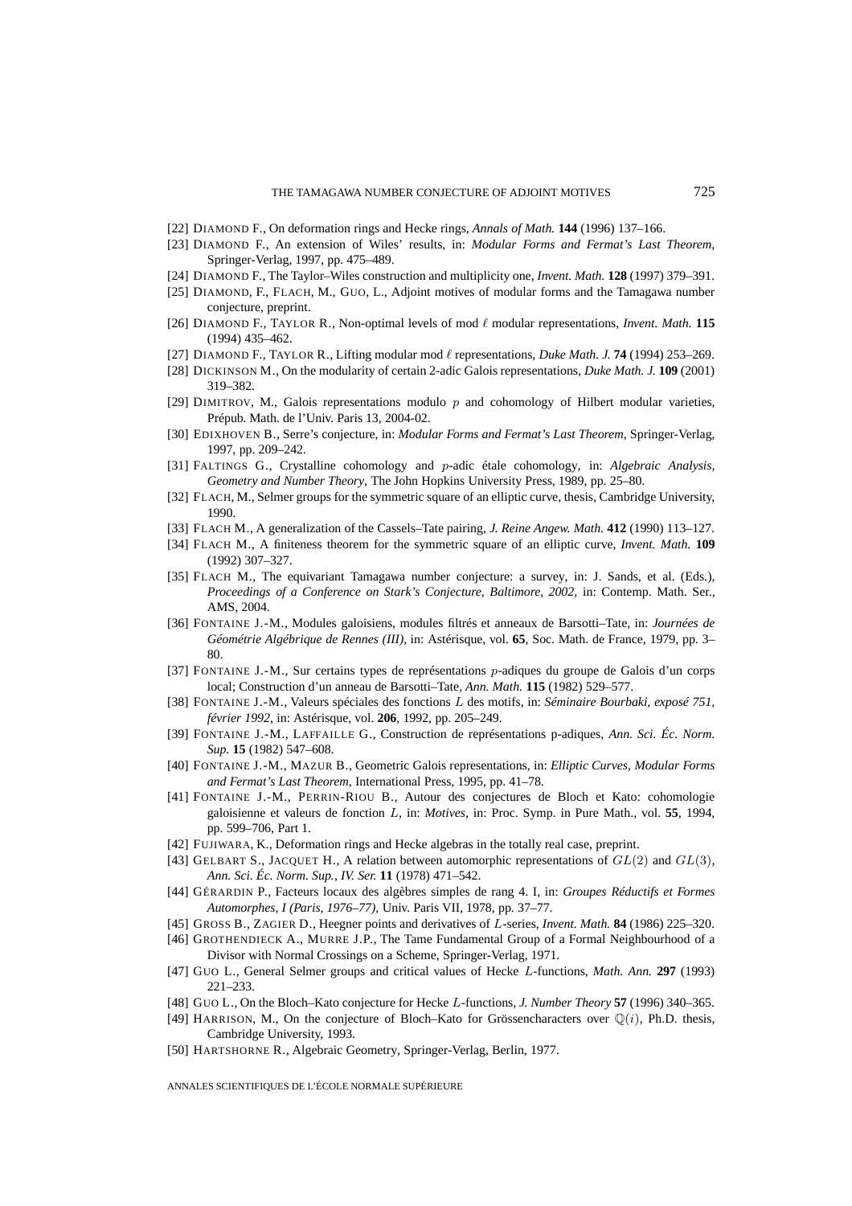[22] DIAMOND F., On deformation rings and Hecke rings, *Annals of Math.* **144** (1996) 137–166.

[23] DIAMOND F., An extension of Wiles' results, in: *Modular Forms and Fermat's Last Theorem*, Springer-Verlag, 1997, pp. 475–489.

[24] DIAMOND F., The Taylor–Wiles construction and multiplicity one, *Invent. Math.* **128** (1997) 379–391.

[25] DIAMOND, F., FLACH, M., GUO, L., Adjoint motives of modular forms and the Tamagawa number conjecture, preprint.

[26] DIAMOND F., TAYLOR R., Non-optimal levels of mod $\ell$ modular representations, *Invent. Math.* **115** (1994) 435–462.

[27] DIAMOND F., TAYLOR R., Lifting modular mod $\ell$ representations, *Duke Math. J.* **74** (1994) 253–269.

[28] DICKINSON M., On the modularity of certain 2-adic Galois representations, *Duke Math. J.* **109** (2001) 319–382.

[29] DIMITROV, M., Galois representations modulo $p$ and cohomology of Hilbert modular varieties, Prépub. Math. de l'Univ. Paris 13, 2004-02.

[30] EDIXHOVEN B., Serre's conjecture, in: *Modular Forms and Fermat's Last Theorem*, Springer-Verlag, 1997, pp. 209–242.

[31] FALTINGS G., Crystalline cohomology and $p$-adic étale cohomology, in: *Algebraic Analysis, Geometry and Number Theory*, The John Hopkins University Press, 1989, pp. 25–80.

[32] FLACH, M., Selmer groups for the symmetric square of an elliptic curve, thesis, Cambridge University, 1990.

[33] FLACH M., A generalization of the Cassels–Tate pairing, *J. Reine Angew. Math.* **412** (1990) 113–127.

[34] FLACH M., A finiteness theorem for the symmetric square of an elliptic curve, *Invent. Math.* **109** (1992) 307–327.

[35] FLACH M., The equivariant Tamagawa number conjecture: a survey, in: J. Sands, et al. (Eds.), *Proceedings of a Conference on Stark's Conjecture, Baltimore, 2002*, in: Contemp. Math. Ser., AMS, 2004.

[36] FONTAINE J.-M., Modules galoisiens, modules filtrés et anneaux de Barsotti–Tate, in: *Journées de Géométrie Algébrique de Rennes (III)*, in: Astérisque, vol. **65**, Soc. Math. de France, 1979, pp. 3–80.

[37] FONTAINE J.-M., Sur certains types de représentations $p$-adiques du groupe de Galois d'un corps local; Construction d'un anneau de Barsotti–Tate, *Ann. Math.* **115** (1982) 529–577.

[38] FONTAINE J.-M., Valeurs spéciales des fonctions $L$ des motifs, in: *Séminaire Bourbaki, exposé 751, février 1992*, in: Astérisque, vol. **206**, 1992, pp. 205–249.

[39] FONTAINE J.-M., LAFFAILLE G., Construction de représentations p-adiques, *Ann. Sci. Éc. Norm. Sup.* **15** (1982) 547–608.

[40] FONTAINE J.-M., MAZUR B., Geometric Galois representations, in: *Elliptic Curves, Modular Forms and Fermat's Last Theorem*, International Press, 1995, pp. 41–78.

[41] FONTAINE J.-M., PERRIN-RIOU B., Autour des conjectures de Bloch et Kato: cohomologie galoisienne et valeurs de fonction $L$, in: *Motives*, in: Proc. Symp. in Pure Math., vol. **55**, 1994, pp. 599–706, Part 1.

[42] FUJIWARA, K., Deformation rings and Hecke algebras in the totally real case, preprint.

[43] GELBART S., JACQUET H., A relation between automorphic representations of $GL(2)$ and $GL(3)$, *Ann. Sci. Éc. Norm. Sup., IV. Ser.* **11** (1978) 471–542.

[44] GÉRARDIN P., Facteurs locaux des algèbres simples de rang 4. I, in: *Groupes Réductifs et Formes Automorphes, I (Paris, 1976–77)*, Univ. Paris VII, 1978, pp. 37–77.

[45] GROSS B., ZAGIER D., Heegner points and derivatives of $L$-series, *Invent. Math.* **84** (1986) 225–320.

[46] GROTHENDIECK A., MURRE J.P., The Tame Fundamental Group of a Formal Neighbourhood of a Divisor with Normal Crossings on a Scheme, Springer-Verlag, 1971.

[47] GUO L., General Selmer groups and critical values of Hecke $L$-functions, *Math. Ann.* **297** (1993) 221–233.

[48] GUO L., On the Bloch–Kato conjecture for Hecke $L$-functions, *J. Number Theory* **57** (1996) 340–365.

[49] HARRISON, M., On the conjecture of Bloch–Kato for Grössencharacters over $\mathbb{Q}(i)$, Ph.D. thesis, Cambridge University, 1993.

[50] HARTSHORNE R., Algebraic Geometry, Springer-Verlag, Berlin, 1977.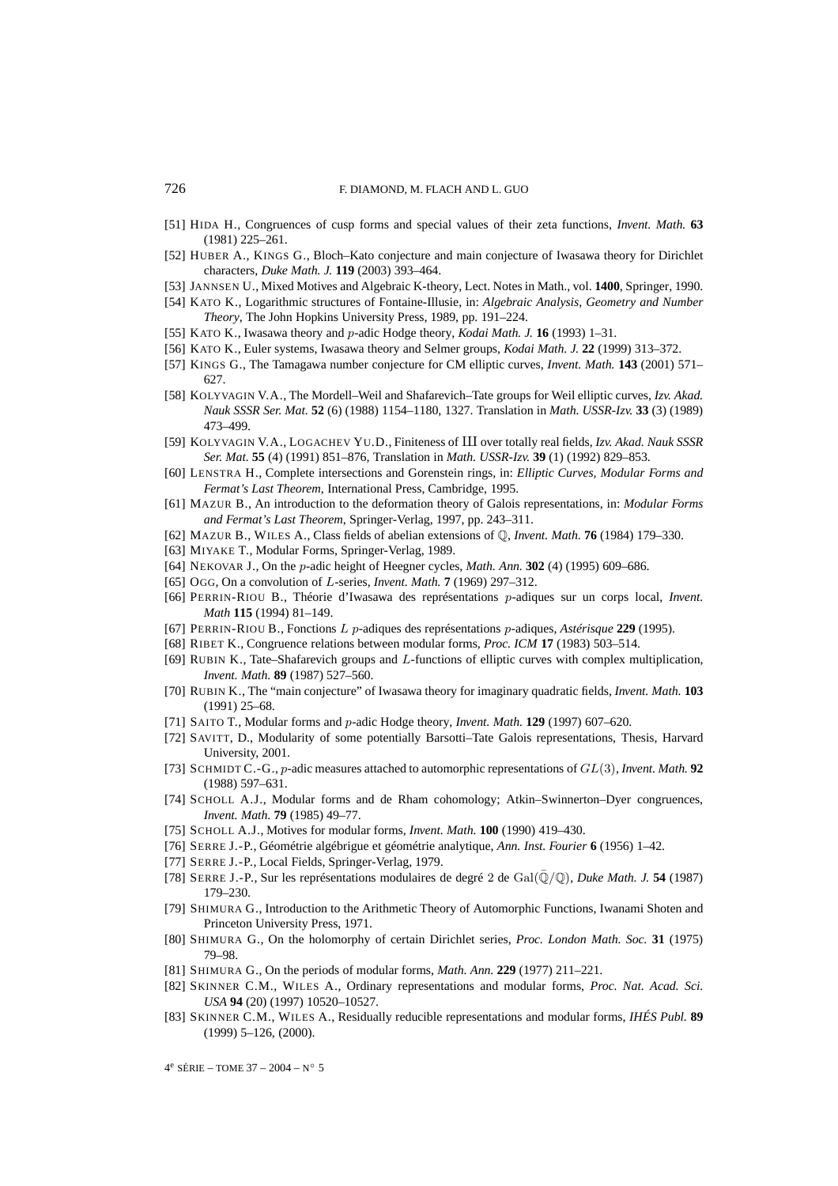[51] Hida H., Congruences of cusp forms and special values of their zeta functions, *Invent. Math.* **63** (1981) 225–261.

[52] Huber A., Kings G., Bloch–Kato conjecture and main conjecture of Iwasawa theory for Dirichlet characters, *Duke Math. J.* **119** (2003) 393–464.

[53] Jannsen U., Mixed Motives and Algebraic K-theory, Lect. Notes in Math., vol. **1400**, Springer, 1990.

[54] Kato K., Logarithmic structures of Fontaine-Illusie, in: *Algebraic Analysis, Geometry and Number Theory*, The John Hopkins University Press, 1989, pp. 191–224.

[55] Kato K., Iwasawa theory and $p$-adic Hodge theory, *Kodai Math. J.* **16** (1993) 1–31.

[56] Kato K., Euler systems, Iwasawa theory and Selmer groups, *Kodai Math. J.* **22** (1999) 313–372.

[57] Kings G., The Tamagawa number conjecture for CM elliptic curves, *Invent. Math.* **143** (2001) 571–627.

[58] Kolyvagin V.A., The Mordell–Weil and Shafarevich–Tate groups for Weil elliptic curves, *Izv. Akad. Nauk SSSR Ser. Mat.* **52** (6) (1988) 1154–1180, 1327. Translation in *Math. USSR-Izv.* **33** (3) (1989) 473–499.

[59] Kolyvagin V.A., Logachev Yu.D., Finiteness of Ш over totally real fields, *Izv. Akad. Nauk SSSR Ser. Mat.* **55** (4) (1991) 851–876, Translation in *Math. USSR-Izv.* **39** (1) (1992) 829–853.

[60] Lenstra H., Complete intersections and Gorenstein rings, in: *Elliptic Curves, Modular Forms and Fermat's Last Theorem*, International Press, Cambridge, 1995.

[61] Mazur B., An introduction to the deformation theory of Galois representations, in: *Modular Forms and Fermat's Last Theorem*, Springer-Verlag, 1997, pp. 243–311.

[62] Mazur B., Wiles A., Class fields of abelian extensions of $\mathbb{Q}$, *Invent. Math.* **76** (1984) 179–330.

[63] Miyake T., Modular Forms, Springer-Verlag, 1989.

[64] Nekovar J., On the $p$-adic height of Heegner cycles, *Math. Ann.* **302** (4) (1995) 609–686.

[65] Ogg, On a convolution of $L$-series, *Invent. Math.* **7** (1969) 297–312.

[66] Perrin-Riou B., Théorie d'Iwasawa des représentations $p$-adiques sur un corps local, *Invent. Math* **115** (1994) 81–149.

[67] Perrin-Riou B., Fonctions $L$ $p$-adiques des représentations $p$-adiques, *Astérisque* **229** (1995).

[68] Ribet K., Congruence relations between modular forms, *Proc. ICM* **17** (1983) 503–514.

[69] Rubin K., Tate–Shafarevich groups and $L$-functions of elliptic curves with complex multiplication, *Invent. Math.* **89** (1987) 527–560.

[70] Rubin K., The "main conjecture" of Iwasawa theory for imaginary quadratic fields, *Invent. Math.* **103** (1991) 25–68.

[71] Saito T., Modular forms and $p$-adic Hodge theory, *Invent. Math.* **129** (1997) 607–620.

[72] Savitt, D., Modularity of some potentially Barsotti–Tate Galois representations, Thesis, Harvard University, 2001.

[73] Schmidt C.-G., $p$-adic measures attached to automorphic representations of $GL(3)$, *Invent. Math.* **92** (1988) 597–631.

[74] Scholl A.J., Modular forms and de Rham cohomology; Atkin–Swinnerton–Dyer congruences, *Invent. Math.* **79** (1985) 49–77.

[75] Scholl A.J., Motives for modular forms, *Invent. Math.* **100** (1990) 419–430.

[76] Serre J.-P., Géométrie algébrigue et géométrie analytique, *Ann. Inst. Fourier* **6** (1956) 1–42.

[77] Serre J.-P., Local Fields, Springer-Verlag, 1979.

[78] Serre J.-P., Sur les représentations modulaires de degré 2 de $\mathrm{Gal}(\bar{\mathbb{Q}}/\mathbb{Q})$, *Duke Math. J.* **54** (1987) 179–230.

[79] Shimura G., Introduction to the Arithmetic Theory of Automorphic Functions, Iwanami Shoten and Princeton University Press, 1971.

[80] Shimura G., On the holomorphy of certain Dirichlet series, *Proc. London Math. Soc.* **31** (1975) 79–98.

[81] Shimura G., On the periods of modular forms, *Math. Ann.* **229** (1977) 211–221.

[82] Skinner C.M., Wiles A., Ordinary representations and modular forms, *Proc. Nat. Acad. Sci. USA* **94** (20) (1997) 10520–10527.

[83] Skinner C.M., Wiles A., Residually reducible representations and modular forms, *IHÉS Publ.* **89** (1999) 5–126, (2000).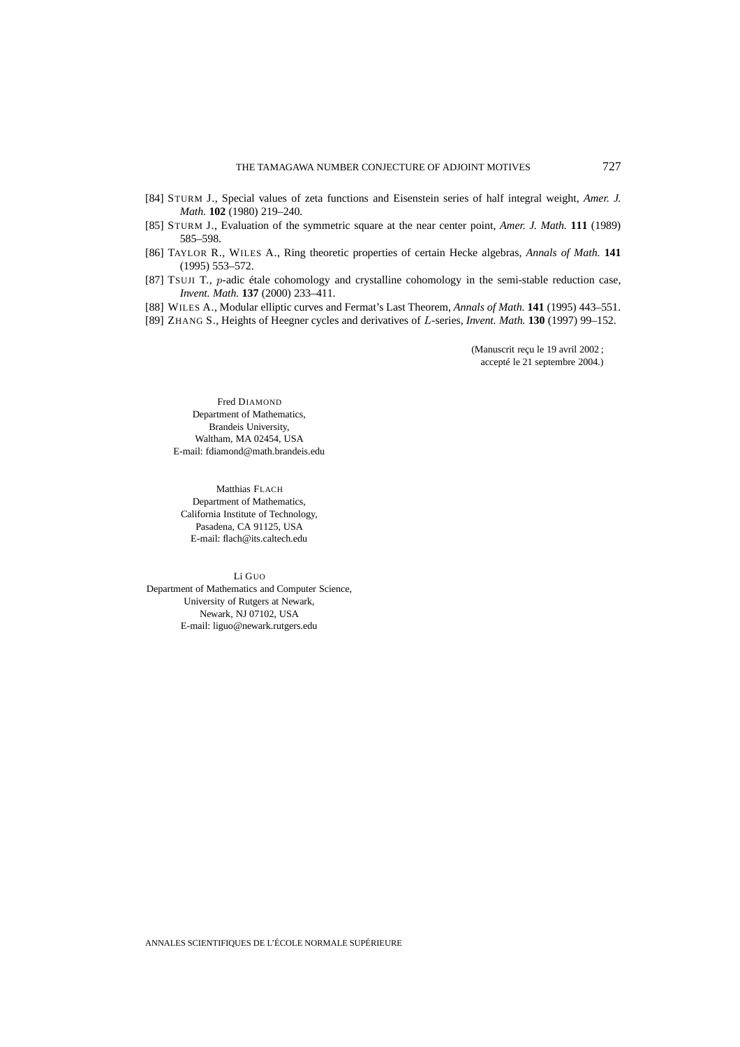[84] STURM J., Special values of zeta functions and Eisenstein series of half integral weight, *Amer. J. Math.* **102** (1980) 219–240.

[85] STURM J., Evaluation of the symmetric square at the near center point, *Amer. J. Math.* **111** (1989) 585–598.

[86] TAYLOR R., WILES A., Ring theoretic properties of certain Hecke algebras, *Annals of Math.* **141** (1995) 553–572.

[87] TSUJI T., $p$-adic étale cohomology and crystalline cohomology in the semi-stable reduction case, *Invent. Math.* **137** (2000) 233–411.

[88] WILES A., Modular elliptic curves and Fermat's Last Theorem, *Annals of Math.* **141** (1995) 443–551.

[89] ZHANG S., Heights of Heegner cycles and derivatives of $L$-series, *Invent. Math.* **130** (1997) 99–152.

(Manuscrit reçu le 19 avril 2002 ;
accepté le 21 septembre 2004.)

Fred DIAMOND
Department of Mathematics,
Brandeis University,
Waltham, MA 02454, USA
E-mail: fdiamond@math.brandeis.edu

Matthias FLACH
Department of Mathematics,
California Institute of Technology,
Pasadena, CA 91125, USA
E-mail: flach@its.caltech.edu

Li GUO
Department of Mathematics and Computer Science,
University of Rutgers at Newark,
Newark, NJ 07102, USA
E-mail: liguo@newark.rutgers.edu